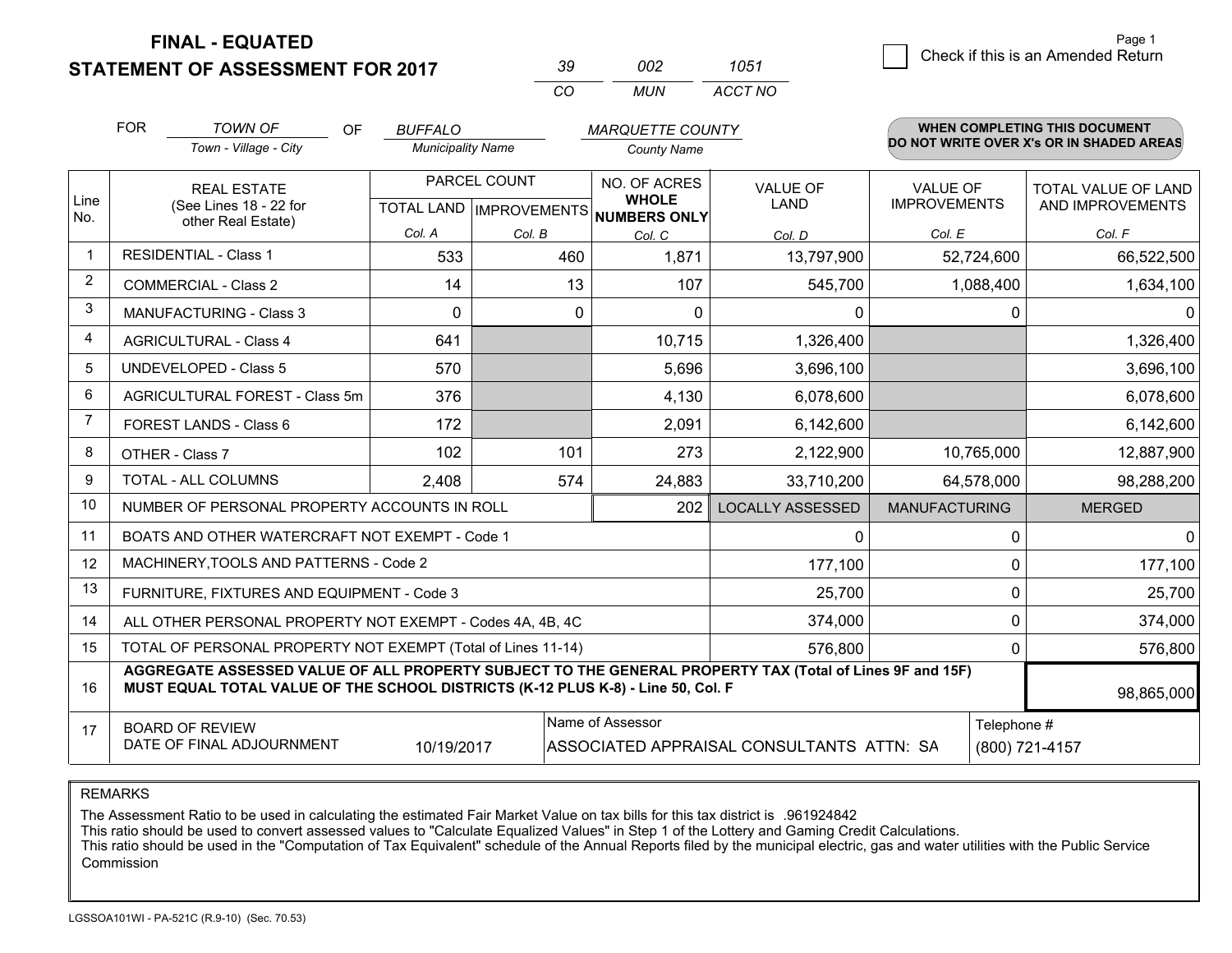# FINAL - EQUATED
## STATEMENT OF ASSESSMENT FOR 2017

| 39 | 002 | 1051 |
|---|---|---|
| CO | MUN | ACCT NO |

Page 1

☐ Check if this is an Amended Return

FOR *TOWN OF* (Town - Village - City) OF *BUFFALO* (Municipality Name) *MARQUETTE COUNTY* (County Name)

**WHEN COMPLETING THIS DOCUMENT DO NOT WRITE OVER X's OR IN SHADED AREAS**

| Line No. | REAL ESTATE (See Lines 18 - 22 for other Real Estate) | PARCEL COUNT TOTAL LAND Col. A | PARCEL COUNT IMPROVEMENTS Col. B | NO. OF ACRES WHOLE NUMBERS ONLY Col. C | VALUE OF LAND Col. D | VALUE OF IMPROVEMENTS Col. E | TOTAL VALUE OF LAND AND IMPROVEMENTS Col. F |
|---|---|---|---|---|---|---|---|
| 1 | RESIDENTIAL - Class 1 | 533 | 460 | 1,871 | 13,797,900 | 52,724,600 | 66,522,500 |
| 2 | COMMERCIAL - Class 2 | 14 | 13 | 107 | 545,700 | 1,088,400 | 1,634,100 |
| 3 | MANUFACTURING - Class 3 | 0 | 0 | 0 | 0 | 0 | 0 |
| 4 | AGRICULTURAL - Class 4 | 641 | | 10,715 | 1,326,400 | | 1,326,400 |
| 5 | UNDEVELOPED - Class 5 | 570 | | 5,696 | 3,696,100 | | 3,696,100 |
| 6 | AGRICULTURAL FOREST - Class 5m | 376 | | 4,130 | 6,078,600 | | 6,078,600 |
| 7 | FOREST LANDS - Class 6 | 172 | | 2,091 | 6,142,600 | | 6,142,600 |
| 8 | OTHER - Class 7 | 102 | 101 | 273 | 2,122,900 | 10,765,000 | 12,887,900 |
| 9 | TOTAL - ALL COLUMNS | 2,408 | 574 | 24,883 | 33,710,200 | 64,578,000 | 98,288,200 |
| 10 | NUMBER OF PERSONAL PROPERTY ACCOUNTS IN ROLL | | | 202 | LOCALLY ASSESSED | MANUFACTURING | MERGED |
| 11 | BOATS AND OTHER WATERCRAFT NOT EXEMPT - Code 1 | | | | 0 | 0 | 0 |
| 12 | MACHINERY,TOOLS AND PATTERNS - Code 2 | | | | 177,100 | 0 | 177,100 |
| 13 | FURNITURE, FIXTURES AND EQUIPMENT - Code 3 | | | | 25,700 | 0 | 25,700 |
| 14 | ALL OTHER PERSONAL PROPERTY NOT EXEMPT - Codes 4A, 4B, 4C | | | | 374,000 | 0 | 374,000 |
| 15 | TOTAL OF PERSONAL PROPERTY NOT EXEMPT (Total of Lines 11-14) | | | | 576,800 | 0 | 576,800 |
| 16 | **AGGREGATE ASSESSED VALUE OF ALL PROPERTY SUBJECT TO THE GENERAL PROPERTY TAX (Total of Lines 9F and 15F) MUST EQUAL TOTAL VALUE OF THE SCHOOL DISTRICTS (K-12 PLUS K-8) - Line 50, Col. F** | | | | | | 98,865,000 |
| 17 | BOARD OF REVIEW DATE OF FINAL ADJOURNMENT | 10/19/2017 | | Name of Assessor: ASSOCIATED APPRAISAL CONSULTANTS ATTN: SA | | | Telephone #: (800) 721-4157 |

REMARKS

The Assessment Ratio to be used in calculating the estimated Fair Market Value on tax bills for this tax district is .961924842
This ratio should be used to convert assessed values to "Calculate Equalized Values" in Step 1 of the Lottery and Gaming Credit Calculations.
This ratio should be used in the "Computation of Tax Equivalent" schedule of the Annual Reports filed by the municipal electric, gas and water utilities with the Public Service Commission

LGSSOA101WI - PA-521C (R.9-10) (Sec. 70.53)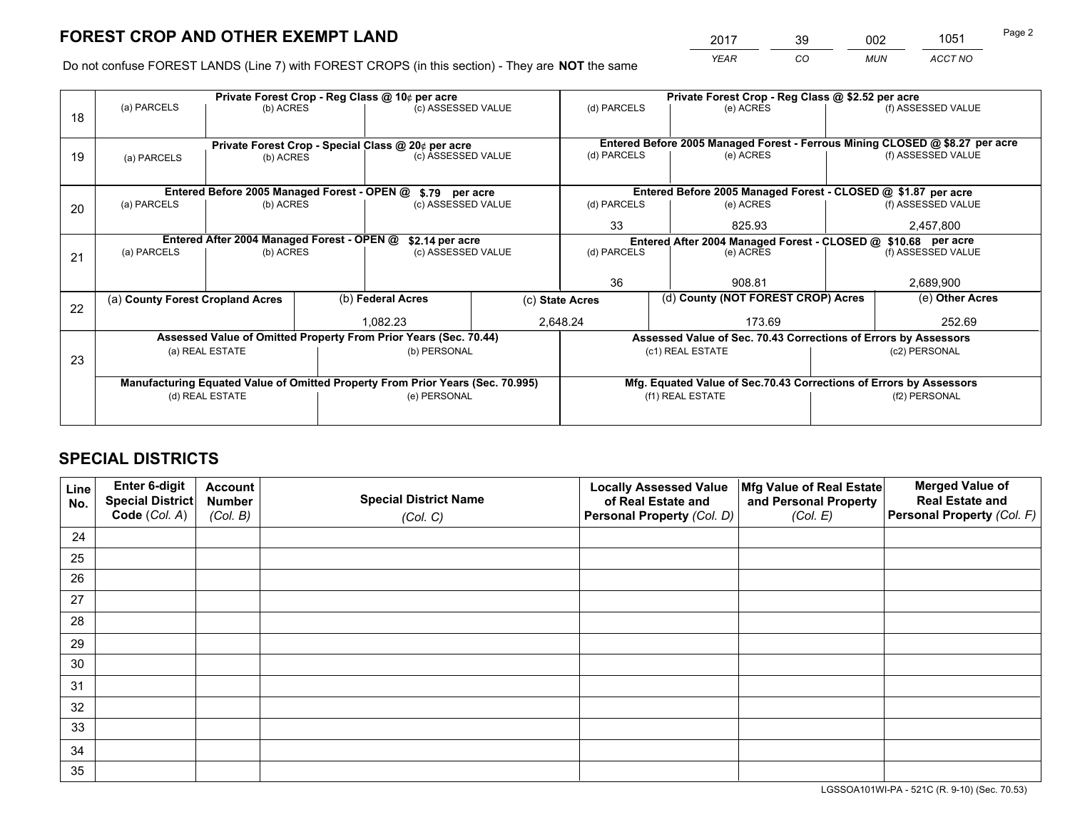# FOREST CROP AND OTHER EXEMPT LAND

| 2017 | 39 | 002 | 1051 |
|---|---|---|---|
| YEAR | CO | MUN | ACCT NO |

Do not confuse FOREST LANDS (Line 7) with FOREST CROPS (in this section) - They are **NOT** the same

| Line | Private Forest Crop - Reg Class @ 10¢ per acre | | | Private Forest Crop - Reg Class @ $2.52 per acre | | |
|---|---|---|---|---|---|---|
| 18 | (a) PARCELS | (b) ACRES | (c) ASSESSED VALUE | (d) PARCELS | (e) ACRES | (f) ASSESSED VALUE |
| | | | | | | |
| | **Private Forest Crop - Special Class @ 20¢ per acre** | | | **Entered Before 2005 Managed Forest - Ferrous Mining CLOSED @ $8.27 per acre** | | |
| 19 | (a) PARCELS | (b) ACRES | (c) ASSESSED VALUE | (d) PARCELS | (e) ACRES | (f) ASSESSED VALUE |
| | | | | | | |
| | **Entered Before 2005 Managed Forest - OPEN @ $.79 per acre** | | | **Entered Before 2005 Managed Forest - CLOSED @ $1.87 per acre** | | |
| 20 | (a) PARCELS | (b) ACRES | (c) ASSESSED VALUE | (d) PARCELS | (e) ACRES | (f) ASSESSED VALUE |
| | | | | 33 | 825.93 | 2,457,800 |
| | **Entered After 2004 Managed Forest - OPEN @ $2.14 per acre** | | | **Entered After 2004 Managed Forest - CLOSED @ $10.68 per acre** | | |
| 21 | (a) PARCELS | (b) ACRES | (c) ASSESSED VALUE | (d) PARCELS | (e) ACRES | (f) ASSESSED VALUE |
| | | | | 36 | 908.81 | 2,689,900 |

| Line | (a) County Forest Cropland Acres | (b) Federal Acres | (c) State Acres | (d) County (NOT FOREST CROP) Acres | (e) Other Acres |
|---|---|---|---|---|---|
| 22 | | 1,082.23 | 2,648.24 | 173.69 | 252.69 |

| Line | Assessed Value of Omitted Property From Prior Years (Sec. 70.44) | | Assessed Value of Sec. 70.43 Corrections of Errors by Assessors | |
|---|---|---|---|---|
| 23 | (a) REAL ESTATE | (b) PERSONAL | (c1) REAL ESTATE | (c2) PERSONAL |
| | | | | |
| | **Manufacturing Equated Value of Omitted Property From Prior Years (Sec. 70.995)** | | **Mfg. Equated Value of Sec.70.43 Corrections of Errors by Assessors** | |
| | (d) REAL ESTATE | (e) PERSONAL | (f1) REAL ESTATE | (f2) PERSONAL |
| | | | | |

# SPECIAL DISTRICTS

| Line No. | Enter 6-digit Special District Code (Col. A) | Account Number (Col. B) | Special District Name (Col. C) | Locally Assessed Value of Real Estate and Personal Property (Col. D) | Mfg Value of Real Estate and Personal Property (Col. E) | Merged Value of Real Estate and Personal Property (Col. F) |
|---|---|---|---|---|---|---|
| 24 | | | | | | |
| 25 | | | | | | |
| 26 | | | | | | |
| 27 | | | | | | |
| 28 | | | | | | |
| 29 | | | | | | |
| 30 | | | | | | |
| 31 | | | | | | |
| 32 | | | | | | |
| 33 | | | | | | |
| 34 | | | | | | |
| 35 | | | | | | |

LGSSOA101WI-PA - 521C (R. 9-10) (Sec. 70.53)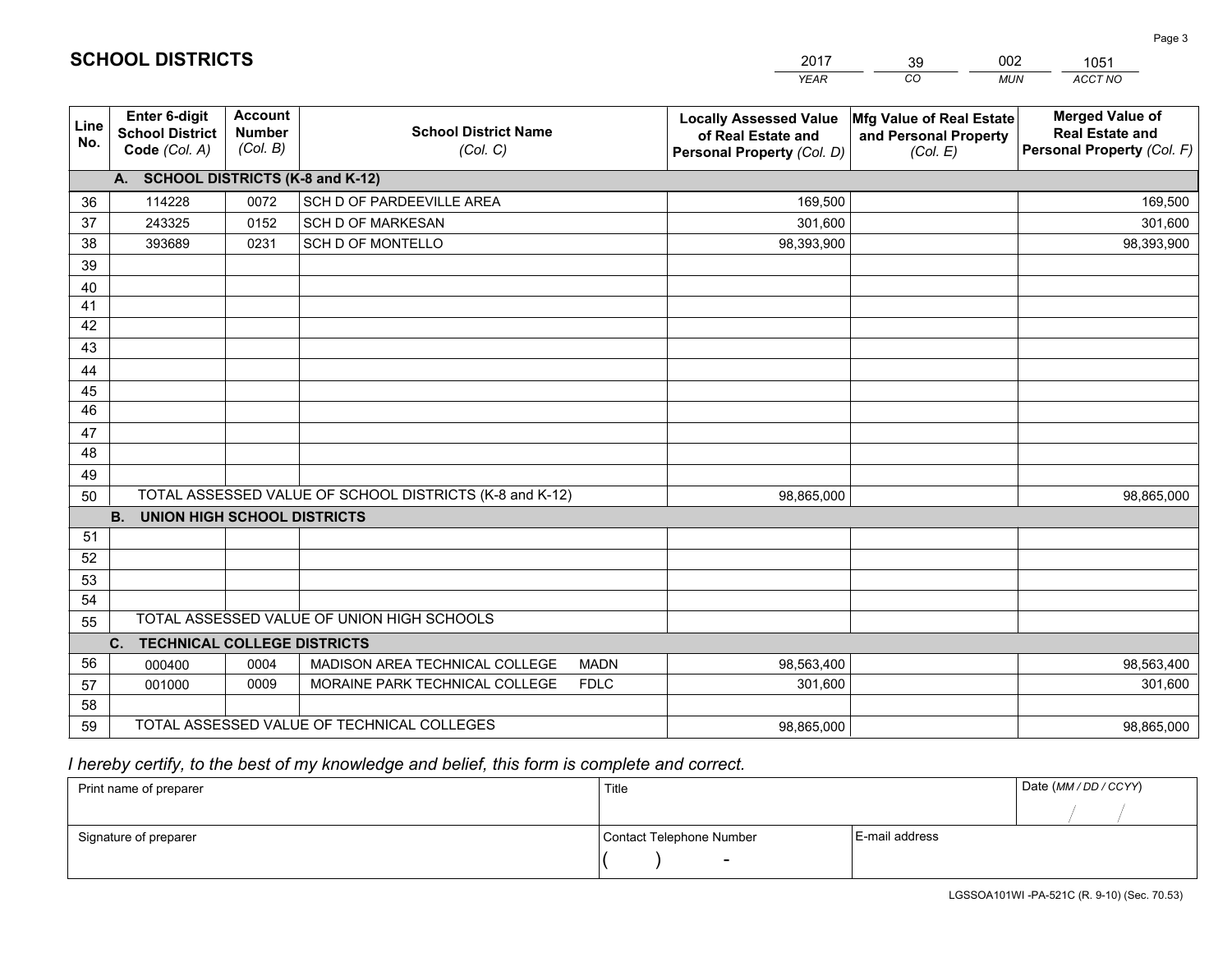# SCHOOL DISTRICTS

| 2017 | 39 | 002 | 1051 |
|---|---|---|---|
| *YEAR* | *CO* | *MUN* | *ACCT NO* |

| Line No. | Enter 6-digit School District Code *(Col. A)* | Account Number *(Col. B)* | School District Name *(Col. C)* | Locally Assessed Value of Real Estate and Personal Property *(Col. D)* | Mfg Value of Real Estate and Personal Property *(Col. E)* | Merged Value of Real Estate and Personal Property *(Col. F)* |
|---|---|---|---|---|---|---|
| **A. SCHOOL DISTRICTS (K-8 and K-12)** | | | | | | |
| 36 | 114228 | 0072 | SCH D OF PARDEEVILLE AREA | 169,500 | | 169,500 |
| 37 | 243325 | 0152 | SCH D OF MARKESAN | 301,600 | | 301,600 |
| 38 | 393689 | 0231 | SCH D OF MONTELLO | 98,393,900 | | 98,393,900 |
| 39 | | | | | | |
| 40 | | | | | | |
| 41 | | | | | | |
| 42 | | | | | | |
| 43 | | | | | | |
| 44 | | | | | | |
| 45 | | | | | | |
| 46 | | | | | | |
| 47 | | | | | | |
| 48 | | | | | | |
| 49 | | | | | | |
| 50 | TOTAL ASSESSED VALUE OF SCHOOL DISTRICTS (K-8 and K-12) | | | 98,865,000 | | 98,865,000 |
| **B. UNION HIGH SCHOOL DISTRICTS** | | | | | | |
| 51 | | | | | | |
| 52 | | | | | | |
| 53 | | | | | | |
| 54 | | | | | | |
| 55 | TOTAL ASSESSED VALUE OF UNION HIGH SCHOOLS | | | | | |
| **C. TECHNICAL COLLEGE DISTRICTS** | | | | | | |
| 56 | 000400 | 0004 | MADISON AREA TECHNICAL COLLEGE MADN | 98,563,400 | | 98,563,400 |
| 57 | 001000 | 0009 | MORAINE PARK TECHNICAL COLLEGE FDLC | 301,600 | | 301,600 |
| 58 | | | | | | |
| 59 | TOTAL ASSESSED VALUE OF TECHNICAL COLLEGES | | | 98,865,000 | | 98,865,000 |

*I hereby certify, to the best of my knowledge and belief, this form is complete and correct.*

| Print name of preparer | Title | | Date *(MM / DD / CCYY)* |
|---|---|---|---|
| | | | / / |
| Signature of preparer | Contact Telephone Number | E-mail address | |
| | ( ) - | | |

LGSSOA101WI -PA-521C (R. 9-10) (Sec. 70.53)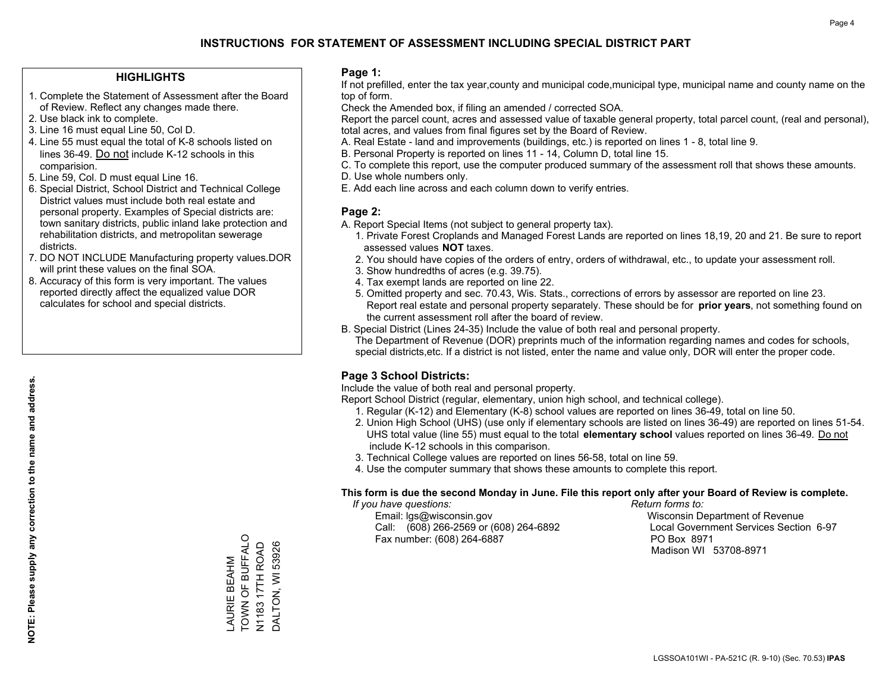# INSTRUCTIONS FOR STATEMENT OF ASSESSMENT INCLUDING SPECIAL DISTRICT PART

## HIGHLIGHTS

1. Complete the Statement of Assessment after the Board of Review. Reflect any changes made there.
2. Use black ink to complete.
3. Line 16 must equal Line 50, Col D.
4. Line 55 must equal the total of K-8 schools listed on lines 36-49. Do not include K-12 schools in this comparision.
5. Line 59, Col. D must equal Line 16.
6. Special District, School District and Technical College District values must include both real estate and personal property. Examples of Special districts are: town sanitary districts, public inland lake protection and rehabilitation districts, and metropolitan sewerage districts.
7. DO NOT INCLUDE Manufacturing property values.DOR will print these values on the final SOA.
8. Accuracy of this form is very important. The values reported directly affect the equalized value DOR calculates for school and special districts.

**NOTE: Please supply any correction to the name and address.**

LAURIE BEAHM
TOWN OF BUFFALO
N1183 17TH ROAD
DALTON, WI 53926

## Page 1:

If not prefilled, enter the tax year,county and municipal code,municipal type, municipal name and county name on the top of form.

Check the Amended box, if filing an amended / corrected SOA.

Report the parcel count, acres and assessed value of taxable general property, total parcel count, (real and personal), total acres, and values from final figures set by the Board of Review.

A. Real Estate - land and improvements (buildings, etc.) is reported on lines 1 - 8, total line 9.
B. Personal Property is reported on lines 11 - 14, Column D, total line 15.
C. To complete this report, use the computer produced summary of the assessment roll that shows these amounts.
D. Use whole numbers only.
E. Add each line across and each column down to verify entries.

## Page 2:

A. Report Special Items (not subject to general property tax).
   1. Private Forest Croplands and Managed Forest Lands are reported on lines 18,19, 20 and 21. Be sure to report assessed values **NOT** taxes.
   2. You should have copies of the orders of entry, orders of withdrawal, etc., to update your assessment roll.
   3. Show hundredths of acres (e.g. 39.75).
   4. Tax exempt lands are reported on line 22.
   5. Omitted property and sec. 70.43, Wis. Stats., corrections of errors by assessor are reported on line 23. Report real estate and personal property separately. These should be for **prior years**, not something found on the current assessment roll after the board of review.
B. Special District (Lines 24-35) Include the value of both real and personal property.
   The Department of Revenue (DOR) preprints much of the information regarding names and codes for schools, special districts,etc. If a district is not listed, enter the name and value only, DOR will enter the proper code.

## Page 3 School Districts:

Include the value of both real and personal property.

Report School District (regular, elementary, union high school, and technical college).

1. Regular (K-12) and Elementary (K-8) school values are reported on lines 36-49, total on line 50.
2. Union High School (UHS) (use only if elementary schools are listed on lines 36-49) are reported on lines 51-54. UHS total value (line 55) must equal to the total **elementary school** values reported on lines 36-49. Do not include K-12 schools in this comparison.
3. Technical College values are reported on lines 56-58, total on line 59.
4. Use the computer summary that shows these amounts to complete this report.

**This form is due the second Monday in June. File this report only after your Board of Review is complete.**

*If you have questions:*
Email: lgs@wisconsin.gov
Call: (608) 266-2569 or (608) 264-6892
Fax number: (608) 264-6887

*Return forms to:*
Wisconsin Department of Revenue
Local Government Services Section 6-97
PO Box 8971
Madison WI 53708-8971

LGSSOA101WI - PA-521C (R. 9-10) (Sec. 70.53) **IPAS**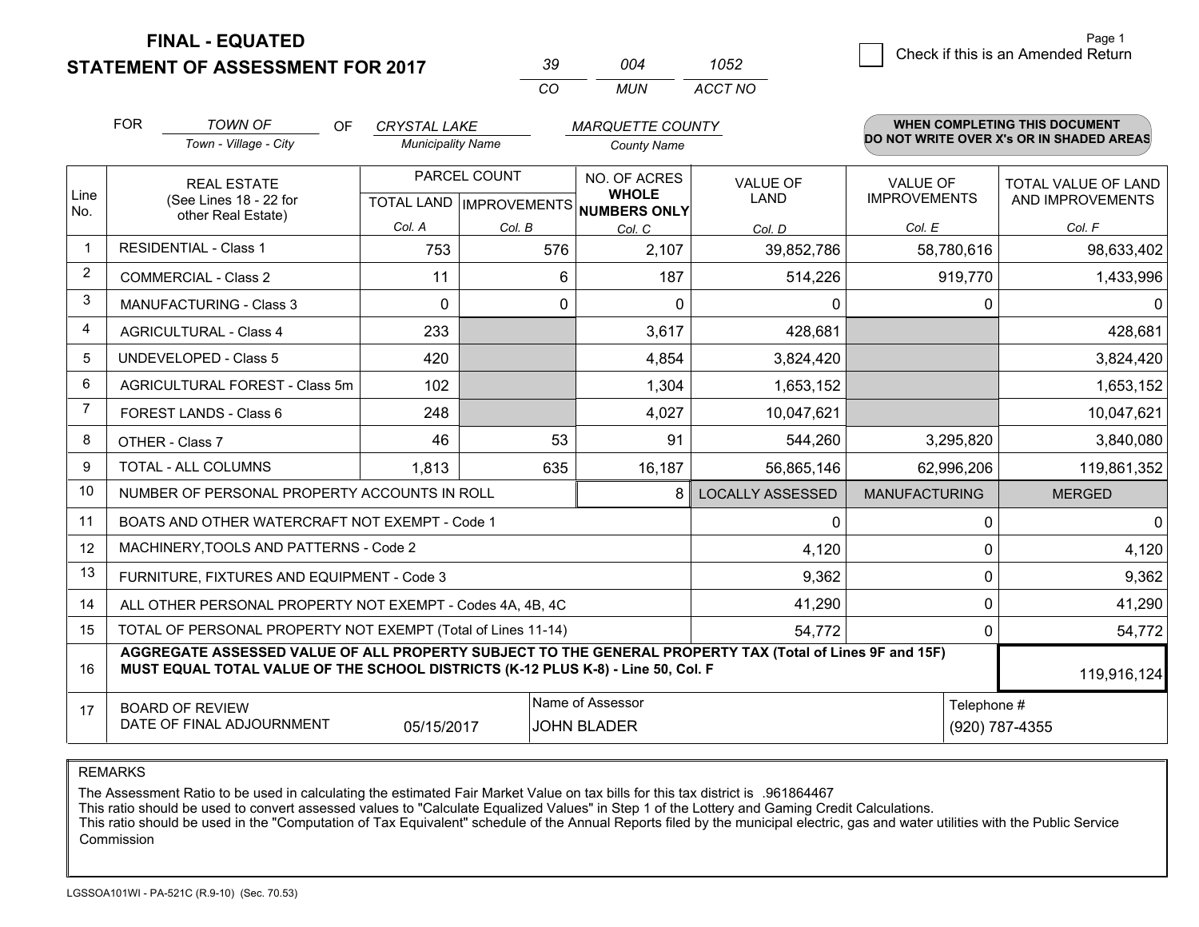**FINAL - EQUATED**

**STATEMENT OF ASSESSMENT FOR 2017**

| 39 | 004 | 1052 |
|---|---|---|
| CO | MUN | ACCT NO |

☐ Check if this is an Amended Return

FOR *TOWN OF* (Town - Village - City) OF *CRYSTAL LAKE* (Municipality Name) *MARQUETTE COUNTY* (County Name)

**WHEN COMPLETING THIS DOCUMENT DO NOT WRITE OVER X's OR IN SHADED AREAS**

| Line No. | REAL ESTATE (See Lines 18 - 22 for other Real Estate) | PARCEL COUNT TOTAL LAND Col. A | PARCEL COUNT IMPROVEMENTS Col. B | NO. OF ACRES WHOLE NUMBERS ONLY Col. C | VALUE OF LAND Col. D | VALUE OF IMPROVEMENTS Col. E | TOTAL VALUE OF LAND AND IMPROVEMENTS Col. F |
|---|---|---|---|---|---|---|---|
| 1 | RESIDENTIAL - Class 1 | 753 | 576 | 2,107 | 39,852,786 | 58,780,616 | 98,633,402 |
| 2 | COMMERCIAL - Class 2 | 11 | 6 | 187 | 514,226 | 919,770 | 1,433,996 |
| 3 | MANUFACTURING - Class 3 | 0 | 0 | 0 | 0 | 0 | 0 |
| 4 | AGRICULTURAL - Class 4 | 233 | | 3,617 | 428,681 | | 428,681 |
| 5 | UNDEVELOPED - Class 5 | 420 | | 4,854 | 3,824,420 | | 3,824,420 |
| 6 | AGRICULTURAL FOREST - Class 5m | 102 | | 1,304 | 1,653,152 | | 1,653,152 |
| 7 | FOREST LANDS - Class 6 | 248 | | 4,027 | 10,047,621 | | 10,047,621 |
| 8 | OTHER - Class 7 | 46 | 53 | 91 | 544,260 | 3,295,820 | 3,840,080 |
| 9 | TOTAL - ALL COLUMNS | 1,813 | 635 | 16,187 | 56,865,146 | 62,996,206 | 119,861,352 |
| 10 | NUMBER OF PERSONAL PROPERTY ACCOUNTS IN ROLL | | | 8 | LOCALLY ASSESSED | MANUFACTURING | MERGED |
| 11 | BOATS AND OTHER WATERCRAFT NOT EXEMPT - Code 1 | | | | 0 | 0 | 0 |
| 12 | MACHINERY,TOOLS AND PATTERNS - Code 2 | | | | 4,120 | 0 | 4,120 |
| 13 | FURNITURE, FIXTURES AND EQUIPMENT - Code 3 | | | | 9,362 | 0 | 9,362 |
| 14 | ALL OTHER PERSONAL PROPERTY NOT EXEMPT - Codes 4A, 4B, 4C | | | | 41,290 | 0 | 41,290 |
| 15 | TOTAL OF PERSONAL PROPERTY NOT EXEMPT (Total of Lines 11-14) | | | | 54,772 | 0 | 54,772 |
| 16 | **AGGREGATE ASSESSED VALUE OF ALL PROPERTY SUBJECT TO THE GENERAL PROPERTY TAX (Total of Lines 9F and 15F) MUST EQUAL TOTAL VALUE OF THE SCHOOL DISTRICTS (K-12 PLUS K-8) - Line 50, Col. F** | | | | | | 119,916,124 |
| 17 | BOARD OF REVIEW DATE OF FINAL ADJOURNMENT | 05/15/2017 | | Name of Assessor: JOHN BLADER | | | Telephone #: (920) 787-4355 |

REMARKS

The Assessment Ratio to be used in calculating the estimated Fair Market Value on tax bills for this tax district is .961864467
This ratio should be used to convert assessed values to "Calculate Equalized Values" in Step 1 of the Lottery and Gaming Credit Calculations.
This ratio should be used in the "Computation of Tax Equivalent" schedule of the Annual Reports filed by the municipal electric, gas and water utilities with the Public Service Commission

LGSSOA101WI - PA-521C (R.9-10) (Sec. 70.53)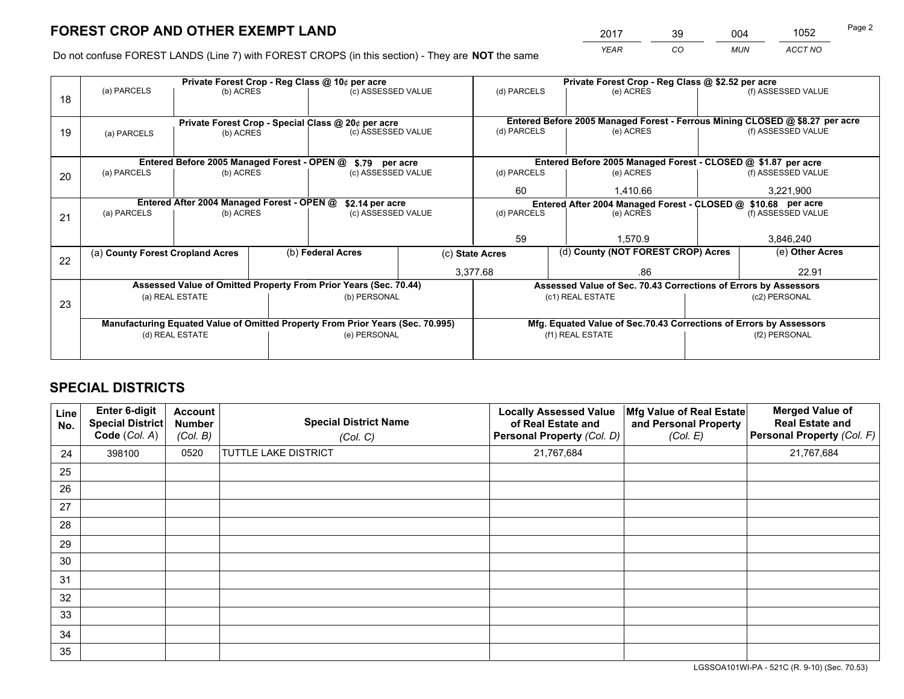# FOREST CROP AND OTHER EXEMPT LAND

| 2017 | 39 | 004 | 1052 |
|---|---|---|---|
| *YEAR* | *CO* | *MUN* | *ACCT NO* |

Do not confuse FOREST LANDS (Line 7) with FOREST CROPS (in this section) - They are **NOT** the same

| Line | Private Forest Crop - Reg Class @ 10¢ per acre | | | Private Forest Crop - Reg Class @ $2.52 per acre | | |
|---|---|---|---|---|---|---|
| 18 | (a) PARCELS | (b) ACRES | (c) ASSESSED VALUE | (d) PARCELS | (e) ACRES | (f) ASSESSED VALUE |
| | | | | | | |
| | **Private Forest Crop - Special Class @ 20¢ per acre** | | | **Entered Before 2005 Managed Forest - Ferrous Mining CLOSED @ $8.27 per acre** | | |
| 19 | (a) PARCELS | (b) ACRES | (c) ASSESSED VALUE | (d) PARCELS | (e) ACRES | (f) ASSESSED VALUE |
| | | | | | | |
| | **Entered Before 2005 Managed Forest - OPEN @ $.79 per acre** | | | **Entered Before 2005 Managed Forest - CLOSED @ $1.87 per acre** | | |
| 20 | (a) PARCELS | (b) ACRES | (c) ASSESSED VALUE | (d) PARCELS | (e) ACRES | (f) ASSESSED VALUE |
| | | | | 60 | 1,410.66 | 3,221,900 |
| | **Entered After 2004 Managed Forest - OPEN @ $2.14 per acre** | | | **Entered After 2004 Managed Forest - CLOSED @ $10.68 per acre** | | |
| 21 | (a) PARCELS | (b) ACRES | (c) ASSESSED VALUE | (d) PARCELS | (e) ACRES | (f) ASSESSED VALUE |
| | | | | 59 | 1,570.9 | 3,846,240 |

| Line | (a) County Forest Cropland Acres | (b) Federal Acres | (c) State Acres | (d) County (NOT FOREST CROP) Acres | (e) Other Acres |
|---|---|---|---|---|---|
| 22 | | | 3,377.68 | .86 | 22.91 |

| Line | Assessed Value of Omitted Property From Prior Years (Sec. 70.44) | | Assessed Value of Sec. 70.43 Corrections of Errors by Assessors | |
|---|---|---|---|---|
| 23 | (a) REAL ESTATE | (b) PERSONAL | (c1) REAL ESTATE | (c2) PERSONAL |
| | | | | |
| | **Manufacturing Equated Value of Omitted Property From Prior Years (Sec. 70.995)** | | **Mfg. Equated Value of Sec.70.43 Corrections of Errors by Assessors** | |
| | (d) REAL ESTATE | (e) PERSONAL | (f1) REAL ESTATE | (f2) PERSONAL |
| | | | | |

# SPECIAL DISTRICTS

| Line No. | Enter 6-digit Special District Code (Col. A) | Account Number (Col. B) | Special District Name (Col. C) | Locally Assessed Value of Real Estate and Personal Property (Col. D) | Mfg Value of Real Estate and Personal Property (Col. E) | Merged Value of Real Estate and Personal Property (Col. F) |
|---|---|---|---|---|---|---|
| 24 | 398100 | 0520 | TUTTLE LAKE DISTRICT | 21,767,684 | | 21,767,684 |
| 25 | | | | | | |
| 26 | | | | | | |
| 27 | | | | | | |
| 28 | | | | | | |
| 29 | | | | | | |
| 30 | | | | | | |
| 31 | | | | | | |
| 32 | | | | | | |
| 33 | | | | | | |
| 34 | | | | | | |
| 35 | | | | | | |

LGSSOA101WI-PA - 521C (R. 9-10) (Sec. 70.53)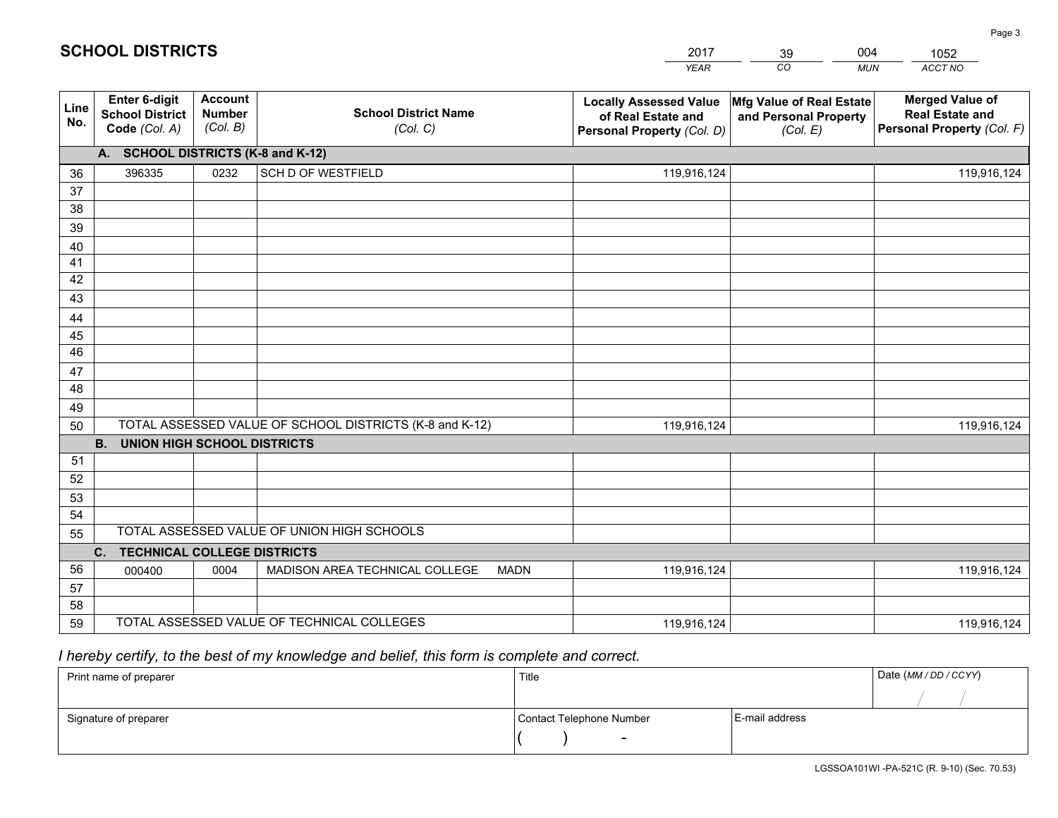# SCHOOL DISTRICTS

| 2017 | 39 | 004 | 1052 |
|---|---|---|---|
| *YEAR* | *CO* | *MUN* | *ACCT NO* |

| Line No. | Enter 6-digit School District Code (Col. A) | Account Number (Col. B) | School District Name (Col. C) | Locally Assessed Value of Real Estate and Personal Property (Col. D) | Mfg Value of Real Estate and Personal Property (Col. E) | Merged Value of Real Estate and Personal Property (Col. F) |
|---|---|---|---|---|---|---|
| **A. SCHOOL DISTRICTS (K-8 and K-12)** | | | | | | |
| 36 | 396335 | 0232 | SCH D OF WESTFIELD | 119,916,124 | | 119,916,124 |
| 37 | | | | | | |
| 38 | | | | | | |
| 39 | | | | | | |
| 40 | | | | | | |
| 41 | | | | | | |
| 42 | | | | | | |
| 43 | | | | | | |
| 44 | | | | | | |
| 45 | | | | | | |
| 46 | | | | | | |
| 47 | | | | | | |
| 48 | | | | | | |
| 49 | | | | | | |
| 50 | TOTAL ASSESSED VALUE OF SCHOOL DISTRICTS (K-8 and K-12) | | | 119,916,124 | | 119,916,124 |
| **B. UNION HIGH SCHOOL DISTRICTS** | | | | | | |
| 51 | | | | | | |
| 52 | | | | | | |
| 53 | | | | | | |
| 54 | | | | | | |
| 55 | TOTAL ASSESSED VALUE OF UNION HIGH SCHOOLS | | | | | |
| **C. TECHNICAL COLLEGE DISTRICTS** | | | | | | |
| 56 | 000400 | 0004 | MADISON AREA TECHNICAL COLLEGE MADN | 119,916,124 | | 119,916,124 |
| 57 | | | | | | |
| 58 | | | | | | |
| 59 | TOTAL ASSESSED VALUE OF TECHNICAL COLLEGES | | | 119,916,124 | | 119,916,124 |

*I hereby certify, to the best of my knowledge and belief, this form is complete and correct.*

| Print name of preparer | Title | | Date (MM / DD / CCYY) |
|---|---|---|---|
| | | | / / |
| Signature of preparer | Contact Telephone Number | E-mail address | |
| | ( ) - | | |

LGSSOA101WI -PA-521C (R. 9-10) (Sec. 70.53)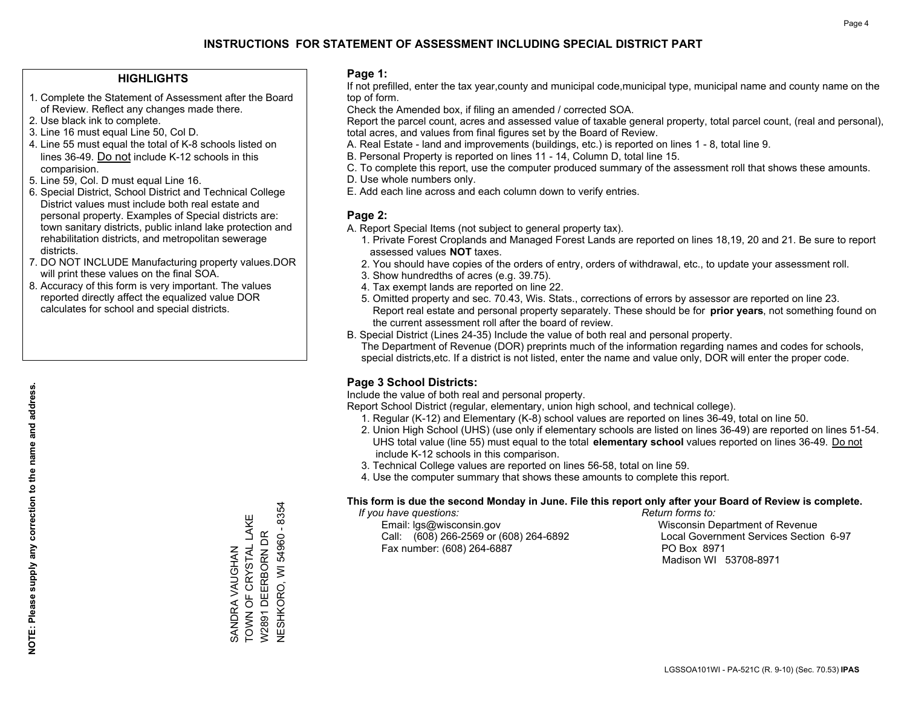# INSTRUCTIONS FOR STATEMENT OF ASSESSMENT INCLUDING SPECIAL DISTRICT PART

## HIGHLIGHTS

1. Complete the Statement of Assessment after the Board of Review. Reflect any changes made there.
2. Use black ink to complete.
3. Line 16 must equal Line 50, Col D.
4. Line 55 must equal the total of K-8 schools listed on lines 36-49. Do not include K-12 schools in this comparision.
5. Line 59, Col. D must equal Line 16.
6. Special District, School District and Technical College District values must include both real estate and personal property. Examples of Special districts are: town sanitary districts, public inland lake protection and rehabilitation districts, and metropolitan sewerage districts.
7. DO NOT INCLUDE Manufacturing property values.DOR will print these values on the final SOA.
8. Accuracy of this form is very important. The values reported directly affect the equalized value DOR calculates for school and special districts.

**NOTE: Please supply any correction to the name and address.**

SANDRA VAUGHAN
TOWN OF CRYSTAL LAKE
W2891 DEERBORN DR
NESHKORO, WI 54960 - 8354

## Page 1:

If not prefilled, enter the tax year,county and municipal code,municipal type, municipal name and county name on the top of form.

Check the Amended box, if filing an amended / corrected SOA.

Report the parcel count, acres and assessed value of taxable general property, total parcel count, (real and personal), total acres, and values from final figures set by the Board of Review.

A. Real Estate - land and improvements (buildings, etc.) is reported on lines 1 - 8, total line 9.
B. Personal Property is reported on lines 11 - 14, Column D, total line 15.
C. To complete this report, use the computer produced summary of the assessment roll that shows these amounts.
D. Use whole numbers only.
E. Add each line across and each column down to verify entries.

## Page 2:

A. Report Special Items (not subject to general property tax).
   1. Private Forest Croplands and Managed Forest Lands are reported on lines 18,19, 20 and 21. Be sure to report assessed values **NOT** taxes.
   2. You should have copies of the orders of entry, orders of withdrawal, etc., to update your assessment roll.
   3. Show hundredths of acres (e.g. 39.75).
   4. Tax exempt lands are reported on line 22.
   5. Omitted property and sec. 70.43, Wis. Stats., corrections of errors by assessor are reported on line 23. Report real estate and personal property separately. These should be for **prior years**, not something found on the current assessment roll after the board of review.
B. Special District (Lines 24-35) Include the value of both real and personal property.
   The Department of Revenue (DOR) preprints much of the information regarding names and codes for schools, special districts,etc. If a district is not listed, enter the name and value only, DOR will enter the proper code.

## Page 3 School Districts:

Include the value of both real and personal property.

Report School District (regular, elementary, union high school, and technical college).

1. Regular (K-12) and Elementary (K-8) school values are reported on lines 36-49, total on line 50.
2. Union High School (UHS) (use only if elementary schools are listed on lines 36-49) are reported on lines 51-54. UHS total value (line 55) must equal to the total **elementary school** values reported on lines 36-49. Do not include K-12 schools in this comparison.
3. Technical College values are reported on lines 56-58, total on line 59.
4. Use the computer summary that shows these amounts to complete this report.

**This form is due the second Monday in June. File this report only after your Board of Review is complete.**

*If you have questions:*
Email: lgs@wisconsin.gov
Call: (608) 266-2569 or (608) 264-6892
Fax number: (608) 264-6887

*Return forms to:*
Wisconsin Department of Revenue
Local Government Services Section 6-97
PO Box 8971
Madison WI 53708-8971

LGSSOA101WI - PA-521C (R. 9-10) (Sec. 70.53) **IPAS**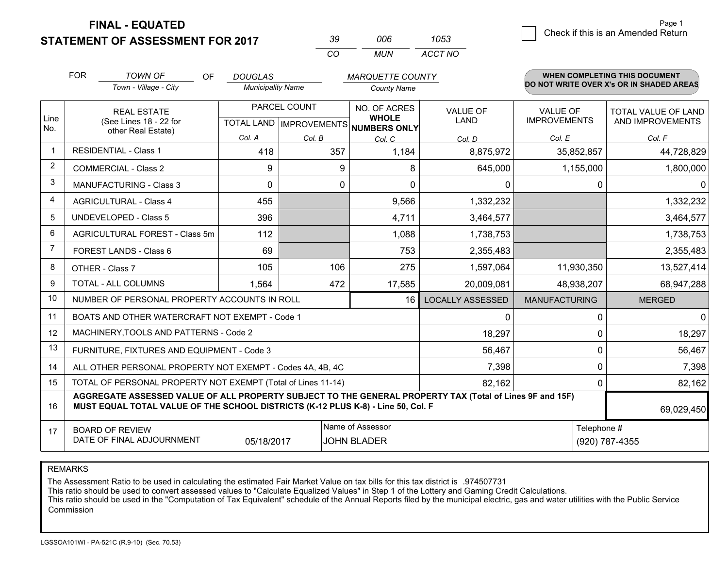**FINAL - EQUATED**
**STATEMENT OF ASSESSMENT FOR 2017**

| 39 | 006 | 1053 |
|---|---|---|
| CO | MUN | ACCT NO |

Page 1

☐ Check if this is an Amended Return

FOR *TOWN OF* (Town - Village - City) OF *DOUGLAS* (Municipality Name) *MARQUETTE COUNTY* (County Name)

**WHEN COMPLETING THIS DOCUMENT DO NOT WRITE OVER X's OR IN SHADED AREAS**

| Line No. | REAL ESTATE (See Lines 18 - 22 for other Real Estate) | PARCEL COUNT | | NO. OF ACRES WHOLE NUMBERS ONLY | VALUE OF LAND | VALUE OF IMPROVEMENTS | TOTAL VALUE OF LAND AND IMPROVEMENTS |
|---|---|---|---|---|---|---|---|
| | | TOTAL LAND Col. A | IMPROVEMENTS Col. B | Col. C | Col. D | Col. E | Col. F |
| 1 | RESIDENTIAL - Class 1 | 418 | 357 | 1,184 | 8,875,972 | 35,852,857 | 44,728,829 |
| 2 | COMMERCIAL - Class 2 | 9 | 9 | 8 | 645,000 | 1,155,000 | 1,800,000 |
| 3 | MANUFACTURING - Class 3 | 0 | 0 | 0 | 0 | 0 | 0 |
| 4 | AGRICULTURAL - Class 4 | 455 | | 9,566 | 1,332,232 | | 1,332,232 |
| 5 | UNDEVELOPED - Class 5 | 396 | | 4,711 | 3,464,577 | | 3,464,577 |
| 6 | AGRICULTURAL FOREST - Class 5m | 112 | | 1,088 | 1,738,753 | | 1,738,753 |
| 7 | FOREST LANDS - Class 6 | 69 | | 753 | 2,355,483 | | 2,355,483 |
| 8 | OTHER - Class 7 | 105 | 106 | 275 | 1,597,064 | 11,930,350 | 13,527,414 |
| 9 | TOTAL - ALL COLUMNS | 1,564 | 472 | 17,585 | 20,009,081 | 48,938,207 | 68,947,288 |
| 10 | NUMBER OF PERSONAL PROPERTY ACCOUNTS IN ROLL | | | 16 | LOCALLY ASSESSED | MANUFACTURING | MERGED |
| 11 | BOATS AND OTHER WATERCRAFT NOT EXEMPT - Code 1 | | | | 0 | 0 | 0 |
| 12 | MACHINERY,TOOLS AND PATTERNS - Code 2 | | | | 18,297 | 0 | 18,297 |
| 13 | FURNITURE, FIXTURES AND EQUIPMENT - Code 3 | | | | 56,467 | 0 | 56,467 |
| 14 | ALL OTHER PERSONAL PROPERTY NOT EXEMPT - Codes 4A, 4B, 4C | | | | 7,398 | 0 | 7,398 |
| 15 | TOTAL OF PERSONAL PROPERTY NOT EXEMPT (Total of Lines 11-14) | | | | 82,162 | 0 | 82,162 |
| 16 | **AGGREGATE ASSESSED VALUE OF ALL PROPERTY SUBJECT TO THE GENERAL PROPERTY TAX (Total of Lines 9F and 15F) MUST EQUAL TOTAL VALUE OF THE SCHOOL DISTRICTS (K-12 PLUS K-8) - Line 50, Col. F** | | | | | | 69,029,450 |
| 17 | BOARD OF REVIEW DATE OF FINAL ADJOURNMENT | 05/18/2017 | Name of Assessor | JOHN BLADER | | Telephone # | (920) 787-4355 |

REMARKS

The Assessment Ratio to be used in calculating the estimated Fair Market Value on tax bills for this tax district is .974507731
This ratio should be used to convert assessed values to "Calculate Equalized Values" in Step 1 of the Lottery and Gaming Credit Calculations.
This ratio should be used in the "Computation of Tax Equivalent" schedule of the Annual Reports filed by the municipal electric, gas and water utilities with the Public Service Commission

LGSSOA101WI - PA-521C (R.9-10) (Sec. 70.53)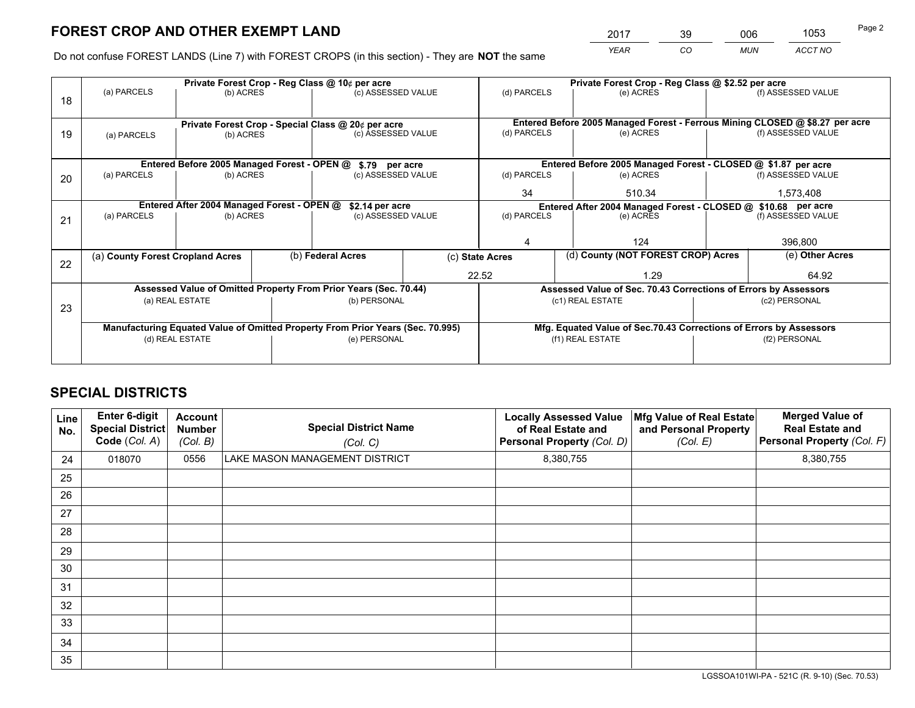# FOREST CROP AND OTHER EXEMPT LAND

| 2017 | 39 | 006 | 1053 |
|---|---|---|---|
| *YEAR* | *CO* | *MUN* | *ACCT NO* |

Do not confuse FOREST LANDS (Line 7) with FOREST CROPS (in this section) - They are **NOT** the same

| Line | Private Forest Crop - Reg Class @ 10¢ per acre | | | Private Forest Crop - Reg Class @ $2.52 per acre | | |
|---|---|---|---|---|---|---|
| 18 | (a) PARCELS | (b) ACRES | (c) ASSESSED VALUE | (d) PARCELS | (e) ACRES | (f) ASSESSED VALUE |
| | | | | | | |
| | **Private Forest Crop - Special Class @ 20¢ per acre** | | | **Entered Before 2005 Managed Forest - Ferrous Mining CLOSED @ $8.27 per acre** | | |
| 19 | (a) PARCELS | (b) ACRES | (c) ASSESSED VALUE | (d) PARCELS | (e) ACRES | (f) ASSESSED VALUE |
| | | | | | | |
| | **Entered Before 2005 Managed Forest - OPEN @ $.79 per acre** | | | **Entered Before 2005 Managed Forest - CLOSED @ $1.87 per acre** | | |
| 20 | (a) PARCELS | (b) ACRES | (c) ASSESSED VALUE | (d) PARCELS | (e) ACRES | (f) ASSESSED VALUE |
| | | | | 34 | 510.34 | 1,573,408 |
| | **Entered After 2004 Managed Forest - OPEN @ $2.14 per acre** | | | **Entered After 2004 Managed Forest - CLOSED @ $10.68 per acre** | | |
| 21 | (a) PARCELS | (b) ACRES | (c) ASSESSED VALUE | (d) PARCELS | (e) ACRES | (f) ASSESSED VALUE |
| | | | | 4 | 124 | 396,800 |

| Line | (a) County Forest Cropland Acres | (b) Federal Acres | (c) State Acres | (d) County (NOT FOREST CROP) Acres | (e) Other Acres |
|---|---|---|---|---|---|
| 22 | | | 22.52 | 1.29 | 64.92 |

| Line | Assessed Value of Omitted Property From Prior Years (Sec. 70.44) | | Assessed Value of Sec. 70.43 Corrections of Errors by Assessors | |
|---|---|---|---|---|
| 23 | (a) REAL ESTATE | (b) PERSONAL | (c1) REAL ESTATE | (c2) PERSONAL |
| | | | | |
| | **Manufacturing Equated Value of Omitted Property From Prior Years (Sec. 70.995)** | | **Mfg. Equated Value of Sec.70.43 Corrections of Errors by Assessors** | |
| | (d) REAL ESTATE | (e) PERSONAL | (f1) REAL ESTATE | (f2) PERSONAL |
| | | | | |

# SPECIAL DISTRICTS

| Line No. | Enter 6-digit Special District Code (Col. A) | Account Number (Col. B) | Special District Name (Col. C) | Locally Assessed Value of Real Estate and Personal Property (Col. D) | Mfg Value of Real Estate and Personal Property (Col. E) | Merged Value of Real Estate and Personal Property (Col. F) |
|---|---|---|---|---|---|---|
| 24 | 018070 | 0556 | LAKE MASON MANAGEMENT DISTRICT | 8,380,755 | | 8,380,755 |
| 25 | | | | | | |
| 26 | | | | | | |
| 27 | | | | | | |
| 28 | | | | | | |
| 29 | | | | | | |
| 30 | | | | | | |
| 31 | | | | | | |
| 32 | | | | | | |
| 33 | | | | | | |
| 34 | | | | | | |
| 35 | | | | | | |

LGSSOA101WI-PA - 521C (R. 9-10) (Sec. 70.53)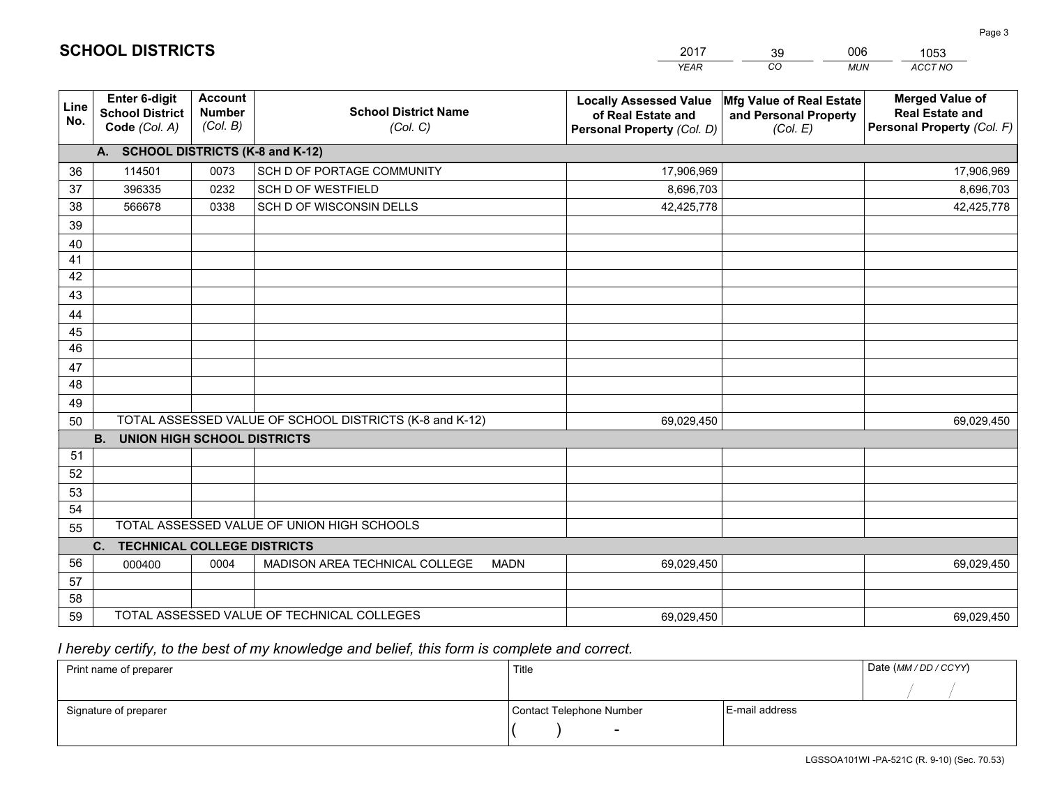# SCHOOL DISTRICTS

| 2017 | 39 | 006 | 1053 |
|---|---|---|---|
| *YEAR* | *CO* | *MUN* | *ACCT NO* |

| Line No. | Enter 6-digit School District Code *(Col. A)* | Account Number *(Col. B)* | School District Name *(Col. C)* | Locally Assessed Value of Real Estate and Personal Property *(Col. D)* | Mfg Value of Real Estate and Personal Property *(Col. E)* | Merged Value of Real Estate and Personal Property *(Col. F)* |
|---|---|---|---|---|---|---|
| | **A. SCHOOL DISTRICTS (K-8 and K-12)** | | | | | |
| 36 | 114501 | 0073 | SCH D OF PORTAGE COMMUNITY | 17,906,969 | | 17,906,969 |
| 37 | 396335 | 0232 | SCH D OF WESTFIELD | 8,696,703 | | 8,696,703 |
| 38 | 566678 | 0338 | SCH D OF WISCONSIN DELLS | 42,425,778 | | 42,425,778 |
| 39 | | | | | | |
| 40 | | | | | | |
| 41 | | | | | | |
| 42 | | | | | | |
| 43 | | | | | | |
| 44 | | | | | | |
| 45 | | | | | | |
| 46 | | | | | | |
| 47 | | | | | | |
| 48 | | | | | | |
| 49 | | | | | | |
| 50 | TOTAL ASSESSED VALUE OF SCHOOL DISTRICTS (K-8 and K-12) | | | 69,029,450 | | 69,029,450 |
| | **B. UNION HIGH SCHOOL DISTRICTS** | | | | | |
| 51 | | | | | | |
| 52 | | | | | | |
| 53 | | | | | | |
| 54 | | | | | | |
| 55 | TOTAL ASSESSED VALUE OF UNION HIGH SCHOOLS | | | | | |
| | **C. TECHNICAL COLLEGE DISTRICTS** | | | | | |
| 56 | 000400 | 0004 | MADISON AREA TECHNICAL COLLEGE MADN | 69,029,450 | | 69,029,450 |
| 57 | | | | | | |
| 58 | | | | | | |
| 59 | TOTAL ASSESSED VALUE OF TECHNICAL COLLEGES | | | 69,029,450 | | 69,029,450 |

*I hereby certify, to the best of my knowledge and belief, this form is complete and correct.*

| Print name of preparer | Title | | Date *(MM / DD / CCYY)* |
|---|---|---|---|
| | | | / / |
| Signature of preparer | Contact Telephone Number | E-mail address | |
| | ( ) - | | |

LGSSOA101WI -PA-521C (R. 9-10) (Sec. 70.53)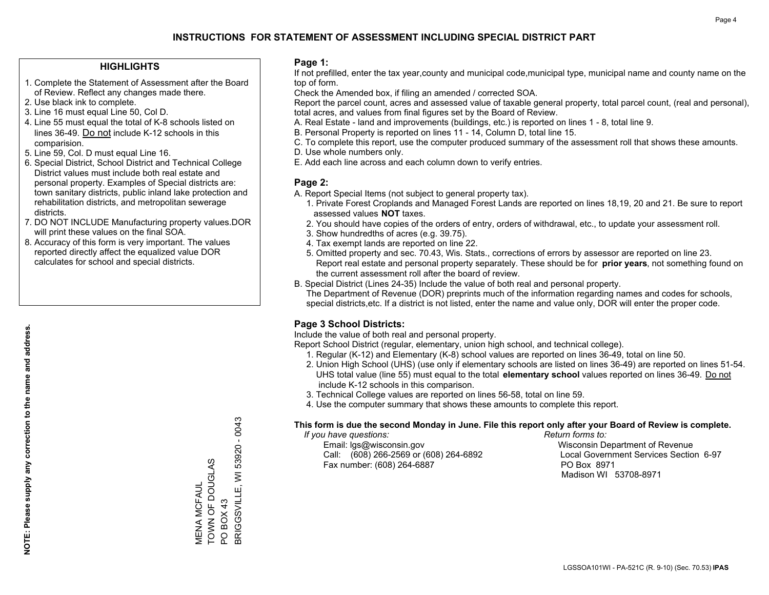# INSTRUCTIONS FOR STATEMENT OF ASSESSMENT INCLUDING SPECIAL DISTRICT PART

## HIGHLIGHTS

1. Complete the Statement of Assessment after the Board of Review. Reflect any changes made there.
2. Use black ink to complete.
3. Line 16 must equal Line 50, Col D.
4. Line 55 must equal the total of K-8 schools listed on lines 36-49. Do not include K-12 schools in this comparision.
5. Line 59, Col. D must equal Line 16.
6. Special District, School District and Technical College District values must include both real estate and personal property. Examples of Special districts are: town sanitary districts, public inland lake protection and rehabilitation districts, and metropolitan sewerage districts.
7. DO NOT INCLUDE Manufacturing property values.DOR will print these values on the final SOA.
8. Accuracy of this form is very important. The values reported directly affect the equalized value DOR calculates for school and special districts.

**NOTE: Please supply any correction to the name and address.**

MENA MCFAUL
TOWN OF DOUGLAS
PO BOX 43
BRIGGSVILLE, WI 53920 - 0043

## Page 1:

If not prefilled, enter the tax year,county and municipal code,municipal type, municipal name and county name on the top of form.

Check the Amended box, if filing an amended / corrected SOA.

Report the parcel count, acres and assessed value of taxable general property, total parcel count, (real and personal), total acres, and values from final figures set by the Board of Review.

A. Real Estate - land and improvements (buildings, etc.) is reported on lines 1 - 8, total line 9.
B. Personal Property is reported on lines 11 - 14, Column D, total line 15.
C. To complete this report, use the computer produced summary of the assessment roll that shows these amounts.
D. Use whole numbers only.
E. Add each line across and each column down to verify entries.

## Page 2:

A. Report Special Items (not subject to general property tax).
   1. Private Forest Croplands and Managed Forest Lands are reported on lines 18,19, 20 and 21. Be sure to report assessed values **NOT** taxes.
   2. You should have copies of the orders of entry, orders of withdrawal, etc., to update your assessment roll.
   3. Show hundredths of acres (e.g. 39.75).
   4. Tax exempt lands are reported on line 22.
   5. Omitted property and sec. 70.43, Wis. Stats., corrections of errors by assessor are reported on line 23. Report real estate and personal property separately. These should be for **prior years**, not something found on the current assessment roll after the board of review.
B. Special District (Lines 24-35) Include the value of both real and personal property. The Department of Revenue (DOR) preprints much of the information regarding names and codes for schools, special districts,etc. If a district is not listed, enter the name and value only, DOR will enter the proper code.

## Page 3 School Districts:

Include the value of both real and personal property.

Report School District (regular, elementary, union high school, and technical college).

1. Regular (K-12) and Elementary (K-8) school values are reported on lines 36-49, total on line 50.
2. Union High School (UHS) (use only if elementary schools are listed on lines 36-49) are reported on lines 51-54. UHS total value (line 55) must equal to the total **elementary school** values reported on lines 36-49. Do not include K-12 schools in this comparison.
3. Technical College values are reported on lines 56-58, total on line 59.
4. Use the computer summary that shows these amounts to complete this report.

**This form is due the second Monday in June. File this report only after your Board of Review is complete.**

*If you have questions:*
Email: lgs@wisconsin.gov
Call: (608) 266-2569 or (608) 264-6892
Fax number: (608) 264-6887

*Return forms to:*
Wisconsin Department of Revenue
Local Government Services Section 6-97
PO Box 8971
Madison WI 53708-8971

LGSSOA101WI - PA-521C (R. 9-10) (Sec. 70.53) **IPAS**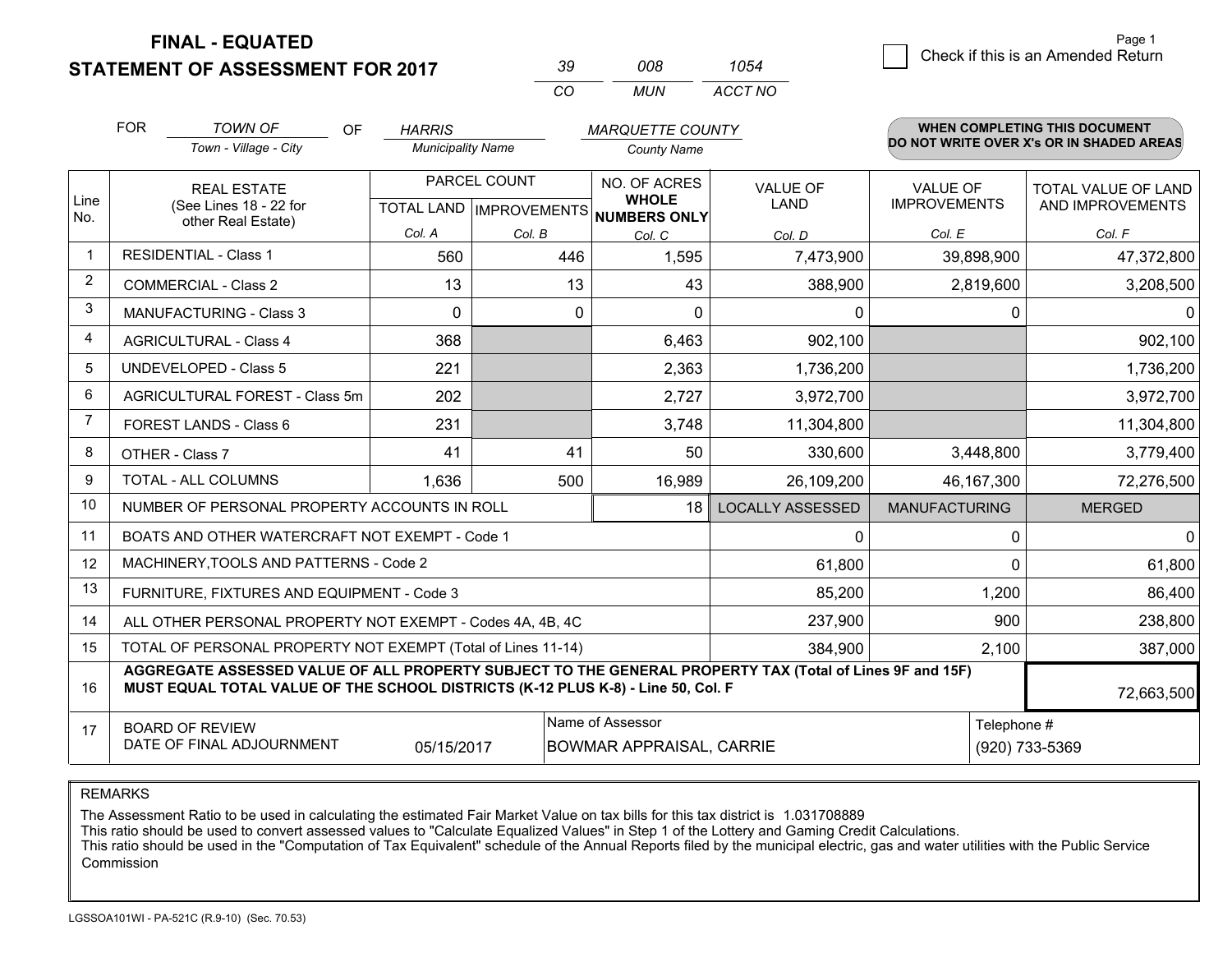**FINAL - EQUATED**
**STATEMENT OF ASSESSMENT FOR 2017**

| 39 | 008 | 1054 |
|---|---|---|
| CO | MUN | ACCT NO |

Page 1

☐ Check if this is an Amended Return

FOR *TOWN OF* (Town - Village - City) OF *HARRIS* (Municipality Name) *MARQUETTE COUNTY* (County Name)

**WHEN COMPLETING THIS DOCUMENT DO NOT WRITE OVER X's OR IN SHADED AREAS**

| Line No. | REAL ESTATE (See Lines 18 - 22 for other Real Estate) | PARCEL COUNT | | NO. OF ACRES WHOLE NUMBERS ONLY | VALUE OF LAND | VALUE OF IMPROVEMENTS | TOTAL VALUE OF LAND AND IMPROVEMENTS |
|---|---|---|---|---|---|---|---|
| | | TOTAL LAND | IMPROVEMENTS | | | | |
| | | Col. A | Col. B | Col. C | Col. D | Col. E | Col. F |
| 1 | RESIDENTIAL - Class 1 | 560 | 446 | 1,595 | 7,473,900 | 39,898,900 | 47,372,800 |
| 2 | COMMERCIAL - Class 2 | 13 | 13 | 43 | 388,900 | 2,819,600 | 3,208,500 |
| 3 | MANUFACTURING - Class 3 | 0 | 0 | 0 | 0 | 0 | 0 |
| 4 | AGRICULTURAL - Class 4 | 368 | | 6,463 | 902,100 | | 902,100 |
| 5 | UNDEVELOPED - Class 5 | 221 | | 2,363 | 1,736,200 | | 1,736,200 |
| 6 | AGRICULTURAL FOREST - Class 5m | 202 | | 2,727 | 3,972,700 | | 3,972,700 |
| 7 | FOREST LANDS - Class 6 | 231 | | 3,748 | 11,304,800 | | 11,304,800 |
| 8 | OTHER - Class 7 | 41 | 41 | 50 | 330,600 | 3,448,800 | 3,779,400 |
| 9 | TOTAL - ALL COLUMNS | 1,636 | 500 | 16,989 | 26,109,200 | 46,167,300 | 72,276,500 |
| 10 | NUMBER OF PERSONAL PROPERTY ACCOUNTS IN ROLL | | | 18 | LOCALLY ASSESSED | MANUFACTURING | MERGED |
| 11 | BOATS AND OTHER WATERCRAFT NOT EXEMPT - Code 1 | | | | 0 | 0 | 0 |
| 12 | MACHINERY,TOOLS AND PATTERNS - Code 2 | | | | 61,800 | 0 | 61,800 |
| 13 | FURNITURE, FIXTURES AND EQUIPMENT - Code 3 | | | | 85,200 | 1,200 | 86,400 |
| 14 | ALL OTHER PERSONAL PROPERTY NOT EXEMPT - Codes 4A, 4B, 4C | | | | 237,900 | 900 | 238,800 |
| 15 | TOTAL OF PERSONAL PROPERTY NOT EXEMPT (Total of Lines 11-14) | | | | 384,900 | 2,100 | 387,000 |
| 16 | **AGGREGATE ASSESSED VALUE OF ALL PROPERTY SUBJECT TO THE GENERAL PROPERTY TAX (Total of Lines 9F and 15F) MUST EQUAL TOTAL VALUE OF THE SCHOOL DISTRICTS (K-12 PLUS K-8) - Line 50, Col. F** | | | | | | 72,663,500 |
| 17 | BOARD OF REVIEW DATE OF FINAL ADJOURNMENT | 05/15/2017 | | Name of Assessor: BOWMAR APPRAISAL, CARRIE | | | Telephone #: (920) 733-5369 |

REMARKS

The Assessment Ratio to be used in calculating the estimated Fair Market Value on tax bills for this tax district is 1.031708889
This ratio should be used to convert assessed values to "Calculate Equalized Values" in Step 1 of the Lottery and Gaming Credit Calculations.
This ratio should be used in the "Computation of Tax Equivalent" schedule of the Annual Reports filed by the municipal electric, gas and water utilities with the Public Service Commission

LGSSOA101WI - PA-521C (R.9-10) (Sec. 70.53)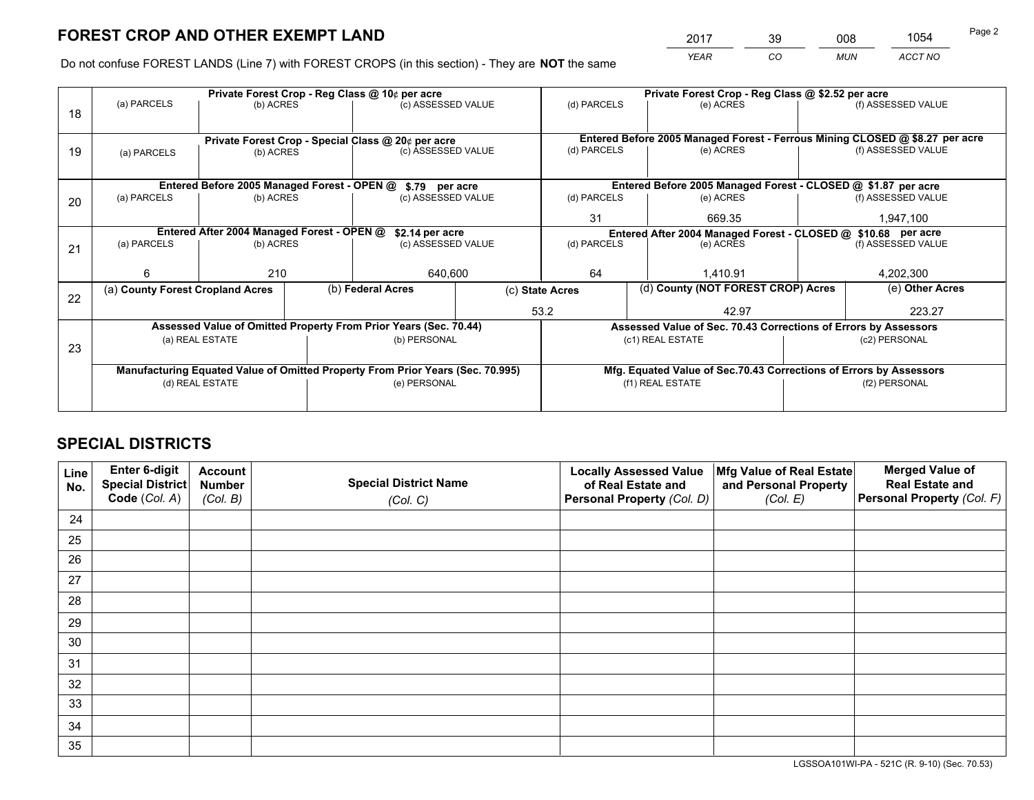# FOREST CROP AND OTHER EXEMPT LAND

| 2017 | 39 | 008 | 1054 |
|---|---|---|---|
| *YEAR* | *CO* | *MUN* | *ACCT NO* |

Do not confuse FOREST LANDS (Line 7) with FOREST CROPS (in this section) - They are **NOT** the same

| Line | Private Forest Crop - Reg Class @ 10¢ per acre | | | Private Forest Crop - Reg Class @ $2.52 per acre | | |
|---|---|---|---|---|---|---|
| 18 | (a) PARCELS | (b) ACRES | (c) ASSESSED VALUE | (d) PARCELS | (e) ACRES | (f) ASSESSED VALUE |
| | | | | | | |
| | **Private Forest Crop - Special Class @ 20¢ per acre** | | | **Entered Before 2005 Managed Forest - Ferrous Mining CLOSED @ $8.27 per acre** | | |
| 19 | (a) PARCELS | (b) ACRES | (c) ASSESSED VALUE | (d) PARCELS | (e) ACRES | (f) ASSESSED VALUE |
| | | | | | | |
| | **Entered Before 2005 Managed Forest - OPEN @ $.79 per acre** | | | **Entered Before 2005 Managed Forest - CLOSED @ $1.87 per acre** | | |
| 20 | (a) PARCELS | (b) ACRES | (c) ASSESSED VALUE | (d) PARCELS | (e) ACRES | (f) ASSESSED VALUE |
| | | | | 31 | 669.35 | 1,947,100 |
| | **Entered After 2004 Managed Forest - OPEN @ $2.14 per acre** | | | **Entered After 2004 Managed Forest - CLOSED @ $10.68 per acre** | | |
| 21 | (a) PARCELS | (b) ACRES | (c) ASSESSED VALUE | (d) PARCELS | (e) ACRES | (f) ASSESSED VALUE |
| | 6 | 210 | 640,600 | 64 | 1,410.91 | 4,202,300 |

| Line | (a) County Forest Cropland Acres | (b) Federal Acres | (c) State Acres | (d) County (NOT FOREST CROP) Acres | (e) Other Acres |
|---|---|---|---|---|---|
| 22 | | | 53.2 | 42.97 | 223.27 |

| Line | Assessed Value of Omitted Property From Prior Years (Sec. 70.44) | | Assessed Value of Sec. 70.43 Corrections of Errors by Assessors | |
|---|---|---|---|---|
| 23 | (a) REAL ESTATE | (b) PERSONAL | (c1) REAL ESTATE | (c2) PERSONAL |
| | | | | |
| | **Manufacturing Equated Value of Omitted Property From Prior Years (Sec. 70.995)** | | **Mfg. Equated Value of Sec.70.43 Corrections of Errors by Assessors** | |
| | (d) REAL ESTATE | (e) PERSONAL | (f1) REAL ESTATE | (f2) PERSONAL |
| | | | | |

# SPECIAL DISTRICTS

| Line No. | Enter 6-digit Special District Code (*Col. A*) | Account Number (*Col. B*) | Special District Name (*Col. C*) | Locally Assessed Value of Real Estate and Personal Property (*Col. D*) | Mfg Value of Real Estate and Personal Property (*Col. E*) | Merged Value of Real Estate and Personal Property (*Col. F*) |
|---|---|---|---|---|---|---|
| 24 | | | | | | |
| 25 | | | | | | |
| 26 | | | | | | |
| 27 | | | | | | |
| 28 | | | | | | |
| 29 | | | | | | |
| 30 | | | | | | |
| 31 | | | | | | |
| 32 | | | | | | |
| 33 | | | | | | |
| 34 | | | | | | |
| 35 | | | | | | |

LGSSOA101WI-PA - 521C (R. 9-10) (Sec. 70.53)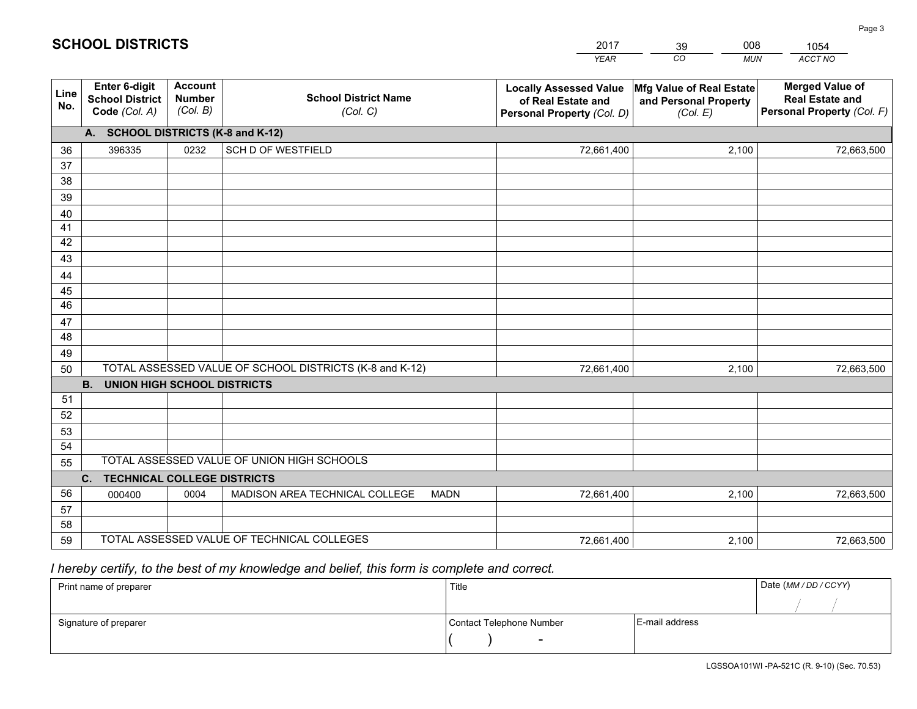# SCHOOL DISTRICTS

| 2017 | 39 | 008 | 1054 |
|---|---|---|---|
| *YEAR* | *CO* | *MUN* | *ACCT NO* |

| Line No. | Enter 6-digit School District Code *(Col. A)* | Account Number *(Col. B)* | School District Name *(Col. C)* | Locally Assessed Value of Real Estate and Personal Property *(Col. D)* | Mfg Value of Real Estate and Personal Property *(Col. E)* | Merged Value of Real Estate and Personal Property *(Col. F)* |
|---|---|---|---|---|---|---|
| **A. SCHOOL DISTRICTS (K-8 and K-12)** | | | | | | |
| 36 | 396335 | 0232 | SCH D OF WESTFIELD | 72,661,400 | 2,100 | 72,663,500 |
| 37 | | | | | | |
| 38 | | | | | | |
| 39 | | | | | | |
| 40 | | | | | | |
| 41 | | | | | | |
| 42 | | | | | | |
| 43 | | | | | | |
| 44 | | | | | | |
| 45 | | | | | | |
| 46 | | | | | | |
| 47 | | | | | | |
| 48 | | | | | | |
| 49 | | | | | | |
| 50 | TOTAL ASSESSED VALUE OF SCHOOL DISTRICTS (K-8 and K-12) | | | 72,661,400 | 2,100 | 72,663,500 |
| **B. UNION HIGH SCHOOL DISTRICTS** | | | | | | |
| 51 | | | | | | |
| 52 | | | | | | |
| 53 | | | | | | |
| 54 | | | | | | |
| 55 | TOTAL ASSESSED VALUE OF UNION HIGH SCHOOLS | | | | | |
| **C. TECHNICAL COLLEGE DISTRICTS** | | | | | | |
| 56 | 000400 | 0004 | MADISON AREA TECHNICAL COLLEGE MADN | 72,661,400 | 2,100 | 72,663,500 |
| 57 | | | | | | |
| 58 | | | | | | |
| 59 | TOTAL ASSESSED VALUE OF TECHNICAL COLLEGES | | | 72,661,400 | 2,100 | 72,663,500 |

*I hereby certify, to the best of my knowledge and belief, this form is complete and correct.*

| Print name of preparer | Title | | Date *(MM / DD / CCYY)* |
|---|---|---|---|
| | | | / / |
| Signature of preparer | Contact Telephone Number | E-mail address | |
| | ( ) - | | |

LGSSOA101WI -PA-521C (R. 9-10) (Sec. 70.53)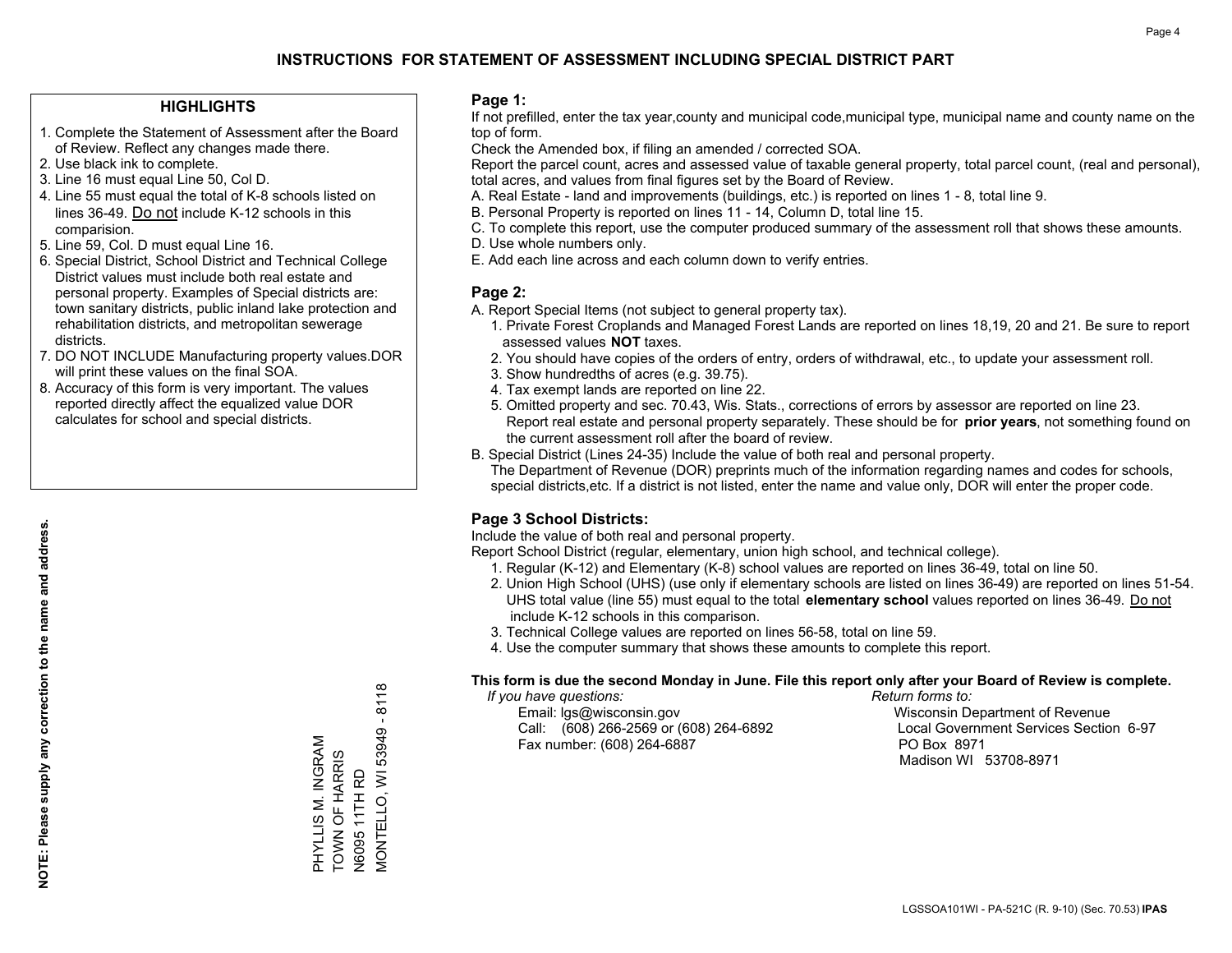# INSTRUCTIONS FOR STATEMENT OF ASSESSMENT INCLUDING SPECIAL DISTRICT PART

## HIGHLIGHTS

1. Complete the Statement of Assessment after the Board of Review. Reflect any changes made there.
2. Use black ink to complete.
3. Line 16 must equal Line 50, Col D.
4. Line 55 must equal the total of K-8 schools listed on lines 36-49. Do not include K-12 schools in this comparision.
5. Line 59, Col. D must equal Line 16.
6. Special District, School District and Technical College District values must include both real estate and personal property. Examples of Special districts are: town sanitary districts, public inland lake protection and rehabilitation districts, and metropolitan sewerage districts.
7. DO NOT INCLUDE Manufacturing property values.DOR will print these values on the final SOA.
8. Accuracy of this form is very important. The values reported directly affect the equalized value DOR calculates for school and special districts.

**NOTE: Please supply any correction to the name and address.**

PHYLLIS M. INGRAM
TOWN OF HARRIS
N6095 11TH RD
MONTELLO, WI 53949 - 8118

## Page 1:

If not prefilled, enter the tax year,county and municipal code,municipal type, municipal name and county name on the top of form.

Check the Amended box, if filing an amended / corrected SOA.

Report the parcel count, acres and assessed value of taxable general property, total parcel count, (real and personal), total acres, and values from final figures set by the Board of Review.

A. Real Estate - land and improvements (buildings, etc.) is reported on lines 1 - 8, total line 9.
B. Personal Property is reported on lines 11 - 14, Column D, total line 15.
C. To complete this report, use the computer produced summary of the assessment roll that shows these amounts.
D. Use whole numbers only.
E. Add each line across and each column down to verify entries.

## Page 2:

A. Report Special Items (not subject to general property tax).
   1. Private Forest Croplands and Managed Forest Lands are reported on lines 18,19, 20 and 21. Be sure to report assessed values **NOT** taxes.
   2. You should have copies of the orders of entry, orders of withdrawal, etc., to update your assessment roll.
   3. Show hundredths of acres (e.g. 39.75).
   4. Tax exempt lands are reported on line 22.
   5. Omitted property and sec. 70.43, Wis. Stats., corrections of errors by assessor are reported on line 23. Report real estate and personal property separately. These should be for **prior years**, not something found on the current assessment roll after the board of review.

B. Special District (Lines 24-35) Include the value of both real and personal property.
   The Department of Revenue (DOR) preprints much of the information regarding names and codes for schools, special districts,etc. If a district is not listed, enter the name and value only, DOR will enter the proper code.

## Page 3 School Districts:

Include the value of both real and personal property.

Report School District (regular, elementary, union high school, and technical college).

1. Regular (K-12) and Elementary (K-8) school values are reported on lines 36-49, total on line 50.
2. Union High School (UHS) (use only if elementary schools are listed on lines 36-49) are reported on lines 51-54. UHS total value (line 55) must equal to the total **elementary school** values reported on lines 36-49. Do not include K-12 schools in this comparison.
3. Technical College values are reported on lines 56-58, total on line 59.
4. Use the computer summary that shows these amounts to complete this report.

**This form is due the second Monday in June. File this report only after your Board of Review is complete.**

*If you have questions:*
Email: lgs@wisconsin.gov
Call: (608) 266-2569 or (608) 264-6892
Fax number: (608) 264-6887

*Return forms to:*
Wisconsin Department of Revenue
Local Government Services Section 6-97
PO Box 8971
Madison WI 53708-8971

LGSSOA101WI - PA-521C (R. 9-10) (Sec. 70.53) **IPAS**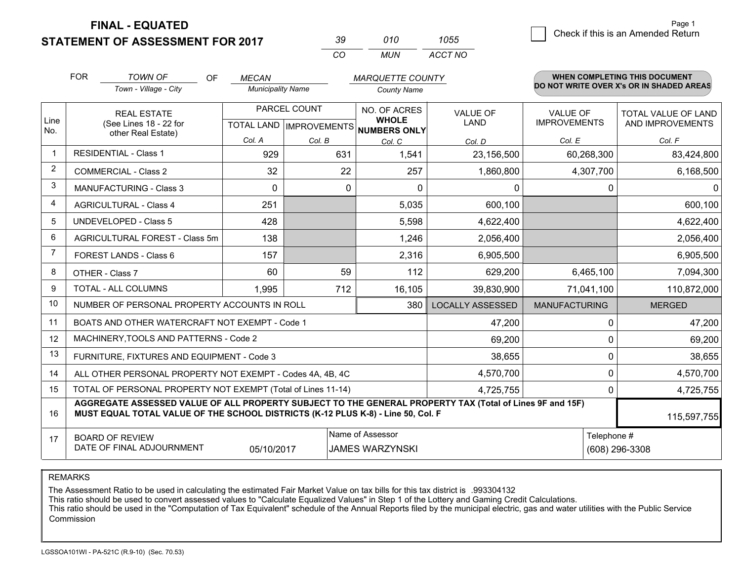# FINAL - EQUATED
## STATEMENT OF ASSESSMENT FOR 2017

| CO | MUN | ACCT NO |
|---|---|---|
| 39 | 010 | 1055 |

Page 1

☐ Check if this is an Amended Return

FOR *TOWN OF* (Town - Village - City) OF *MECAN* (Municipality Name) *MARQUETTE COUNTY* (County Name)

**WHEN COMPLETING THIS DOCUMENT DO NOT WRITE OVER X's OR IN SHADED AREAS**

| Line No. | REAL ESTATE (See Lines 18 - 22 for other Real Estate) | PARCEL COUNT TOTAL LAND Col. A | PARCEL COUNT IMPROVEMENTS Col. B | NO. OF ACRES WHOLE NUMBERS ONLY Col. C | VALUE OF LAND Col. D | VALUE OF IMPROVEMENTS Col. E | TOTAL VALUE OF LAND AND IMPROVEMENTS Col. F |
|---|---|---|---|---|---|---|---|
| 1 | RESIDENTIAL - Class 1 | 929 | 631 | 1,541 | 23,156,500 | 60,268,300 | 83,424,800 |
| 2 | COMMERCIAL - Class 2 | 32 | 22 | 257 | 1,860,800 | 4,307,700 | 6,168,500 |
| 3 | MANUFACTURING - Class 3 | 0 | 0 | 0 | 0 | 0 | 0 |
| 4 | AGRICULTURAL - Class 4 | 251 | | 5,035 | 600,100 | | 600,100 |
| 5 | UNDEVELOPED - Class 5 | 428 | | 5,598 | 4,622,400 | | 4,622,400 |
| 6 | AGRICULTURAL FOREST - Class 5m | 138 | | 1,246 | 2,056,400 | | 2,056,400 |
| 7 | FOREST LANDS - Class 6 | 157 | | 2,316 | 6,905,500 | | 6,905,500 |
| 8 | OTHER - Class 7 | 60 | 59 | 112 | 629,200 | 6,465,100 | 7,094,300 |
| 9 | TOTAL - ALL COLUMNS | 1,995 | 712 | 16,105 | 39,830,900 | 71,041,100 | 110,872,000 |
| 10 | NUMBER OF PERSONAL PROPERTY ACCOUNTS IN ROLL | | | 380 | LOCALLY ASSESSED | MANUFACTURING | MERGED |
| 11 | BOATS AND OTHER WATERCRAFT NOT EXEMPT - Code 1 | | | | 47,200 | 0 | 47,200 |
| 12 | MACHINERY,TOOLS AND PATTERNS - Code 2 | | | | 69,200 | 0 | 69,200 |
| 13 | FURNITURE, FIXTURES AND EQUIPMENT - Code 3 | | | | 38,655 | 0 | 38,655 |
| 14 | ALL OTHER PERSONAL PROPERTY NOT EXEMPT - Codes 4A, 4B, 4C | | | | 4,570,700 | 0 | 4,570,700 |
| 15 | TOTAL OF PERSONAL PROPERTY NOT EXEMPT (Total of Lines 11-14) | | | | 4,725,755 | 0 | 4,725,755 |
| 16 | **AGGREGATE ASSESSED VALUE OF ALL PROPERTY SUBJECT TO THE GENERAL PROPERTY TAX (Total of Lines 9F and 15F) MUST EQUAL TOTAL VALUE OF THE SCHOOL DISTRICTS (K-12 PLUS K-8) - Line 50, Col. F** | | | | | | 115,597,755 |
| 17 | BOARD OF REVIEW DATE OF FINAL ADJOURNMENT | 05/10/2017 | Name of Assessor: JAMES WARZYNSKI | | | Telephone #: (608) 296-3308 | |

REMARKS

The Assessment Ratio to be used in calculating the estimated Fair Market Value on tax bills for this tax district is .993304132
This ratio should be used to convert assessed values to "Calculate Equalized Values" in Step 1 of the Lottery and Gaming Credit Calculations.
This ratio should be used in the "Computation of Tax Equivalent" schedule of the Annual Reports filed by the municipal electric, gas and water utilities with the Public Service Commission

LGSSOA101WI - PA-521C (R.9-10) (Sec. 70.53)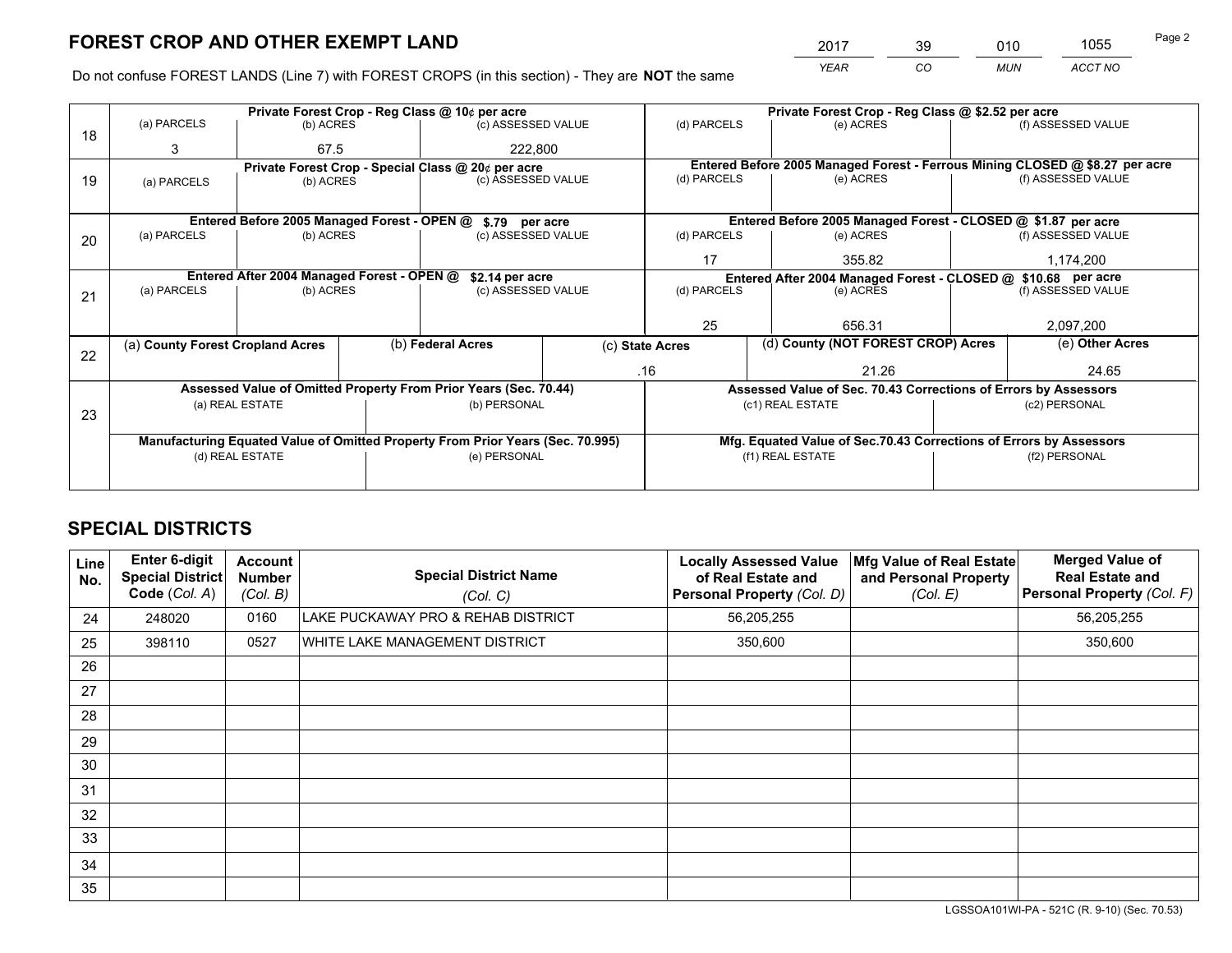# FOREST CROP AND OTHER EXEMPT LAND

| 2017 | 39 | 010 | 1055 |
|---|---|---|---|
| *YEAR* | *CO* | *MUN* | *ACCT NO* |

Do not confuse FOREST LANDS (Line 7) with FOREST CROPS (in this section) - They are **NOT** the same

| Line | Private Forest Crop - Reg Class @ 10¢ per acre | | | Private Forest Crop - Reg Class @ $2.52 per acre | | |
|---|---|---|---|---|---|---|
| 18 | (a) PARCELS | (b) ACRES | (c) ASSESSED VALUE | (d) PARCELS | (e) ACRES | (f) ASSESSED VALUE |
| | 3 | 67.5 | 222,800 | | | |
| | **Private Forest Crop - Special Class @ 20¢ per acre** | | | **Entered Before 2005 Managed Forest - Ferrous Mining CLOSED @ $8.27 per acre** | | |
| 19 | (a) PARCELS | (b) ACRES | (c) ASSESSED VALUE | (d) PARCELS | (e) ACRES | (f) ASSESSED VALUE |
| | | | | | | |
| | **Entered Before 2005 Managed Forest - OPEN @ $.79 per acre** | | | **Entered Before 2005 Managed Forest - CLOSED @ $1.87 per acre** | | |
| 20 | (a) PARCELS | (b) ACRES | (c) ASSESSED VALUE | (d) PARCELS | (e) ACRES | (f) ASSESSED VALUE |
| | | | | 17 | 355.82 | 1,174,200 |
| | **Entered After 2004 Managed Forest - OPEN @ $2.14 per acre** | | | **Entered After 2004 Managed Forest - CLOSED @ $10.68 per acre** | | |
| 21 | (a) PARCELS | (b) ACRES | (c) ASSESSED VALUE | (d) PARCELS | (e) ACRES | (f) ASSESSED VALUE |
| | | | | 25 | 656.31 | 2,097,200 |

| Line | (a) County Forest Cropland Acres | (b) Federal Acres | (c) State Acres | (d) County (NOT FOREST CROP) Acres | (e) Other Acres |
|---|---|---|---|---|---|
| 22 | | | .16 | 21.26 | 24.65 |

| Line | Assessed Value of Omitted Property From Prior Years (Sec. 70.44) | | Assessed Value of Sec. 70.43 Corrections of Errors by Assessors | |
|---|---|---|---|---|
| 23 | (a) REAL ESTATE | (b) PERSONAL | (c1) REAL ESTATE | (c2) PERSONAL |
| | | | | |
| | **Manufacturing Equated Value of Omitted Property From Prior Years (Sec. 70.995)** | | **Mfg. Equated Value of Sec.70.43 Corrections of Errors by Assessors** | |
| | (d) REAL ESTATE | (e) PERSONAL | (f1) REAL ESTATE | (f2) PERSONAL |
| | | | | |

# SPECIAL DISTRICTS

| Line No. | Enter 6-digit Special District Code (Col. A) | Account Number (Col. B) | Special District Name (Col. C) | Locally Assessed Value of Real Estate and Personal Property (Col. D) | Mfg Value of Real Estate and Personal Property (Col. E) | Merged Value of Real Estate and Personal Property (Col. F) |
|---|---|---|---|---|---|---|
| 24 | 248020 | 0160 | LAKE PUCKAWAY PRO & REHAB DISTRICT | 56,205,255 | | 56,205,255 |
| 25 | 398110 | 0527 | WHITE LAKE MANAGEMENT DISTRICT | 350,600 | | 350,600 |
| 26 | | | | | | |
| 27 | | | | | | |
| 28 | | | | | | |
| 29 | | | | | | |
| 30 | | | | | | |
| 31 | | | | | | |
| 32 | | | | | | |
| 33 | | | | | | |
| 34 | | | | | | |
| 35 | | | | | | |

LGSSOA101WI-PA - 521C (R. 9-10) (Sec. 70.53)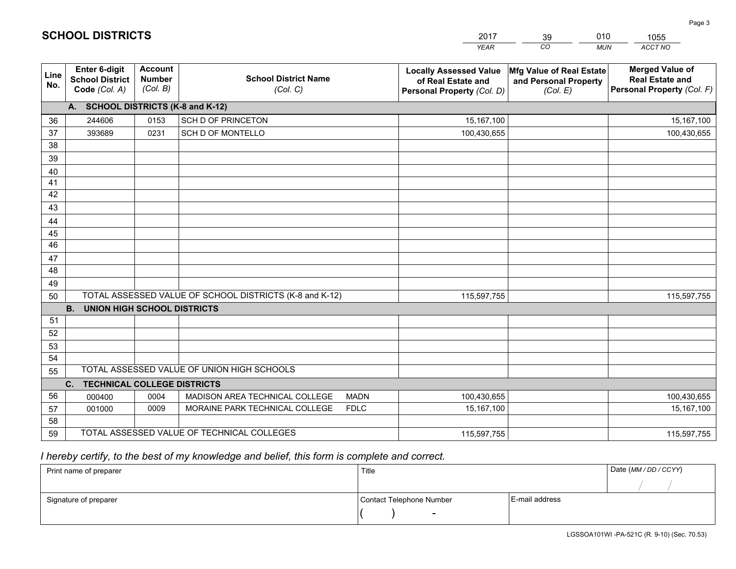# SCHOOL DISTRICTS

| 2017 | 39 | 010 | 1055 |
|---|---|---|---|
| *YEAR* | *CO* | *MUN* | *ACCT NO* |

| Line No. | Enter 6-digit School District Code *(Col. A)* | Account Number *(Col. B)* | School District Name *(Col. C)* | Locally Assessed Value of Real Estate and Personal Property *(Col. D)* | Mfg Value of Real Estate and Personal Property *(Col. E)* | Merged Value of Real Estate and Personal Property *(Col. F)* |
|---|---|---|---|---|---|---|
| | **A. SCHOOL DISTRICTS (K-8 and K-12)** | | | | | |
| 36 | 244606 | 0153 | SCH D OF PRINCETON | 15,167,100 | | 15,167,100 |
| 37 | 393689 | 0231 | SCH D OF MONTELLO | 100,430,655 | | 100,430,655 |
| 38 | | | | | | |
| 39 | | | | | | |
| 40 | | | | | | |
| 41 | | | | | | |
| 42 | | | | | | |
| 43 | | | | | | |
| 44 | | | | | | |
| 45 | | | | | | |
| 46 | | | | | | |
| 47 | | | | | | |
| 48 | | | | | | |
| 49 | | | | | | |
| 50 | TOTAL ASSESSED VALUE OF SCHOOL DISTRICTS (K-8 and K-12) | | | 115,597,755 | | 115,597,755 |
| | **B. UNION HIGH SCHOOL DISTRICTS** | | | | | |
| 51 | | | | | | |
| 52 | | | | | | |
| 53 | | | | | | |
| 54 | | | | | | |
| 55 | TOTAL ASSESSED VALUE OF UNION HIGH SCHOOLS | | | | | |
| | **C. TECHNICAL COLLEGE DISTRICTS** | | | | | |
| 56 | 000400 | 0004 | MADISON AREA TECHNICAL COLLEGE MADN | 100,430,655 | | 100,430,655 |
| 57 | 001000 | 0009 | MORAINE PARK TECHNICAL COLLEGE FDLC | 15,167,100 | | 15,167,100 |
| 58 | | | | | | |
| 59 | TOTAL ASSESSED VALUE OF TECHNICAL COLLEGES | | | 115,597,755 | | 115,597,755 |

*I hereby certify, to the best of my knowledge and belief, this form is complete and correct.*

| Print name of preparer | Title | | Date *(MM / DD / CCYY)* |
|---|---|---|---|
| | | | / / |
| Signature of preparer | Contact Telephone Number | E-mail address | |
| | ( ) - | | |

LGSSOA101WI -PA-521C (R. 9-10) (Sec. 70.53)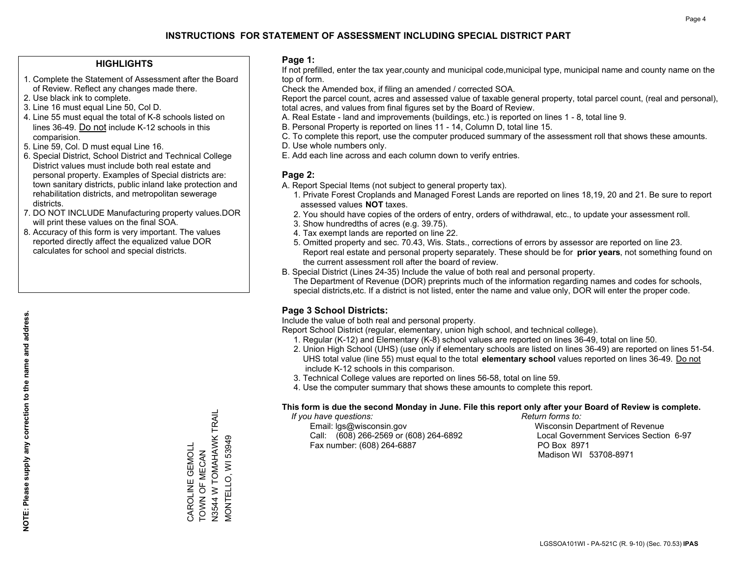# INSTRUCTIONS FOR STATEMENT OF ASSESSMENT INCLUDING SPECIAL DISTRICT PART

## HIGHLIGHTS

1. Complete the Statement of Assessment after the Board of Review. Reflect any changes made there.
2. Use black ink to complete.
3. Line 16 must equal Line 50, Col D.
4. Line 55 must equal the total of K-8 schools listed on lines 36-49. Do not include K-12 schools in this comparision.
5. Line 59, Col. D must equal Line 16.
6. Special District, School District and Technical College District values must include both real estate and personal property. Examples of Special districts are: town sanitary districts, public inland lake protection and rehabilitation districts, and metropolitan sewerage districts.
7. DO NOT INCLUDE Manufacturing property values.DOR will print these values on the final SOA.
8. Accuracy of this form is very important. The values reported directly affect the equalized value DOR calculates for school and special districts.

**NOTE: Please supply any correction to the name and address.**

CAROLINE GEMOLL
TOWN OF MECAN
N3544 W TOMAHAWK TRAIL
MONTELLO, WI 53949

## Page 1:

If not prefilled, enter the tax year,county and municipal code,municipal type, municipal name and county name on the top of form.

Check the Amended box, if filing an amended / corrected SOA.

Report the parcel count, acres and assessed value of taxable general property, total parcel count, (real and personal), total acres, and values from final figures set by the Board of Review.

A. Real Estate - land and improvements (buildings, etc.) is reported on lines 1 - 8, total line 9.
B. Personal Property is reported on lines 11 - 14, Column D, total line 15.
C. To complete this report, use the computer produced summary of the assessment roll that shows these amounts.
D. Use whole numbers only.
E. Add each line across and each column down to verify entries.

## Page 2:

A. Report Special Items (not subject to general property tax).
   1. Private Forest Croplands and Managed Forest Lands are reported on lines 18,19, 20 and 21. Be sure to report assessed values **NOT** taxes.
   2. You should have copies of the orders of entry, orders of withdrawal, etc., to update your assessment roll.
   3. Show hundredths of acres (e.g. 39.75).
   4. Tax exempt lands are reported on line 22.
   5. Omitted property and sec. 70.43, Wis. Stats., corrections of errors by assessor are reported on line 23. Report real estate and personal property separately. These should be for **prior years**, not something found on the current assessment roll after the board of review.

B. Special District (Lines 24-35) Include the value of both real and personal property.
   The Department of Revenue (DOR) preprints much of the information regarding names and codes for schools, special districts,etc. If a district is not listed, enter the name and value only, DOR will enter the proper code.

## Page 3 School Districts:

Include the value of both real and personal property.

Report School District (regular, elementary, union high school, and technical college).

1. Regular (K-12) and Elementary (K-8) school values are reported on lines 36-49, total on line 50.
2. Union High School (UHS) (use only if elementary schools are listed on lines 36-49) are reported on lines 51-54. UHS total value (line 55) must equal to the total **elementary school** values reported on lines 36-49. Do not include K-12 schools in this comparison.
3. Technical College values are reported on lines 56-58, total on line 59.
4. Use the computer summary that shows these amounts to complete this report.

**This form is due the second Monday in June. File this report only after your Board of Review is complete.**

*If you have questions:*
Email: lgs@wisconsin.gov
Call: (608) 266-2569 or (608) 264-6892
Fax number: (608) 264-6887

*Return forms to:*
Wisconsin Department of Revenue
Local Government Services Section 6-97
PO Box 8971
Madison WI 53708-8971

LGSSOA101WI - PA-521C (R. 9-10) (Sec. 70.53) **IPAS**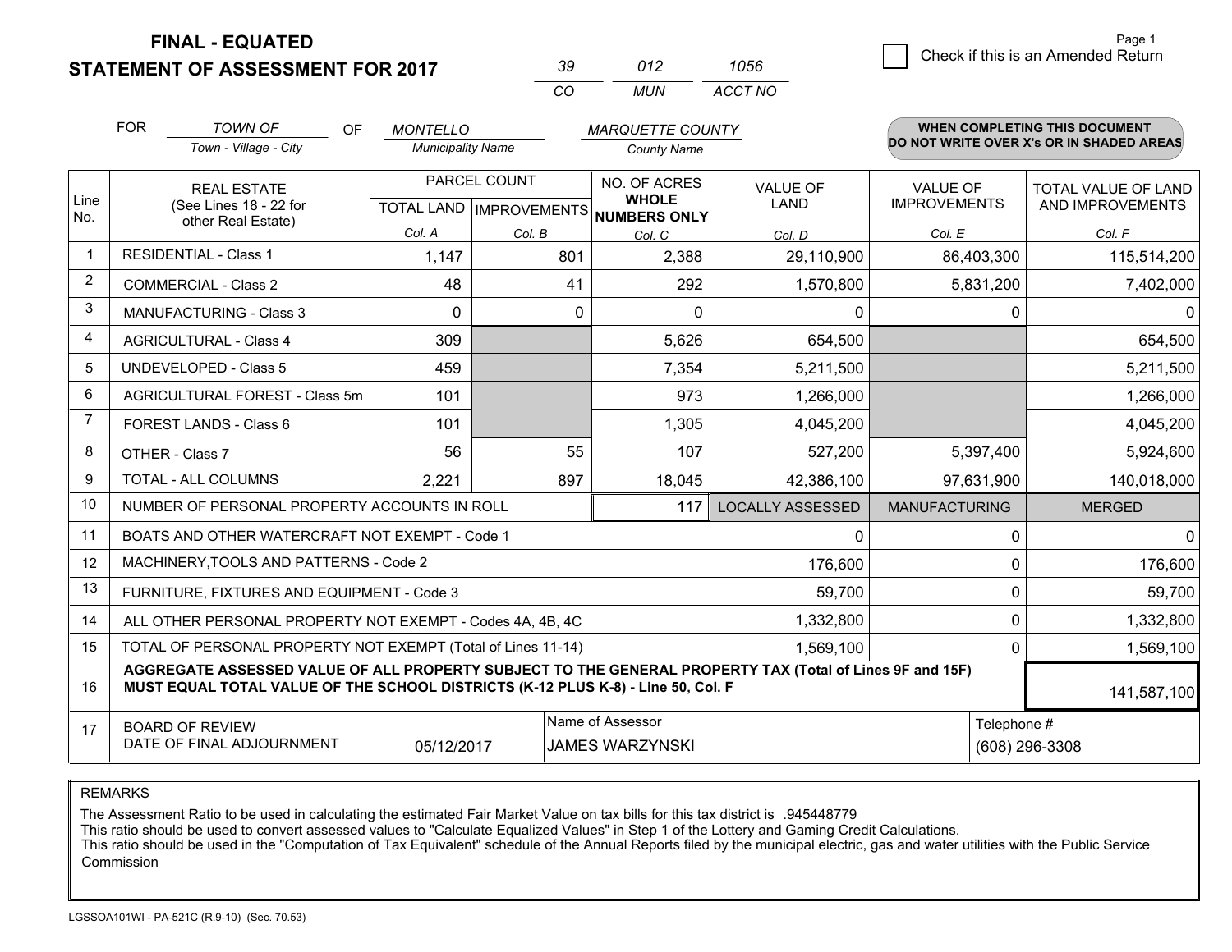# FINAL - EQUATED
## STATEMENT OF ASSESSMENT FOR 2017

| 39 | 012 | 1056 |
|---|---|---|
| CO | MUN | ACCT NO |

Page 1

☐ Check if this is an Amended Return

FOR *TOWN OF* (Town - Village - City) OF *MONTELLO* (Municipality Name) *MARQUETTE COUNTY* (County Name)

**WHEN COMPLETING THIS DOCUMENT DO NOT WRITE OVER X's OR IN SHADED AREAS**

| Line No. | REAL ESTATE (See Lines 18 - 22 for other Real Estate) | PARCEL COUNT TOTAL LAND Col. A | PARCEL COUNT IMPROVEMENTS Col. B | NO. OF ACRES WHOLE NUMBERS ONLY Col. C | VALUE OF LAND Col. D | VALUE OF IMPROVEMENTS Col. E | TOTAL VALUE OF LAND AND IMPROVEMENTS Col. F |
|---|---|---|---|---|---|---|---|
| 1 | RESIDENTIAL - Class 1 | 1,147 | 801 | 2,388 | 29,110,900 | 86,403,300 | 115,514,200 |
| 2 | COMMERCIAL - Class 2 | 48 | 41 | 292 | 1,570,800 | 5,831,200 | 7,402,000 |
| 3 | MANUFACTURING - Class 3 | 0 | 0 | 0 | 0 | 0 | 0 |
| 4 | AGRICULTURAL - Class 4 | 309 | | 5,626 | 654,500 | | 654,500 |
| 5 | UNDEVELOPED - Class 5 | 459 | | 7,354 | 5,211,500 | | 5,211,500 |
| 6 | AGRICULTURAL FOREST - Class 5m | 101 | | 973 | 1,266,000 | | 1,266,000 |
| 7 | FOREST LANDS - Class 6 | 101 | | 1,305 | 4,045,200 | | 4,045,200 |
| 8 | OTHER - Class 7 | 56 | 55 | 107 | 527,200 | 5,397,400 | 5,924,600 |
| 9 | TOTAL - ALL COLUMNS | 2,221 | 897 | 18,045 | 42,386,100 | 97,631,900 | 140,018,000 |
| 10 | NUMBER OF PERSONAL PROPERTY ACCOUNTS IN ROLL | | | 117 | LOCALLY ASSESSED | MANUFACTURING | MERGED |
| 11 | BOATS AND OTHER WATERCRAFT NOT EXEMPT - Code 1 | | | | 0 | 0 | 0 |
| 12 | MACHINERY,TOOLS AND PATTERNS - Code 2 | | | | 176,600 | 0 | 176,600 |
| 13 | FURNITURE, FIXTURES AND EQUIPMENT - Code 3 | | | | 59,700 | 0 | 59,700 |
| 14 | ALL OTHER PERSONAL PROPERTY NOT EXEMPT - Codes 4A, 4B, 4C | | | | 1,332,800 | 0 | 1,332,800 |
| 15 | TOTAL OF PERSONAL PROPERTY NOT EXEMPT (Total of Lines 11-14) | | | | 1,569,100 | 0 | 1,569,100 |
| 16 | **AGGREGATE ASSESSED VALUE OF ALL PROPERTY SUBJECT TO THE GENERAL PROPERTY TAX (Total of Lines 9F and 15F) MUST EQUAL TOTAL VALUE OF THE SCHOOL DISTRICTS (K-12 PLUS K-8) - Line 50, Col. F** | | | | | | 141,587,100 |
| 17 | BOARD OF REVIEW DATE OF FINAL ADJOURNMENT | 05/12/2017 | Name of Assessor: JAMES WARZYNSKI | | | Telephone #: (608) 296-3308 | |

REMARKS

The Assessment Ratio to be used in calculating the estimated Fair Market Value on tax bills for this tax district is .945448779
This ratio should be used to convert assessed values to "Calculate Equalized Values" in Step 1 of the Lottery and Gaming Credit Calculations.
This ratio should be used in the "Computation of Tax Equivalent" schedule of the Annual Reports filed by the municipal electric, gas and water utilities with the Public Service Commission

LGSSOA101WI - PA-521C (R.9-10) (Sec. 70.53)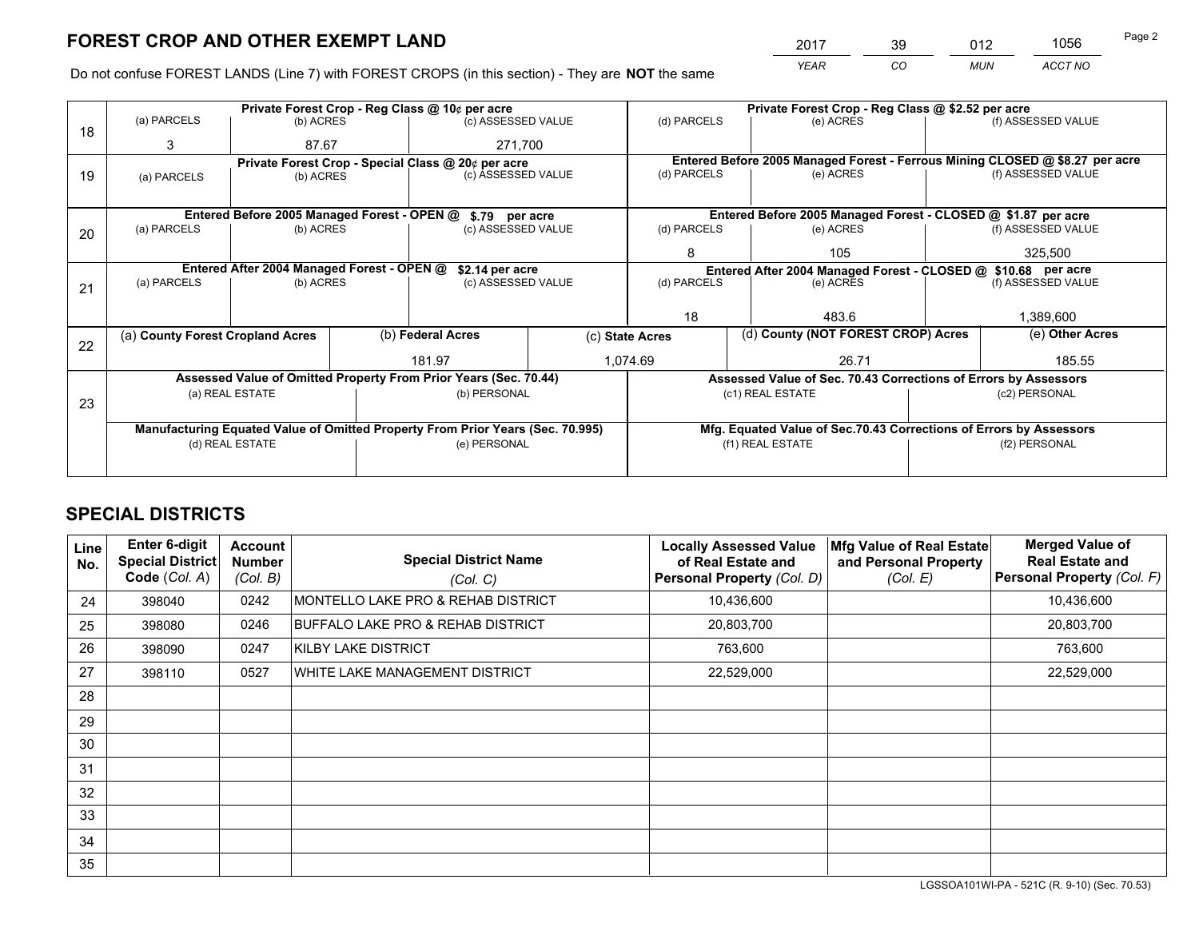# FOREST CROP AND OTHER EXEMPT LAND

| YEAR | CO | MUN | ACCT NO |
|---|---|---|---|
| 2017 | 39 | 012 | 1056 |

Do not confuse FOREST LANDS (Line 7) with FOREST CROPS (in this section) - They are **NOT** the same

| Line | Private Forest Crop - Reg Class @ 10¢ per acre | | | Private Forest Crop - Reg Class @ $2.52 per acre | | |
|---|---|---|---|---|---|---|
| 18 | (a) PARCELS | (b) ACRES | (c) ASSESSED VALUE | (d) PARCELS | (e) ACRES | (f) ASSESSED VALUE |
| | 3 | 87.67 | 271,700 | | | |
| | **Private Forest Crop - Special Class @ 20¢ per acre** | | | **Entered Before 2005 Managed Forest - Ferrous Mining CLOSED @ $8.27 per acre** | | |
| 19 | (a) PARCELS | (b) ACRES | (c) ASSESSED VALUE | (d) PARCELS | (e) ACRES | (f) ASSESSED VALUE |
| | | | | | | |
| | **Entered Before 2005 Managed Forest - OPEN @ $.79 per acre** | | | **Entered Before 2005 Managed Forest - CLOSED @ $1.87 per acre** | | |
| 20 | (a) PARCELS | (b) ACRES | (c) ASSESSED VALUE | (d) PARCELS | (e) ACRES | (f) ASSESSED VALUE |
| | | | | 8 | 105 | 325,500 |
| | **Entered After 2004 Managed Forest - OPEN @ $2.14 per acre** | | | **Entered After 2004 Managed Forest - CLOSED @ $10.68 per acre** | | |
| 21 | (a) PARCELS | (b) ACRES | (c) ASSESSED VALUE | (d) PARCELS | (e) ACRES | (f) ASSESSED VALUE |
| | | | | 18 | 483.6 | 1,389,600 |

| Line | (a) County Forest Cropland Acres | (b) Federal Acres | (c) State Acres | (d) County (NOT FOREST CROP) Acres | (e) Other Acres |
|---|---|---|---|---|---|
| 22 | | 181.97 | 1,074.69 | 26.71 | 185.55 |

| Line | Assessed Value of Omitted Property From Prior Years (Sec. 70.44) | | Assessed Value of Sec. 70.43 Corrections of Errors by Assessors | |
|---|---|---|---|---|
| 23 | (a) REAL ESTATE | (b) PERSONAL | (c1) REAL ESTATE | (c2) PERSONAL |
| | | | | |
| | **Manufacturing Equated Value of Omitted Property From Prior Years (Sec. 70.995)** | | **Mfg. Equated Value of Sec.70.43 Corrections of Errors by Assessors** | |
| | (d) REAL ESTATE | (e) PERSONAL | (f1) REAL ESTATE | (f2) PERSONAL |
| | | | | |

# SPECIAL DISTRICTS

| Line No. | Enter 6-digit Special District Code (Col. A) | Account Number (Col. B) | Special District Name (Col. C) | Locally Assessed Value of Real Estate and Personal Property (Col. D) | Mfg Value of Real Estate and Personal Property (Col. E) | Merged Value of Real Estate and Personal Property (Col. F) |
|---|---|---|---|---|---|---|
| 24 | 398040 | 0242 | MONTELLO LAKE PRO & REHAB DISTRICT | 10,436,600 | | 10,436,600 |
| 25 | 398080 | 0246 | BUFFALO LAKE PRO & REHAB DISTRICT | 20,803,700 | | 20,803,700 |
| 26 | 398090 | 0247 | KILBY LAKE DISTRICT | 763,600 | | 763,600 |
| 27 | 398110 | 0527 | WHITE LAKE MANAGEMENT DISTRICT | 22,529,000 | | 22,529,000 |
| 28 | | | | | | |
| 29 | | | | | | |
| 30 | | | | | | |
| 31 | | | | | | |
| 32 | | | | | | |
| 33 | | | | | | |
| 34 | | | | | | |
| 35 | | | | | | |

LGSSOA101WI-PA - 521C (R. 9-10) (Sec. 70.53)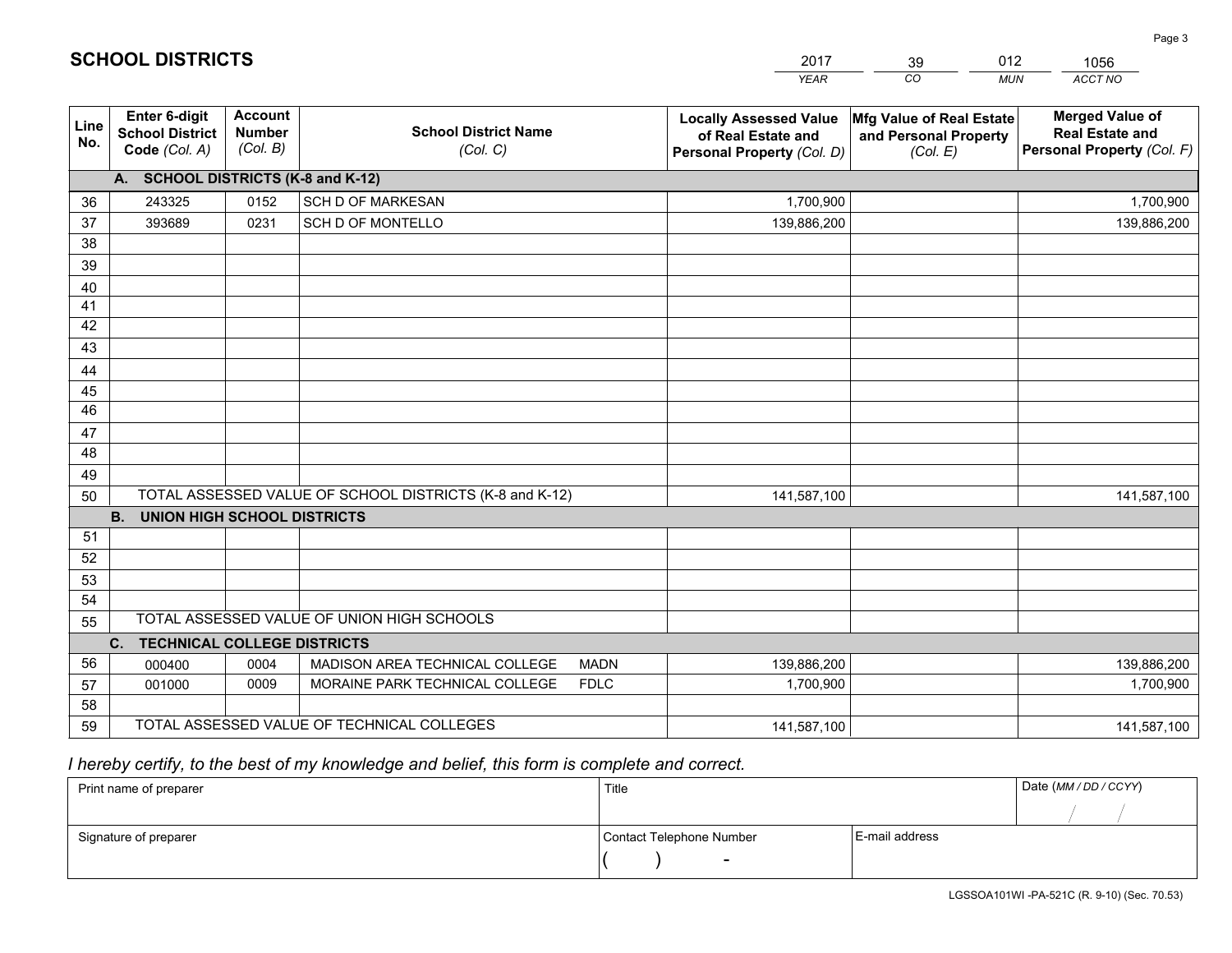# SCHOOL DISTRICTS

| 2017 | 39 | 012 | 1056 |
|---|---|---|---|
| *YEAR* | *CO* | *MUN* | *ACCT NO* |

| Line No. | Enter 6-digit School District Code *(Col. A)* | Account Number *(Col. B)* | School District Name *(Col. C)* | Locally Assessed Value of Real Estate and Personal Property *(Col. D)* | Mfg Value of Real Estate and Personal Property *(Col. E)* | Merged Value of Real Estate and Personal Property *(Col. F)* |
|---|---|---|---|---|---|---|
| **A. SCHOOL DISTRICTS (K-8 and K-12)** | | | | | | |
| 36 | 243325 | 0152 | SCH D OF MARKESAN | 1,700,900 | | 1,700,900 |
| 37 | 393689 | 0231 | SCH D OF MONTELLO | 139,886,200 | | 139,886,200 |
| 38 | | | | | | |
| 39 | | | | | | |
| 40 | | | | | | |
| 41 | | | | | | |
| 42 | | | | | | |
| 43 | | | | | | |
| 44 | | | | | | |
| 45 | | | | | | |
| 46 | | | | | | |
| 47 | | | | | | |
| 48 | | | | | | |
| 49 | | | | | | |
| 50 | TOTAL ASSESSED VALUE OF SCHOOL DISTRICTS (K-8 and K-12) | | | 141,587,100 | | 141,587,100 |
| **B. UNION HIGH SCHOOL DISTRICTS** | | | | | | |
| 51 | | | | | | |
| 52 | | | | | | |
| 53 | | | | | | |
| 54 | | | | | | |
| 55 | TOTAL ASSESSED VALUE OF UNION HIGH SCHOOLS | | | | | |
| **C. TECHNICAL COLLEGE DISTRICTS** | | | | | | |
| 56 | 000400 | 0004 | MADISON AREA TECHNICAL COLLEGE MADN | 139,886,200 | | 139,886,200 |
| 57 | 001000 | 0009 | MORAINE PARK TECHNICAL COLLEGE FDLC | 1,700,900 | | 1,700,900 |
| 58 | | | | | | |
| 59 | TOTAL ASSESSED VALUE OF TECHNICAL COLLEGES | | | 141,587,100 | | 141,587,100 |

*I hereby certify, to the best of my knowledge and belief, this form is complete and correct.*

| Print name of preparer | Title | | Date *(MM / DD / CCYY)* |
|---|---|---|---|
| | | | / / |
| Signature of preparer | Contact Telephone Number | E-mail address | |
| | ( ) - | | |

LGSSOA101WI -PA-521C (R. 9-10) (Sec. 70.53)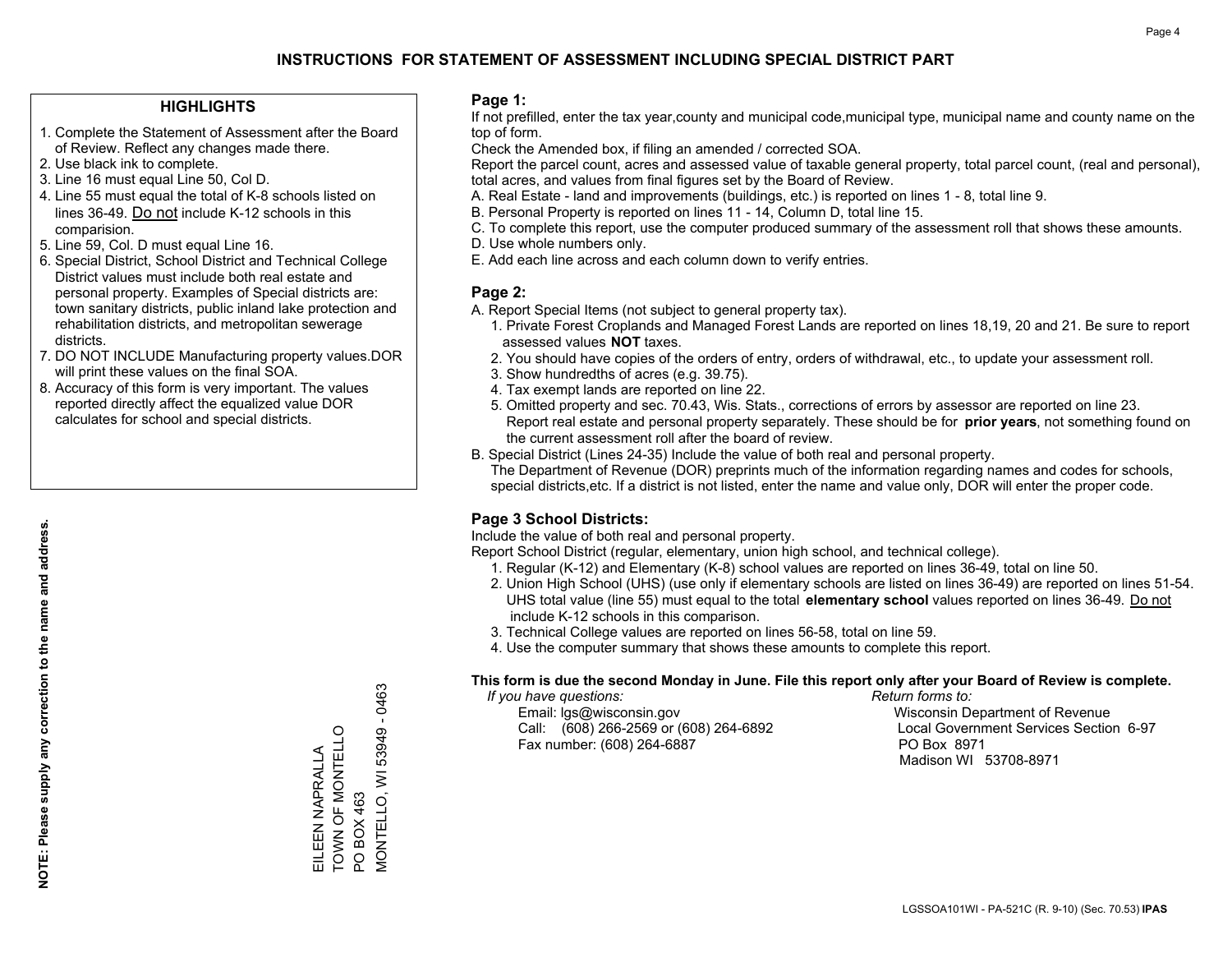# INSTRUCTIONS FOR STATEMENT OF ASSESSMENT INCLUDING SPECIAL DISTRICT PART

## HIGHLIGHTS

1. Complete the Statement of Assessment after the Board of Review. Reflect any changes made there.
2. Use black ink to complete.
3. Line 16 must equal Line 50, Col D.
4. Line 55 must equal the total of K-8 schools listed on lines 36-49. Do not include K-12 schools in this comparision.
5. Line 59, Col. D must equal Line 16.
6. Special District, School District and Technical College District values must include both real estate and personal property. Examples of Special districts are: town sanitary districts, public inland lake protection and rehabilitation districts, and metropolitan sewerage districts.
7. DO NOT INCLUDE Manufacturing property values.DOR will print these values on the final SOA.
8. Accuracy of this form is very important. The values reported directly affect the equalized value DOR calculates for school and special districts.

**NOTE: Please supply any correction to the name and address.**

EILEEN NAPRALLA
TOWN OF MONTELLO
PO BOX 463
MONTELLO, WI 53949 - 0463

## Page 1:

If not prefilled, enter the tax year,county and municipal code,municipal type, municipal name and county name on the top of form.

Check the Amended box, if filing an amended / corrected SOA.

Report the parcel count, acres and assessed value of taxable general property, total parcel count, (real and personal), total acres, and values from final figures set by the Board of Review.

A. Real Estate - land and improvements (buildings, etc.) is reported on lines 1 - 8, total line 9.
B. Personal Property is reported on lines 11 - 14, Column D, total line 15.
C. To complete this report, use the computer produced summary of the assessment roll that shows these amounts.
D. Use whole numbers only.
E. Add each line across and each column down to verify entries.

## Page 2:

A. Report Special Items (not subject to general property tax).
   1. Private Forest Croplands and Managed Forest Lands are reported on lines 18,19, 20 and 21. Be sure to report assessed values **NOT** taxes.
   2. You should have copies of the orders of entry, orders of withdrawal, etc., to update your assessment roll.
   3. Show hundredths of acres (e.g. 39.75).
   4. Tax exempt lands are reported on line 22.
   5. Omitted property and sec. 70.43, Wis. Stats., corrections of errors by assessor are reported on line 23. Report real estate and personal property separately. These should be for **prior years**, not something found on the current assessment roll after the board of review.
B. Special District (Lines 24-35) Include the value of both real and personal property.
   The Department of Revenue (DOR) preprints much of the information regarding names and codes for schools, special districts,etc. If a district is not listed, enter the name and value only, DOR will enter the proper code.

## Page 3 School Districts:

Include the value of both real and personal property.

Report School District (regular, elementary, union high school, and technical college).

1. Regular (K-12) and Elementary (K-8) school values are reported on lines 36-49, total on line 50.
2. Union High School (UHS) (use only if elementary schools are listed on lines 36-49) are reported on lines 51-54. UHS total value (line 55) must equal to the total **elementary school** values reported on lines 36-49. Do not include K-12 schools in this comparison.
3. Technical College values are reported on lines 56-58, total on line 59.
4. Use the computer summary that shows these amounts to complete this report.

**This form is due the second Monday in June. File this report only after your Board of Review is complete.**

*If you have questions:*
Email: lgs@wisconsin.gov
Call: (608) 266-2569 or (608) 264-6892
Fax number: (608) 264-6887

*Return forms to:*
Wisconsin Department of Revenue
Local Government Services Section 6-97
PO Box 8971
Madison WI 53708-8971

LGSSOA101WI - PA-521C (R. 9-10) (Sec. 70.53) **IPAS**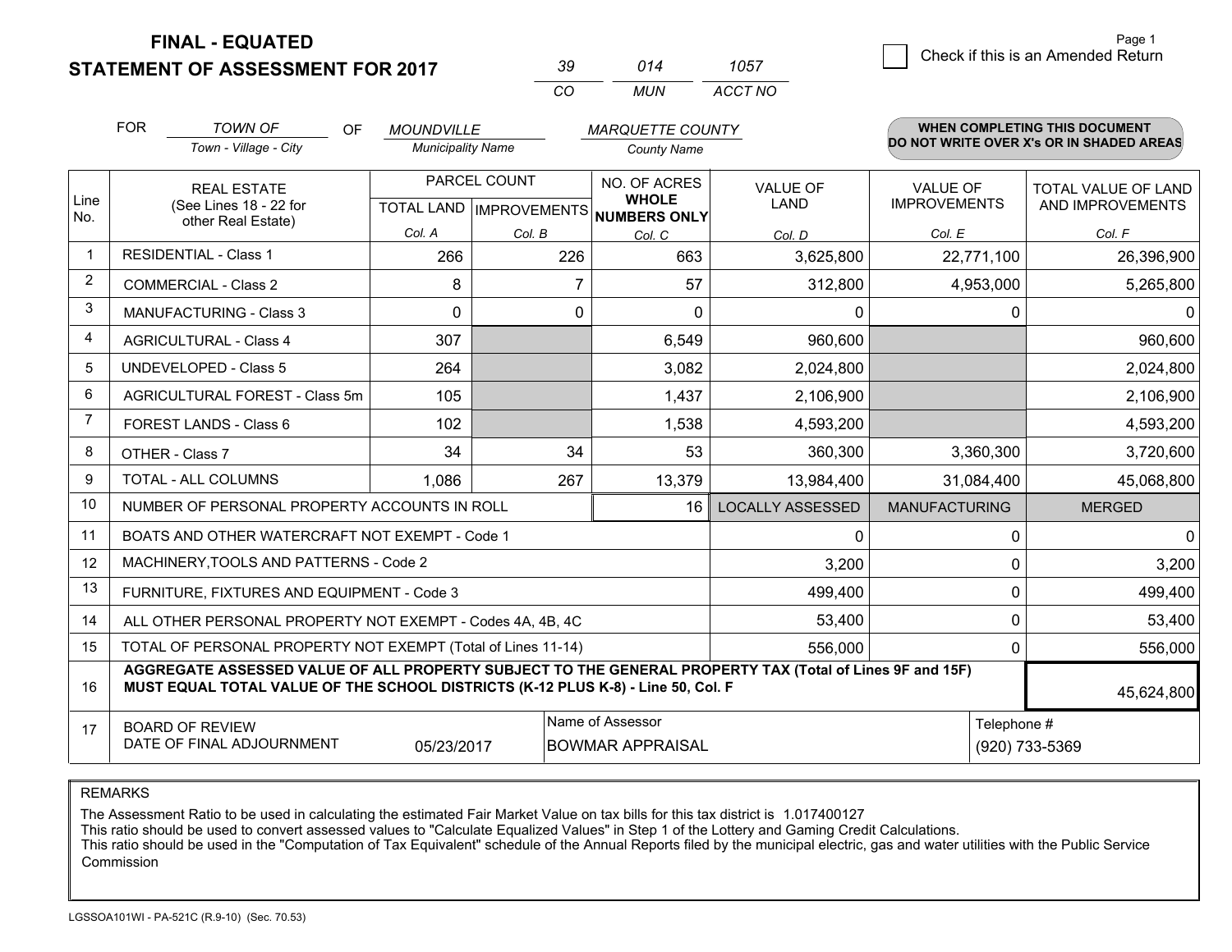# FINAL - EQUATED
## STATEMENT OF ASSESSMENT FOR 2017

| 39 | 014 | 1057 |
|---|---|---|
| CO | MUN | ACCT NO |

Page 1

☐ Check if this is an Amended Return

FOR *TOWN OF* (Town - Village - City) OF *MOUNDVILLE* (Municipality Name) *MARQUETTE COUNTY* (County Name)

**WHEN COMPLETING THIS DOCUMENT DO NOT WRITE OVER X's OR IN SHADED AREAS**

| Line No. | REAL ESTATE (See Lines 18 - 22 for other Real Estate) | PARCEL COUNT TOTAL LAND Col. A | PARCEL COUNT IMPROVEMENTS Col. B | NO. OF ACRES WHOLE NUMBERS ONLY Col. C | VALUE OF LAND Col. D | VALUE OF IMPROVEMENTS Col. E | TOTAL VALUE OF LAND AND IMPROVEMENTS Col. F |
|---|---|---|---|---|---|---|---|
| 1 | RESIDENTIAL - Class 1 | 266 | 226 | 663 | 3,625,800 | 22,771,100 | 26,396,900 |
| 2 | COMMERCIAL - Class 2 | 8 | 7 | 57 | 312,800 | 4,953,000 | 5,265,800 |
| 3 | MANUFACTURING - Class 3 | 0 | 0 | 0 | 0 | 0 | 0 |
| 4 | AGRICULTURAL - Class 4 | 307 | | 6,549 | 960,600 | | 960,600 |
| 5 | UNDEVELOPED - Class 5 | 264 | | 3,082 | 2,024,800 | | 2,024,800 |
| 6 | AGRICULTURAL FOREST - Class 5m | 105 | | 1,437 | 2,106,900 | | 2,106,900 |
| 7 | FOREST LANDS - Class 6 | 102 | | 1,538 | 4,593,200 | | 4,593,200 |
| 8 | OTHER - Class 7 | 34 | 34 | 53 | 360,300 | 3,360,300 | 3,720,600 |
| 9 | TOTAL - ALL COLUMNS | 1,086 | 267 | 13,379 | 13,984,400 | 31,084,400 | 45,068,800 |
| 10 | NUMBER OF PERSONAL PROPERTY ACCOUNTS IN ROLL | | | 16 | LOCALLY ASSESSED | MANUFACTURING | MERGED |
| 11 | BOATS AND OTHER WATERCRAFT NOT EXEMPT - Code 1 | | | | 0 | 0 | 0 |
| 12 | MACHINERY,TOOLS AND PATTERNS - Code 2 | | | | 3,200 | 0 | 3,200 |
| 13 | FURNITURE, FIXTURES AND EQUIPMENT - Code 3 | | | | 499,400 | 0 | 499,400 |
| 14 | ALL OTHER PERSONAL PROPERTY NOT EXEMPT - Codes 4A, 4B, 4C | | | | 53,400 | 0 | 53,400 |
| 15 | TOTAL OF PERSONAL PROPERTY NOT EXEMPT (Total of Lines 11-14) | | | | 556,000 | 0 | 556,000 |
| 16 | **AGGREGATE ASSESSED VALUE OF ALL PROPERTY SUBJECT TO THE GENERAL PROPERTY TAX (Total of Lines 9F and 15F) MUST EQUAL TOTAL VALUE OF THE SCHOOL DISTRICTS (K-12 PLUS K-8) - Line 50, Col. F** | | | | | | 45,624,800 |
| 17 | BOARD OF REVIEW DATE OF FINAL ADJOURNMENT | 05/23/2017 | | Name of Assessor: BOWMAR APPRAISAL | | Telephone #: (920) 733-5369 | |

REMARKS

The Assessment Ratio to be used in calculating the estimated Fair Market Value on tax bills for this tax district is 1.017400127
This ratio should be used to convert assessed values to "Calculate Equalized Values" in Step 1 of the Lottery and Gaming Credit Calculations.
This ratio should be used in the "Computation of Tax Equivalent" schedule of the Annual Reports filed by the municipal electric, gas and water utilities with the Public Service Commission

LGSSOA101WI - PA-521C (R.9-10) (Sec. 70.53)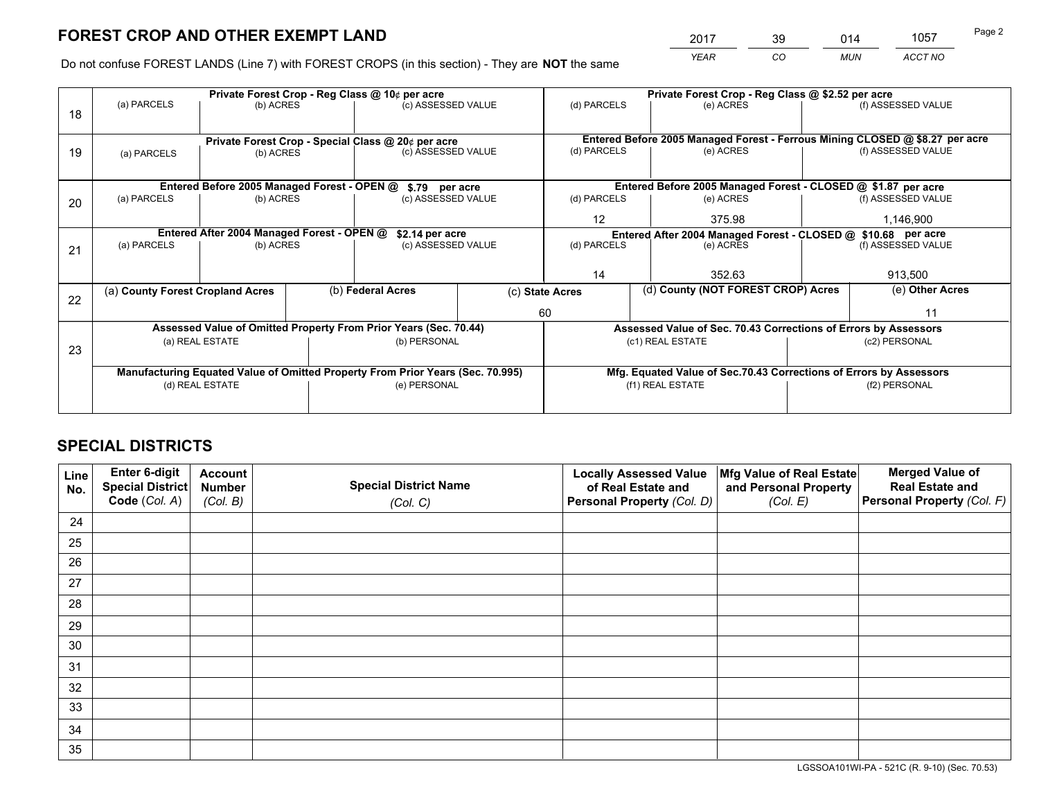# FOREST CROP AND OTHER EXEMPT LAND

| 2017 | 39 | 014 | 1057 |
|---|---|---|---|
| *YEAR* | *CO* | *MUN* | *ACCT NO* |

Do not confuse FOREST LANDS (Line 7) with FOREST CROPS (in this section) - They are **NOT** the same

| Line | Private Forest Crop - Reg Class @ 10¢ per acre | | | Private Forest Crop - Reg Class @ $2.52 per acre | | |
|---|---|---|---|---|---|---|
| 18 | (a) PARCELS | (b) ACRES | (c) ASSESSED VALUE | (d) PARCELS | (e) ACRES | (f) ASSESSED VALUE |
| | | | | | | |
| | **Private Forest Crop - Special Class @ 20¢ per acre** | | | **Entered Before 2005 Managed Forest - Ferrous Mining CLOSED @ $8.27 per acre** | | |
| 19 | (a) PARCELS | (b) ACRES | (c) ASSESSED VALUE | (d) PARCELS | (e) ACRES | (f) ASSESSED VALUE |
| | | | | | | |
| | **Entered Before 2005 Managed Forest - OPEN @ $.79 per acre** | | | **Entered Before 2005 Managed Forest - CLOSED @ $1.87 per acre** | | |
| 20 | (a) PARCELS | (b) ACRES | (c) ASSESSED VALUE | (d) PARCELS | (e) ACRES | (f) ASSESSED VALUE |
| | | | | 12 | 375.98 | 1,146,900 |
| | **Entered After 2004 Managed Forest - OPEN @ $2.14 per acre** | | | **Entered After 2004 Managed Forest - CLOSED @ $10.68 per acre** | | |
| 21 | (a) PARCELS | (b) ACRES | (c) ASSESSED VALUE | (d) PARCELS | (e) ACRES | (f) ASSESSED VALUE |
| | | | | 14 | 352.63 | 913,500 |

| Line | (a) County Forest Cropland Acres | (b) Federal Acres | (c) State Acres | (d) County (NOT FOREST CROP) Acres | (e) Other Acres |
|---|---|---|---|---|---|
| 22 | | | 60 | | 11 |

| Line | Assessed Value of Omitted Property From Prior Years (Sec. 70.44) | | Assessed Value of Sec. 70.43 Corrections of Errors by Assessors | |
|---|---|---|---|---|
| 23 | (a) REAL ESTATE | (b) PERSONAL | (c1) REAL ESTATE | (c2) PERSONAL |
| | | | | |
| | **Manufacturing Equated Value of Omitted Property From Prior Years (Sec. 70.995)** | | **Mfg. Equated Value of Sec.70.43 Corrections of Errors by Assessors** | |
| | (d) REAL ESTATE | (e) PERSONAL | (f1) REAL ESTATE | (f2) PERSONAL |
| | | | | |

# SPECIAL DISTRICTS

| Line No. | Enter 6-digit Special District Code (*Col. A*) | Account Number (*Col. B*) | Special District Name (*Col. C*) | Locally Assessed Value of Real Estate and Personal Property (*Col. D*) | Mfg Value of Real Estate and Personal Property (*Col. E*) | Merged Value of Real Estate and Personal Property (*Col. F*) |
|---|---|---|---|---|---|---|
| 24 | | | | | | |
| 25 | | | | | | |
| 26 | | | | | | |
| 27 | | | | | | |
| 28 | | | | | | |
| 29 | | | | | | |
| 30 | | | | | | |
| 31 | | | | | | |
| 32 | | | | | | |
| 33 | | | | | | |
| 34 | | | | | | |
| 35 | | | | | | |

LGSSOA101WI-PA - 521C (R. 9-10) (Sec. 70.53)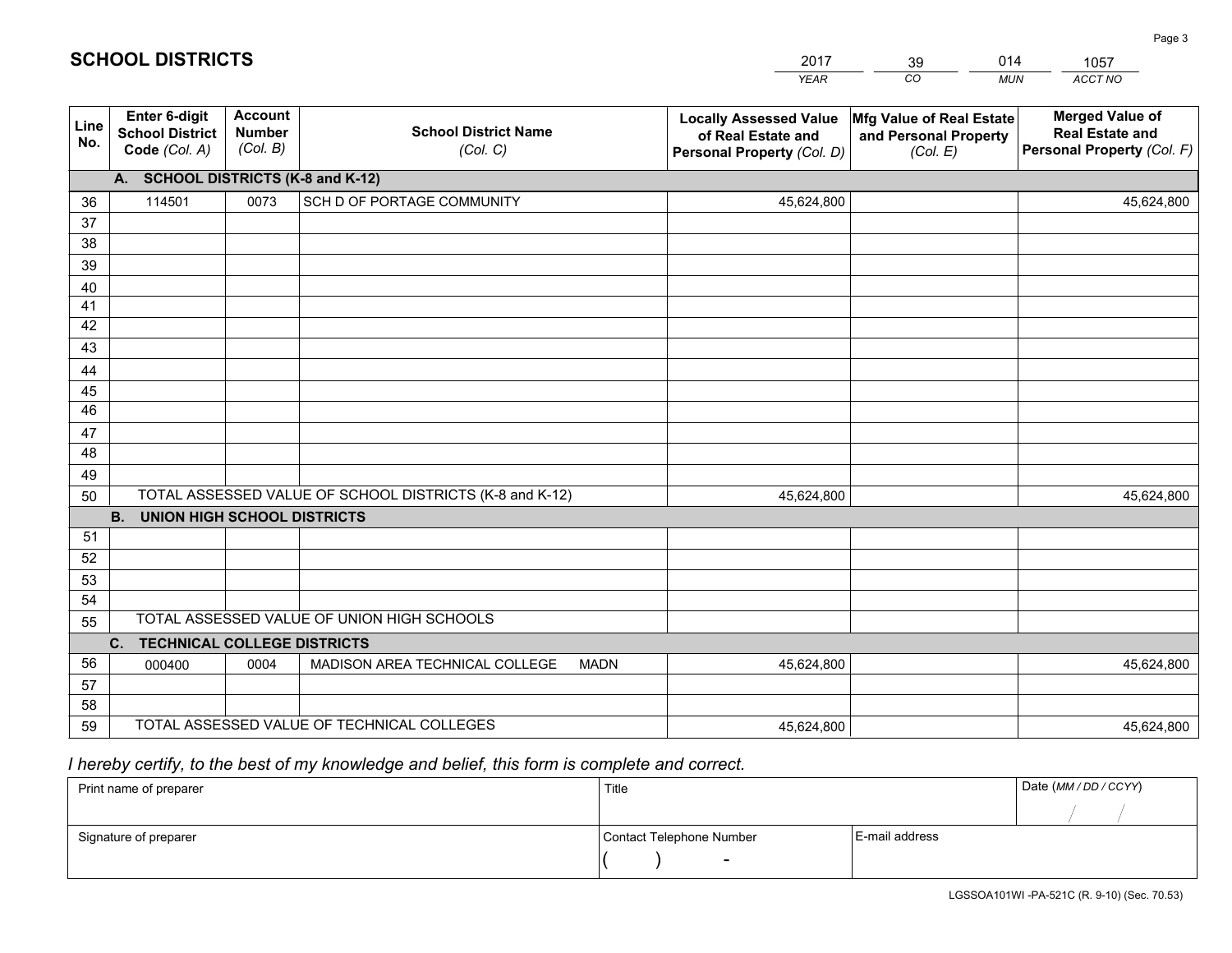# SCHOOL DISTRICTS

| 2017 | 39 | 014 | 1057 |
|---|---|---|---|
| *YEAR* | *CO* | *MUN* | *ACCT NO* |

| Line No. | Enter 6-digit School District Code *(Col. A)* | Account Number *(Col. B)* | School District Name *(Col. C)* | Locally Assessed Value of Real Estate and Personal Property *(Col. D)* | Mfg Value of Real Estate and Personal Property *(Col. E)* | Merged Value of Real Estate and Personal Property *(Col. F)* |
|---|---|---|---|---|---|---|
| **A. SCHOOL DISTRICTS (K-8 and K-12)** | | | | | | |
| 36 | 114501 | 0073 | SCH D OF PORTAGE COMMUNITY | 45,624,800 | | 45,624,800 |
| 37 | | | | | | |
| 38 | | | | | | |
| 39 | | | | | | |
| 40 | | | | | | |
| 41 | | | | | | |
| 42 | | | | | | |
| 43 | | | | | | |
| 44 | | | | | | |
| 45 | | | | | | |
| 46 | | | | | | |
| 47 | | | | | | |
| 48 | | | | | | |
| 49 | | | | | | |
| 50 | TOTAL ASSESSED VALUE OF SCHOOL DISTRICTS (K-8 and K-12) | | | 45,624,800 | | 45,624,800 |
| **B. UNION HIGH SCHOOL DISTRICTS** | | | | | | |
| 51 | | | | | | |
| 52 | | | | | | |
| 53 | | | | | | |
| 54 | | | | | | |
| 55 | TOTAL ASSESSED VALUE OF UNION HIGH SCHOOLS | | | | | |
| **C. TECHNICAL COLLEGE DISTRICTS** | | | | | | |
| 56 | 000400 | 0004 | MADISON AREA TECHNICAL COLLEGE MADN | 45,624,800 | | 45,624,800 |
| 57 | | | | | | |
| 58 | | | | | | |
| 59 | TOTAL ASSESSED VALUE OF TECHNICAL COLLEGES | | | 45,624,800 | | 45,624,800 |

*I hereby certify, to the best of my knowledge and belief, this form is complete and correct.*

| Print name of preparer | Title | | Date *(MM / DD / CCYY)* |
|---|---|---|---|
| | | | / / |
| Signature of preparer | Contact Telephone Number | E-mail address | |
| | ( ) - | | |

LGSSOA101WI -PA-521C (R. 9-10) (Sec. 70.53)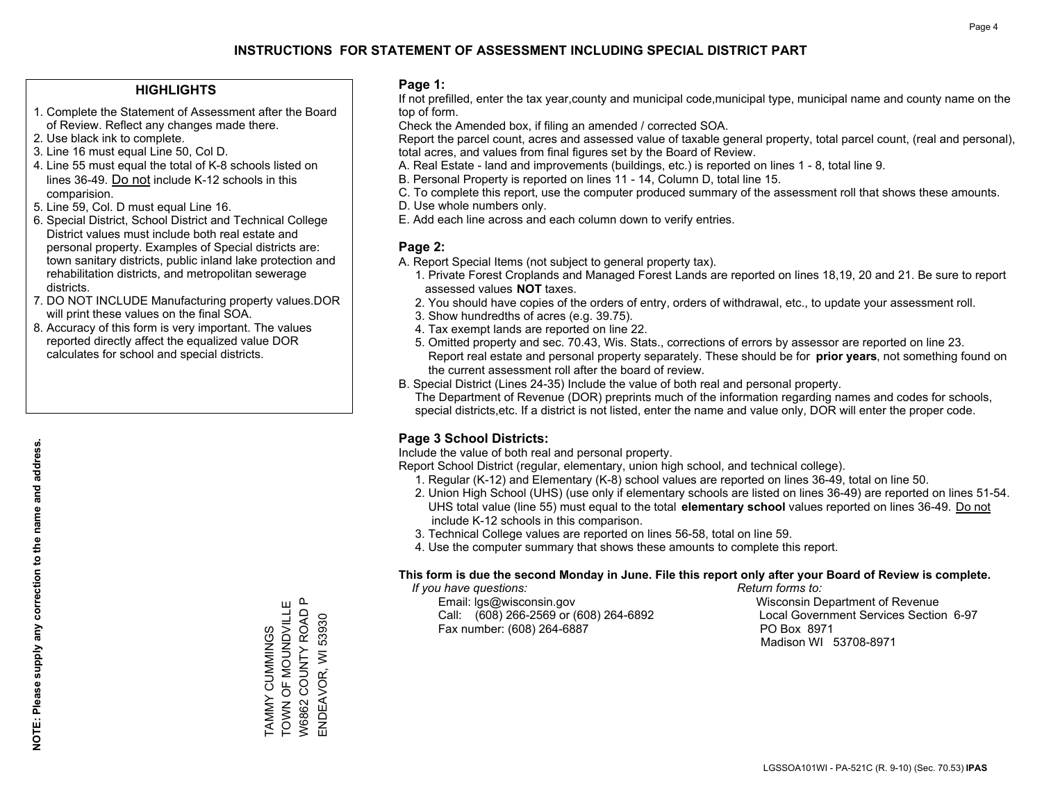# INSTRUCTIONS FOR STATEMENT OF ASSESSMENT INCLUDING SPECIAL DISTRICT PART

## HIGHLIGHTS

1. Complete the Statement of Assessment after the Board of Review. Reflect any changes made there.
2. Use black ink to complete.
3. Line 16 must equal Line 50, Col D.
4. Line 55 must equal the total of K-8 schools listed on lines 36-49. Do not include K-12 schools in this comparision.
5. Line 59, Col. D must equal Line 16.
6. Special District, School District and Technical College District values must include both real estate and personal property. Examples of Special districts are: town sanitary districts, public inland lake protection and rehabilitation districts, and metropolitan sewerage districts.
7. DO NOT INCLUDE Manufacturing property values.DOR will print these values on the final SOA.
8. Accuracy of this form is very important. The values reported directly affect the equalized value DOR calculates for school and special districts.

**NOTE: Please supply any correction to the name and address.**

TAMMY CUMMINGS
TOWN OF MOUNDVILLE
W6862 COUNTY ROAD P
ENDEAVOR, WI 53930

## Page 1:

If not prefilled, enter the tax year,county and municipal code,municipal type, municipal name and county name on the top of form.

Check the Amended box, if filing an amended / corrected SOA.

Report the parcel count, acres and assessed value of taxable general property, total parcel count, (real and personal), total acres, and values from final figures set by the Board of Review.

A. Real Estate - land and improvements (buildings, etc.) is reported on lines 1 - 8, total line 9.
B. Personal Property is reported on lines 11 - 14, Column D, total line 15.
C. To complete this report, use the computer produced summary of the assessment roll that shows these amounts.
D. Use whole numbers only.
E. Add each line across and each column down to verify entries.

## Page 2:

A. Report Special Items (not subject to general property tax).
   1. Private Forest Croplands and Managed Forest Lands are reported on lines 18,19, 20 and 21. Be sure to report assessed values **NOT** taxes.
   2. You should have copies of the orders of entry, orders of withdrawal, etc., to update your assessment roll.
   3. Show hundredths of acres (e.g. 39.75).
   4. Tax exempt lands are reported on line 22.
   5. Omitted property and sec. 70.43, Wis. Stats., corrections of errors by assessor are reported on line 23. Report real estate and personal property separately. These should be for **prior years**, not something found on the current assessment roll after the board of review.
B. Special District (Lines 24-35) Include the value of both real and personal property.
   The Department of Revenue (DOR) preprints much of the information regarding names and codes for schools, special districts,etc. If a district is not listed, enter the name and value only, DOR will enter the proper code.

## Page 3 School Districts:

Include the value of both real and personal property.

Report School District (regular, elementary, union high school, and technical college).

1. Regular (K-12) and Elementary (K-8) school values are reported on lines 36-49, total on line 50.
2. Union High School (UHS) (use only if elementary schools are listed on lines 36-49) are reported on lines 51-54. UHS total value (line 55) must equal to the total **elementary school** values reported on lines 36-49. Do not include K-12 schools in this comparison.
3. Technical College values are reported on lines 56-58, total on line 59.
4. Use the computer summary that shows these amounts to complete this report.

**This form is due the second Monday in June. File this report only after your Board of Review is complete.**

*If you have questions:*
Email: lgs@wisconsin.gov
Call: (608) 266-2569 or (608) 264-6892
Fax number: (608) 264-6887

*Return forms to:*
Wisconsin Department of Revenue
Local Government Services Section 6-97
PO Box 8971
Madison WI 53708-8971

LGSSOA101WI - PA-521C (R. 9-10) (Sec. 70.53) **IPAS**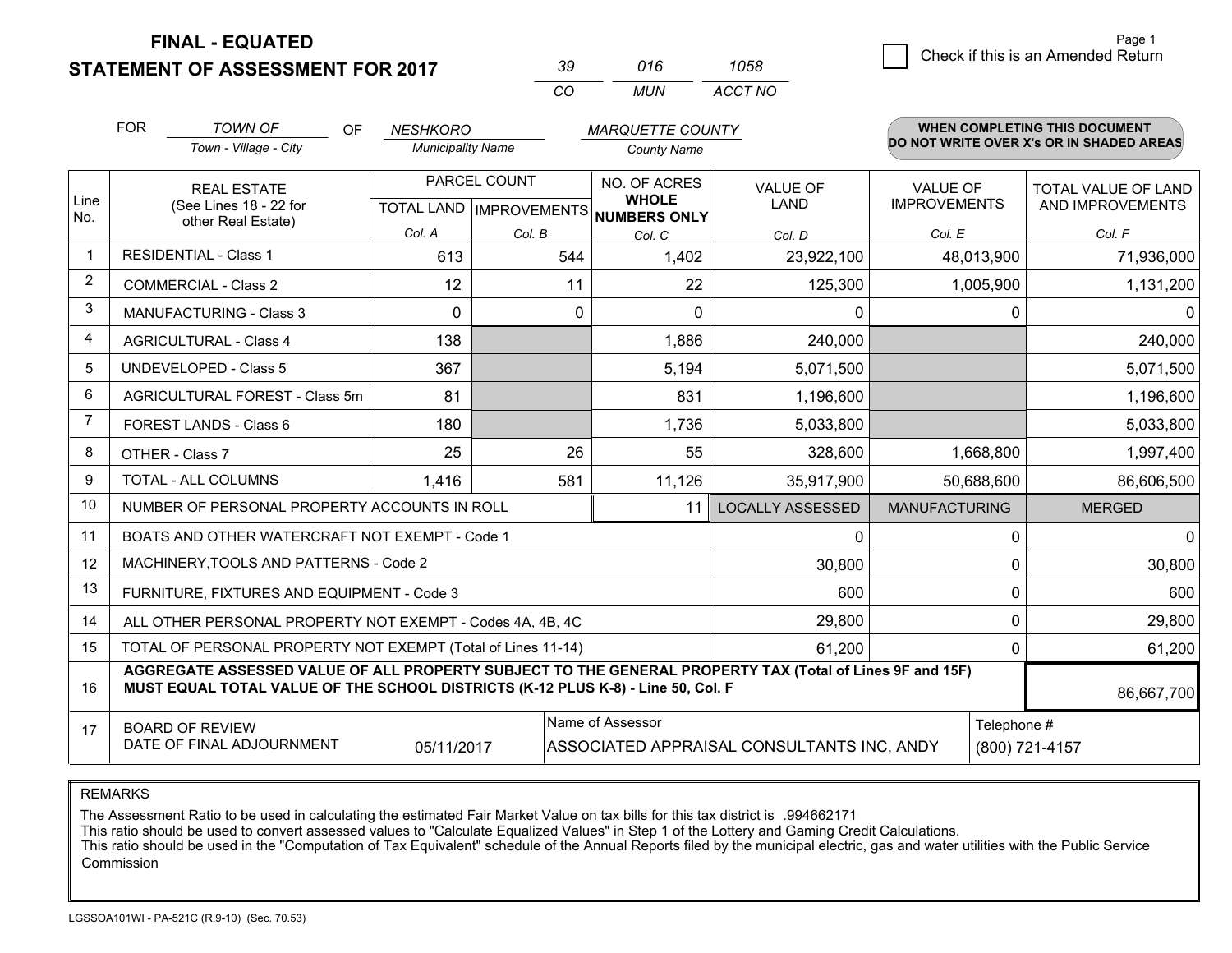# FINAL - EQUATED
## STATEMENT OF ASSESSMENT FOR 2017

| 39 | 016 | 1058 |
|---|---|---|
| CO | MUN | ACCT NO |

Page 1

☐ Check if this is an Amended Return

FOR *TOWN OF* (Town - Village - City) OF *NESHKORO* (Municipality Name) *MARQUETTE COUNTY* (County Name)

**WHEN COMPLETING THIS DOCUMENT DO NOT WRITE OVER X's OR IN SHADED AREAS**

| Line No. | REAL ESTATE (See Lines 18 - 22 for other Real Estate) | PARCEL COUNT TOTAL LAND Col. A | PARCEL COUNT IMPROVEMENTS Col. B | NO. OF ACRES WHOLE NUMBERS ONLY Col. C | VALUE OF LAND Col. D | VALUE OF IMPROVEMENTS Col. E | TOTAL VALUE OF LAND AND IMPROVEMENTS Col. F |
|---|---|---|---|---|---|---|---|
| 1 | RESIDENTIAL - Class 1 | 613 | 544 | 1,402 | 23,922,100 | 48,013,900 | 71,936,000 |
| 2 | COMMERCIAL - Class 2 | 12 | 11 | 22 | 125,300 | 1,005,900 | 1,131,200 |
| 3 | MANUFACTURING - Class 3 | 0 | 0 | 0 | 0 | 0 | 0 |
| 4 | AGRICULTURAL - Class 4 | 138 | | 1,886 | 240,000 | | 240,000 |
| 5 | UNDEVELOPED - Class 5 | 367 | | 5,194 | 5,071,500 | | 5,071,500 |
| 6 | AGRICULTURAL FOREST - Class 5m | 81 | | 831 | 1,196,600 | | 1,196,600 |
| 7 | FOREST LANDS - Class 6 | 180 | | 1,736 | 5,033,800 | | 5,033,800 |
| 8 | OTHER - Class 7 | 25 | 26 | 55 | 328,600 | 1,668,800 | 1,997,400 |
| 9 | TOTAL - ALL COLUMNS | 1,416 | 581 | 11,126 | 35,917,900 | 50,688,600 | 86,606,500 |
| 10 | NUMBER OF PERSONAL PROPERTY ACCOUNTS IN ROLL | | | 11 | LOCALLY ASSESSED | MANUFACTURING | MERGED |
| 11 | BOATS AND OTHER WATERCRAFT NOT EXEMPT - Code 1 | | | | 0 | 0 | 0 |
| 12 | MACHINERY,TOOLS AND PATTERNS - Code 2 | | | | 30,800 | 0 | 30,800 |
| 13 | FURNITURE, FIXTURES AND EQUIPMENT - Code 3 | | | | 600 | 0 | 600 |
| 14 | ALL OTHER PERSONAL PROPERTY NOT EXEMPT - Codes 4A, 4B, 4C | | | | 29,800 | 0 | 29,800 |
| 15 | TOTAL OF PERSONAL PROPERTY NOT EXEMPT (Total of Lines 11-14) | | | | 61,200 | 0 | 61,200 |
| 16 | **AGGREGATE ASSESSED VALUE OF ALL PROPERTY SUBJECT TO THE GENERAL PROPERTY TAX (Total of Lines 9F and 15F) MUST EQUAL TOTAL VALUE OF THE SCHOOL DISTRICTS (K-12 PLUS K-8) - Line 50, Col. F** | | | | | | 86,667,700 |
| 17 | BOARD OF REVIEW DATE OF FINAL ADJOURNMENT | 05/11/2017 | | Name of Assessor: ASSOCIATED APPRAISAL CONSULTANTS INC, ANDY | | Telephone #: (800) 721-4157 | |

REMARKS

The Assessment Ratio to be used in calculating the estimated Fair Market Value on tax bills for this tax district is .994662171
This ratio should be used to convert assessed values to "Calculate Equalized Values" in Step 1 of the Lottery and Gaming Credit Calculations.
This ratio should be used in the "Computation of Tax Equivalent" schedule of the Annual Reports filed by the municipal electric, gas and water utilities with the Public Service Commission

LGSSOA101WI - PA-521C (R.9-10) (Sec. 70.53)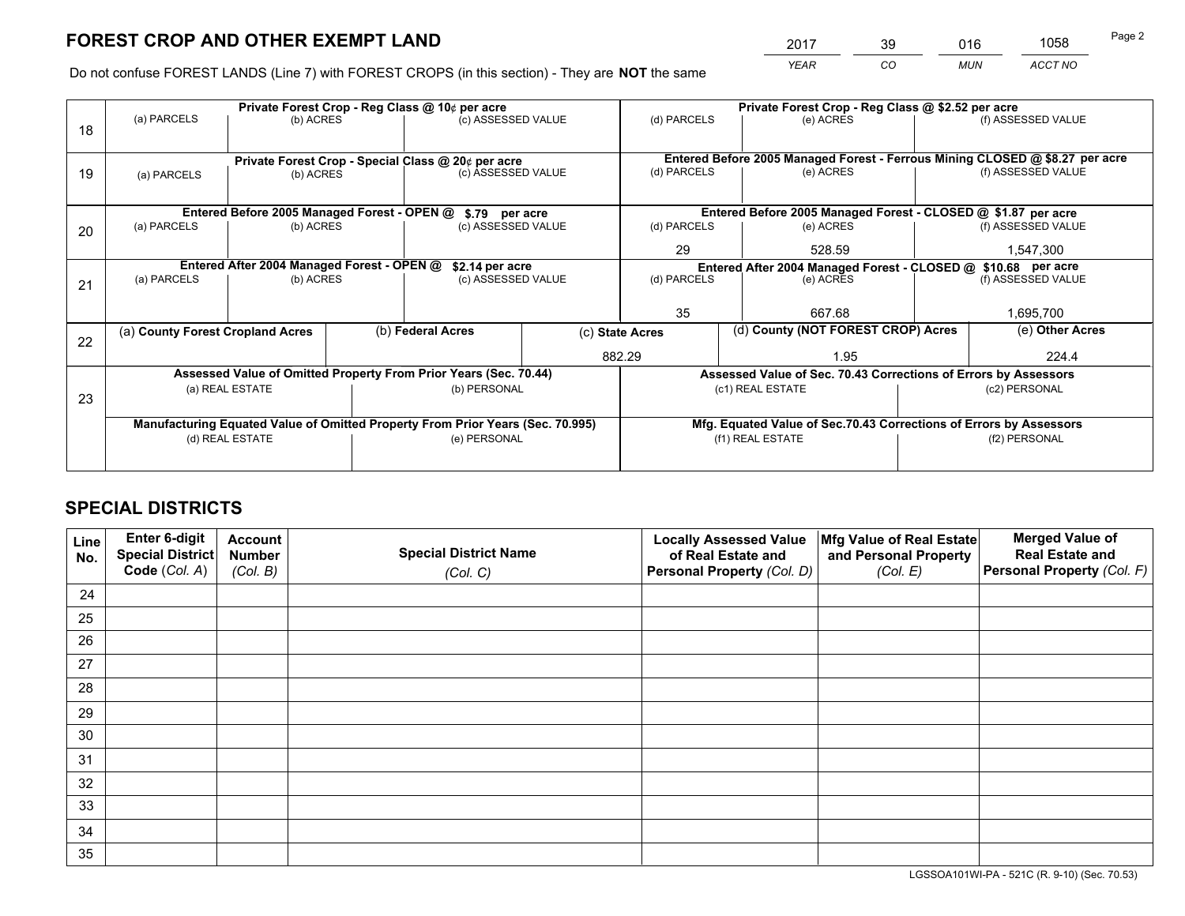# FOREST CROP AND OTHER EXEMPT LAND

| 2017 | 39 | 016 | 1058 |
|---|---|---|---|
| *YEAR* | *CO* | *MUN* | *ACCT NO* |

Do not confuse FOREST LANDS (Line 7) with FOREST CROPS (in this section) - They are **NOT** the same

| Line | (a) PARCELS | (b) ACRES | (c) ASSESSED VALUE | (d) PARCELS | (e) ACRES | (f) ASSESSED VALUE |
|---|---|---|---|---|---|---|
| 18 | Private Forest Crop - Reg Class @ 10¢ per acre | | | Private Forest Crop - Reg Class @ $2.52 per acre | | |
| | | | | | | |
| 19 | Private Forest Crop - Special Class @ 20¢ per acre | | | Entered Before 2005 Managed Forest - Ferrous Mining CLOSED @ $8.27 per acre | | |
| | | | | | | |
| 20 | Entered Before 2005 Managed Forest - OPEN @ $.79 per acre | | | Entered Before 2005 Managed Forest - CLOSED @ $1.87 per acre | | |
| | | | | 29 | 528.59 | 1,547,300 |
| 21 | Entered After 2004 Managed Forest - OPEN @ $2.14 per acre | | | Entered After 2004 Managed Forest - CLOSED @ $10.68 per acre | | |
| | | | | 35 | 667.68 | 1,695,700 |

| Line | (a) County Forest Cropland Acres | (b) Federal Acres | (c) State Acres | (d) County (NOT FOREST CROP) Acres | (e) Other Acres |
|---|---|---|---|---|---|
| 22 | | | 882.29 | 1.95 | 224.4 |

| Line | Assessed Value of Omitted Property From Prior Years (Sec. 70.44) | | Assessed Value of Sec. 70.43 Corrections of Errors by Assessors | |
|---|---|---|---|---|
| 23 | (a) REAL ESTATE | (b) PERSONAL | (c1) REAL ESTATE | (c2) PERSONAL |
| | | | | |
| | Manufacturing Equated Value of Omitted Property From Prior Years (Sec. 70.995) | | Mfg. Equated Value of Sec.70.43 Corrections of Errors by Assessors | |
| | (d) REAL ESTATE | (e) PERSONAL | (f1) REAL ESTATE | (f2) PERSONAL |
| | | | | |

# SPECIAL DISTRICTS

| Line No. | Enter 6-digit Special District Code (*Col. A*) | Account Number (*Col. B*) | Special District Name (*Col. C*) | Locally Assessed Value of Real Estate and Personal Property (*Col. D*) | Mfg Value of Real Estate and Personal Property (*Col. E*) | Merged Value of Real Estate and Personal Property (*Col. F*) |
|---|---|---|---|---|---|---|
| 24 | | | | | | |
| 25 | | | | | | |
| 26 | | | | | | |
| 27 | | | | | | |
| 28 | | | | | | |
| 29 | | | | | | |
| 30 | | | | | | |
| 31 | | | | | | |
| 32 | | | | | | |
| 33 | | | | | | |
| 34 | | | | | | |
| 35 | | | | | | |

LGSSOA101WI-PA - 521C (R. 9-10) (Sec. 70.53)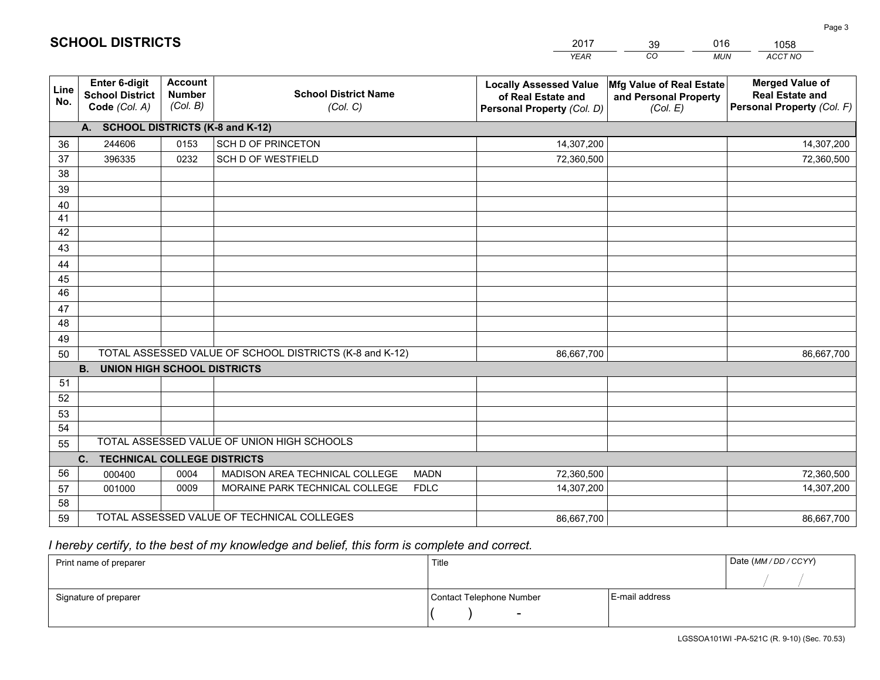# SCHOOL DISTRICTS

| 2017 | 39 | 016 | 1058 |
|---|---|---|---|
| *YEAR* | *CO* | *MUN* | *ACCT NO* |

| Line No. | Enter 6-digit School District Code *(Col. A)* | Account Number *(Col. B)* | School District Name *(Col. C)* | Locally Assessed Value of Real Estate and Personal Property *(Col. D)* | Mfg Value of Real Estate and Personal Property *(Col. E)* | Merged Value of Real Estate and Personal Property *(Col. F)* |
|---|---|---|---|---|---|---|
| **A. SCHOOL DISTRICTS (K-8 and K-12)** | | | | | | |
| 36 | 244606 | 0153 | SCH D OF PRINCETON | 14,307,200 | | 14,307,200 |
| 37 | 396335 | 0232 | SCH D OF WESTFIELD | 72,360,500 | | 72,360,500 |
| 38 | | | | | | |
| 39 | | | | | | |
| 40 | | | | | | |
| 41 | | | | | | |
| 42 | | | | | | |
| 43 | | | | | | |
| 44 | | | | | | |
| 45 | | | | | | |
| 46 | | | | | | |
| 47 | | | | | | |
| 48 | | | | | | |
| 49 | | | | | | |
| 50 | TOTAL ASSESSED VALUE OF SCHOOL DISTRICTS (K-8 and K-12) | | | 86,667,700 | | 86,667,700 |
| **B. UNION HIGH SCHOOL DISTRICTS** | | | | | | |
| 51 | | | | | | |
| 52 | | | | | | |
| 53 | | | | | | |
| 54 | | | | | | |
| 55 | TOTAL ASSESSED VALUE OF UNION HIGH SCHOOLS | | | | | |
| **C. TECHNICAL COLLEGE DISTRICTS** | | | | | | |
| 56 | 000400 | 0004 | MADISON AREA TECHNICAL COLLEGE MADN | 72,360,500 | | 72,360,500 |
| 57 | 001000 | 0009 | MORAINE PARK TECHNICAL COLLEGE FDLC | 14,307,200 | | 14,307,200 |
| 58 | | | | | | |
| 59 | TOTAL ASSESSED VALUE OF TECHNICAL COLLEGES | | | 86,667,700 | | 86,667,700 |

*I hereby certify, to the best of my knowledge and belief, this form is complete and correct.*

| Print name of preparer | Title | | Date *(MM / DD / CCYY)* |
|---|---|---|---|
| | | | / / |
| Signature of preparer | Contact Telephone Number | E-mail address | |
| | ( ) - | | |

LGSSOA101WI -PA-521C (R. 9-10) (Sec. 70.53)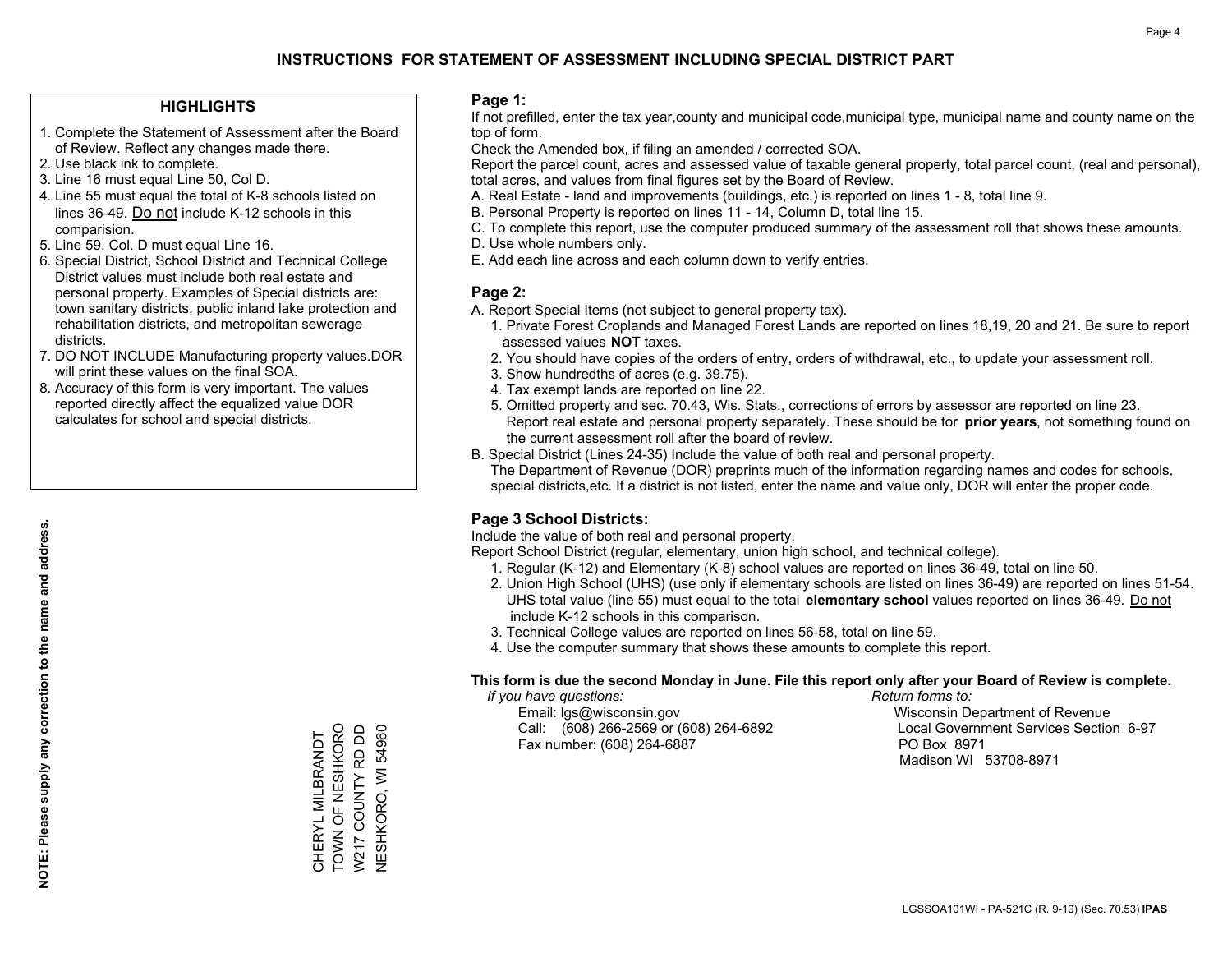# INSTRUCTIONS FOR STATEMENT OF ASSESSMENT INCLUDING SPECIAL DISTRICT PART

## HIGHLIGHTS

1. Complete the Statement of Assessment after the Board of Review. Reflect any changes made there.
2. Use black ink to complete.
3. Line 16 must equal Line 50, Col D.
4. Line 55 must equal the total of K-8 schools listed on lines 36-49. Do not include K-12 schools in this comparision.
5. Line 59, Col. D must equal Line 16.
6. Special District, School District and Technical College District values must include both real estate and personal property. Examples of Special districts are: town sanitary districts, public inland lake protection and rehabilitation districts, and metropolitan sewerage districts.
7. DO NOT INCLUDE Manufacturing property values.DOR will print these values on the final SOA.
8. Accuracy of this form is very important. The values reported directly affect the equalized value DOR calculates for school and special districts.

**NOTE: Please supply any correction to the name and address.**

CHERYL MILBRANDT
TOWN OF NESHKORO
W217 COUNTY RD DD
NESHKORO, WI 54960

## Page 1:

If not prefilled, enter the tax year,county and municipal code,municipal type, municipal name and county name on the top of form.

Check the Amended box, if filing an amended / corrected SOA.

Report the parcel count, acres and assessed value of taxable general property, total parcel count, (real and personal), total acres, and values from final figures set by the Board of Review.

A. Real Estate - land and improvements (buildings, etc.) is reported on lines 1 - 8, total line 9.
B. Personal Property is reported on lines 11 - 14, Column D, total line 15.
C. To complete this report, use the computer produced summary of the assessment roll that shows these amounts.
D. Use whole numbers only.
E. Add each line across and each column down to verify entries.

## Page 2:

A. Report Special Items (not subject to general property tax).
   1. Private Forest Croplands and Managed Forest Lands are reported on lines 18,19, 20 and 21. Be sure to report assessed values **NOT** taxes.
   2. You should have copies of the orders of entry, orders of withdrawal, etc., to update your assessment roll.
   3. Show hundredths of acres (e.g. 39.75).
   4. Tax exempt lands are reported on line 22.
   5. Omitted property and sec. 70.43, Wis. Stats., corrections of errors by assessor are reported on line 23. Report real estate and personal property separately. These should be for **prior years**, not something found on the current assessment roll after the board of review.
B. Special District (Lines 24-35) Include the value of both real and personal property.
   The Department of Revenue (DOR) preprints much of the information regarding names and codes for schools, special districts,etc. If a district is not listed, enter the name and value only, DOR will enter the proper code.

## Page 3 School Districts:

Include the value of both real and personal property.

Report School District (regular, elementary, union high school, and technical college).

1. Regular (K-12) and Elementary (K-8) school values are reported on lines 36-49, total on line 50.
2. Union High School (UHS) (use only if elementary schools are listed on lines 36-49) are reported on lines 51-54. UHS total value (line 55) must equal to the total **elementary school** values reported on lines 36-49. Do not include K-12 schools in this comparison.
3. Technical College values are reported on lines 56-58, total on line 59.
4. Use the computer summary that shows these amounts to complete this report.

**This form is due the second Monday in June. File this report only after your Board of Review is complete.**

*If you have questions:*
Email: lgs@wisconsin.gov
Call: (608) 266-2569 or (608) 264-6892
Fax number: (608) 264-6887

*Return forms to:*
Wisconsin Department of Revenue
Local Government Services Section 6-97
PO Box 8971
Madison WI 53708-8971

LGSSOA101WI - PA-521C (R. 9-10) (Sec. 70.53) **IPAS**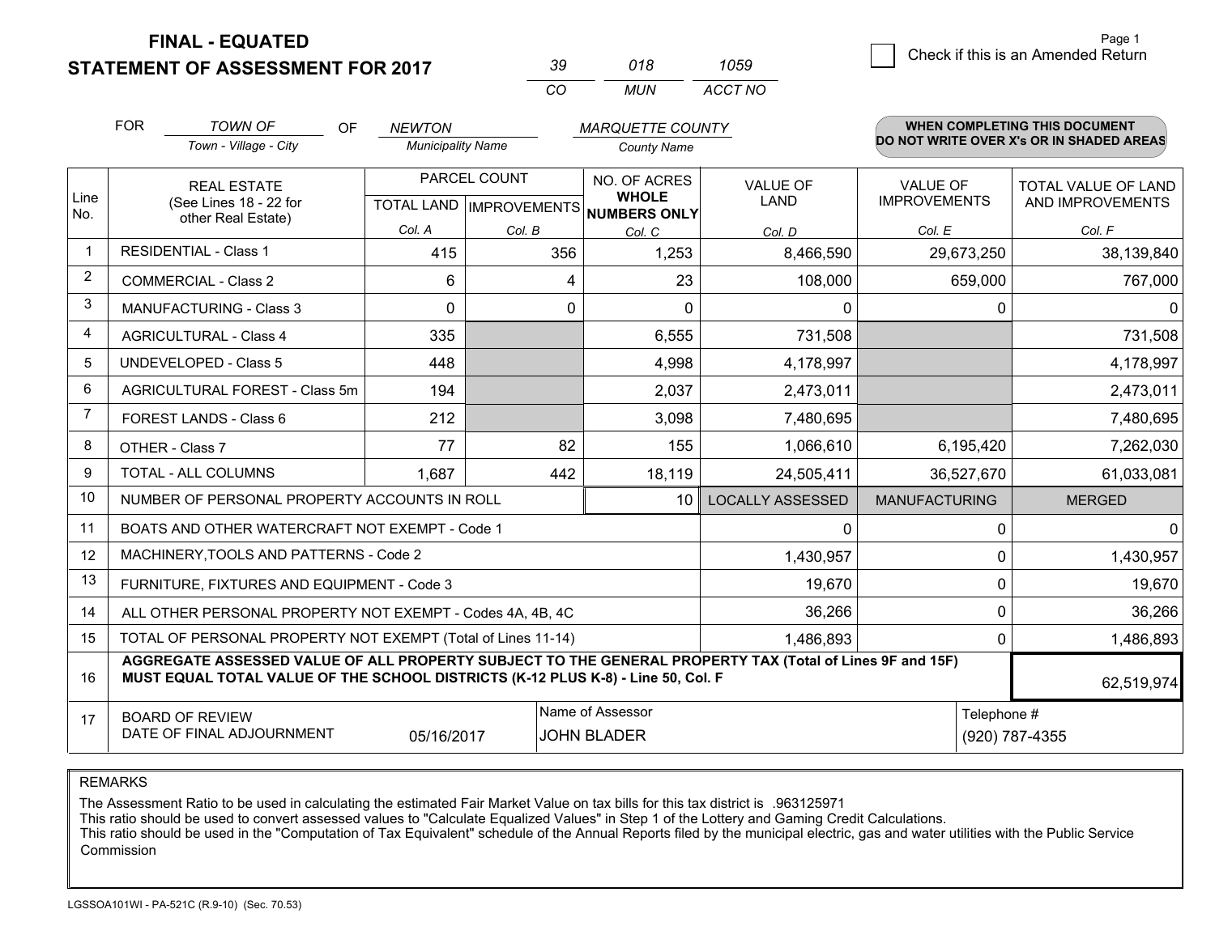**FINAL - EQUATED**
**STATEMENT OF ASSESSMENT FOR 2017**

| 39 | 018 | 1059 |
|---|---|---|
| CO | MUN | ACCT NO |

☐ Check if this is an Amended Return

Page 1

FOR *TOWN OF* (Town - Village - City) OF *NEWTON* (Municipality Name) *MARQUETTE COUNTY* (County Name)

**WHEN COMPLETING THIS DOCUMENT DO NOT WRITE OVER X's OR IN SHADED AREAS**

| Line No. | REAL ESTATE (See Lines 18 - 22 for other Real Estate) | PARCEL COUNT TOTAL LAND Col. A | PARCEL COUNT IMPROVEMENTS Col. B | NO. OF ACRES WHOLE NUMBERS ONLY Col. C | VALUE OF LAND Col. D | VALUE OF IMPROVEMENTS Col. E | TOTAL VALUE OF LAND AND IMPROVEMENTS Col. F |
|---|---|---|---|---|---|---|---|
| 1 | RESIDENTIAL - Class 1 | 415 | 356 | 1,253 | 8,466,590 | 29,673,250 | 38,139,840 |
| 2 | COMMERCIAL - Class 2 | 6 | 4 | 23 | 108,000 | 659,000 | 767,000 |
| 3 | MANUFACTURING - Class 3 | 0 | 0 | 0 | 0 | 0 | 0 |
| 4 | AGRICULTURAL - Class 4 | 335 | | 6,555 | 731,508 | | 731,508 |
| 5 | UNDEVELOPED - Class 5 | 448 | | 4,998 | 4,178,997 | | 4,178,997 |
| 6 | AGRICULTURAL FOREST - Class 5m | 194 | | 2,037 | 2,473,011 | | 2,473,011 |
| 7 | FOREST LANDS - Class 6 | 212 | | 3,098 | 7,480,695 | | 7,480,695 |
| 8 | OTHER - Class 7 | 77 | 82 | 155 | 1,066,610 | 6,195,420 | 7,262,030 |
| 9 | TOTAL - ALL COLUMNS | 1,687 | 442 | 18,119 | 24,505,411 | 36,527,670 | 61,033,081 |
| 10 | NUMBER OF PERSONAL PROPERTY ACCOUNTS IN ROLL | | | 10 | LOCALLY ASSESSED | MANUFACTURING | MERGED |
| 11 | BOATS AND OTHER WATERCRAFT NOT EXEMPT - Code 1 | | | | 0 | 0 | 0 |
| 12 | MACHINERY,TOOLS AND PATTERNS - Code 2 | | | | 1,430,957 | 0 | 1,430,957 |
| 13 | FURNITURE, FIXTURES AND EQUIPMENT - Code 3 | | | | 19,670 | 0 | 19,670 |
| 14 | ALL OTHER PERSONAL PROPERTY NOT EXEMPT - Codes 4A, 4B, 4C | | | | 36,266 | 0 | 36,266 |
| 15 | TOTAL OF PERSONAL PROPERTY NOT EXEMPT (Total of Lines 11-14) | | | | 1,486,893 | 0 | 1,486,893 |
| 16 | **AGGREGATE ASSESSED VALUE OF ALL PROPERTY SUBJECT TO THE GENERAL PROPERTY TAX (Total of Lines 9F and 15F) MUST EQUAL TOTAL VALUE OF THE SCHOOL DISTRICTS (K-12 PLUS K-8) - Line 50, Col. F** | | | | | | 62,519,974 |
| 17 | BOARD OF REVIEW DATE OF FINAL ADJOURNMENT | 05/16/2017 | | Name of Assessor: JOHN BLADER | | Telephone #: (920) 787-4355 | |

REMARKS

The Assessment Ratio to be used in calculating the estimated Fair Market Value on tax bills for this tax district is .963125971
This ratio should be used to convert assessed values to "Calculate Equalized Values" in Step 1 of the Lottery and Gaming Credit Calculations.
This ratio should be used in the "Computation of Tax Equivalent" schedule of the Annual Reports filed by the municipal electric, gas and water utilities with the Public Service Commission

LGSSOA101WI - PA-521C (R.9-10) (Sec. 70.53)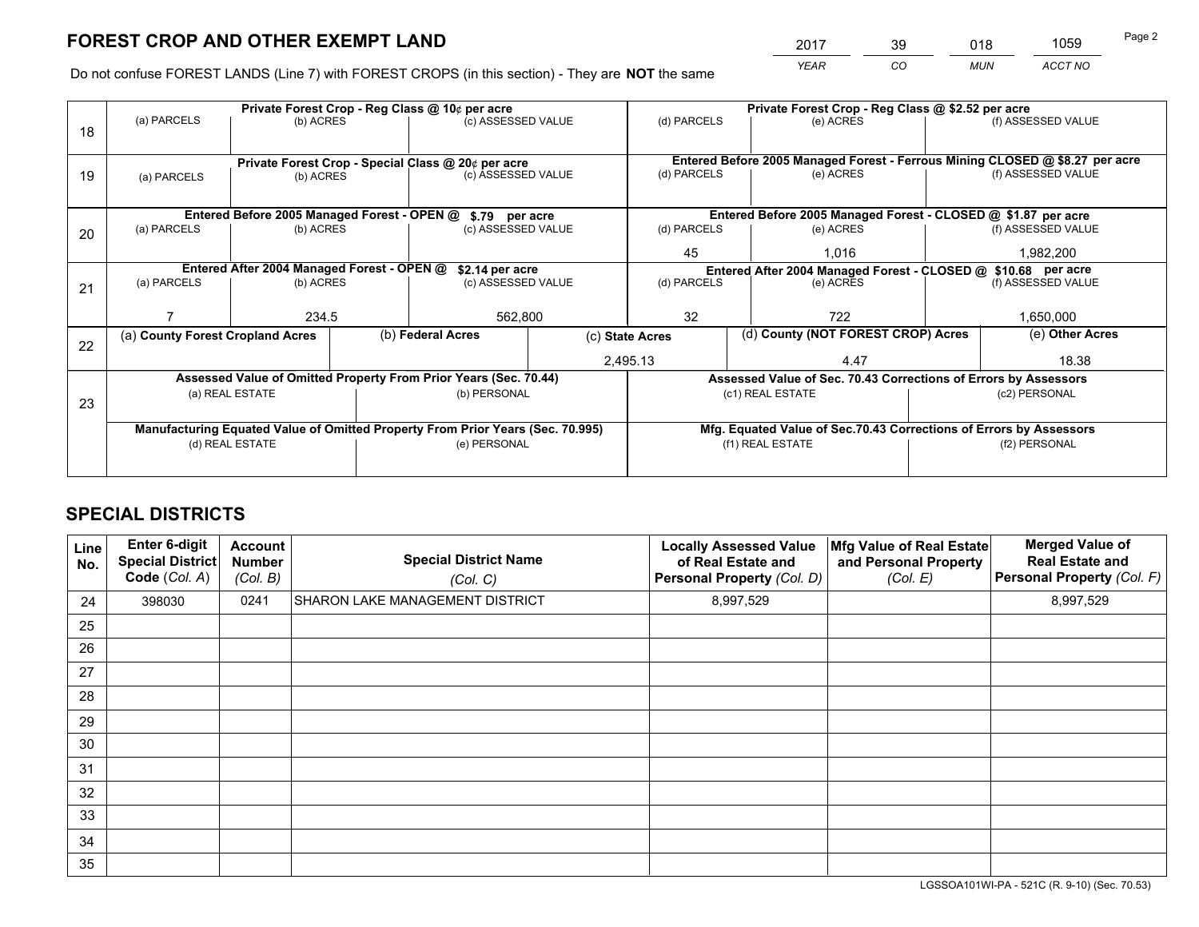# FOREST CROP AND OTHER EXEMPT LAND

| 2017 | 39 | 018 | 1059 |
|---|---|---|---|
| *YEAR* | *CO* | *MUN* | *ACCT NO* |

Do not confuse FOREST LANDS (Line 7) with FOREST CROPS (in this section) - They are **NOT** the same

| Line | Private Forest Crop - Reg Class @ 10¢ per acre | | | Private Forest Crop - Reg Class @ $2.52 per acre | | |
|---|---|---|---|---|---|---|
| 18 | (a) PARCELS | (b) ACRES | (c) ASSESSED VALUE | (d) PARCELS | (e) ACRES | (f) ASSESSED VALUE |
| | | | | | | |
| | **Private Forest Crop - Special Class @ 20¢ per acre** | | | **Entered Before 2005 Managed Forest - Ferrous Mining CLOSED @ $8.27 per acre** | | |
| 19 | (a) PARCELS | (b) ACRES | (c) ASSESSED VALUE | (d) PARCELS | (e) ACRES | (f) ASSESSED VALUE |
| | | | | | | |
| | **Entered Before 2005 Managed Forest - OPEN @ $.79 per acre** | | | **Entered Before 2005 Managed Forest - CLOSED @ $1.87 per acre** | | |
| 20 | (a) PARCELS | (b) ACRES | (c) ASSESSED VALUE | (d) PARCELS | (e) ACRES | (f) ASSESSED VALUE |
| | | | | 45 | 1,016 | 1,982,200 |
| | **Entered After 2004 Managed Forest - OPEN @ $2.14 per acre** | | | **Entered After 2004 Managed Forest - CLOSED @ $10.68 per acre** | | |
| 21 | (a) PARCELS | (b) ACRES | (c) ASSESSED VALUE | (d) PARCELS | (e) ACRES | (f) ASSESSED VALUE |
| | 7 | 234.5 | 562,800 | 32 | 722 | 1,650,000 |

| Line | (a) County Forest Cropland Acres | (b) Federal Acres | (c) State Acres | (d) County (NOT FOREST CROP) Acres | (e) Other Acres |
|---|---|---|---|---|---|
| 22 | | | 2,495.13 | 4.47 | 18.38 |

| Line | Assessed Value of Omitted Property From Prior Years (Sec. 70.44) | | Assessed Value of Sec. 70.43 Corrections of Errors by Assessors | |
|---|---|---|---|---|
| 23 | (a) REAL ESTATE | (b) PERSONAL | (c1) REAL ESTATE | (c2) PERSONAL |
| | | | | |
| | **Manufacturing Equated Value of Omitted Property From Prior Years (Sec. 70.995)** | | **Mfg. Equated Value of Sec.70.43 Corrections of Errors by Assessors** | |
| | (d) REAL ESTATE | (e) PERSONAL | (f1) REAL ESTATE | (f2) PERSONAL |
| | | | | |

## SPECIAL DISTRICTS

| Line No. | Enter 6-digit Special District Code (Col. A) | Account Number (Col. B) | Special District Name (Col. C) | Locally Assessed Value of Real Estate and Personal Property (Col. D) | Mfg Value of Real Estate and Personal Property (Col. E) | Merged Value of Real Estate and Personal Property (Col. F) |
|---|---|---|---|---|---|---|
| 24 | 398030 | 0241 | SHARON LAKE MANAGEMENT DISTRICT | 8,997,529 | | 8,997,529 |
| 25 | | | | | | |
| 26 | | | | | | |
| 27 | | | | | | |
| 28 | | | | | | |
| 29 | | | | | | |
| 30 | | | | | | |
| 31 | | | | | | |
| 32 | | | | | | |
| 33 | | | | | | |
| 34 | | | | | | |
| 35 | | | | | | |

LGSSOA101WI-PA - 521C (R. 9-10) (Sec. 70.53)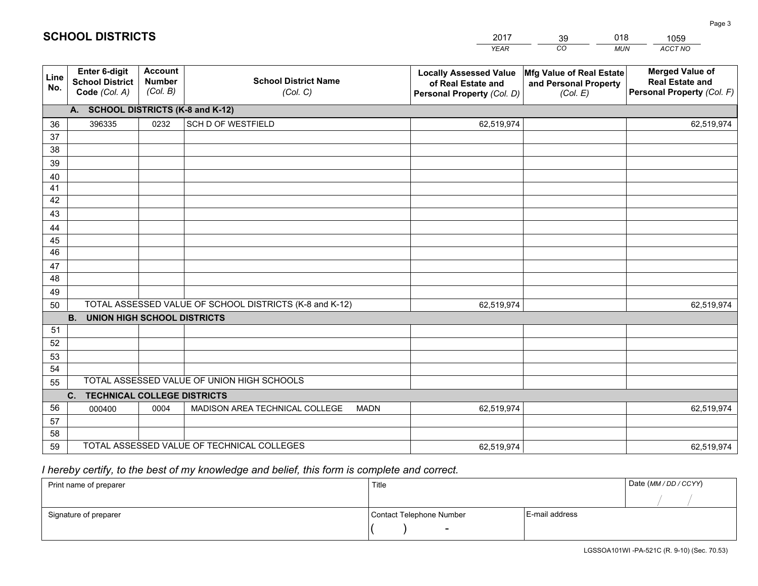# SCHOOL DISTRICTS

| 2017 | 39 | 018 | 1059 |
|---|---|---|---|
| *YEAR* | *CO* | *MUN* | *ACCT NO* |

| Line No. | Enter 6-digit School District Code *(Col. A)* | Account Number *(Col. B)* | School District Name *(Col. C)* | Locally Assessed Value of Real Estate and Personal Property *(Col. D)* | Mfg Value of Real Estate and Personal Property *(Col. E)* | Merged Value of Real Estate and Personal Property *(Col. F)* |
|---|---|---|---|---|---|---|
| | **A. SCHOOL DISTRICTS (K-8 and K-12)** | | | | | |
| 36 | 396335 | 0232 | SCH D OF WESTFIELD | 62,519,974 | | 62,519,974 |
| 37 | | | | | | |
| 38 | | | | | | |
| 39 | | | | | | |
| 40 | | | | | | |
| 41 | | | | | | |
| 42 | | | | | | |
| 43 | | | | | | |
| 44 | | | | | | |
| 45 | | | | | | |
| 46 | | | | | | |
| 47 | | | | | | |
| 48 | | | | | | |
| 49 | | | | | | |
| 50 | TOTAL ASSESSED VALUE OF SCHOOL DISTRICTS (K-8 and K-12) | | | 62,519,974 | | 62,519,974 |
| | **B. UNION HIGH SCHOOL DISTRICTS** | | | | | |
| 51 | | | | | | |
| 52 | | | | | | |
| 53 | | | | | | |
| 54 | | | | | | |
| 55 | TOTAL ASSESSED VALUE OF UNION HIGH SCHOOLS | | | | | |
| | **C. TECHNICAL COLLEGE DISTRICTS** | | | | | |
| 56 | 000400 | 0004 | MADISON AREA TECHNICAL COLLEGE MADN | 62,519,974 | | 62,519,974 |
| 57 | | | | | | |
| 58 | | | | | | |
| 59 | TOTAL ASSESSED VALUE OF TECHNICAL COLLEGES | | | 62,519,974 | | 62,519,974 |

*I hereby certify, to the best of my knowledge and belief, this form is complete and correct.*

| Print name of preparer | Title | | Date *(MM / DD / CCYY)* |
|---|---|---|---|
| | | | / / |
| Signature of preparer | Contact Telephone Number | E-mail address | |
| | ( ) - | | |

LGSSOA101WI -PA-521C (R. 9-10) (Sec. 70.53)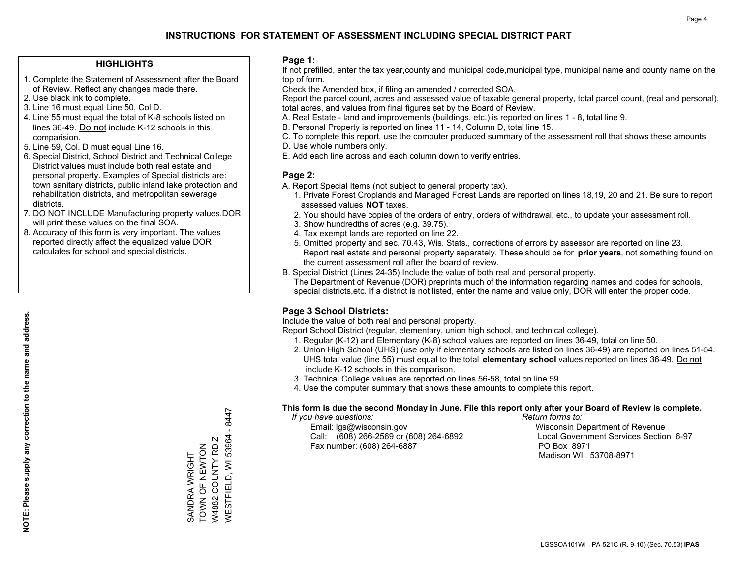# INSTRUCTIONS FOR STATEMENT OF ASSESSMENT INCLUDING SPECIAL DISTRICT PART

## HIGHLIGHTS

1. Complete the Statement of Assessment after the Board of Review. Reflect any changes made there.
2. Use black ink to complete.
3. Line 16 must equal Line 50, Col D.
4. Line 55 must equal the total of K-8 schools listed on lines 36-49. Do not include K-12 schools in this comparision.
5. Line 59, Col. D must equal Line 16.
6. Special District, School District and Technical College District values must include both real estate and personal property. Examples of Special districts are: town sanitary districts, public inland lake protection and rehabilitation districts, and metropolitan sewerage districts.
7. DO NOT INCLUDE Manufacturing property values.DOR will print these values on the final SOA.
8. Accuracy of this form is very important. The values reported directly affect the equalized value DOR calculates for school and special districts.

**NOTE: Please supply any correction to the name and address.**

SANDRA WRIGHT
TOWN OF NEWTON
W4882 COUNTY RD Z
WESTFIELD, WI 53964 - 8447

## Page 1:

If not prefilled, enter the tax year,county and municipal code,municipal type, municipal name and county name on the top of form.

Check the Amended box, if filing an amended / corrected SOA.

Report the parcel count, acres and assessed value of taxable general property, total parcel count, (real and personal), total acres, and values from final figures set by the Board of Review.

A. Real Estate - land and improvements (buildings, etc.) is reported on lines 1 - 8, total line 9.
B. Personal Property is reported on lines 11 - 14, Column D, total line 15.
C. To complete this report, use the computer produced summary of the assessment roll that shows these amounts.
D. Use whole numbers only.
E. Add each line across and each column down to verify entries.

## Page 2:

A. Report Special Items (not subject to general property tax).
   1. Private Forest Croplands and Managed Forest Lands are reported on lines 18,19, 20 and 21. Be sure to report assessed values **NOT** taxes.
   2. You should have copies of the orders of entry, orders of withdrawal, etc., to update your assessment roll.
   3. Show hundredths of acres (e.g. 39.75).
   4. Tax exempt lands are reported on line 22.
   5. Omitted property and sec. 70.43, Wis. Stats., corrections of errors by assessor are reported on line 23. Report real estate and personal property separately. These should be for **prior years**, not something found on the current assessment roll after the board of review.
B. Special District (Lines 24-35) Include the value of both real and personal property.
   The Department of Revenue (DOR) preprints much of the information regarding names and codes for schools, special districts,etc. If a district is not listed, enter the name and value only, DOR will enter the proper code.

## Page 3 School Districts:

Include the value of both real and personal property.

Report School District (regular, elementary, union high school, and technical college).

1. Regular (K-12) and Elementary (K-8) school values are reported on lines 36-49, total on line 50.
2. Union High School (UHS) (use only if elementary schools are listed on lines 36-49) are reported on lines 51-54. UHS total value (line 55) must equal to the total **elementary school** values reported on lines 36-49. Do not include K-12 schools in this comparison.
3. Technical College values are reported on lines 56-58, total on line 59.
4. Use the computer summary that shows these amounts to complete this report.

**This form is due the second Monday in June. File this report only after your Board of Review is complete.**

*If you have questions:*
Email: lgs@wisconsin.gov
Call: (608) 266-2569 or (608) 264-6892
Fax number: (608) 264-6887

*Return forms to:*
Wisconsin Department of Revenue
Local Government Services Section 6-97
PO Box 8971
Madison WI 53708-8971

LGSSOA101WI - PA-521C (R. 9-10) (Sec. 70.53) **IPAS**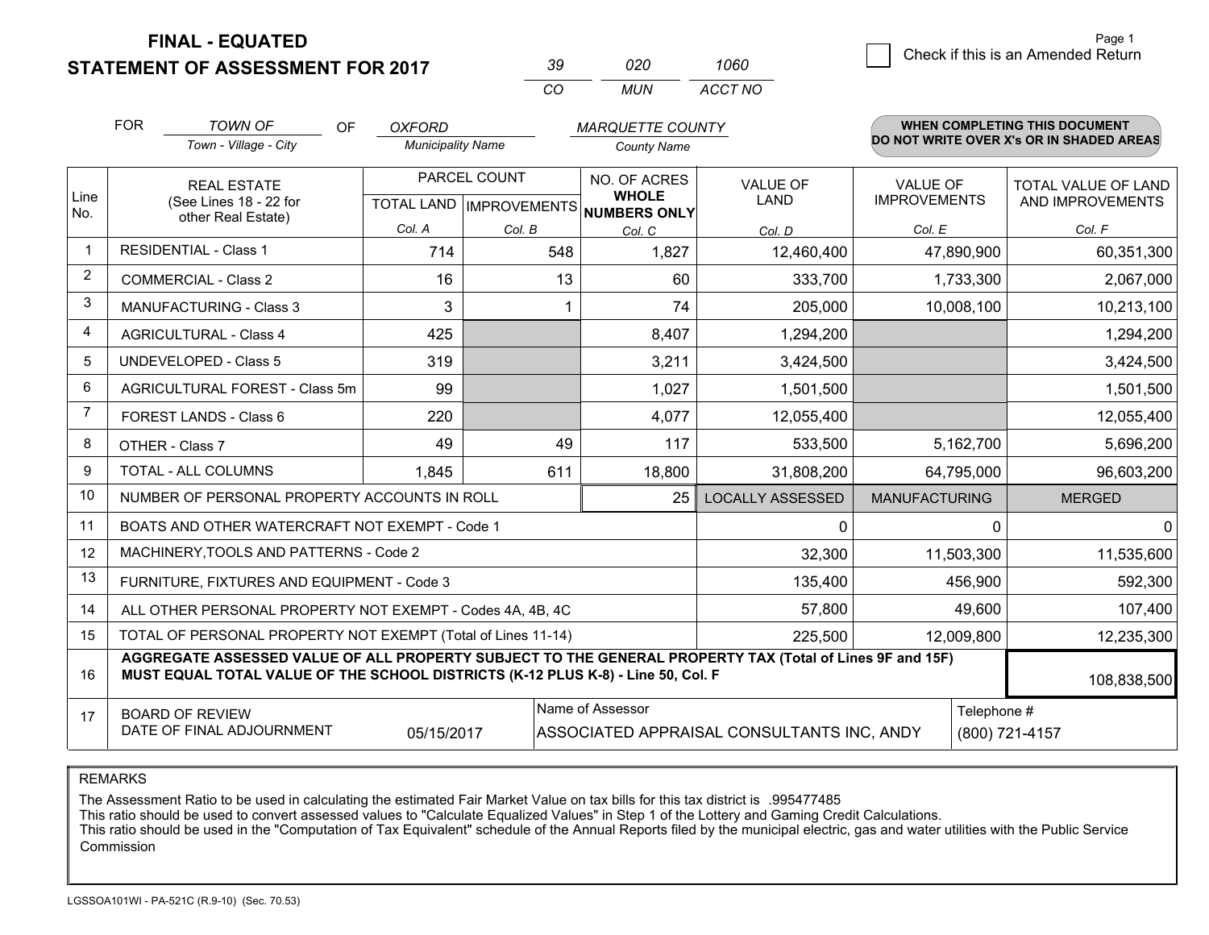# FINAL - EQUATED
# STATEMENT OF ASSESSMENT FOR 2017

| 39 | 020 | 1060 |
|---|---|---|
| CO | MUN | ACCT NO |

Page 1

☐ Check if this is an Amended Return

FOR *TOWN OF* (Town - Village - City) OF *OXFORD* (Municipality Name) *MARQUETTE COUNTY* (County Name)

**WHEN COMPLETING THIS DOCUMENT DO NOT WRITE OVER X's OR IN SHADED AREAS**

| Line No. | REAL ESTATE (See Lines 18 - 22 for other Real Estate) | PARCEL COUNT TOTAL LAND Col. A | PARCEL COUNT IMPROVEMENTS Col. B | NO. OF ACRES WHOLE NUMBERS ONLY Col. C | VALUE OF LAND Col. D | VALUE OF IMPROVEMENTS Col. E | TOTAL VALUE OF LAND AND IMPROVEMENTS Col. F |
|---|---|---|---|---|---|---|---|
| 1 | RESIDENTIAL - Class 1 | 714 | 548 | 1,827 | 12,460,400 | 47,890,900 | 60,351,300 |
| 2 | COMMERCIAL - Class 2 | 16 | 13 | 60 | 333,700 | 1,733,300 | 2,067,000 |
| 3 | MANUFACTURING - Class 3 | 3 | 1 | 74 | 205,000 | 10,008,100 | 10,213,100 |
| 4 | AGRICULTURAL - Class 4 | 425 | | 8,407 | 1,294,200 | | 1,294,200 |
| 5 | UNDEVELOPED - Class 5 | 319 | | 3,211 | 3,424,500 | | 3,424,500 |
| 6 | AGRICULTURAL FOREST - Class 5m | 99 | | 1,027 | 1,501,500 | | 1,501,500 |
| 7 | FOREST LANDS - Class 6 | 220 | | 4,077 | 12,055,400 | | 12,055,400 |
| 8 | OTHER - Class 7 | 49 | 49 | 117 | 533,500 | 5,162,700 | 5,696,200 |
| 9 | TOTAL - ALL COLUMNS | 1,845 | 611 | 18,800 | 31,808,200 | 64,795,000 | 96,603,200 |
| 10 | NUMBER OF PERSONAL PROPERTY ACCOUNTS IN ROLL | | | 25 | LOCALLY ASSESSED | MANUFACTURING | MERGED |
| 11 | BOATS AND OTHER WATERCRAFT NOT EXEMPT - Code 1 | | | | 0 | 0 | 0 |
| 12 | MACHINERY,TOOLS AND PATTERNS - Code 2 | | | | 32,300 | 11,503,300 | 11,535,600 |
| 13 | FURNITURE, FIXTURES AND EQUIPMENT - Code 3 | | | | 135,400 | 456,900 | 592,300 |
| 14 | ALL OTHER PERSONAL PROPERTY NOT EXEMPT - Codes 4A, 4B, 4C | | | | 57,800 | 49,600 | 107,400 |
| 15 | TOTAL OF PERSONAL PROPERTY NOT EXEMPT (Total of Lines 11-14) | | | | 225,500 | 12,009,800 | 12,235,300 |
| 16 | **AGGREGATE ASSESSED VALUE OF ALL PROPERTY SUBJECT TO THE GENERAL PROPERTY TAX (Total of Lines 9F and 15F) MUST EQUAL TOTAL VALUE OF THE SCHOOL DISTRICTS (K-12 PLUS K-8) - Line 50, Col. F** | | | | | | 108,838,500 |
| 17 | BOARD OF REVIEW DATE OF FINAL ADJOURNMENT | 05/15/2017 | | Name of Assessor: ASSOCIATED APPRAISAL CONSULTANTS INC, ANDY | | | Telephone #: (800) 721-4157 |

REMARKS

The Assessment Ratio to be used in calculating the estimated Fair Market Value on tax bills for this tax district is .995477485
This ratio should be used to convert assessed values to "Calculate Equalized Values" in Step 1 of the Lottery and Gaming Credit Calculations.
This ratio should be used in the "Computation of Tax Equivalent" schedule of the Annual Reports filed by the municipal electric, gas and water utilities with the Public Service Commission

LGSSOA101WI - PA-521C (R.9-10) (Sec. 70.53)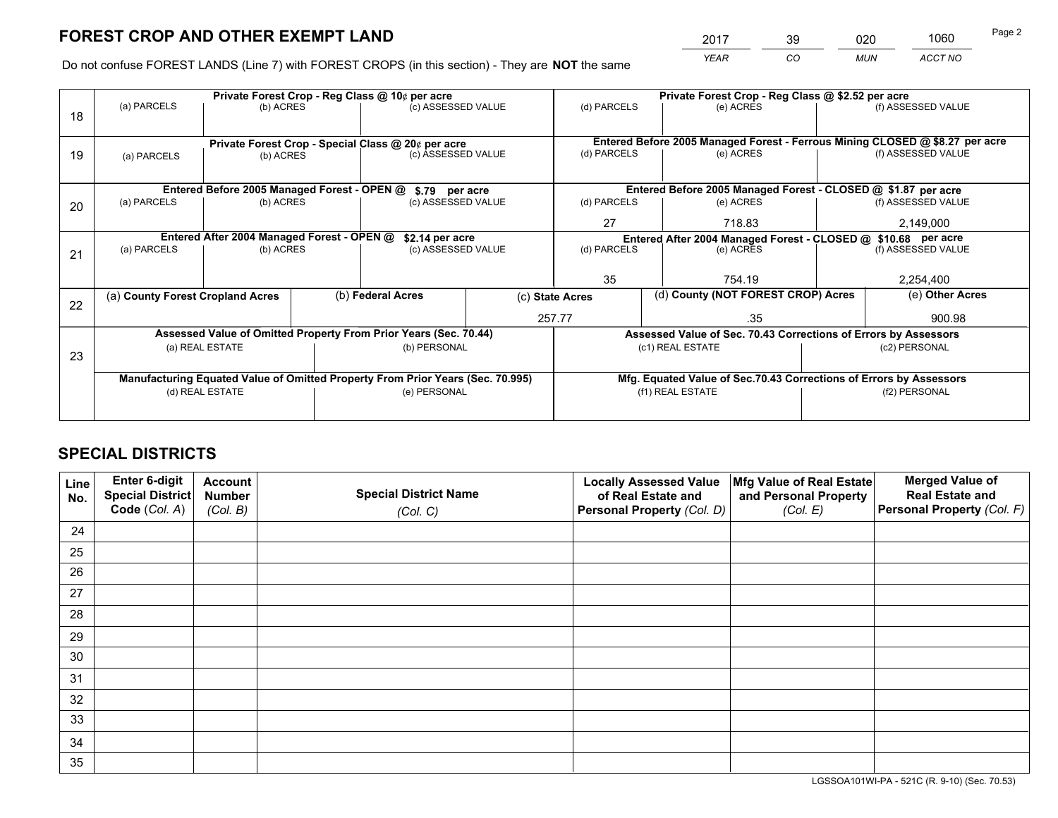# FOREST CROP AND OTHER EXEMPT LAND

| 2017 | 39 | 020 | 1060 |
|---|---|---|---|
| *YEAR* | *CO* | *MUN* | *ACCT NO* |

Do not confuse FOREST LANDS (Line 7) with FOREST CROPS (in this section) - They are **NOT** the same

| Line | | | | | | |
|---|---|---|---|---|---|---|
| 18 | **Private Forest Crop - Reg Class @ 10¢ per acre** | | | **Private Forest Crop - Reg Class @ $2.52 per acre** | | |
| | (a) PARCELS | (b) ACRES | (c) ASSESSED VALUE | (d) PARCELS | (e) ACRES | (f) ASSESSED VALUE |
| | | | | | | |
| 19 | **Private Forest Crop - Special Class @ 20¢ per acre** | | | **Entered Before 2005 Managed Forest - Ferrous Mining CLOSED @ $8.27 per acre** | | |
| | (a) PARCELS | (b) ACRES | (c) ASSESSED VALUE | (d) PARCELS | (e) ACRES | (f) ASSESSED VALUE |
| | | | | | | |
| 20 | **Entered Before 2005 Managed Forest - OPEN @ $.79 per acre** | | | **Entered Before 2005 Managed Forest - CLOSED @ $1.87 per acre** | | |
| | (a) PARCELS | (b) ACRES | (c) ASSESSED VALUE | (d) PARCELS | (e) ACRES | (f) ASSESSED VALUE |
| | | | | 27 | 718.83 | 2,149,000 |
| 21 | **Entered After 2004 Managed Forest - OPEN @ $2.14 per acre** | | | **Entered After 2004 Managed Forest - CLOSED @ $10.68 per acre** | | |
| | (a) PARCELS | (b) ACRES | (c) ASSESSED VALUE | (d) PARCELS | (e) ACRES | (f) ASSESSED VALUE |
| | | | | 35 | 754.19 | 2,254,400 |

| Line | (a) **County Forest Cropland Acres** | (b) **Federal Acres** | (c) **State Acres** | (d) **County (NOT FOREST CROP) Acres** | (e) **Other Acres** |
|---|---|---|---|---|---|
| 22 | | | 257.77 | .35 | 900.98 |

| Line | **Assessed Value of Omitted Property From Prior Years (Sec. 70.44)** | | **Assessed Value of Sec. 70.43 Corrections of Errors by Assessors** | |
|---|---|---|---|---|
| 23 | (a) REAL ESTATE | (b) PERSONAL | (c1) REAL ESTATE | (c2) PERSONAL |
| | | | | |
| | **Manufacturing Equated Value of Omitted Property From Prior Years (Sec. 70.995)** | | **Mfg. Equated Value of Sec.70.43 Corrections of Errors by Assessors** | |
| | (d) REAL ESTATE | (e) PERSONAL | (f1) REAL ESTATE | (f2) PERSONAL |
| | | | | |

# SPECIAL DISTRICTS

| Line No. | Enter 6-digit Special District Code (*Col. A*) | Account Number (*Col. B*) | Special District Name (*Col. C*) | Locally Assessed Value of Real Estate and Personal Property (*Col. D*) | Mfg Value of Real Estate and Personal Property (*Col. E*) | Merged Value of Real Estate and Personal Property (*Col. F*) |
|---|---|---|---|---|---|---|
| 24 | | | | | | |
| 25 | | | | | | |
| 26 | | | | | | |
| 27 | | | | | | |
| 28 | | | | | | |
| 29 | | | | | | |
| 30 | | | | | | |
| 31 | | | | | | |
| 32 | | | | | | |
| 33 | | | | | | |
| 34 | | | | | | |
| 35 | | | | | | |

LGSSOA101WI-PA - 521C (R. 9-10) (Sec. 70.53)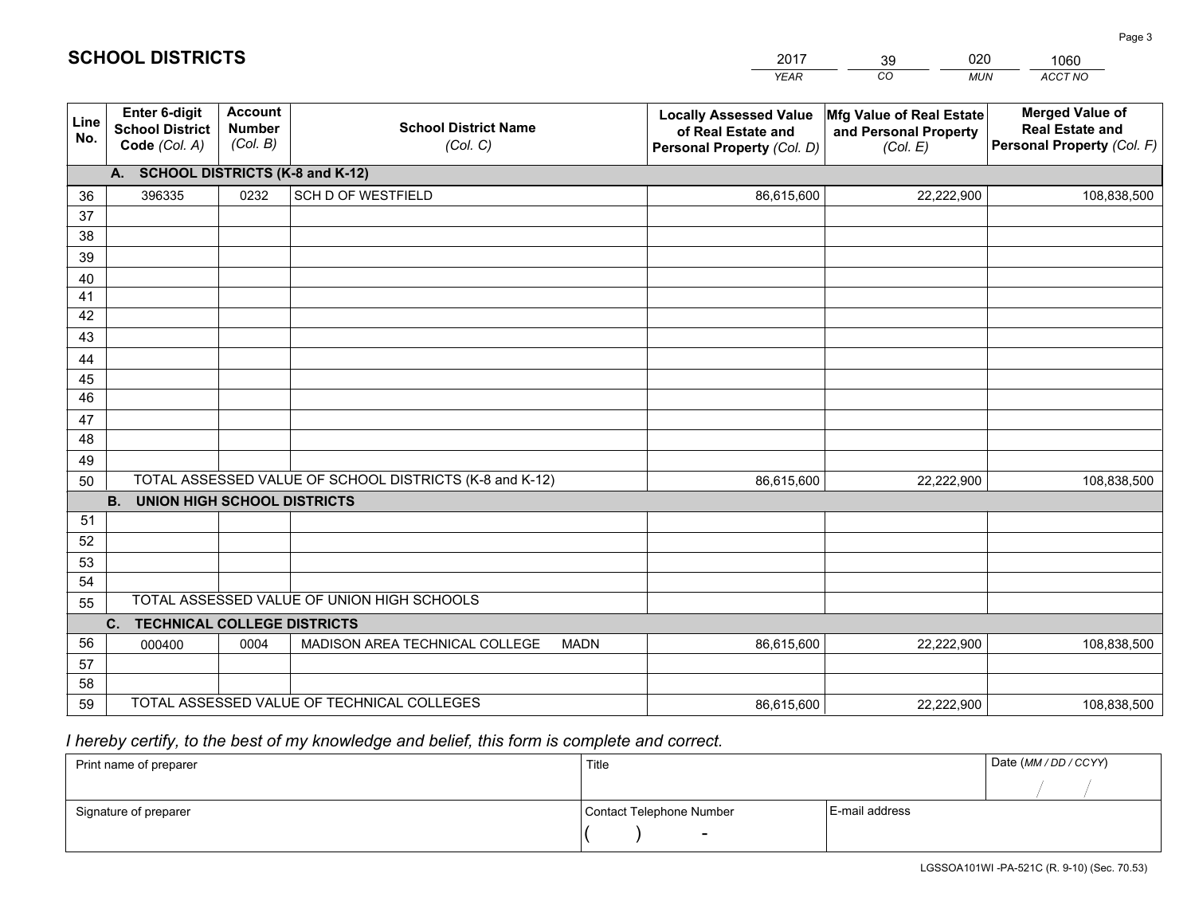# SCHOOL DISTRICTS

| 2017 | 39 | 020 | 1060 |
|---|---|---|---|
| *YEAR* | *CO* | *MUN* | *ACCT NO* |

| Line No. | Enter 6-digit School District Code *(Col. A)* | Account Number *(Col. B)* | School District Name *(Col. C)* | Locally Assessed Value of Real Estate and Personal Property *(Col. D)* | Mfg Value of Real Estate and Personal Property *(Col. E)* | Merged Value of Real Estate and Personal Property *(Col. F)* |
|---|---|---|---|---|---|---|
| **A. SCHOOL DISTRICTS (K-8 and K-12)** | | | | | | |
| 36 | 396335 | 0232 | SCH D OF WESTFIELD | 86,615,600 | 22,222,900 | 108,838,500 |
| 37 | | | | | | |
| 38 | | | | | | |
| 39 | | | | | | |
| 40 | | | | | | |
| 41 | | | | | | |
| 42 | | | | | | |
| 43 | | | | | | |
| 44 | | | | | | |
| 45 | | | | | | |
| 46 | | | | | | |
| 47 | | | | | | |
| 48 | | | | | | |
| 49 | | | | | | |
| 50 | TOTAL ASSESSED VALUE OF SCHOOL DISTRICTS (K-8 and K-12) | | | 86,615,600 | 22,222,900 | 108,838,500 |
| **B. UNION HIGH SCHOOL DISTRICTS** | | | | | | |
| 51 | | | | | | |
| 52 | | | | | | |
| 53 | | | | | | |
| 54 | | | | | | |
| 55 | TOTAL ASSESSED VALUE OF UNION HIGH SCHOOLS | | | | | |
| **C. TECHNICAL COLLEGE DISTRICTS** | | | | | | |
| 56 | 000400 | 0004 | MADISON AREA TECHNICAL COLLEGE MADN | 86,615,600 | 22,222,900 | 108,838,500 |
| 57 | | | | | | |
| 58 | | | | | | |
| 59 | TOTAL ASSESSED VALUE OF TECHNICAL COLLEGES | | | 86,615,600 | 22,222,900 | 108,838,500 |

*I hereby certify, to the best of my knowledge and belief, this form is complete and correct.*

| Print name of preparer | Title | | Date *(MM / DD / CCYY)* |
|---|---|---|---|
| | | | / / |
| Signature of preparer | Contact Telephone Number | E-mail address | |
| | ( ) - | | |

LGSSOA101WI -PA-521C (R. 9-10) (Sec. 70.53)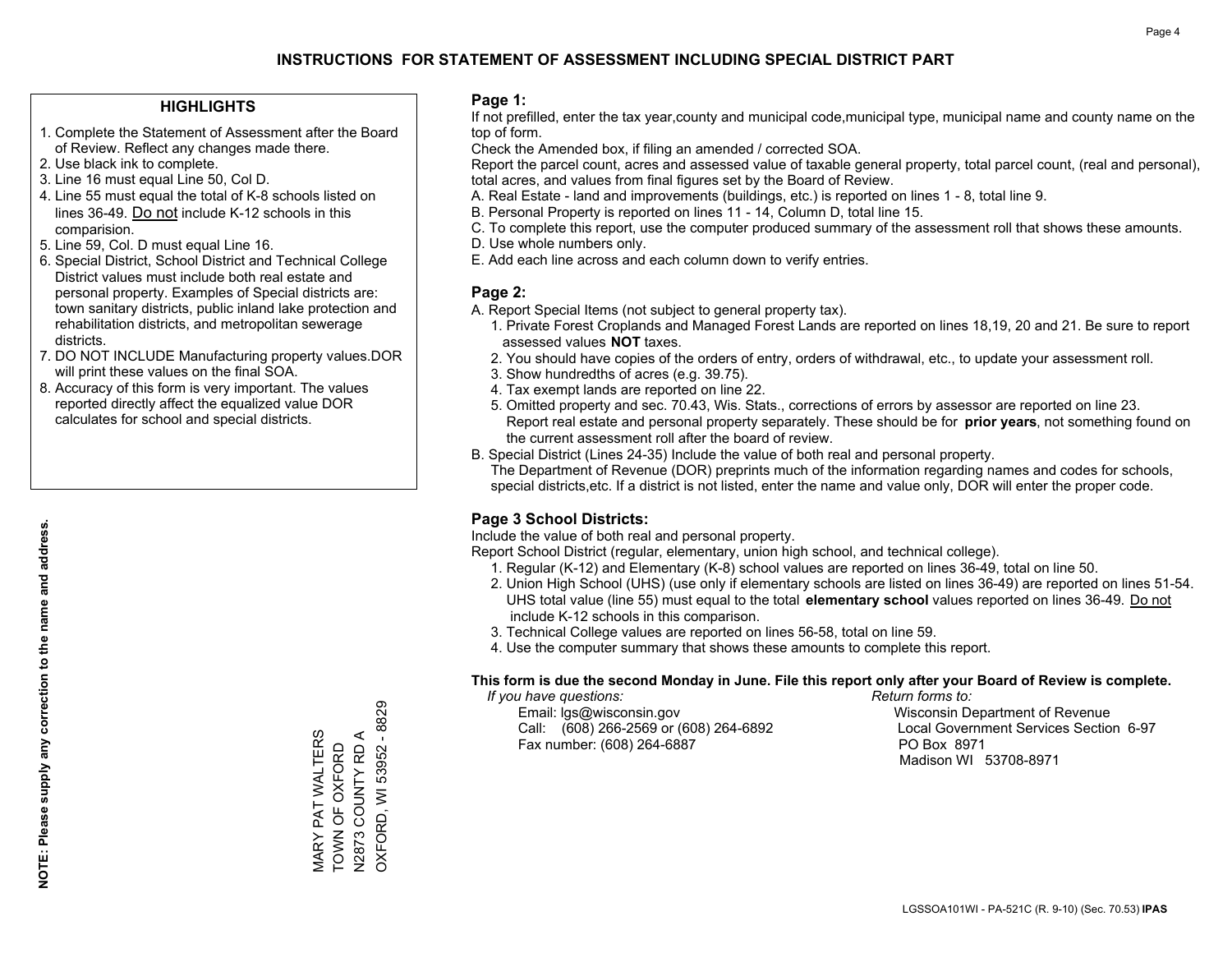# INSTRUCTIONS FOR STATEMENT OF ASSESSMENT INCLUDING SPECIAL DISTRICT PART

## HIGHLIGHTS

1. Complete the Statement of Assessment after the Board of Review. Reflect any changes made there.
2. Use black ink to complete.
3. Line 16 must equal Line 50, Col D.
4. Line 55 must equal the total of K-8 schools listed on lines 36-49. Do not include K-12 schools in this comparision.
5. Line 59, Col. D must equal Line 16.
6. Special District, School District and Technical College District values must include both real estate and personal property. Examples of Special districts are: town sanitary districts, public inland lake protection and rehabilitation districts, and metropolitan sewerage districts.
7. DO NOT INCLUDE Manufacturing property values.DOR will print these values on the final SOA.
8. Accuracy of this form is very important. The values reported directly affect the equalized value DOR calculates for school and special districts.

**NOTE: Please supply any correction to the name and address.**

MARY PAT WALTERS
TOWN OF OXFORD
N2873 COUNTY RD A
OXFORD, WI 53952 - 8829

## Page 1:

If not prefilled, enter the tax year,county and municipal code,municipal type, municipal name and county name on the top of form.

Check the Amended box, if filing an amended / corrected SOA.

Report the parcel count, acres and assessed value of taxable general property, total parcel count, (real and personal), total acres, and values from final figures set by the Board of Review.

A. Real Estate - land and improvements (buildings, etc.) is reported on lines 1 - 8, total line 9.
B. Personal Property is reported on lines 11 - 14, Column D, total line 15.
C. To complete this report, use the computer produced summary of the assessment roll that shows these amounts.
D. Use whole numbers only.
E. Add each line across and each column down to verify entries.

## Page 2:

A. Report Special Items (not subject to general property tax).
   1. Private Forest Croplands and Managed Forest Lands are reported on lines 18,19, 20 and 21. Be sure to report assessed values **NOT** taxes.
   2. You should have copies of the orders of entry, orders of withdrawal, etc., to update your assessment roll.
   3. Show hundredths of acres (e.g. 39.75).
   4. Tax exempt lands are reported on line 22.
   5. Omitted property and sec. 70.43, Wis. Stats., corrections of errors by assessor are reported on line 23. Report real estate and personal property separately. These should be for **prior years**, not something found on the current assessment roll after the board of review.
B. Special District (Lines 24-35) Include the value of both real and personal property.
   The Department of Revenue (DOR) preprints much of the information regarding names and codes for schools, special districts,etc. If a district is not listed, enter the name and value only, DOR will enter the proper code.

## Page 3 School Districts:

Include the value of both real and personal property.

Report School District (regular, elementary, union high school, and technical college).

1. Regular (K-12) and Elementary (K-8) school values are reported on lines 36-49, total on line 50.
2. Union High School (UHS) (use only if elementary schools are listed on lines 36-49) are reported on lines 51-54. UHS total value (line 55) must equal to the total **elementary school** values reported on lines 36-49. Do not include K-12 schools in this comparison.
3. Technical College values are reported on lines 56-58, total on line 59.
4. Use the computer summary that shows these amounts to complete this report.

**This form is due the second Monday in June. File this report only after your Board of Review is complete.**

*If you have questions:*
Email: lgs@wisconsin.gov
Call: (608) 266-2569 or (608) 264-6892
Fax number: (608) 264-6887

*Return forms to:*
Wisconsin Department of Revenue
Local Government Services Section 6-97
PO Box 8971
Madison WI 53708-8971

LGSSOA101WI - PA-521C (R. 9-10) (Sec. 70.53) **IPAS**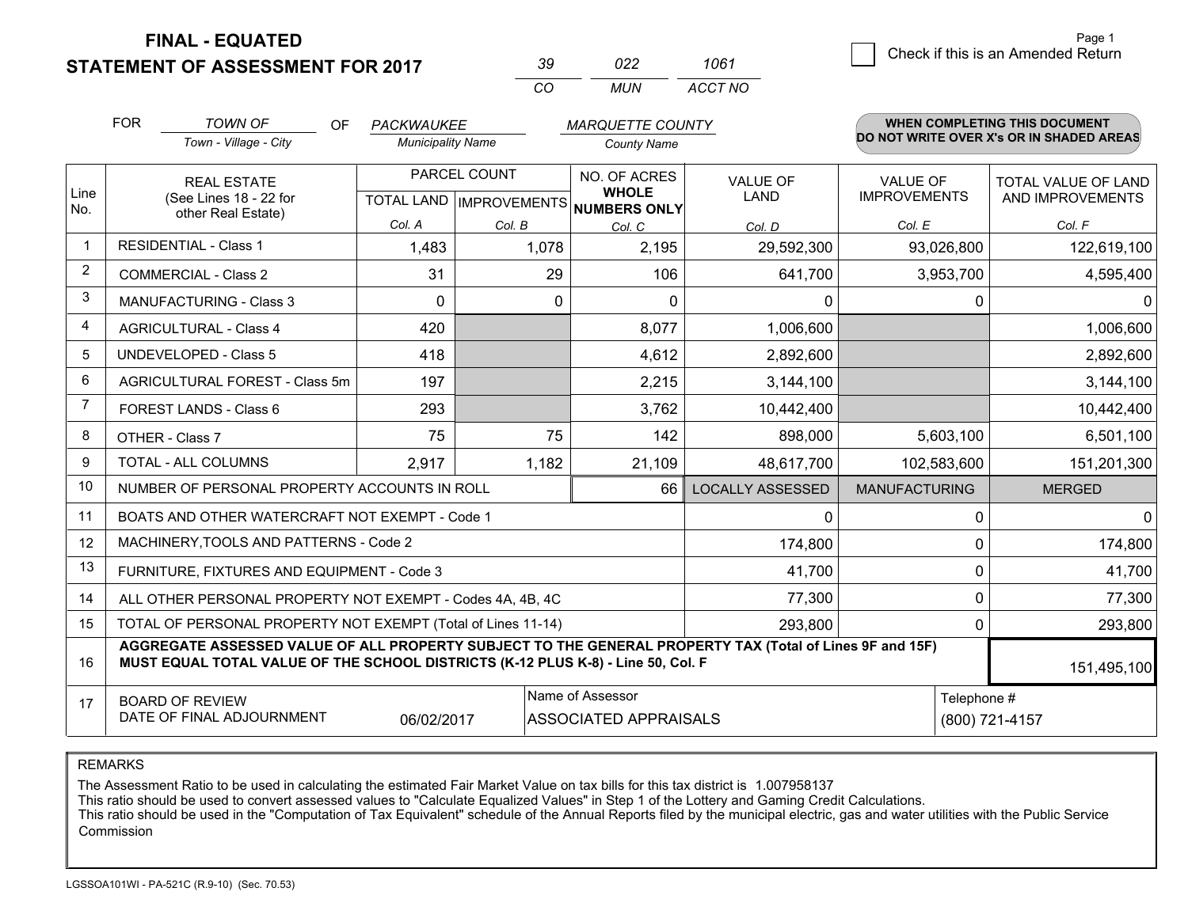# FINAL - EQUATED
## STATEMENT OF ASSESSMENT FOR 2017

| 39 | 022 | 1061 |
|---|---|---|
| CO | MUN | ACCT NO |

Check if this is an Amended Return

FOR *TOWN OF* (Town - Village - City) OF *PACKWAUKEE* (Municipality Name) *MARQUETTE COUNTY* (County Name)

**WHEN COMPLETING THIS DOCUMENT DO NOT WRITE OVER X's OR IN SHADED AREAS**

| Line No. | REAL ESTATE (See Lines 18 - 22 for other Real Estate) | PARCEL COUNT TOTAL LAND Col. A | PARCEL COUNT IMPROVEMENTS Col. B | NO. OF ACRES WHOLE NUMBERS ONLY Col. C | VALUE OF LAND Col. D | VALUE OF IMPROVEMENTS Col. E | TOTAL VALUE OF LAND AND IMPROVEMENTS Col. F |
|---|---|---|---|---|---|---|---|
| 1 | RESIDENTIAL - Class 1 | 1,483 | 1,078 | 2,195 | 29,592,300 | 93,026,800 | 122,619,100 |
| 2 | COMMERCIAL - Class 2 | 31 | 29 | 106 | 641,700 | 3,953,700 | 4,595,400 |
| 3 | MANUFACTURING - Class 3 | 0 | 0 | 0 | 0 | 0 | 0 |
| 4 | AGRICULTURAL - Class 4 | 420 | | 8,077 | 1,006,600 | | 1,006,600 |
| 5 | UNDEVELOPED - Class 5 | 418 | | 4,612 | 2,892,600 | | 2,892,600 |
| 6 | AGRICULTURAL FOREST - Class 5m | 197 | | 2,215 | 3,144,100 | | 3,144,100 |
| 7 | FOREST LANDS - Class 6 | 293 | | 3,762 | 10,442,400 | | 10,442,400 |
| 8 | OTHER - Class 7 | 75 | 75 | 142 | 898,000 | 5,603,100 | 6,501,100 |
| 9 | TOTAL - ALL COLUMNS | 2,917 | 1,182 | 21,109 | 48,617,700 | 102,583,600 | 151,201,300 |
| 10 | NUMBER OF PERSONAL PROPERTY ACCOUNTS IN ROLL | | | 66 | LOCALLY ASSESSED | MANUFACTURING | MERGED |
| 11 | BOATS AND OTHER WATERCRAFT NOT EXEMPT - Code 1 | | | | 0 | 0 | 0 |
| 12 | MACHINERY,TOOLS AND PATTERNS - Code 2 | | | | 174,800 | 0 | 174,800 |
| 13 | FURNITURE, FIXTURES AND EQUIPMENT - Code 3 | | | | 41,700 | 0 | 41,700 |
| 14 | ALL OTHER PERSONAL PROPERTY NOT EXEMPT - Codes 4A, 4B, 4C | | | | 77,300 | 0 | 77,300 |
| 15 | TOTAL OF PERSONAL PROPERTY NOT EXEMPT (Total of Lines 11-14) | | | | 293,800 | 0 | 293,800 |
| 16 | **AGGREGATE ASSESSED VALUE OF ALL PROPERTY SUBJECT TO THE GENERAL PROPERTY TAX (Total of Lines 9F and 15F) MUST EQUAL TOTAL VALUE OF THE SCHOOL DISTRICTS (K-12 PLUS K-8) - Line 50, Col. F** | | | | | | 151,495,100 |
| 17 | BOARD OF REVIEW DATE OF FINAL ADJOURNMENT | 06/02/2017 | Name of Assessor: ASSOCIATED APPRAISALS | | | Telephone #: (800) 721-4157 | |

REMARKS

The Assessment Ratio to be used in calculating the estimated Fair Market Value on tax bills for this tax district is 1.007958137
This ratio should be used to convert assessed values to "Calculate Equalized Values" in Step 1 of the Lottery and Gaming Credit Calculations.
This ratio should be used in the "Computation of Tax Equivalent" schedule of the Annual Reports filed by the municipal electric, gas and water utilities with the Public Service Commission

LGSSOA101WI - PA-521C (R.9-10) (Sec. 70.53)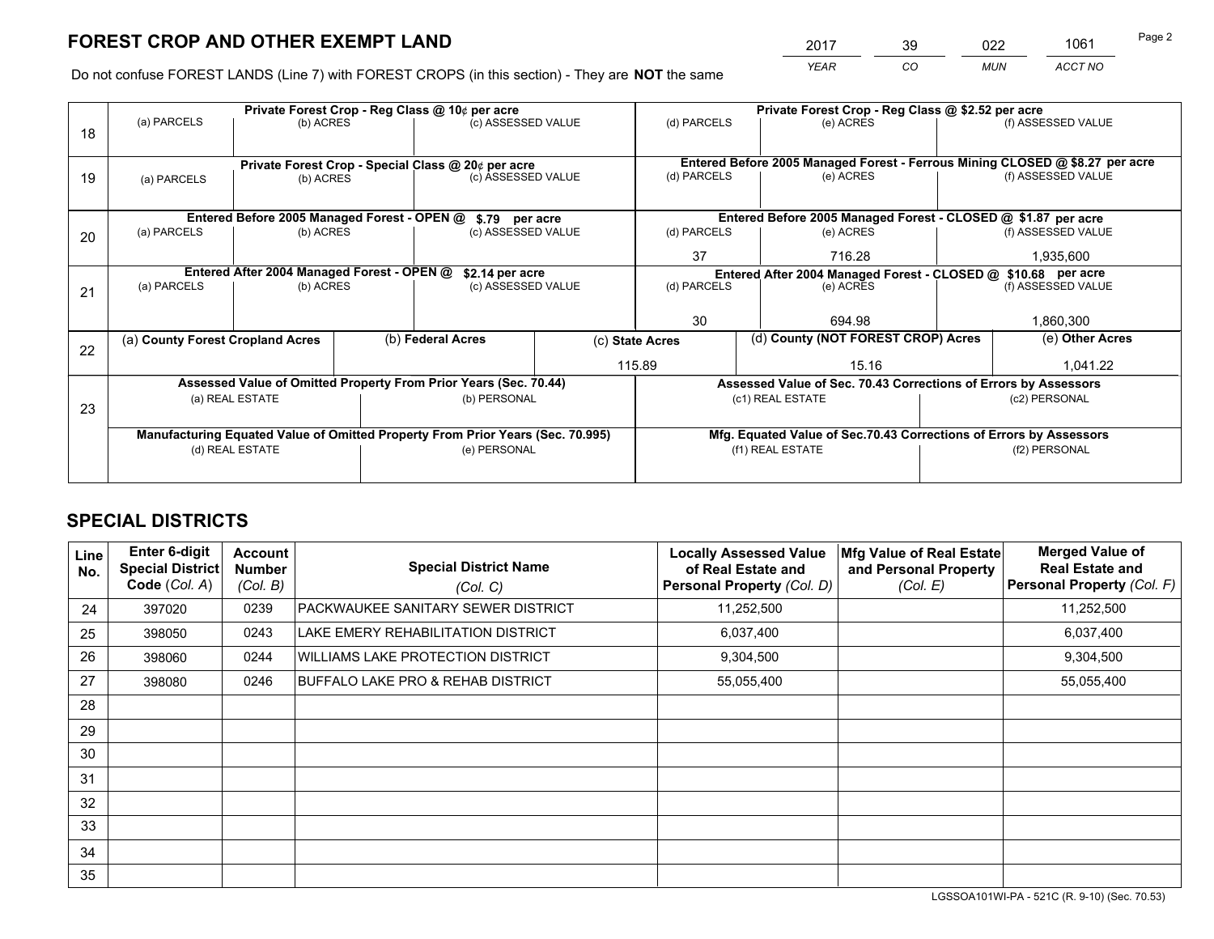# FOREST CROP AND OTHER EXEMPT LAND

| 2017 | 39 | 022 | 1061 |
|---|---|---|---|
| YEAR | CO | MUN | ACCT NO |

Do not confuse FOREST LANDS (Line 7) with FOREST CROPS (in this section) - They are **NOT** the same

| Line | Private Forest Crop - Reg Class @ 10¢ per acre | | | Private Forest Crop - Reg Class @ $2.52 per acre | | |
|---|---|---|---|---|---|---|
| 18 | (a) PARCELS | (b) ACRES | (c) ASSESSED VALUE | (d) PARCELS | (e) ACRES | (f) ASSESSED VALUE |
| | | | | | | |
| | **Private Forest Crop - Special Class @ 20¢ per acre** | | | **Entered Before 2005 Managed Forest - Ferrous Mining CLOSED @ $8.27 per acre** | | |
| 19 | (a) PARCELS | (b) ACRES | (c) ASSESSED VALUE | (d) PARCELS | (e) ACRES | (f) ASSESSED VALUE |
| | | | | | | |
| | **Entered Before 2005 Managed Forest - OPEN @ $.79 per acre** | | | **Entered Before 2005 Managed Forest - CLOSED @ $1.87 per acre** | | |
| 20 | (a) PARCELS | (b) ACRES | (c) ASSESSED VALUE | (d) PARCELS | (e) ACRES | (f) ASSESSED VALUE |
| | | | | 37 | 716.28 | 1,935,600 |
| | **Entered After 2004 Managed Forest - OPEN @ $2.14 per acre** | | | **Entered After 2004 Managed Forest - CLOSED @ $10.68 per acre** | | |
| 21 | (a) PARCELS | (b) ACRES | (c) ASSESSED VALUE | (d) PARCELS | (e) ACRES | (f) ASSESSED VALUE |
| | | | | 30 | 694.98 | 1,860,300 |

| Line | (a) County Forest Cropland Acres | (b) Federal Acres | (c) State Acres | (d) County (NOT FOREST CROP) Acres | (e) Other Acres |
|---|---|---|---|---|---|
| 22 | | | 115.89 | 15.16 | 1,041.22 |

| Line | Assessed Value of Omitted Property From Prior Years (Sec. 70.44) | | Assessed Value of Sec. 70.43 Corrections of Errors by Assessors | |
|---|---|---|---|---|
| 23 | (a) REAL ESTATE | (b) PERSONAL | (c1) REAL ESTATE | (c2) PERSONAL |
| | | | | |
| | **Manufacturing Equated Value of Omitted Property From Prior Years (Sec. 70.995)** | | **Mfg. Equated Value of Sec.70.43 Corrections of Errors by Assessors** | |
| | (d) REAL ESTATE | (e) PERSONAL | (f1) REAL ESTATE | (f2) PERSONAL |
| | | | | |

# SPECIAL DISTRICTS

| Line No. | Enter 6-digit Special District Code (Col. A) | Account Number (Col. B) | Special District Name (Col. C) | Locally Assessed Value of Real Estate and Personal Property (Col. D) | Mfg Value of Real Estate and Personal Property (Col. E) | Merged Value of Real Estate and Personal Property (Col. F) |
|---|---|---|---|---|---|---|
| 24 | 397020 | 0239 | PACKWAUKEE SANITARY SEWER DISTRICT | 11,252,500 | | 11,252,500 |
| 25 | 398050 | 0243 | LAKE EMERY REHABILITATION DISTRICT | 6,037,400 | | 6,037,400 |
| 26 | 398060 | 0244 | WILLIAMS LAKE PROTECTION DISTRICT | 9,304,500 | | 9,304,500 |
| 27 | 398080 | 0246 | BUFFALO LAKE PRO & REHAB DISTRICT | 55,055,400 | | 55,055,400 |
| 28 | | | | | | |
| 29 | | | | | | |
| 30 | | | | | | |
| 31 | | | | | | |
| 32 | | | | | | |
| 33 | | | | | | |
| 34 | | | | | | |
| 35 | | | | | | |

LGSSOA101WI-PA - 521C (R. 9-10) (Sec. 70.53)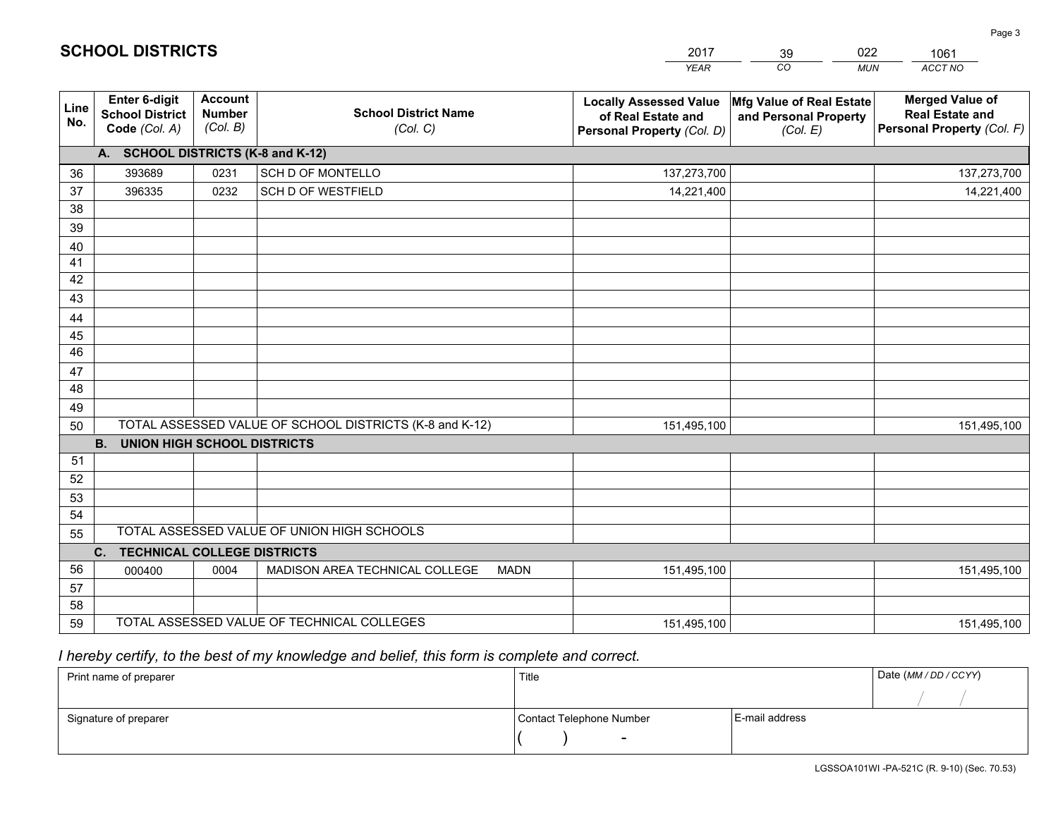# SCHOOL DISTRICTS

| 2017 | 39 | 022 | 1061 |
|---|---|---|---|
| *YEAR* | *CO* | *MUN* | *ACCT NO* |

| Line No. | Enter 6-digit School District Code *(Col. A)* | Account Number *(Col. B)* | School District Name *(Col. C)* | Locally Assessed Value of Real Estate and Personal Property *(Col. D)* | Mfg Value of Real Estate and Personal Property *(Col. E)* | Merged Value of Real Estate and Personal Property *(Col. F)* |
|---|---|---|---|---|---|---|
| **A. SCHOOL DISTRICTS (K-8 and K-12)** | | | | | | |
| 36 | 393689 | 0231 | SCH D OF MONTELLO | 137,273,700 | | 137,273,700 |
| 37 | 396335 | 0232 | SCH D OF WESTFIELD | 14,221,400 | | 14,221,400 |
| 38 | | | | | | |
| 39 | | | | | | |
| 40 | | | | | | |
| 41 | | | | | | |
| 42 | | | | | | |
| 43 | | | | | | |
| 44 | | | | | | |
| 45 | | | | | | |
| 46 | | | | | | |
| 47 | | | | | | |
| 48 | | | | | | |
| 49 | | | | | | |
| 50 | TOTAL ASSESSED VALUE OF SCHOOL DISTRICTS (K-8 and K-12) | | | 151,495,100 | | 151,495,100 |
| **B. UNION HIGH SCHOOL DISTRICTS** | | | | | | |
| 51 | | | | | | |
| 52 | | | | | | |
| 53 | | | | | | |
| 54 | | | | | | |
| 55 | TOTAL ASSESSED VALUE OF UNION HIGH SCHOOLS | | | | | |
| **C. TECHNICAL COLLEGE DISTRICTS** | | | | | | |
| 56 | 000400 | 0004 | MADISON AREA TECHNICAL COLLEGE MADN | 151,495,100 | | 151,495,100 |
| 57 | | | | | | |
| 58 | | | | | | |
| 59 | TOTAL ASSESSED VALUE OF TECHNICAL COLLEGES | | | 151,495,100 | | 151,495,100 |

*I hereby certify, to the best of my knowledge and belief, this form is complete and correct.*

| Print name of preparer | Title | | Date *(MM / DD / CCYY)* |
|---|---|---|---|
| | | | / / |
| Signature of preparer | Contact Telephone Number | E-mail address | |
| | ( ) - | | |

LGSSOA101WI -PA-521C (R. 9-10) (Sec. 70.53)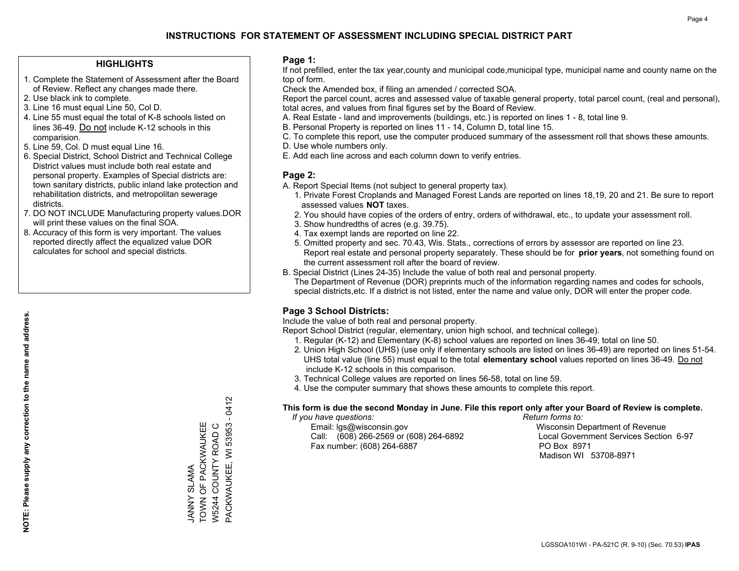# INSTRUCTIONS FOR STATEMENT OF ASSESSMENT INCLUDING SPECIAL DISTRICT PART

## HIGHLIGHTS

1. Complete the Statement of Assessment after the Board of Review. Reflect any changes made there.
2. Use black ink to complete.
3. Line 16 must equal Line 50, Col D.
4. Line 55 must equal the total of K-8 schools listed on lines 36-49. Do not include K-12 schools in this comparision.
5. Line 59, Col. D must equal Line 16.
6. Special District, School District and Technical College District values must include both real estate and personal property. Examples of Special districts are: town sanitary districts, public inland lake protection and rehabilitation districts, and metropolitan sewerage districts.
7. DO NOT INCLUDE Manufacturing property values.DOR will print these values on the final SOA.
8. Accuracy of this form is very important. The values reported directly affect the equalized value DOR calculates for school and special districts.

**NOTE: Please supply any correction to the name and address.**

JANNY SLAMA
TOWN OF PACKWAUKEE
W5244 COUNTY ROAD C
PACKWAUKEE, WI 53953 - 0412

## Page 1:

If not prefilled, enter the tax year,county and municipal code,municipal type, municipal name and county name on the top of form.

Check the Amended box, if filing an amended / corrected SOA.

Report the parcel count, acres and assessed value of taxable general property, total parcel count, (real and personal), total acres, and values from final figures set by the Board of Review.

A. Real Estate - land and improvements (buildings, etc.) is reported on lines 1 - 8, total line 9.
B. Personal Property is reported on lines 11 - 14, Column D, total line 15.
C. To complete this report, use the computer produced summary of the assessment roll that shows these amounts.
D. Use whole numbers only.
E. Add each line across and each column down to verify entries.

## Page 2:

A. Report Special Items (not subject to general property tax).
   1. Private Forest Croplands and Managed Forest Lands are reported on lines 18,19, 20 and 21. Be sure to report assessed values **NOT** taxes.
   2. You should have copies of the orders of entry, orders of withdrawal, etc., to update your assessment roll.
   3. Show hundredths of acres (e.g. 39.75).
   4. Tax exempt lands are reported on line 22.
   5. Omitted property and sec. 70.43, Wis. Stats., corrections of errors by assessor are reported on line 23. Report real estate and personal property separately. These should be for **prior years**, not something found on the current assessment roll after the board of review.
B. Special District (Lines 24-35) Include the value of both real and personal property.
   The Department of Revenue (DOR) preprints much of the information regarding names and codes for schools, special districts,etc. If a district is not listed, enter the name and value only, DOR will enter the proper code.

## Page 3 School Districts:

Include the value of both real and personal property.

Report School District (regular, elementary, union high school, and technical college).

1. Regular (K-12) and Elementary (K-8) school values are reported on lines 36-49, total on line 50.
2. Union High School (UHS) (use only if elementary schools are listed on lines 36-49) are reported on lines 51-54. UHS total value (line 55) must equal to the total **elementary school** values reported on lines 36-49. Do not include K-12 schools in this comparison.
3. Technical College values are reported on lines 56-58, total on line 59.
4. Use the computer summary that shows these amounts to complete this report.

**This form is due the second Monday in June. File this report only after your Board of Review is complete.**

*If you have questions:*
Email: lgs@wisconsin.gov
Call: (608) 266-2569 or (608) 264-6892
Fax number: (608) 264-6887

*Return forms to:*
Wisconsin Department of Revenue
Local Government Services Section 6-97
PO Box 8971
Madison WI 53708-8971

LGSSOA101WI - PA-521C (R. 9-10) (Sec. 70.53) **IPAS**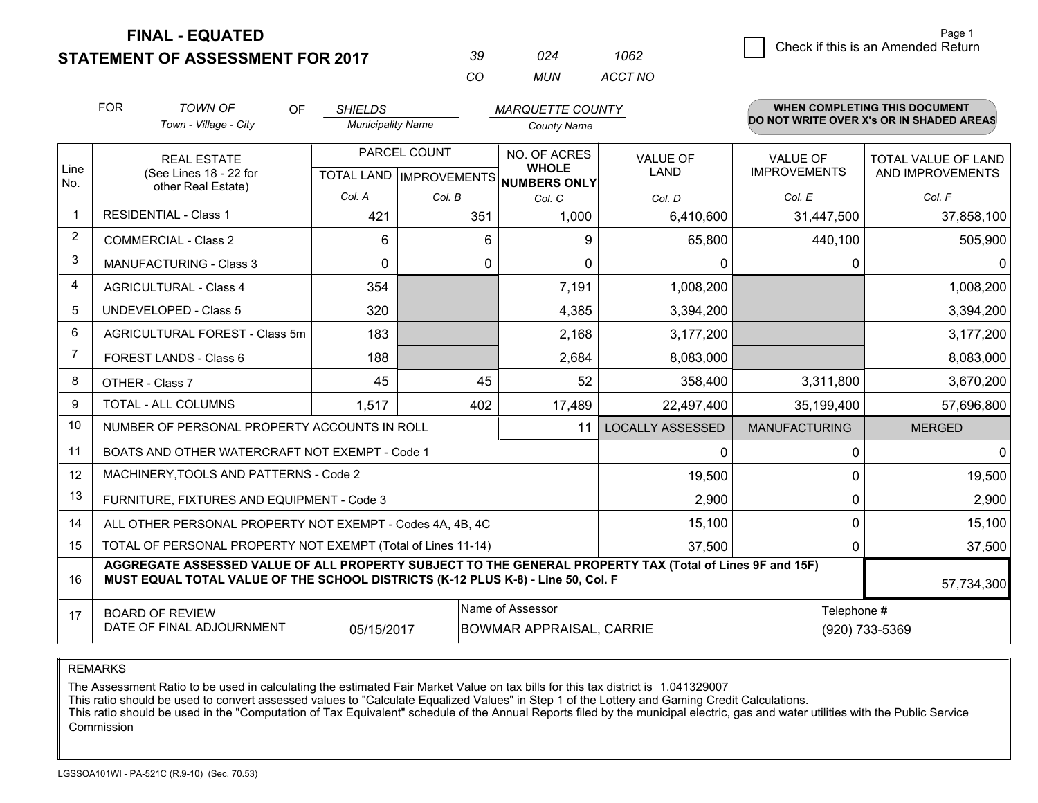**FINAL - EQUATED**

**STATEMENT OF ASSESSMENT FOR 2017**

| 39 | 024 | 1062 |
|---|---|---|
| CO | MUN | ACCT NO |

☐ Check if this is an Amended Return

FOR *TOWN OF* (Town - Village - City) OF *SHIELDS* (Municipality Name) *MARQUETTE COUNTY* (County Name)

**WHEN COMPLETING THIS DOCUMENT DO NOT WRITE OVER X's OR IN SHADED AREAS**

| Line No. | REAL ESTATE (See Lines 18 - 22 for other Real Estate) | PARCEL COUNT TOTAL LAND Col. A | PARCEL COUNT IMPROVEMENTS Col. B | NO. OF ACRES WHOLE NUMBERS ONLY Col. C | VALUE OF LAND Col. D | VALUE OF IMPROVEMENTS Col. E | TOTAL VALUE OF LAND AND IMPROVEMENTS Col. F |
|---|---|---|---|---|---|---|---|
| 1 | RESIDENTIAL - Class 1 | 421 | 351 | 1,000 | 6,410,600 | 31,447,500 | 37,858,100 |
| 2 | COMMERCIAL - Class 2 | 6 | 6 | 9 | 65,800 | 440,100 | 505,900 |
| 3 | MANUFACTURING - Class 3 | 0 | 0 | 0 | 0 | 0 | 0 |
| 4 | AGRICULTURAL - Class 4 | 354 | | 7,191 | 1,008,200 | | 1,008,200 |
| 5 | UNDEVELOPED - Class 5 | 320 | | 4,385 | 3,394,200 | | 3,394,200 |
| 6 | AGRICULTURAL FOREST - Class 5m | 183 | | 2,168 | 3,177,200 | | 3,177,200 |
| 7 | FOREST LANDS - Class 6 | 188 | | 2,684 | 8,083,000 | | 8,083,000 |
| 8 | OTHER - Class 7 | 45 | 45 | 52 | 358,400 | 3,311,800 | 3,670,200 |
| 9 | TOTAL - ALL COLUMNS | 1,517 | 402 | 17,489 | 22,497,400 | 35,199,400 | 57,696,800 |
| 10 | NUMBER OF PERSONAL PROPERTY ACCOUNTS IN ROLL | | | 11 | LOCALLY ASSESSED | MANUFACTURING | MERGED |
| 11 | BOATS AND OTHER WATERCRAFT NOT EXEMPT - Code 1 | | | | 0 | 0 | 0 |
| 12 | MACHINERY,TOOLS AND PATTERNS - Code 2 | | | | 19,500 | 0 | 19,500 |
| 13 | FURNITURE, FIXTURES AND EQUIPMENT - Code 3 | | | | 2,900 | 0 | 2,900 |
| 14 | ALL OTHER PERSONAL PROPERTY NOT EXEMPT - Codes 4A, 4B, 4C | | | | 15,100 | 0 | 15,100 |
| 15 | TOTAL OF PERSONAL PROPERTY NOT EXEMPT (Total of Lines 11-14) | | | | 37,500 | 0 | 37,500 |
| 16 | **AGGREGATE ASSESSED VALUE OF ALL PROPERTY SUBJECT TO THE GENERAL PROPERTY TAX (Total of Lines 9F and 15F) MUST EQUAL TOTAL VALUE OF THE SCHOOL DISTRICTS (K-12 PLUS K-8) - Line 50, Col. F** | | | | | | 57,734,300 |
| 17 | BOARD OF REVIEW DATE OF FINAL ADJOURNMENT | 05/15/2017 | | Name of Assessor: BOWMAR APPRAISAL, CARRIE | | | Telephone #: (920) 733-5369 |

REMARKS

The Assessment Ratio to be used in calculating the estimated Fair Market Value on tax bills for this tax district is 1.041329007
This ratio should be used to convert assessed values to "Calculate Equalized Values" in Step 1 of the Lottery and Gaming Credit Calculations.
This ratio should be used in the "Computation of Tax Equivalent" schedule of the Annual Reports filed by the municipal electric, gas and water utilities with the Public Service Commission

LGSSOA101WI - PA-521C (R.9-10) (Sec. 70.53)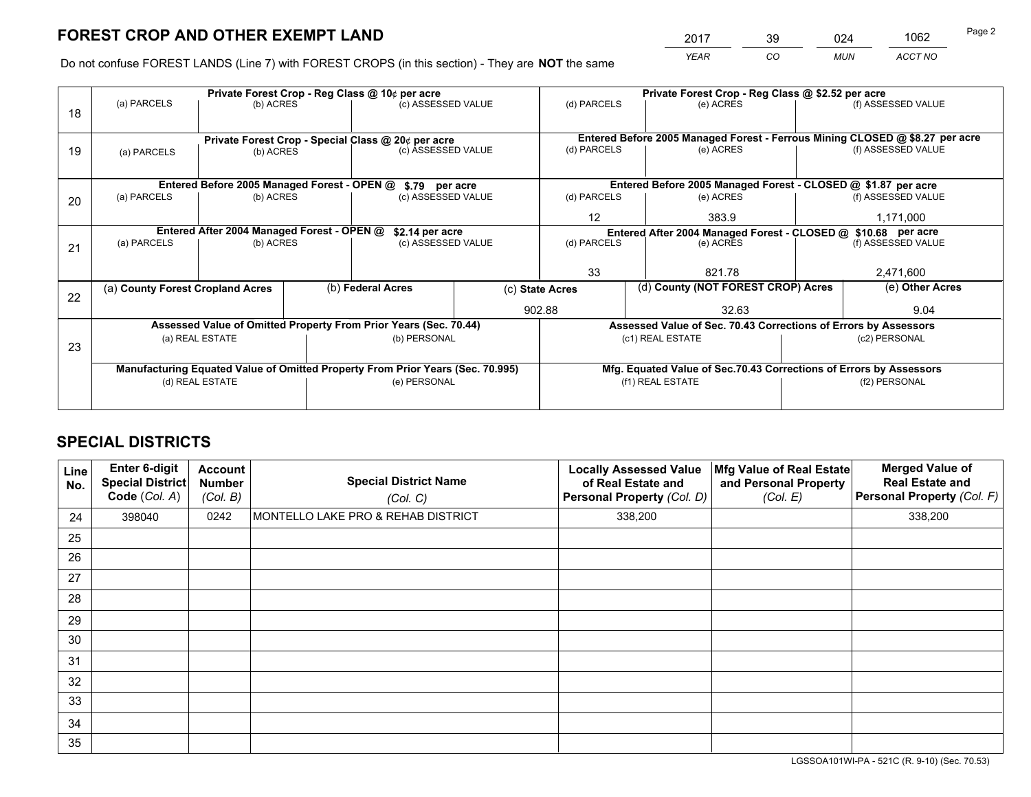# FOREST CROP AND OTHER EXEMPT LAND

| 2017 | 39 | 024 | 1062 |
|---|---|---|---|
| *YEAR* | *CO* | *MUN* | *ACCT NO* |

Do not confuse FOREST LANDS (Line 7) with FOREST CROPS (in this section) - They are **NOT** the same

| Line | Private Forest Crop - Reg Class @ 10¢ per acre | | | Private Forest Crop - Reg Class @ $2.52 per acre | | |
|---|---|---|---|---|---|---|
| 18 | (a) PARCELS | (b) ACRES | (c) ASSESSED VALUE | (d) PARCELS | (e) ACRES | (f) ASSESSED VALUE |
| | | | | | | |
| | **Private Forest Crop - Special Class @ 20¢ per acre** | | | **Entered Before 2005 Managed Forest - Ferrous Mining CLOSED @ $8.27 per acre** | | |
| 19 | (a) PARCELS | (b) ACRES | (c) ASSESSED VALUE | (d) PARCELS | (e) ACRES | (f) ASSESSED VALUE |
| | | | | | | |
| | **Entered Before 2005 Managed Forest - OPEN @ $.79 per acre** | | | **Entered Before 2005 Managed Forest - CLOSED @ $1.87 per acre** | | |
| 20 | (a) PARCELS | (b) ACRES | (c) ASSESSED VALUE | (d) PARCELS | (e) ACRES | (f) ASSESSED VALUE |
| | | | | 12 | 383.9 | 1,171,000 |
| | **Entered After 2004 Managed Forest - OPEN @ $2.14 per acre** | | | **Entered After 2004 Managed Forest - CLOSED @ $10.68 per acre** | | |
| 21 | (a) PARCELS | (b) ACRES | (c) ASSESSED VALUE | (d) PARCELS | (e) ACRES | (f) ASSESSED VALUE |
| | | | | 33 | 821.78 | 2,471,600 |

| Line | (a) County Forest Cropland Acres | (b) Federal Acres | (c) State Acres | (d) County (NOT FOREST CROP) Acres | (e) Other Acres |
|---|---|---|---|---|---|
| 22 | | | 902.88 | 32.63 | 9.04 |

| Line | Assessed Value of Omitted Property From Prior Years (Sec. 70.44) | | Assessed Value of Sec. 70.43 Corrections of Errors by Assessors | |
|---|---|---|---|---|
| 23 | (a) REAL ESTATE | (b) PERSONAL | (c1) REAL ESTATE | (c2) PERSONAL |
| | | | | |
| | **Manufacturing Equated Value of Omitted Property From Prior Years (Sec. 70.995)** | | **Mfg. Equated Value of Sec.70.43 Corrections of Errors by Assessors** | |
| | (d) REAL ESTATE | (e) PERSONAL | (f1) REAL ESTATE | (f2) PERSONAL |
| | | | | |

# SPECIAL DISTRICTS

| Line No. | Enter 6-digit Special District Code (Col. A) | Account Number (Col. B) | Special District Name (Col. C) | Locally Assessed Value of Real Estate and Personal Property (Col. D) | Mfg Value of Real Estate and Personal Property (Col. E) | Merged Value of Real Estate and Personal Property (Col. F) |
|---|---|---|---|---|---|---|
| 24 | 398040 | 0242 | MONTELLO LAKE PRO & REHAB DISTRICT | 338,200 | | 338,200 |
| 25 | | | | | | |
| 26 | | | | | | |
| 27 | | | | | | |
| 28 | | | | | | |
| 29 | | | | | | |
| 30 | | | | | | |
| 31 | | | | | | |
| 32 | | | | | | |
| 33 | | | | | | |
| 34 | | | | | | |
| 35 | | | | | | |

LGSSOA101WI-PA - 521C (R. 9-10) (Sec. 70.53)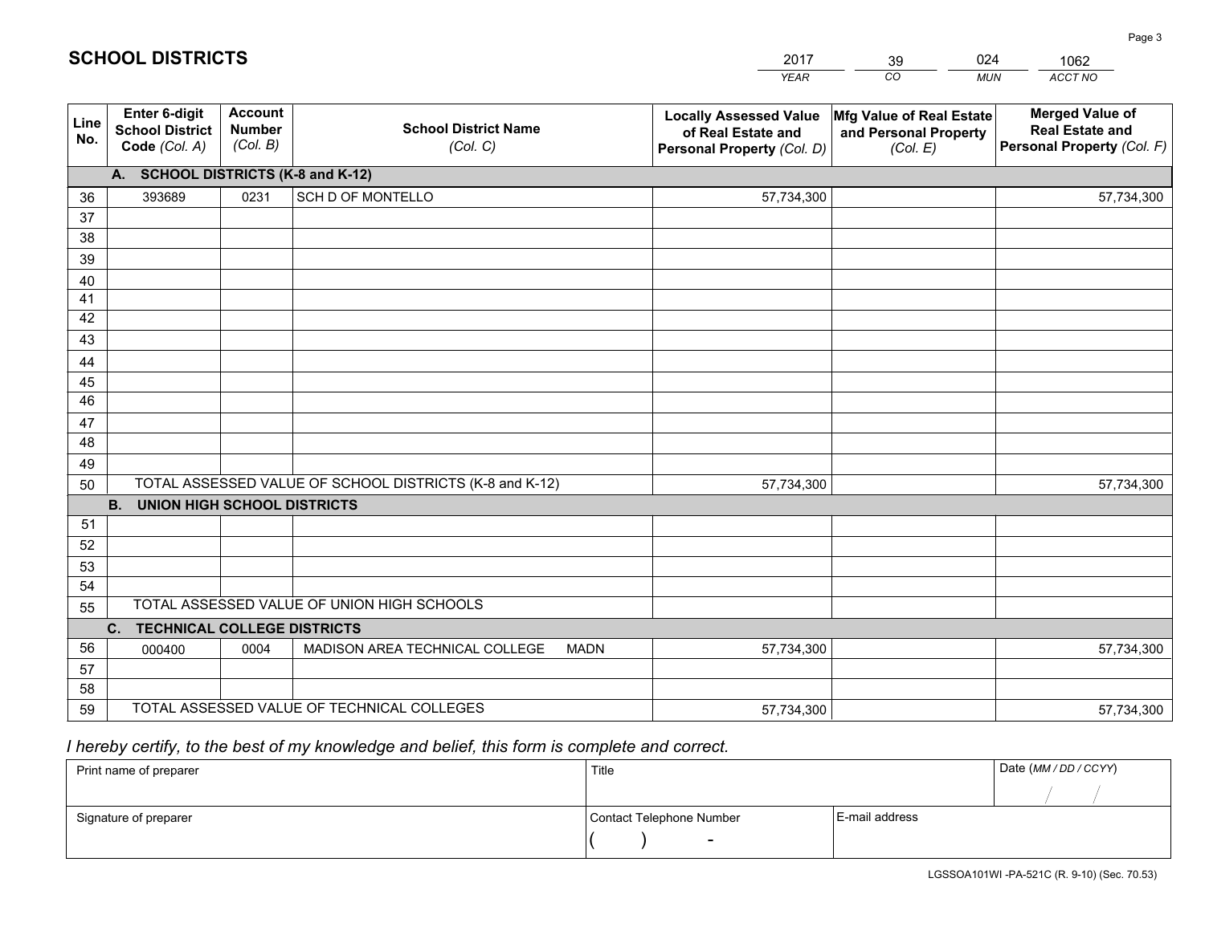# SCHOOL DISTRICTS

| 2017 | 39 | 024 | 1062 |
|---|---|---|---|
| YEAR | CO | MUN | ACCT NO |

| Line No. | Enter 6-digit School District Code (Col. A) | Account Number (Col. B) | School District Name (Col. C) | Locally Assessed Value of Real Estate and Personal Property (Col. D) | Mfg Value of Real Estate and Personal Property (Col. E) | Merged Value of Real Estate and Personal Property (Col. F) |
|---|---|---|---|---|---|---|
| | **A. SCHOOL DISTRICTS (K-8 and K-12)** | | | | | |
| 36 | 393689 | 0231 | SCH D OF MONTELLO | 57,734,300 | | 57,734,300 |
| 37 | | | | | | |
| 38 | | | | | | |
| 39 | | | | | | |
| 40 | | | | | | |
| 41 | | | | | | |
| 42 | | | | | | |
| 43 | | | | | | |
| 44 | | | | | | |
| 45 | | | | | | |
| 46 | | | | | | |
| 47 | | | | | | |
| 48 | | | | | | |
| 49 | | | | | | |
| 50 | TOTAL ASSESSED VALUE OF SCHOOL DISTRICTS (K-8 and K-12) | | | 57,734,300 | | 57,734,300 |
| | **B. UNION HIGH SCHOOL DISTRICTS** | | | | | |
| 51 | | | | | | |
| 52 | | | | | | |
| 53 | | | | | | |
| 54 | | | | | | |
| 55 | TOTAL ASSESSED VALUE OF UNION HIGH SCHOOLS | | | | | |
| | **C. TECHNICAL COLLEGE DISTRICTS** | | | | | |
| 56 | 000400 | 0004 | MADISON AREA TECHNICAL COLLEGE MADN | 57,734,300 | | 57,734,300 |
| 57 | | | | | | |
| 58 | | | | | | |
| 59 | TOTAL ASSESSED VALUE OF TECHNICAL COLLEGES | | | 57,734,300 | | 57,734,300 |

*I hereby certify, to the best of my knowledge and belief, this form is complete and correct.*

| Print name of preparer | Title | | Date (MM / DD / CCYY) |
|---|---|---|---|
| | | | / / |
| Signature of preparer | Contact Telephone Number | E-mail address | |
| | ( ) - | | |

LGSSOA101WI -PA-521C (R. 9-10) (Sec. 70.53)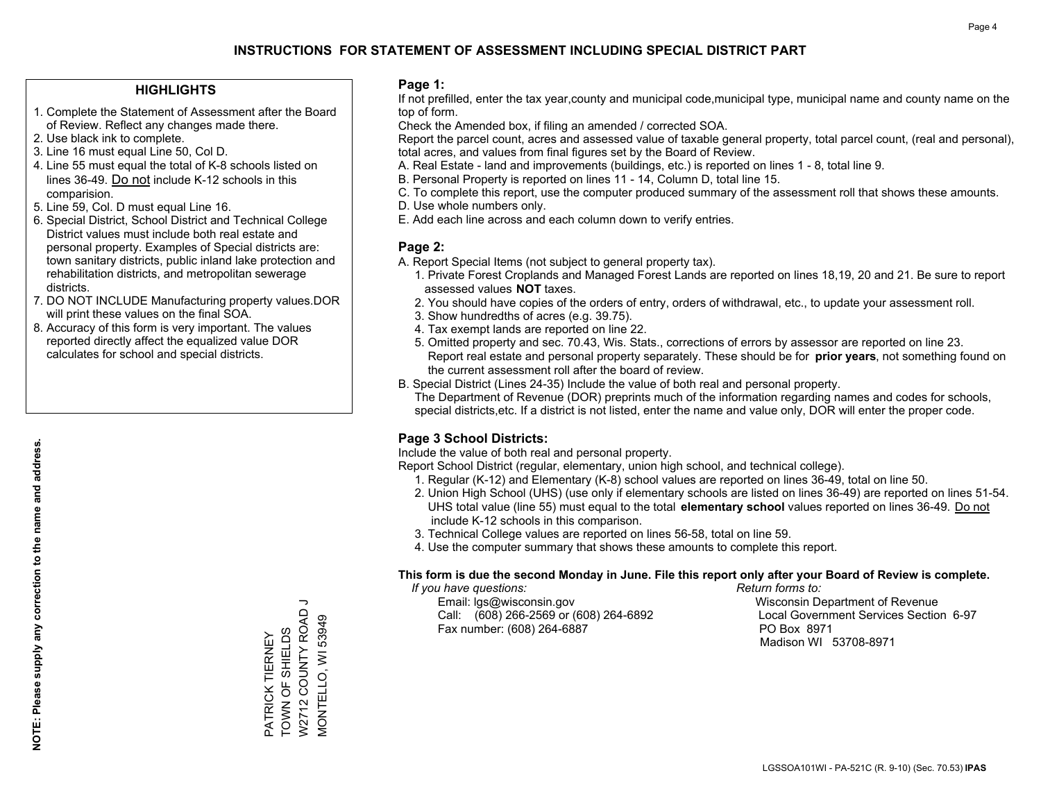# INSTRUCTIONS FOR STATEMENT OF ASSESSMENT INCLUDING SPECIAL DISTRICT PART

## HIGHLIGHTS

1. Complete the Statement of Assessment after the Board of Review. Reflect any changes made there.
2. Use black ink to complete.
3. Line 16 must equal Line 50, Col D.
4. Line 55 must equal the total of K-8 schools listed on lines 36-49. Do not include K-12 schools in this comparision.
5. Line 59, Col. D must equal Line 16.
6. Special District, School District and Technical College District values must include both real estate and personal property. Examples of Special districts are: town sanitary districts, public inland lake protection and rehabilitation districts, and metropolitan sewerage districts.
7. DO NOT INCLUDE Manufacturing property values.DOR will print these values on the final SOA.
8. Accuracy of this form is very important. The values reported directly affect the equalized value DOR calculates for school and special districts.

**NOTE: Please supply any correction to the name and address.**

PATRICK TIERNEY
TOWN OF SHIELDS
W2712 COUNTY ROAD J
MONTELLO, WI 53949

## Page 1:

If not prefilled, enter the tax year,county and municipal code,municipal type, municipal name and county name on the top of form.

Check the Amended box, if filing an amended / corrected SOA.

Report the parcel count, acres and assessed value of taxable general property, total parcel count, (real and personal), total acres, and values from final figures set by the Board of Review.

A. Real Estate - land and improvements (buildings, etc.) is reported on lines 1 - 8, total line 9.
B. Personal Property is reported on lines 11 - 14, Column D, total line 15.
C. To complete this report, use the computer produced summary of the assessment roll that shows these amounts.
D. Use whole numbers only.
E. Add each line across and each column down to verify entries.

## Page 2:

A. Report Special Items (not subject to general property tax).
   1. Private Forest Croplands and Managed Forest Lands are reported on lines 18,19, 20 and 21. Be sure to report assessed values **NOT** taxes.
   2. You should have copies of the orders of entry, orders of withdrawal, etc., to update your assessment roll.
   3. Show hundredths of acres (e.g. 39.75).
   4. Tax exempt lands are reported on line 22.
   5. Omitted property and sec. 70.43, Wis. Stats., corrections of errors by assessor are reported on line 23. Report real estate and personal property separately. These should be for **prior years**, not something found on the current assessment roll after the board of review.
B. Special District (Lines 24-35) Include the value of both real and personal property.
   The Department of Revenue (DOR) preprints much of the information regarding names and codes for schools, special districts,etc. If a district is not listed, enter the name and value only, DOR will enter the proper code.

## Page 3 School Districts:

Include the value of both real and personal property.

Report School District (regular, elementary, union high school, and technical college).

1. Regular (K-12) and Elementary (K-8) school values are reported on lines 36-49, total on line 50.
2. Union High School (UHS) (use only if elementary schools are listed on lines 36-49) are reported on lines 51-54. UHS total value (line 55) must equal to the total **elementary school** values reported on lines 36-49. Do not include K-12 schools in this comparison.
3. Technical College values are reported on lines 56-58, total on line 59.
4. Use the computer summary that shows these amounts to complete this report.

**This form is due the second Monday in June. File this report only after your Board of Review is complete.**

*If you have questions:*
Email: lgs@wisconsin.gov
Call: (608) 266-2569 or (608) 264-6892
Fax number: (608) 264-6887

*Return forms to:*
Wisconsin Department of Revenue
Local Government Services Section 6-97
PO Box 8971
Madison WI 53708-8971

LGSSOA101WI - PA-521C (R. 9-10) (Sec. 70.53) **IPAS**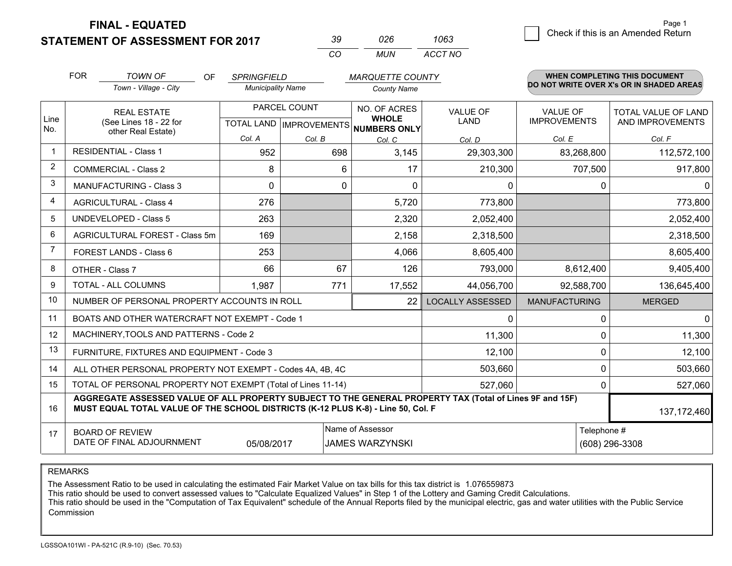**FINAL - EQUATED**
**STATEMENT OF ASSESSMENT FOR 2017**

| 39 | 026 | 1063 |
|---|---|---|
| CO | MUN | ACCT NO |

Page 1

☐ Check if this is an Amended Return

FOR *TOWN OF* (Town - Village - City) OF *SPRINGFIELD* (Municipality Name) *MARQUETTE COUNTY* (County Name)

**WHEN COMPLETING THIS DOCUMENT DO NOT WRITE OVER X's OR IN SHADED AREAS**

| Line No. | REAL ESTATE (See Lines 18 - 22 for other Real Estate) | PARCEL COUNT TOTAL LAND Col. A | PARCEL COUNT IMPROVEMENTS Col. B | NO. OF ACRES WHOLE NUMBERS ONLY Col. C | VALUE OF LAND Col. D | VALUE OF IMPROVEMENTS Col. E | TOTAL VALUE OF LAND AND IMPROVEMENTS Col. F |
|---|---|---|---|---|---|---|---|
| 1 | RESIDENTIAL - Class 1 | 952 | 698 | 3,145 | 29,303,300 | 83,268,800 | 112,572,100 |
| 2 | COMMERCIAL - Class 2 | 8 | 6 | 17 | 210,300 | 707,500 | 917,800 |
| 3 | MANUFACTURING - Class 3 | 0 | 0 | 0 | 0 | 0 | 0 |
| 4 | AGRICULTURAL - Class 4 | 276 | | 5,720 | 773,800 | | 773,800 |
| 5 | UNDEVELOPED - Class 5 | 263 | | 2,320 | 2,052,400 | | 2,052,400 |
| 6 | AGRICULTURAL FOREST - Class 5m | 169 | | 2,158 | 2,318,500 | | 2,318,500 |
| 7 | FOREST LANDS - Class 6 | 253 | | 4,066 | 8,605,400 | | 8,605,400 |
| 8 | OTHER - Class 7 | 66 | 67 | 126 | 793,000 | 8,612,400 | 9,405,400 |
| 9 | TOTAL - ALL COLUMNS | 1,987 | 771 | 17,552 | 44,056,700 | 92,588,700 | 136,645,400 |
| 10 | NUMBER OF PERSONAL PROPERTY ACCOUNTS IN ROLL | | | 22 | LOCALLY ASSESSED | MANUFACTURING | MERGED |
| 11 | BOATS AND OTHER WATERCRAFT NOT EXEMPT - Code 1 | | | | 0 | 0 | 0 |
| 12 | MACHINERY,TOOLS AND PATTERNS - Code 2 | | | | 11,300 | 0 | 11,300 |
| 13 | FURNITURE, FIXTURES AND EQUIPMENT - Code 3 | | | | 12,100 | 0 | 12,100 |
| 14 | ALL OTHER PERSONAL PROPERTY NOT EXEMPT - Codes 4A, 4B, 4C | | | | 503,660 | 0 | 503,660 |
| 15 | TOTAL OF PERSONAL PROPERTY NOT EXEMPT (Total of Lines 11-14) | | | | 527,060 | 0 | 527,060 |
| 16 | **AGGREGATE ASSESSED VALUE OF ALL PROPERTY SUBJECT TO THE GENERAL PROPERTY TAX (Total of Lines 9F and 15F) MUST EQUAL TOTAL VALUE OF THE SCHOOL DISTRICTS (K-12 PLUS K-8) - Line 50, Col. F** | | | | | | 137,172,460 |
| 17 | BOARD OF REVIEW DATE OF FINAL ADJOURNMENT | 05/08/2017 | | Name of Assessor: JAMES WARZYNSKI | | | Telephone #: (608) 296-3308 |

REMARKS

The Assessment Ratio to be used in calculating the estimated Fair Market Value on tax bills for this tax district is 1.076559873
This ratio should be used to convert assessed values to "Calculate Equalized Values" in Step 1 of the Lottery and Gaming Credit Calculations.
This ratio should be used in the "Computation of Tax Equivalent" schedule of the Annual Reports filed by the municipal electric, gas and water utilities with the Public Service Commission

LGSSOA101WI - PA-521C (R.9-10) (Sec. 70.53)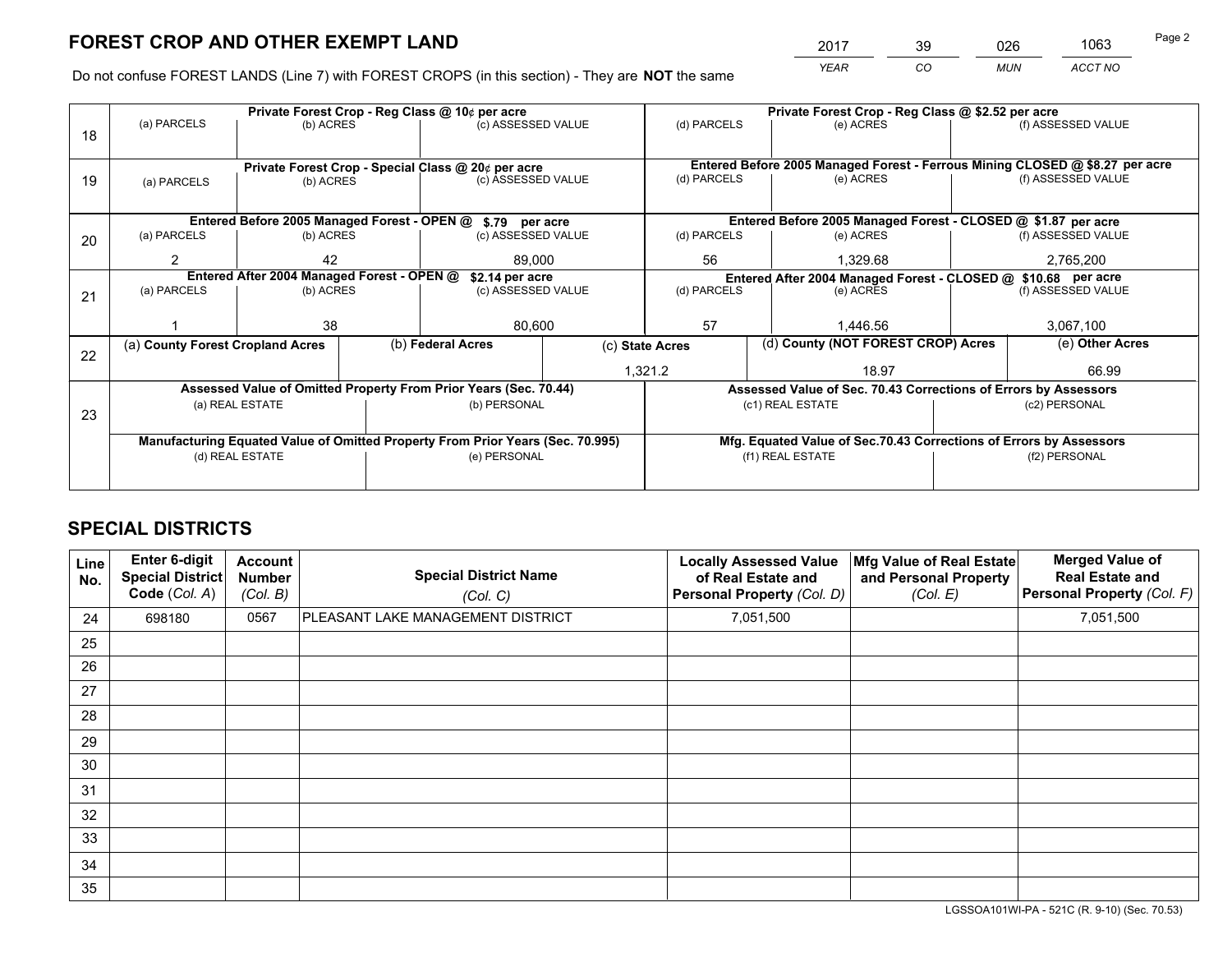# FOREST CROP AND OTHER EXEMPT LAND

| 2017 | 39 | 026 | 1063 |
|---|---|---|---|
| YEAR | CO | MUN | ACCT NO |

Do not confuse FOREST LANDS (Line 7) with FOREST CROPS (in this section) - They are **NOT** the same

| Line | Private Forest Crop - Reg Class @ 10¢ per acre | | | Private Forest Crop - Reg Class @ $2.52 per acre | | |
|---|---|---|---|---|---|---|
| 18 | (a) PARCELS | (b) ACRES | (c) ASSESSED VALUE | (d) PARCELS | (e) ACRES | (f) ASSESSED VALUE |
| | | | | | | |
| | **Private Forest Crop - Special Class @ 20¢ per acre** | | | **Entered Before 2005 Managed Forest - Ferrous Mining CLOSED @ $8.27 per acre** | | |
| 19 | (a) PARCELS | (b) ACRES | (c) ASSESSED VALUE | (d) PARCELS | (e) ACRES | (f) ASSESSED VALUE |
| | | | | | | |
| | **Entered Before 2005 Managed Forest - OPEN @ $.79 per acre** | | | **Entered Before 2005 Managed Forest - CLOSED @ $1.87 per acre** | | |
| 20 | (a) PARCELS | (b) ACRES | (c) ASSESSED VALUE | (d) PARCELS | (e) ACRES | (f) ASSESSED VALUE |
| | 2 | 42 | 89,000 | 56 | 1,329.68 | 2,765,200 |
| | **Entered After 2004 Managed Forest - OPEN @ $2.14 per acre** | | | **Entered After 2004 Managed Forest - CLOSED @ $10.68 per acre** | | |
| 21 | (a) PARCELS | (b) ACRES | (c) ASSESSED VALUE | (d) PARCELS | (e) ACRES | (f) ASSESSED VALUE |
| | 1 | 38 | 80,600 | 57 | 1,446.56 | 3,067,100 |

| Line | (a) County Forest Cropland Acres | (b) Federal Acres | (c) State Acres | (d) County (NOT FOREST CROP) Acres | (e) Other Acres |
|---|---|---|---|---|---|
| 22 | | | 1,321.2 | 18.97 | 66.99 |

| Line | Assessed Value of Omitted Property From Prior Years (Sec. 70.44) | | Assessed Value of Sec. 70.43 Corrections of Errors by Assessors | |
|---|---|---|---|---|
| 23 | (a) REAL ESTATE | (b) PERSONAL | (c1) REAL ESTATE | (c2) PERSONAL |
| | | | | |
| | **Manufacturing Equated Value of Omitted Property From Prior Years (Sec. 70.995)** | | **Mfg. Equated Value of Sec.70.43 Corrections of Errors by Assessors** | |
| | (d) REAL ESTATE | (e) PERSONAL | (f1) REAL ESTATE | (f2) PERSONAL |
| | | | | |

# SPECIAL DISTRICTS

| Line No. | Enter 6-digit Special District Code (Col. A) | Account Number (Col. B) | Special District Name (Col. C) | Locally Assessed Value of Real Estate and Personal Property (Col. D) | Mfg Value of Real Estate and Personal Property (Col. E) | Merged Value of Real Estate and Personal Property (Col. F) |
|---|---|---|---|---|---|---|
| 24 | 698180 | 0567 | PLEASANT LAKE MANAGEMENT DISTRICT | 7,051,500 | | 7,051,500 |
| 25 | | | | | | |
| 26 | | | | | | |
| 27 | | | | | | |
| 28 | | | | | | |
| 29 | | | | | | |
| 30 | | | | | | |
| 31 | | | | | | |
| 32 | | | | | | |
| 33 | | | | | | |
| 34 | | | | | | |
| 35 | | | | | | |

LGSSOA101WI-PA - 521C (R. 9-10) (Sec. 70.53)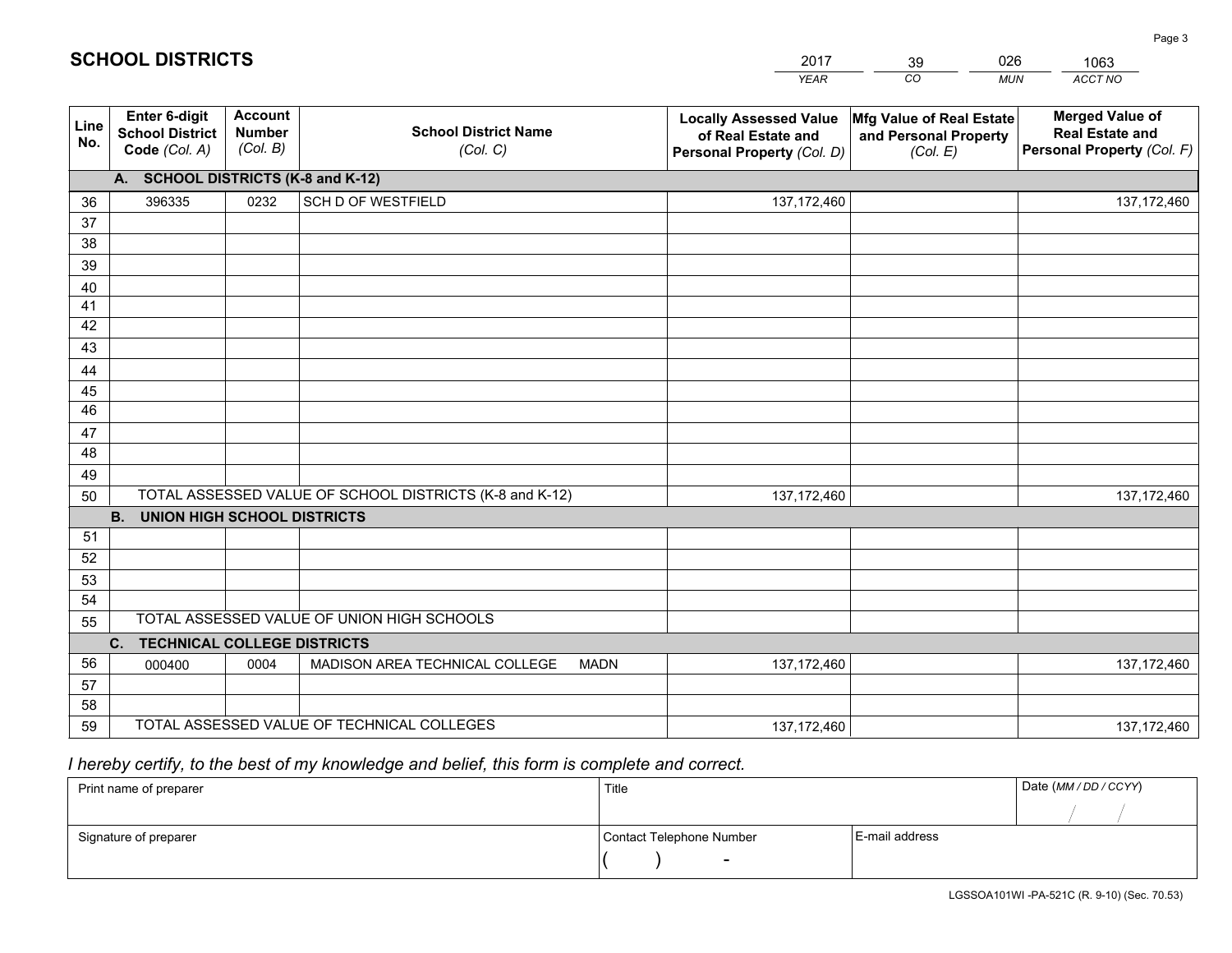# SCHOOL DISTRICTS

| 2017 | 39 | 026 | 1063 |
|---|---|---|---|
| *YEAR* | *CO* | *MUN* | *ACCT NO* |

| Line No. | Enter 6-digit School District Code (Col. A) | Account Number (Col. B) | School District Name (Col. C) | Locally Assessed Value of Real Estate and Personal Property (Col. D) | Mfg Value of Real Estate and Personal Property (Col. E) | Merged Value of Real Estate and Personal Property (Col. F) |
|---|---|---|---|---|---|---|
| | **A. SCHOOL DISTRICTS (K-8 and K-12)** | | | | | |
| 36 | 396335 | 0232 | SCH D OF WESTFIELD | 137,172,460 | | 137,172,460 |
| 37 | | | | | | |
| 38 | | | | | | |
| 39 | | | | | | |
| 40 | | | | | | |
| 41 | | | | | | |
| 42 | | | | | | |
| 43 | | | | | | |
| 44 | | | | | | |
| 45 | | | | | | |
| 46 | | | | | | |
| 47 | | | | | | |
| 48 | | | | | | |
| 49 | | | | | | |
| 50 | TOTAL ASSESSED VALUE OF SCHOOL DISTRICTS (K-8 and K-12) | | | 137,172,460 | | 137,172,460 |
| | **B. UNION HIGH SCHOOL DISTRICTS** | | | | | |
| 51 | | | | | | |
| 52 | | | | | | |
| 53 | | | | | | |
| 54 | | | | | | |
| 55 | TOTAL ASSESSED VALUE OF UNION HIGH SCHOOLS | | | | | |
| | **C. TECHNICAL COLLEGE DISTRICTS** | | | | | |
| 56 | 000400 | 0004 | MADISON AREA TECHNICAL COLLEGE MADN | 137,172,460 | | 137,172,460 |
| 57 | | | | | | |
| 58 | | | | | | |
| 59 | TOTAL ASSESSED VALUE OF TECHNICAL COLLEGES | | | 137,172,460 | | 137,172,460 |

*I hereby certify, to the best of my knowledge and belief, this form is complete and correct.*

| Print name of preparer | Title | | Date (MM / DD / CCYY) |
|---|---|---|---|
| | | | / / |
| Signature of preparer | Contact Telephone Number | E-mail address | |
| | ( ) - | | |

LGSSOA101WI -PA-521C (R. 9-10) (Sec. 70.53)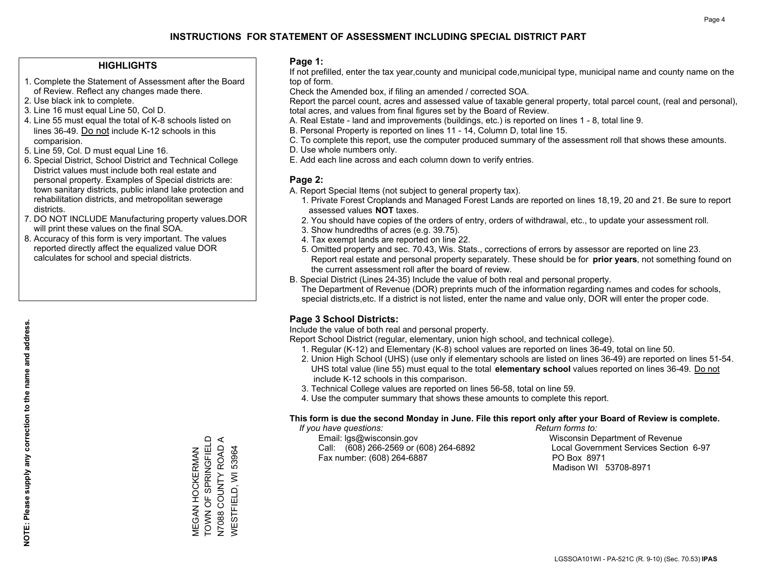# INSTRUCTIONS FOR STATEMENT OF ASSESSMENT INCLUDING SPECIAL DISTRICT PART

## HIGHLIGHTS

1. Complete the Statement of Assessment after the Board of Review. Reflect any changes made there.
2. Use black ink to complete.
3. Line 16 must equal Line 50, Col D.
4. Line 55 must equal the total of K-8 schools listed on lines 36-49. Do not include K-12 schools in this comparision.
5. Line 59, Col. D must equal Line 16.
6. Special District, School District and Technical College District values must include both real estate and personal property. Examples of Special districts are: town sanitary districts, public inland lake protection and rehabilitation districts, and metropolitan sewerage districts.
7. DO NOT INCLUDE Manufacturing property values.DOR will print these values on the final SOA.
8. Accuracy of this form is very important. The values reported directly affect the equalized value DOR calculates for school and special districts.

**NOTE: Please supply any correction to the name and address.**

MEGAN HOCKERMAN
TOWN OF SPRINGFIELD
N7088 COUNTY ROAD A
WESTFIELD, WI 53964

## Page 1:

If not prefilled, enter the tax year,county and municipal code,municipal type, municipal name and county name on the top of form.

Check the Amended box, if filing an amended / corrected SOA.

Report the parcel count, acres and assessed value of taxable general property, total parcel count, (real and personal), total acres, and values from final figures set by the Board of Review.

A. Real Estate - land and improvements (buildings, etc.) is reported on lines 1 - 8, total line 9.
B. Personal Property is reported on lines 11 - 14, Column D, total line 15.
C. To complete this report, use the computer produced summary of the assessment roll that shows these amounts.
D. Use whole numbers only.
E. Add each line across and each column down to verify entries.

## Page 2:

A. Report Special Items (not subject to general property tax).
   1. Private Forest Croplands and Managed Forest Lands are reported on lines 18,19, 20 and 21. Be sure to report assessed values **NOT** taxes.
   2. You should have copies of the orders of entry, orders of withdrawal, etc., to update your assessment roll.
   3. Show hundredths of acres (e.g. 39.75).
   4. Tax exempt lands are reported on line 22.
   5. Omitted property and sec. 70.43, Wis. Stats., corrections of errors by assessor are reported on line 23. Report real estate and personal property separately. These should be for **prior years**, not something found on the current assessment roll after the board of review.

B. Special District (Lines 24-35) Include the value of both real and personal property.
   The Department of Revenue (DOR) preprints much of the information regarding names and codes for schools, special districts,etc. If a district is not listed, enter the name and value only, DOR will enter the proper code.

## Page 3 School Districts:

Include the value of both real and personal property.

Report School District (regular, elementary, union high school, and technical college).

1. Regular (K-12) and Elementary (K-8) school values are reported on lines 36-49, total on line 50.
2. Union High School (UHS) (use only if elementary schools are listed on lines 36-49) are reported on lines 51-54. UHS total value (line 55) must equal to the total **elementary school** values reported on lines 36-49. Do not include K-12 schools in this comparison.
3. Technical College values are reported on lines 56-58, total on line 59.
4. Use the computer summary that shows these amounts to complete this report.

**This form is due the second Monday in June. File this report only after your Board of Review is complete.**

*If you have questions:*
Email: lgs@wisconsin.gov
Call: (608) 266-2569 or (608) 264-6892
Fax number: (608) 264-6887

*Return forms to:*
Wisconsin Department of Revenue
Local Government Services Section 6-97
PO Box 8971
Madison WI 53708-8971

LGSSOA101WI - PA-521C (R. 9-10) (Sec. 70.53) **IPAS**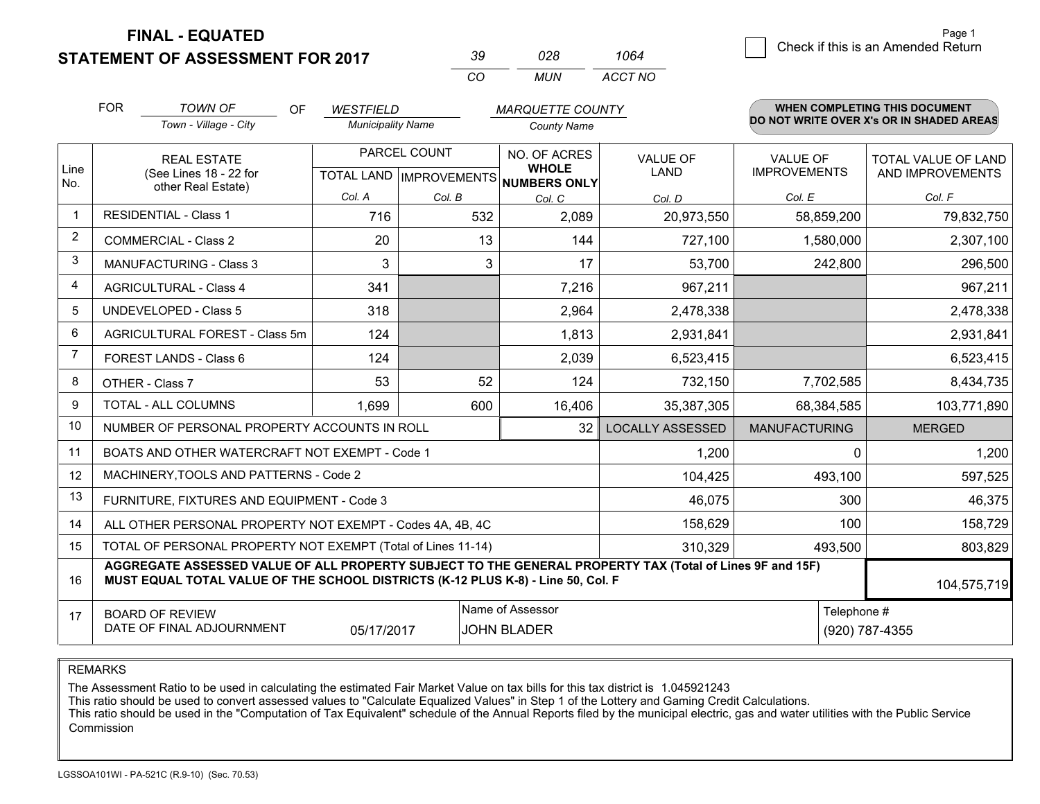**FINAL - EQUATED**

**STATEMENT OF ASSESSMENT FOR 2017**

| 39 | 028 | 1064 |
|---|---|---|
| CO | MUN | ACCT NO |

Page 1

☐ Check if this is an Amended Return

FOR *TOWN OF* (Town - Village - City) OF *WESTFIELD* (Municipality Name) *MARQUETTE COUNTY* (County Name)

**WHEN COMPLETING THIS DOCUMENT DO NOT WRITE OVER X's OR IN SHADED AREAS**

| Line No. | REAL ESTATE (See Lines 18 - 22 for other Real Estate) | PARCEL COUNT TOTAL LAND Col. A | PARCEL COUNT IMPROVEMENTS Col. B | NO. OF ACRES WHOLE NUMBERS ONLY Col. C | VALUE OF LAND Col. D | VALUE OF IMPROVEMENTS Col. E | TOTAL VALUE OF LAND AND IMPROVEMENTS Col. F |
|---|---|---|---|---|---|---|---|
| 1 | RESIDENTIAL - Class 1 | 716 | 532 | 2,089 | 20,973,550 | 58,859,200 | 79,832,750 |
| 2 | COMMERCIAL - Class 2 | 20 | 13 | 144 | 727,100 | 1,580,000 | 2,307,100 |
| 3 | MANUFACTURING - Class 3 | 3 | 3 | 17 | 53,700 | 242,800 | 296,500 |
| 4 | AGRICULTURAL - Class 4 | 341 | | 7,216 | 967,211 | | 967,211 |
| 5 | UNDEVELOPED - Class 5 | 318 | | 2,964 | 2,478,338 | | 2,478,338 |
| 6 | AGRICULTURAL FOREST - Class 5m | 124 | | 1,813 | 2,931,841 | | 2,931,841 |
| 7 | FOREST LANDS - Class 6 | 124 | | 2,039 | 6,523,415 | | 6,523,415 |
| 8 | OTHER - Class 7 | 53 | 52 | 124 | 732,150 | 7,702,585 | 8,434,735 |
| 9 | TOTAL - ALL COLUMNS | 1,699 | 600 | 16,406 | 35,387,305 | 68,384,585 | 103,771,890 |
| 10 | NUMBER OF PERSONAL PROPERTY ACCOUNTS IN ROLL | | | 32 | LOCALLY ASSESSED | MANUFACTURING | MERGED |
| 11 | BOATS AND OTHER WATERCRAFT NOT EXEMPT - Code 1 | | | | 1,200 | 0 | 1,200 |
| 12 | MACHINERY,TOOLS AND PATTERNS - Code 2 | | | | 104,425 | 493,100 | 597,525 |
| 13 | FURNITURE, FIXTURES AND EQUIPMENT - Code 3 | | | | 46,075 | 300 | 46,375 |
| 14 | ALL OTHER PERSONAL PROPERTY NOT EXEMPT - Codes 4A, 4B, 4C | | | | 158,629 | 100 | 158,729 |
| 15 | TOTAL OF PERSONAL PROPERTY NOT EXEMPT (Total of Lines 11-14) | | | | 310,329 | 493,500 | 803,829 |
| 16 | **AGGREGATE ASSESSED VALUE OF ALL PROPERTY SUBJECT TO THE GENERAL PROPERTY TAX (Total of Lines 9F and 15F) MUST EQUAL TOTAL VALUE OF THE SCHOOL DISTRICTS (K-12 PLUS K-8) - Line 50, Col. F** | | | | | | 104,575,719 |
| 17 | BOARD OF REVIEW DATE OF FINAL ADJOURNMENT | 05/17/2017 | | Name of Assessor: JOHN BLADER | | | Telephone #: (920) 787-4355 |

REMARKS

The Assessment Ratio to be used in calculating the estimated Fair Market Value on tax bills for this tax district is 1.045921243
This ratio should be used to convert assessed values to "Calculate Equalized Values" in Step 1 of the Lottery and Gaming Credit Calculations.
This ratio should be used in the "Computation of Tax Equivalent" schedule of the Annual Reports filed by the municipal electric, gas and water utilities with the Public Service Commission

LGSSOA101WI - PA-521C (R.9-10) (Sec. 70.53)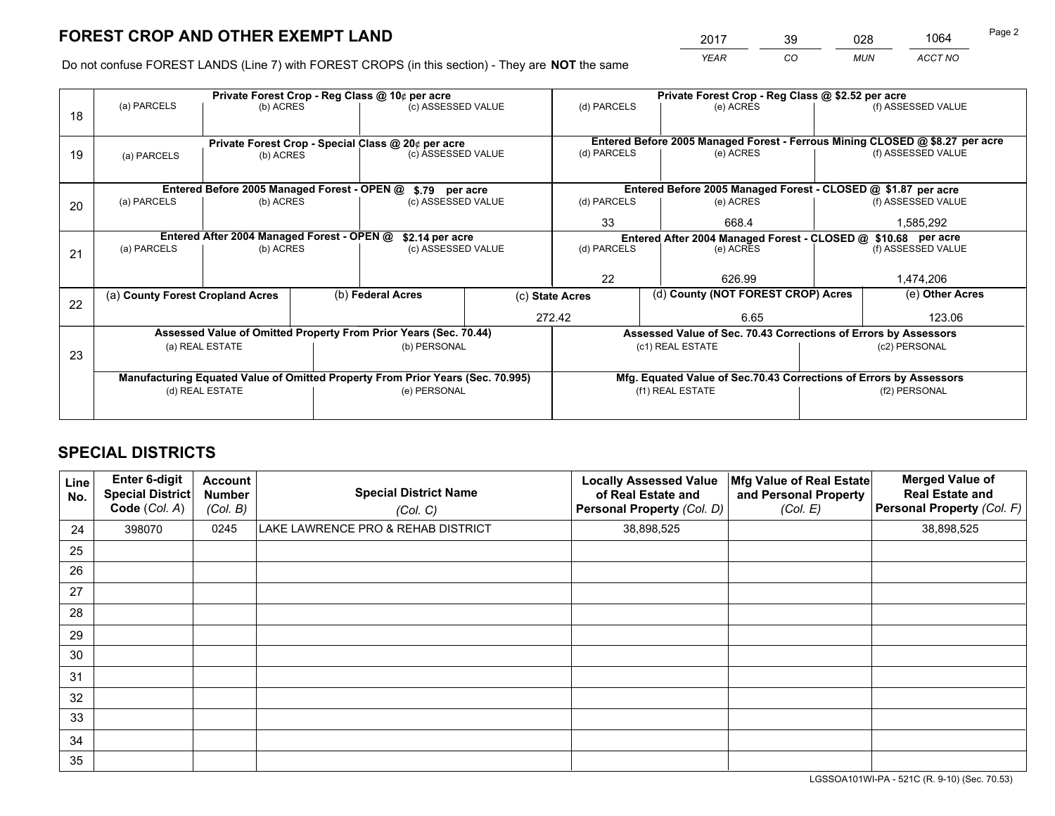# FOREST CROP AND OTHER EXEMPT LAND

| 2017 | 39 | 028 | 1064 |
|---|---|---|---|
| *YEAR* | *CO* | *MUN* | *ACCT NO* |

Do not confuse FOREST LANDS (Line 7) with FOREST CROPS (in this section) - They are **NOT** the same

| Line | Private Forest Crop - Reg Class @ 10¢ per acre | | | Private Forest Crop - Reg Class @ $2.52 per acre | | |
|---|---|---|---|---|---|---|
| 18 | (a) PARCELS | (b) ACRES | (c) ASSESSED VALUE | (d) PARCELS | (e) ACRES | (f) ASSESSED VALUE |
| | | | | | | |
| | **Private Forest Crop - Special Class @ 20¢ per acre** | | | **Entered Before 2005 Managed Forest - Ferrous Mining CLOSED @ $8.27 per acre** | | |
| 19 | (a) PARCELS | (b) ACRES | (c) ASSESSED VALUE | (d) PARCELS | (e) ACRES | (f) ASSESSED VALUE |
| | | | | | | |
| | **Entered Before 2005 Managed Forest - OPEN @ $.79 per acre** | | | **Entered Before 2005 Managed Forest - CLOSED @ $1.87 per acre** | | |
| 20 | (a) PARCELS | (b) ACRES | (c) ASSESSED VALUE | (d) PARCELS | (e) ACRES | (f) ASSESSED VALUE |
| | | | | 33 | 668.4 | 1,585,292 |
| | **Entered After 2004 Managed Forest - OPEN @ $2.14 per acre** | | | **Entered After 2004 Managed Forest - CLOSED @ $10.68 per acre** | | |
| 21 | (a) PARCELS | (b) ACRES | (c) ASSESSED VALUE | (d) PARCELS | (e) ACRES | (f) ASSESSED VALUE |
| | | | | 22 | 626.99 | 1,474,206 |

| Line | (a) **County Forest Cropland Acres** | (b) **Federal Acres** | (c) **State Acres** | (d) **County (NOT FOREST CROP) Acres** | (e) **Other Acres** |
|---|---|---|---|---|---|
| 22 | | | 272.42 | 6.65 | 123.06 |

| Line | **Assessed Value of Omitted Property From Prior Years (Sec. 70.44)** | | **Assessed Value of Sec. 70.43 Corrections of Errors by Assessors** | |
|---|---|---|---|---|
| 23 | (a) REAL ESTATE | (b) PERSONAL | (c1) REAL ESTATE | (c2) PERSONAL |
| | | | | |
| | **Manufacturing Equated Value of Omitted Property From Prior Years (Sec. 70.995)** | | **Mfg. Equated Value of Sec.70.43 Corrections of Errors by Assessors** | |
| | (d) REAL ESTATE | (e) PERSONAL | (f1) REAL ESTATE | (f2) PERSONAL |
| | | | | |

## SPECIAL DISTRICTS

| Line No. | Enter 6-digit Special District Code (*Col. A*) | Account Number (*Col. B*) | Special District Name (*Col. C*) | Locally Assessed Value of Real Estate and Personal Property (*Col. D*) | Mfg Value of Real Estate and Personal Property (*Col. E*) | Merged Value of Real Estate and Personal Property (*Col. F*) |
|---|---|---|---|---|---|---|
| 24 | 398070 | 0245 | LAKE LAWRENCE PRO & REHAB DISTRICT | 38,898,525 | | 38,898,525 |
| 25 | | | | | | |
| 26 | | | | | | |
| 27 | | | | | | |
| 28 | | | | | | |
| 29 | | | | | | |
| 30 | | | | | | |
| 31 | | | | | | |
| 32 | | | | | | |
| 33 | | | | | | |
| 34 | | | | | | |
| 35 | | | | | | |

LGSSOA101WI-PA - 521C (R. 9-10) (Sec. 70.53)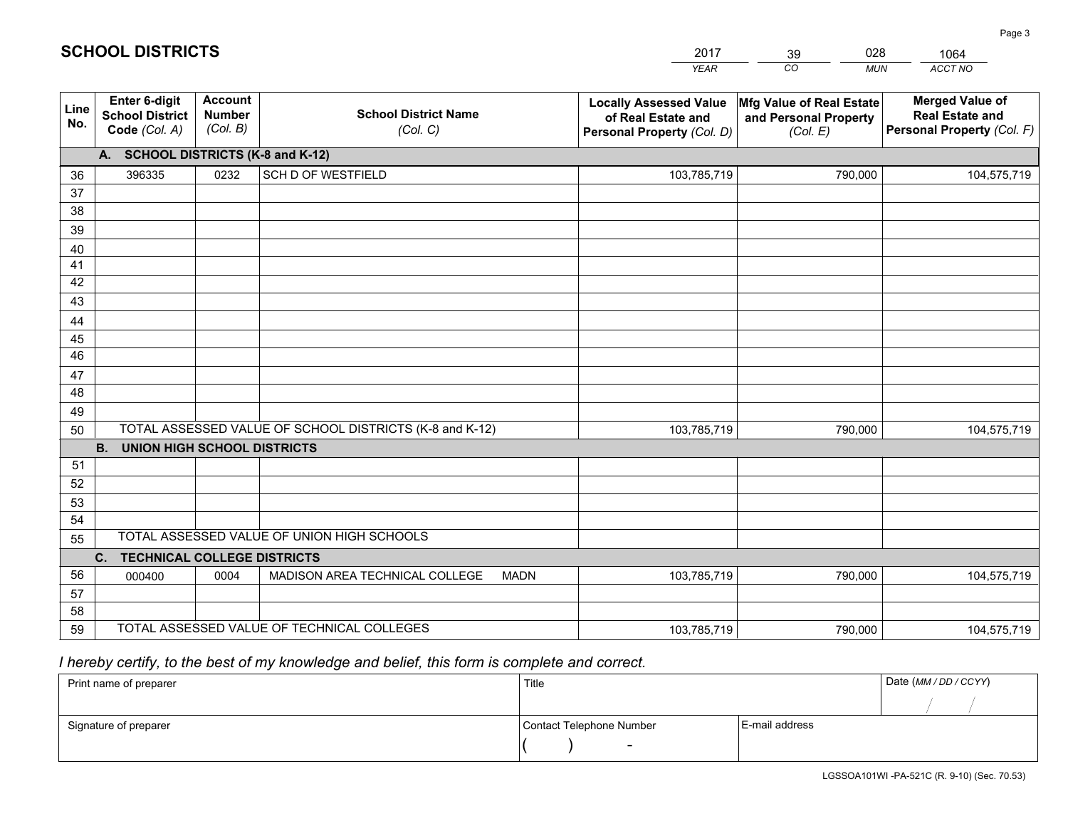# SCHOOL DISTRICTS

| 2017 | 39 | 028 | 1064 |
|---|---|---|---|
| *YEAR* | *CO* | *MUN* | *ACCT NO* |

| Line No. | Enter 6-digit School District Code *(Col. A)* | Account Number *(Col. B)* | School District Name *(Col. C)* | Locally Assessed Value of Real Estate and Personal Property *(Col. D)* | Mfg Value of Real Estate and Personal Property *(Col. E)* | Merged Value of Real Estate and Personal Property *(Col. F)* |
|---|---|---|---|---|---|---|
| | **A. SCHOOL DISTRICTS (K-8 and K-12)** | | | | | |
| 36 | 396335 | 0232 | SCH D OF WESTFIELD | 103,785,719 | 790,000 | 104,575,719 |
| 37 | | | | | | |
| 38 | | | | | | |
| 39 | | | | | | |
| 40 | | | | | | |
| 41 | | | | | | |
| 42 | | | | | | |
| 43 | | | | | | |
| 44 | | | | | | |
| 45 | | | | | | |
| 46 | | | | | | |
| 47 | | | | | | |
| 48 | | | | | | |
| 49 | | | | | | |
| 50 | TOTAL ASSESSED VALUE OF SCHOOL DISTRICTS (K-8 and K-12) | | | 103,785,719 | 790,000 | 104,575,719 |
| | **B. UNION HIGH SCHOOL DISTRICTS** | | | | | |
| 51 | | | | | | |
| 52 | | | | | | |
| 53 | | | | | | |
| 54 | | | | | | |
| 55 | TOTAL ASSESSED VALUE OF UNION HIGH SCHOOLS | | | | | |
| | **C. TECHNICAL COLLEGE DISTRICTS** | | | | | |
| 56 | 000400 | 0004 | MADISON AREA TECHNICAL COLLEGE MADN | 103,785,719 | 790,000 | 104,575,719 |
| 57 | | | | | | |
| 58 | | | | | | |
| 59 | TOTAL ASSESSED VALUE OF TECHNICAL COLLEGES | | | 103,785,719 | 790,000 | 104,575,719 |

*I hereby certify, to the best of my knowledge and belief, this form is complete and correct.*

| Print name of preparer | Title | | Date *(MM / DD / CCYY)* |
|---|---|---|---|
| | | | / / |
| Signature of preparer | Contact Telephone Number | E-mail address | |
| | ( ) - | | |

LGSSOA101WI -PA-521C (R. 9-10) (Sec. 70.53)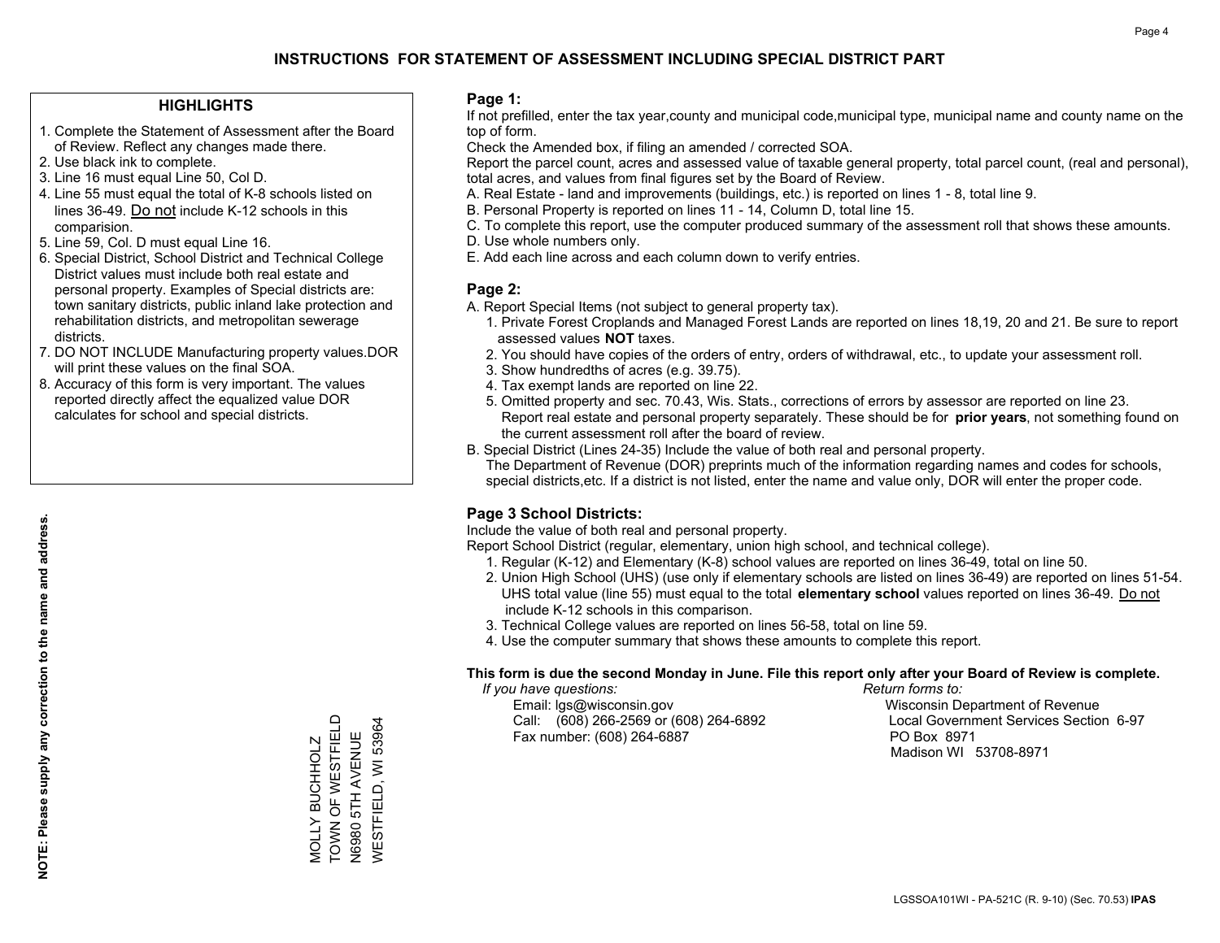# INSTRUCTIONS FOR STATEMENT OF ASSESSMENT INCLUDING SPECIAL DISTRICT PART

## HIGHLIGHTS

1. Complete the Statement of Assessment after the Board of Review. Reflect any changes made there.
2. Use black ink to complete.
3. Line 16 must equal Line 50, Col D.
4. Line 55 must equal the total of K-8 schools listed on lines 36-49. Do not include K-12 schools in this comparision.
5. Line 59, Col. D must equal Line 16.
6. Special District, School District and Technical College District values must include both real estate and personal property. Examples of Special districts are: town sanitary districts, public inland lake protection and rehabilitation districts, and metropolitan sewerage districts.
7. DO NOT INCLUDE Manufacturing property values.DOR will print these values on the final SOA.
8. Accuracy of this form is very important. The values reported directly affect the equalized value DOR calculates for school and special districts.

**NOTE: Please supply any correction to the name and address.**

MOLLY BUCHHOLZ
TOWN OF WESTFIELD
N6980 5TH AVENUE
WESTFIELD, WI 53964

## Page 1:

If not prefilled, enter the tax year,county and municipal code,municipal type, municipal name and county name on the top of form.

Check the Amended box, if filing an amended / corrected SOA.

Report the parcel count, acres and assessed value of taxable general property, total parcel count, (real and personal), total acres, and values from final figures set by the Board of Review.

A. Real Estate - land and improvements (buildings, etc.) is reported on lines 1 - 8, total line 9.
B. Personal Property is reported on lines 11 - 14, Column D, total line 15.
C. To complete this report, use the computer produced summary of the assessment roll that shows these amounts.
D. Use whole numbers only.
E. Add each line across and each column down to verify entries.

## Page 2:

A. Report Special Items (not subject to general property tax).
   1. Private Forest Croplands and Managed Forest Lands are reported on lines 18,19, 20 and 21. Be sure to report assessed values **NOT** taxes.
   2. You should have copies of the orders of entry, orders of withdrawal, etc., to update your assessment roll.
   3. Show hundredths of acres (e.g. 39.75).
   4. Tax exempt lands are reported on line 22.
   5. Omitted property and sec. 70.43, Wis. Stats., corrections of errors by assessor are reported on line 23. Report real estate and personal property separately. These should be for **prior years**, not something found on the current assessment roll after the board of review.
B. Special District (Lines 24-35) Include the value of both real and personal property.
   The Department of Revenue (DOR) preprints much of the information regarding names and codes for schools, special districts,etc. If a district is not listed, enter the name and value only, DOR will enter the proper code.

## Page 3 School Districts:

Include the value of both real and personal property.

Report School District (regular, elementary, union high school, and technical college).

1. Regular (K-12) and Elementary (K-8) school values are reported on lines 36-49, total on line 50.
2. Union High School (UHS) (use only if elementary schools are listed on lines 36-49) are reported on lines 51-54. UHS total value (line 55) must equal to the total **elementary school** values reported on lines 36-49. Do not include K-12 schools in this comparison.
3. Technical College values are reported on lines 56-58, total on line 59.
4. Use the computer summary that shows these amounts to complete this report.

**This form is due the second Monday in June. File this report only after your Board of Review is complete.**

*If you have questions:*
Email: lgs@wisconsin.gov
Call: (608) 266-2569 or (608) 264-6892
Fax number: (608) 264-6887

*Return forms to:*
Wisconsin Department of Revenue
Local Government Services Section 6-97
PO Box 8971
Madison WI 53708-8971

LGSSOA101WI - PA-521C (R. 9-10) (Sec. 70.53) **IPAS**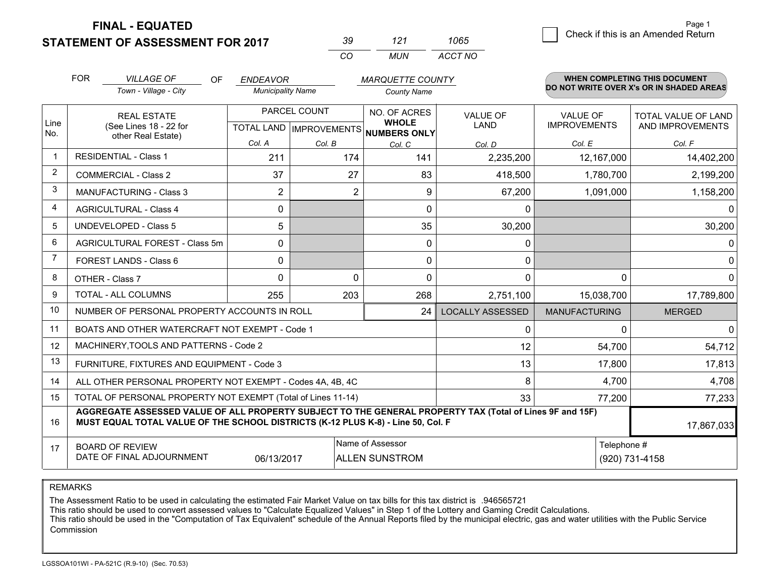**FINAL - EQUATED**
**STATEMENT OF ASSESSMENT FOR 2017**

| 39 | 121 | 1065 |
|---|---|---|
| CO | MUN | ACCT NO |

☐ Check if this is an Amended Return

FOR *VILLAGE OF* (Town - Village - City) OF *ENDEAVOR* (Municipality Name) *MARQUETTE COUNTY* (County Name)

**WHEN COMPLETING THIS DOCUMENT DO NOT WRITE OVER X's OR IN SHADED AREAS**

| Line No. | REAL ESTATE (See Lines 18 - 22 for other Real Estate) | PARCEL COUNT TOTAL LAND Col. A | PARCEL COUNT IMPROVEMENTS Col. B | NO. OF ACRES WHOLE NUMBERS ONLY Col. C | VALUE OF LAND Col. D | VALUE OF IMPROVEMENTS Col. E | TOTAL VALUE OF LAND AND IMPROVEMENTS Col. F |
|---|---|---|---|---|---|---|---|
| 1 | RESIDENTIAL - Class 1 | 211 | 174 | 141 | 2,235,200 | 12,167,000 | 14,402,200 |
| 2 | COMMERCIAL - Class 2 | 37 | 27 | 83 | 418,500 | 1,780,700 | 2,199,200 |
| 3 | MANUFACTURING - Class 3 | 2 | 2 | 9 | 67,200 | 1,091,000 | 1,158,200 |
| 4 | AGRICULTURAL - Class 4 | 0 | | 0 | 0 | | 0 |
| 5 | UNDEVELOPED - Class 5 | 5 | | 35 | 30,200 | | 30,200 |
| 6 | AGRICULTURAL FOREST - Class 5m | 0 | | 0 | 0 | | 0 |
| 7 | FOREST LANDS - Class 6 | 0 | | 0 | 0 | | 0 |
| 8 | OTHER - Class 7 | 0 | 0 | 0 | 0 | 0 | 0 |
| 9 | TOTAL - ALL COLUMNS | 255 | 203 | 268 | 2,751,100 | 15,038,700 | 17,789,800 |
| 10 | NUMBER OF PERSONAL PROPERTY ACCOUNTS IN ROLL | | | 24 | LOCALLY ASSESSED | MANUFACTURING | MERGED |
| 11 | BOATS AND OTHER WATERCRAFT NOT EXEMPT - Code 1 | | | | 0 | 0 | 0 |
| 12 | MACHINERY,TOOLS AND PATTERNS - Code 2 | | | | 12 | 54,700 | 54,712 |
| 13 | FURNITURE, FIXTURES AND EQUIPMENT - Code 3 | | | | 13 | 17,800 | 17,813 |
| 14 | ALL OTHER PERSONAL PROPERTY NOT EXEMPT - Codes 4A, 4B, 4C | | | | 8 | 4,700 | 4,708 |
| 15 | TOTAL OF PERSONAL PROPERTY NOT EXEMPT (Total of Lines 11-14) | | | | 33 | 77,200 | 77,233 |
| 16 | **AGGREGATE ASSESSED VALUE OF ALL PROPERTY SUBJECT TO THE GENERAL PROPERTY TAX (Total of Lines 9F and 15F) MUST EQUAL TOTAL VALUE OF THE SCHOOL DISTRICTS (K-12 PLUS K-8) - Line 50, Col. F** | | | | | | 17,867,033 |
| 17 | BOARD OF REVIEW DATE OF FINAL ADJOURNMENT | 06/13/2017 | Name of Assessor | ALLEN SUNSTROM | | Telephone # | (920) 731-4158 |

REMARKS

The Assessment Ratio to be used in calculating the estimated Fair Market Value on tax bills for this tax district is .946565721
This ratio should be used to convert assessed values to "Calculate Equalized Values" in Step 1 of the Lottery and Gaming Credit Calculations.
This ratio should be used in the "Computation of Tax Equivalent" schedule of the Annual Reports filed by the municipal electric, gas and water utilities with the Public Service Commission

LGSSOA101WI - PA-521C (R.9-10) (Sec. 70.53)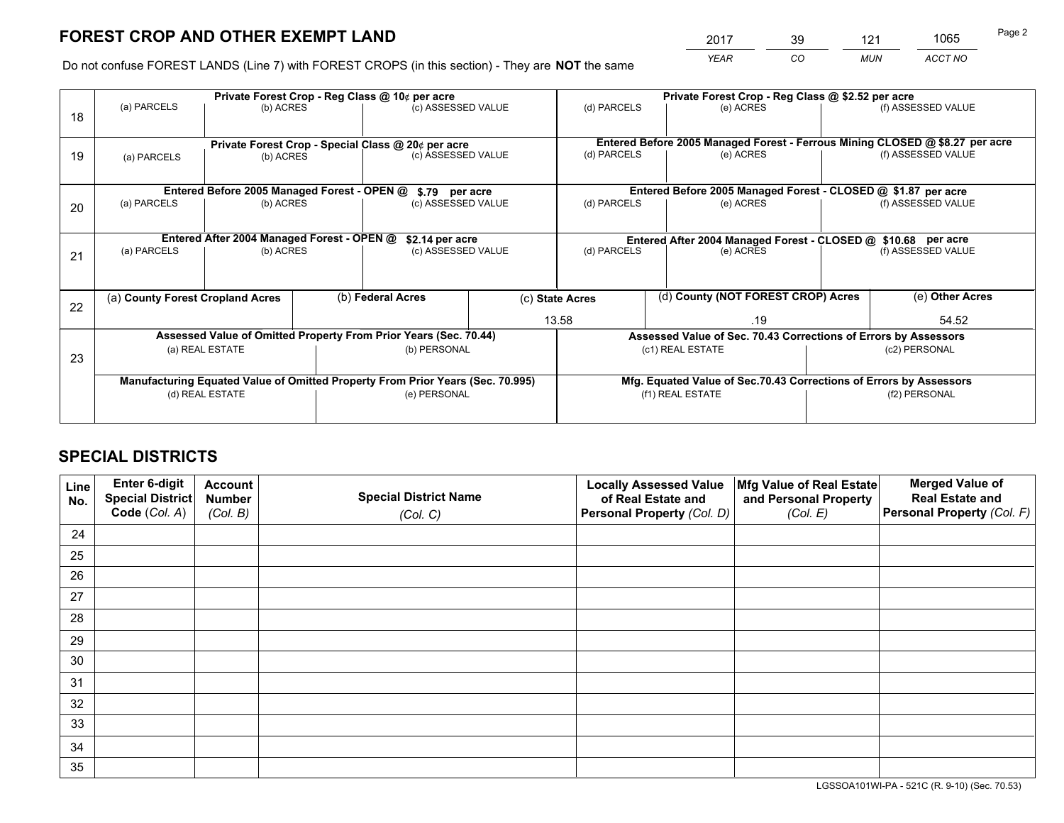# FOREST CROP AND OTHER EXEMPT LAND

| 2017 | 39 | 121 | 1065 |
|---|---|---|---|
| *YEAR* | *CO* | *MUN* | *ACCT NO* |

Do not confuse FOREST LANDS (Line 7) with FOREST CROPS (in this section) - They are **NOT** the same

| Line | Private Forest Crop - Reg Class @ 10¢ per acre | | | Private Forest Crop - Reg Class @ $2.52 per acre | | |
|---|---|---|---|---|---|---|
| 18 | (a) PARCELS | (b) ACRES | (c) ASSESSED VALUE | (d) PARCELS | (e) ACRES | (f) ASSESSED VALUE |
| | | | | | | |
| | **Private Forest Crop - Special Class @ 20¢ per acre** | | | **Entered Before 2005 Managed Forest - Ferrous Mining CLOSED @ $8.27 per acre** | | |
| 19 | (a) PARCELS | (b) ACRES | (c) ASSESSED VALUE | (d) PARCELS | (e) ACRES | (f) ASSESSED VALUE |
| | | | | | | |
| | **Entered Before 2005 Managed Forest - OPEN @ $.79 per acre** | | | **Entered Before 2005 Managed Forest - CLOSED @ $1.87 per acre** | | |
| 20 | (a) PARCELS | (b) ACRES | (c) ASSESSED VALUE | (d) PARCELS | (e) ACRES | (f) ASSESSED VALUE |
| | | | | | | |
| | **Entered After 2004 Managed Forest - OPEN @ $2.14 per acre** | | | **Entered After 2004 Managed Forest - CLOSED @ $10.68 per acre** | | |
| 21 | (a) PARCELS | (b) ACRES | (c) ASSESSED VALUE | (d) PARCELS | (e) ACRES | (f) ASSESSED VALUE |
| | | | | | | |

| Line | (a) County Forest Cropland Acres | (b) Federal Acres | (c) State Acres | (d) County (NOT FOREST CROP) Acres | (e) Other Acres |
|---|---|---|---|---|---|
| 22 | | | 13.58 | .19 | 54.52 |

| Line | Assessed Value of Omitted Property From Prior Years (Sec. 70.44) | | Assessed Value of Sec. 70.43 Corrections of Errors by Assessors | |
|---|---|---|---|---|
| 23 | (a) REAL ESTATE | (b) PERSONAL | (c1) REAL ESTATE | (c2) PERSONAL |
| | | | | |
| | **Manufacturing Equated Value of Omitted Property From Prior Years (Sec. 70.995)** | | **Mfg. Equated Value of Sec.70.43 Corrections of Errors by Assessors** | |
| | (d) REAL ESTATE | (e) PERSONAL | (f1) REAL ESTATE | (f2) PERSONAL |
| | | | | |

# SPECIAL DISTRICTS

| Line No. | Enter 6-digit Special District Code (Col. A) | Account Number (Col. B) | Special District Name (Col. C) | Locally Assessed Value of Real Estate and Personal Property (Col. D) | Mfg Value of Real Estate and Personal Property (Col. E) | Merged Value of Real Estate and Personal Property (Col. F) |
|---|---|---|---|---|---|---|
| 24 | | | | | | |
| 25 | | | | | | |
| 26 | | | | | | |
| 27 | | | | | | |
| 28 | | | | | | |
| 29 | | | | | | |
| 30 | | | | | | |
| 31 | | | | | | |
| 32 | | | | | | |
| 33 | | | | | | |
| 34 | | | | | | |
| 35 | | | | | | |

LGSSOA101WI-PA - 521C (R. 9-10) (Sec. 70.53)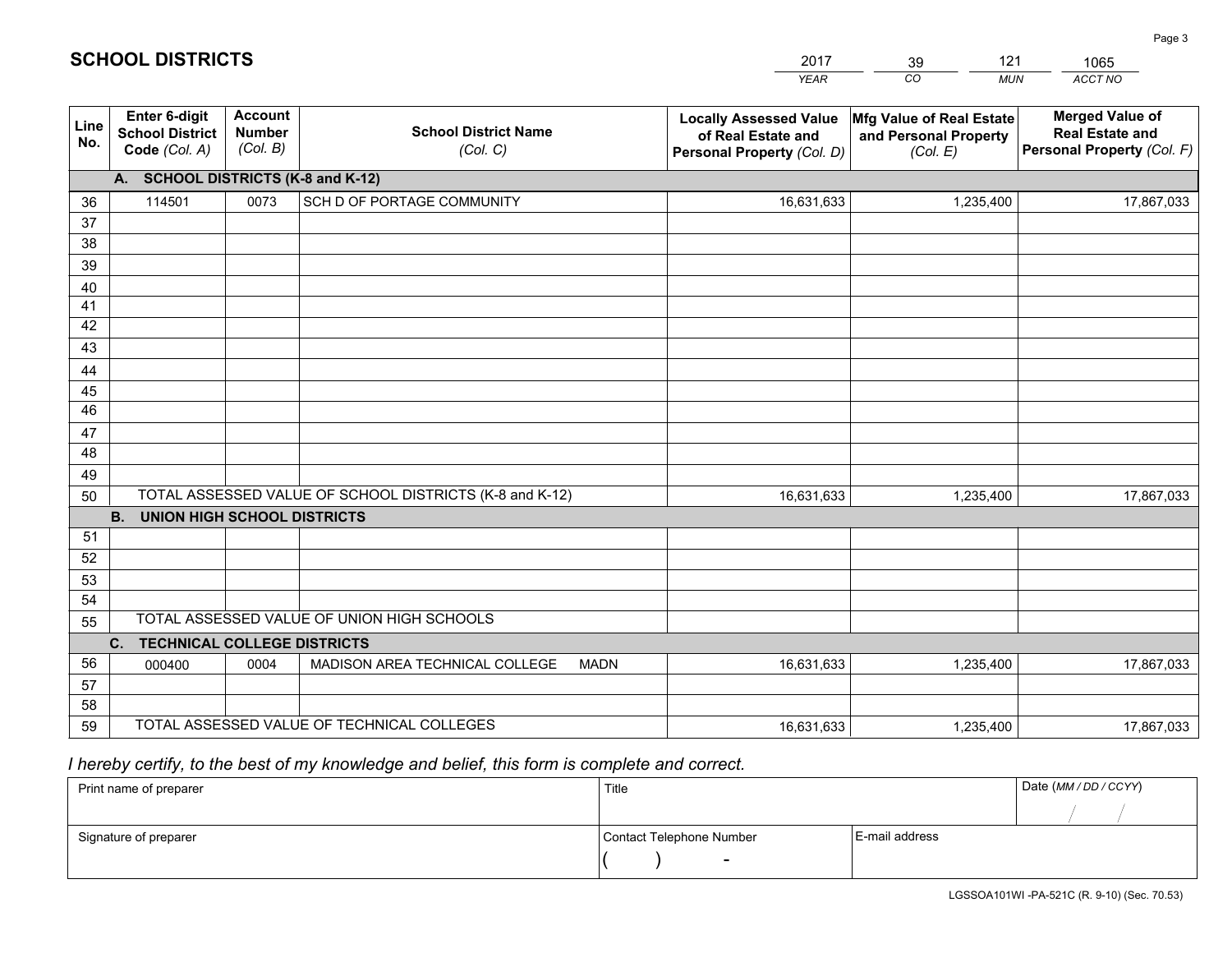# SCHOOL DISTRICTS

| YEAR | CO | MUN | ACCT NO |
|---|---|---|---|
| 2017 | 39 | 121 | 1065 |

| Line No. | Enter 6-digit School District Code (Col. A) | Account Number (Col. B) | School District Name (Col. C) | Locally Assessed Value of Real Estate and Personal Property (Col. D) | Mfg Value of Real Estate and Personal Property (Col. E) | Merged Value of Real Estate and Personal Property (Col. F) |
|---|---|---|---|---|---|---|
| | **A. SCHOOL DISTRICTS (K-8 and K-12)** | | | | | |
| 36 | 114501 | 0073 | SCH D OF PORTAGE COMMUNITY | 16,631,633 | 1,235,400 | 17,867,033 |
| 37 | | | | | | |
| 38 | | | | | | |
| 39 | | | | | | |
| 40 | | | | | | |
| 41 | | | | | | |
| 42 | | | | | | |
| 43 | | | | | | |
| 44 | | | | | | |
| 45 | | | | | | |
| 46 | | | | | | |
| 47 | | | | | | |
| 48 | | | | | | |
| 49 | | | | | | |
| 50 | TOTAL ASSESSED VALUE OF SCHOOL DISTRICTS (K-8 and K-12) | | | 16,631,633 | 1,235,400 | 17,867,033 |
| | **B. UNION HIGH SCHOOL DISTRICTS** | | | | | |
| 51 | | | | | | |
| 52 | | | | | | |
| 53 | | | | | | |
| 54 | | | | | | |
| 55 | TOTAL ASSESSED VALUE OF UNION HIGH SCHOOLS | | | | | |
| | **C. TECHNICAL COLLEGE DISTRICTS** | | | | | |
| 56 | 000400 | 0004 | MADISON AREA TECHNICAL COLLEGE MADN | 16,631,633 | 1,235,400 | 17,867,033 |
| 57 | | | | | | |
| 58 | | | | | | |
| 59 | TOTAL ASSESSED VALUE OF TECHNICAL COLLEGES | | | 16,631,633 | 1,235,400 | 17,867,033 |

*I hereby certify, to the best of my knowledge and belief, this form is complete and correct.*

| Print name of preparer | Title | | Date (MM / DD / CCYY) |
|---|---|---|---|
| | | | / / |
| Signature of preparer | Contact Telephone Number | E-mail address | |
| | ( ) - | | |

LGSSOA101WI -PA-521C (R. 9-10) (Sec. 70.53)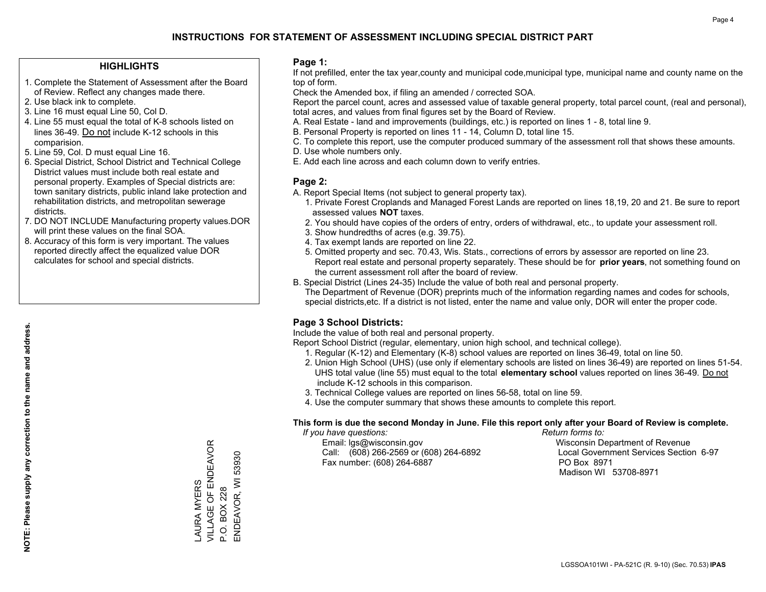# INSTRUCTIONS FOR STATEMENT OF ASSESSMENT INCLUDING SPECIAL DISTRICT PART

## HIGHLIGHTS

1. Complete the Statement of Assessment after the Board of Review. Reflect any changes made there.
2. Use black ink to complete.
3. Line 16 must equal Line 50, Col D.
4. Line 55 must equal the total of K-8 schools listed on lines 36-49. Do not include K-12 schools in this comparision.
5. Line 59, Col. D must equal Line 16.
6. Special District, School District and Technical College District values must include both real estate and personal property. Examples of Special districts are: town sanitary districts, public inland lake protection and rehabilitation districts, and metropolitan sewerage districts.
7. DO NOT INCLUDE Manufacturing property values.DOR will print these values on the final SOA.
8. Accuracy of this form is very important. The values reported directly affect the equalized value DOR calculates for school and special districts.

**NOTE: Please supply any correction to the name and address.**

LAURA MYERS
VILLAGE OF ENDEAVOR
P.O. BOX 228
ENDEAVOR, WI 53930

## Page 1:

If not prefilled, enter the tax year,county and municipal code,municipal type, municipal name and county name on the top of form.

Check the Amended box, if filing an amended / corrected SOA.

Report the parcel count, acres and assessed value of taxable general property, total parcel count, (real and personal), total acres, and values from final figures set by the Board of Review.

A. Real Estate - land and improvements (buildings, etc.) is reported on lines 1 - 8, total line 9.
B. Personal Property is reported on lines 11 - 14, Column D, total line 15.
C. To complete this report, use the computer produced summary of the assessment roll that shows these amounts.
D. Use whole numbers only.
E. Add each line across and each column down to verify entries.

## Page 2:

A. Report Special Items (not subject to general property tax).
   1. Private Forest Croplands and Managed Forest Lands are reported on lines 18,19, 20 and 21. Be sure to report assessed values **NOT** taxes.
   2. You should have copies of the orders of entry, orders of withdrawal, etc., to update your assessment roll.
   3. Show hundredths of acres (e.g. 39.75).
   4. Tax exempt lands are reported on line 22.
   5. Omitted property and sec. 70.43, Wis. Stats., corrections of errors by assessor are reported on line 23. Report real estate and personal property separately. These should be for **prior years**, not something found on the current assessment roll after the board of review.
B. Special District (Lines 24-35) Include the value of both real and personal property.
   The Department of Revenue (DOR) preprints much of the information regarding names and codes for schools, special districts,etc. If a district is not listed, enter the name and value only, DOR will enter the proper code.

## Page 3 School Districts:

Include the value of both real and personal property.

Report School District (regular, elementary, union high school, and technical college).

1. Regular (K-12) and Elementary (K-8) school values are reported on lines 36-49, total on line 50.
2. Union High School (UHS) (use only if elementary schools are listed on lines 36-49) are reported on lines 51-54. UHS total value (line 55) must equal to the total **elementary school** values reported on lines 36-49. Do not include K-12 schools in this comparison.
3. Technical College values are reported on lines 56-58, total on line 59.
4. Use the computer summary that shows these amounts to complete this report.

**This form is due the second Monday in June. File this report only after your Board of Review is complete.**

*If you have questions:*
Email: lgs@wisconsin.gov
Call: (608) 266-2569 or (608) 264-6892
Fax number: (608) 264-6887

*Return forms to:*
Wisconsin Department of Revenue
Local Government Services Section 6-97
PO Box 8971
Madison WI 53708-8971

LGSSOA101WI - PA-521C (R. 9-10) (Sec. 70.53) **IPAS**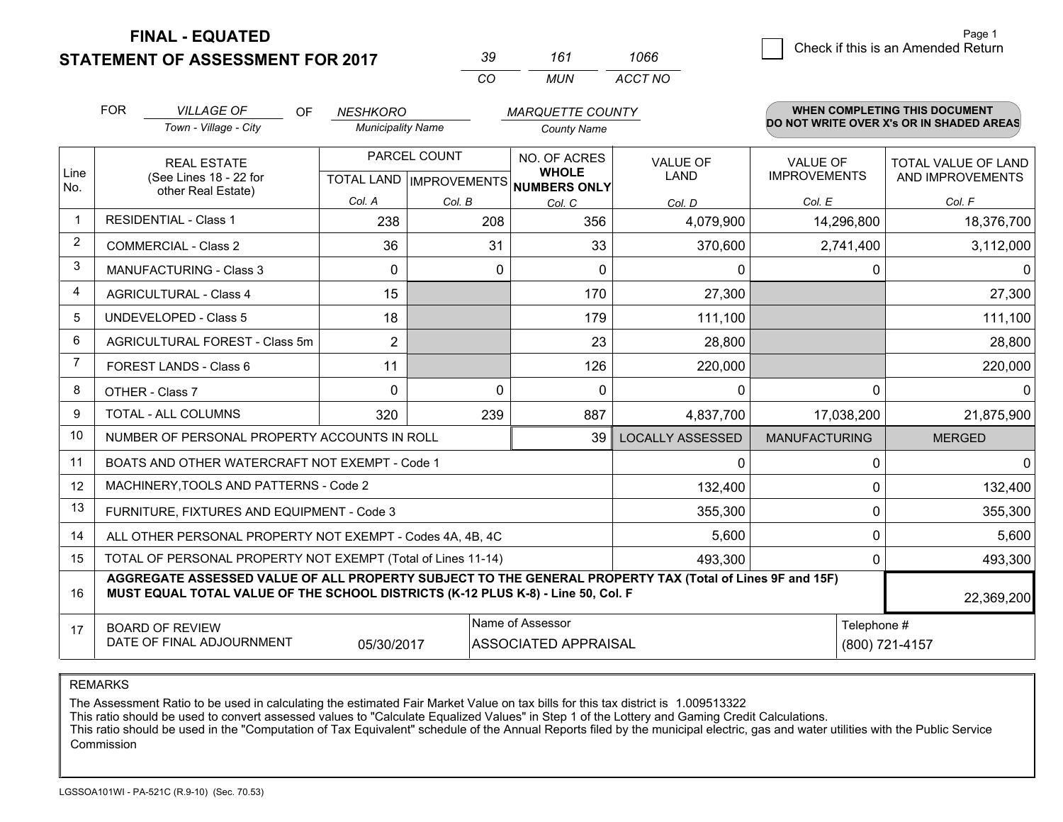# FINAL - EQUATED
# STATEMENT OF ASSESSMENT FOR 2017

| 39 | 161 | 1066 |
|---|---|---|
| CO | MUN | ACCT NO |

Page 1

☐ Check if this is an Amended Return

FOR *VILLAGE OF* (Town - Village - City) OF *NESHKORO* (Municipality Name) *MARQUETTE COUNTY* (County Name)

**WHEN COMPLETING THIS DOCUMENT DO NOT WRITE OVER X's OR IN SHADED AREAS**

| Line No. | REAL ESTATE (See Lines 18 - 22 for other Real Estate) | PARCEL COUNT TOTAL LAND Col. A | PARCEL COUNT IMPROVEMENTS Col. B | NO. OF ACRES WHOLE NUMBERS ONLY Col. C | VALUE OF LAND Col. D | VALUE OF IMPROVEMENTS Col. E | TOTAL VALUE OF LAND AND IMPROVEMENTS Col. F |
|---|---|---|---|---|---|---|---|
| 1 | RESIDENTIAL - Class 1 | 238 | 208 | 356 | 4,079,900 | 14,296,800 | 18,376,700 |
| 2 | COMMERCIAL - Class 2 | 36 | 31 | 33 | 370,600 | 2,741,400 | 3,112,000 |
| 3 | MANUFACTURING - Class 3 | 0 | 0 | 0 | 0 | 0 | 0 |
| 4 | AGRICULTURAL - Class 4 | 15 | | 170 | 27,300 | | 27,300 |
| 5 | UNDEVELOPED - Class 5 | 18 | | 179 | 111,100 | | 111,100 |
| 6 | AGRICULTURAL FOREST - Class 5m | 2 | | 23 | 28,800 | | 28,800 |
| 7 | FOREST LANDS - Class 6 | 11 | | 126 | 220,000 | | 220,000 |
| 8 | OTHER - Class 7 | 0 | 0 | 0 | 0 | 0 | 0 |
| 9 | TOTAL - ALL COLUMNS | 320 | 239 | 887 | 4,837,700 | 17,038,200 | 21,875,900 |
| 10 | NUMBER OF PERSONAL PROPERTY ACCOUNTS IN ROLL | | | 39 | LOCALLY ASSESSED | MANUFACTURING | MERGED |
| 11 | BOATS AND OTHER WATERCRAFT NOT EXEMPT - Code 1 | | | | 0 | 0 | 0 |
| 12 | MACHINERY,TOOLS AND PATTERNS - Code 2 | | | | 132,400 | 0 | 132,400 |
| 13 | FURNITURE, FIXTURES AND EQUIPMENT - Code 3 | | | | 355,300 | 0 | 355,300 |
| 14 | ALL OTHER PERSONAL PROPERTY NOT EXEMPT - Codes 4A, 4B, 4C | | | | 5,600 | 0 | 5,600 |
| 15 | TOTAL OF PERSONAL PROPERTY NOT EXEMPT (Total of Lines 11-14) | | | | 493,300 | 0 | 493,300 |
| 16 | **AGGREGATE ASSESSED VALUE OF ALL PROPERTY SUBJECT TO THE GENERAL PROPERTY TAX (Total of Lines 9F and 15F) MUST EQUAL TOTAL VALUE OF THE SCHOOL DISTRICTS (K-12 PLUS K-8) - Line 50, Col. F** | | | | | | 22,369,200 |
| 17 | BOARD OF REVIEW DATE OF FINAL ADJOURNMENT | 05/30/2017 | | Name of Assessor: ASSOCIATED APPRAISAL | | Telephone #: (800) 721-4157 | |

REMARKS

The Assessment Ratio to be used in calculating the estimated Fair Market Value on tax bills for this tax district is 1.009513322
This ratio should be used to convert assessed values to "Calculate Equalized Values" in Step 1 of the Lottery and Gaming Credit Calculations.
This ratio should be used in the "Computation of Tax Equivalent" schedule of the Annual Reports filed by the municipal electric, gas and water utilities with the Public Service Commission

LGSSOA101WI - PA-521C (R.9-10) (Sec. 70.53)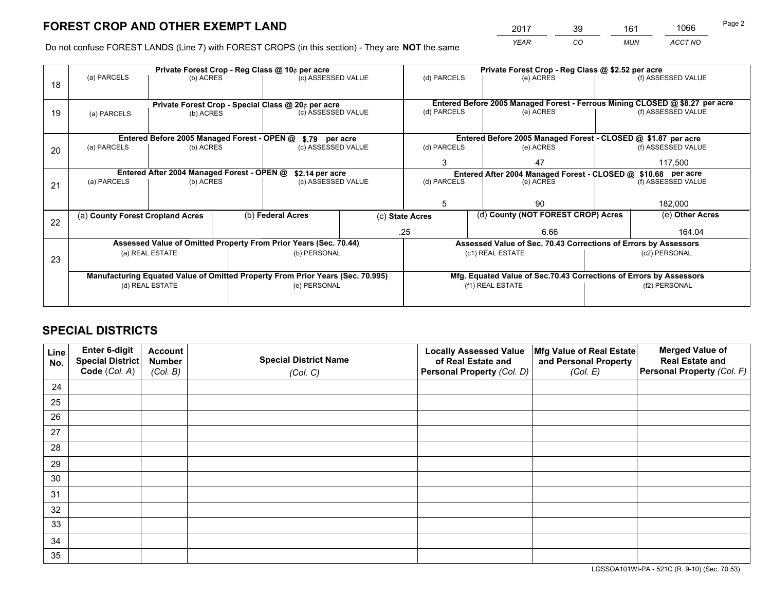# FOREST CROP AND OTHER EXEMPT LAND

| 2017 | 39 | 161 | 1066 |
|---|---|---|---|
| *YEAR* | *CO* | *MUN* | *ACCT NO* |

Do not confuse FOREST LANDS (Line 7) with FOREST CROPS (in this section) - They are **NOT** the same

| Line | Private Forest Crop - Reg Class @ 10¢ per acre | | | Private Forest Crop - Reg Class @ $2.52 per acre | | |
|---|---|---|---|---|---|---|
| 18 | (a) PARCELS | (b) ACRES | (c) ASSESSED VALUE | (d) PARCELS | (e) ACRES | (f) ASSESSED VALUE |
| | | | | | | |
| | **Private Forest Crop - Special Class @ 20¢ per acre** | | | **Entered Before 2005 Managed Forest - Ferrous Mining CLOSED @ $8.27 per acre** | | |
| 19 | (a) PARCELS | (b) ACRES | (c) ASSESSED VALUE | (d) PARCELS | (e) ACRES | (f) ASSESSED VALUE |
| | | | | | | |
| | **Entered Before 2005 Managed Forest - OPEN @ $.79 per acre** | | | **Entered Before 2005 Managed Forest - CLOSED @ $1.87 per acre** | | |
| 20 | (a) PARCELS | (b) ACRES | (c) ASSESSED VALUE | (d) PARCELS | (e) ACRES | (f) ASSESSED VALUE |
| | | | | 3 | 47 | 117,500 |
| | **Entered After 2004 Managed Forest - OPEN @ $2.14 per acre** | | | **Entered After 2004 Managed Forest - CLOSED @ $10.68 per acre** | | |
| 21 | (a) PARCELS | (b) ACRES | (c) ASSESSED VALUE | (d) PARCELS | (e) ACRES | (f) ASSESSED VALUE |
| | | | | 5 | 90 | 182,000 |

| Line | (a) County Forest Cropland Acres | (b) Federal Acres | (c) State Acres | (d) County (NOT FOREST CROP) Acres | (e) Other Acres |
|---|---|---|---|---|---|
| 22 | | | .25 | 6.66 | 164.04 |

| Line | Assessed Value of Omitted Property From Prior Years (Sec. 70.44) | | Assessed Value of Sec. 70.43 Corrections of Errors by Assessors | |
|---|---|---|---|---|
| 23 | (a) REAL ESTATE | (b) PERSONAL | (c1) REAL ESTATE | (c2) PERSONAL |
| | | | | |
| | **Manufacturing Equated Value of Omitted Property From Prior Years (Sec. 70.995)** | | **Mfg. Equated Value of Sec.70.43 Corrections of Errors by Assessors** | |
| | (d) REAL ESTATE | (e) PERSONAL | (f1) REAL ESTATE | (f2) PERSONAL |
| | | | | |

# SPECIAL DISTRICTS

| Line No. | Enter 6-digit Special District Code (*Col. A*) | Account Number (*Col. B*) | Special District Name (*Col. C*) | Locally Assessed Value of Real Estate and Personal Property (*Col. D*) | Mfg Value of Real Estate and Personal Property (*Col. E*) | Merged Value of Real Estate and Personal Property (*Col. F*) |
|---|---|---|---|---|---|---|
| 24 | | | | | | |
| 25 | | | | | | |
| 26 | | | | | | |
| 27 | | | | | | |
| 28 | | | | | | |
| 29 | | | | | | |
| 30 | | | | | | |
| 31 | | | | | | |
| 32 | | | | | | |
| 33 | | | | | | |
| 34 | | | | | | |
| 35 | | | | | | |

LGSSOA101WI-PA - 521C (R. 9-10) (Sec. 70.53)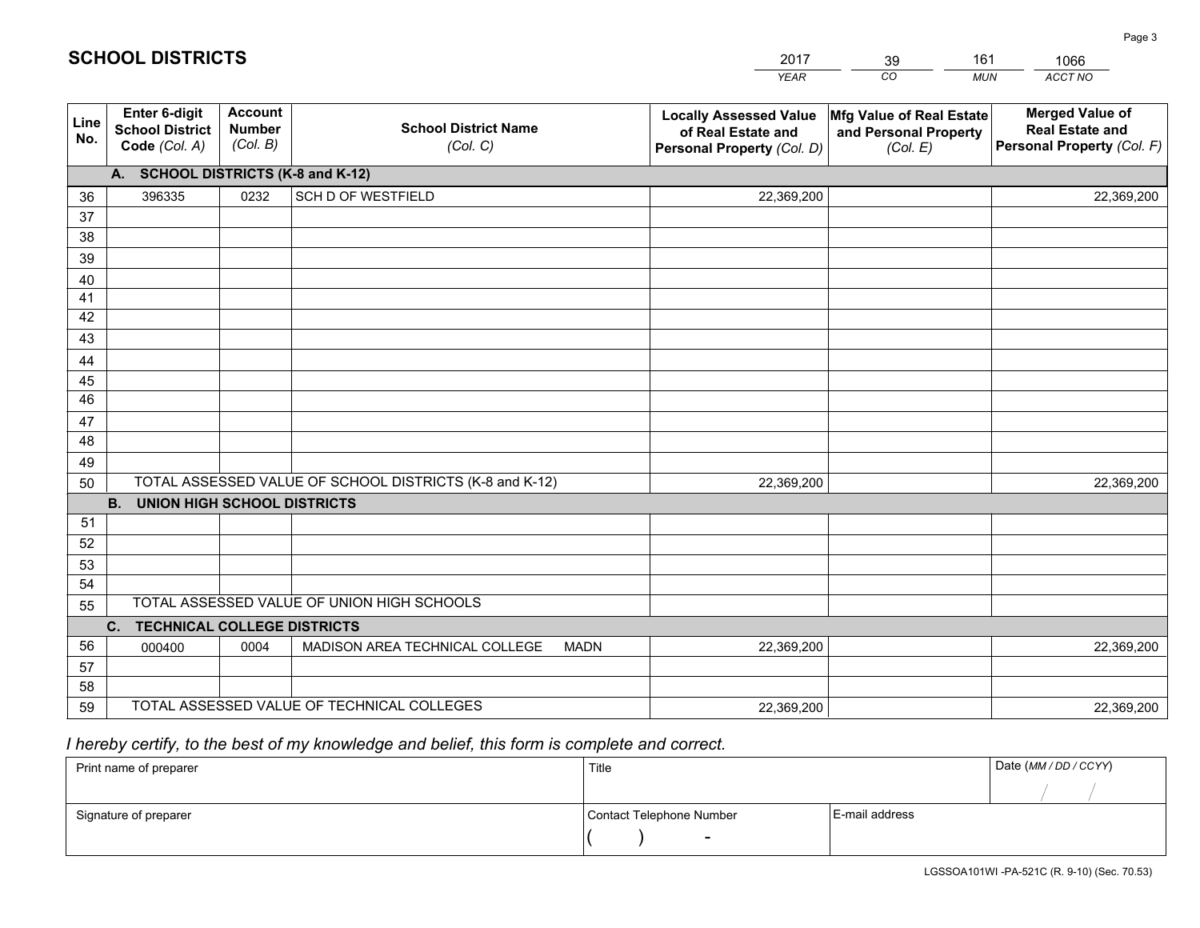# SCHOOL DISTRICTS

| 2017 | 39 | 161 | 1066 |
|---|---|---|---|
| *YEAR* | *CO* | *MUN* | *ACCT NO* |

| Line No. | Enter 6-digit School District Code *(Col. A)* | Account Number *(Col. B)* | School District Name *(Col. C)* | Locally Assessed Value of Real Estate and Personal Property *(Col. D)* | Mfg Value of Real Estate and Personal Property *(Col. E)* | Merged Value of Real Estate and Personal Property *(Col. F)* |
|---|---|---|---|---|---|---|
| | **A. SCHOOL DISTRICTS (K-8 and K-12)** | | | | | |
| 36 | 396335 | 0232 | SCH D OF WESTFIELD | 22,369,200 | | 22,369,200 |
| 37 | | | | | | |
| 38 | | | | | | |
| 39 | | | | | | |
| 40 | | | | | | |
| 41 | | | | | | |
| 42 | | | | | | |
| 43 | | | | | | |
| 44 | | | | | | |
| 45 | | | | | | |
| 46 | | | | | | |
| 47 | | | | | | |
| 48 | | | | | | |
| 49 | | | | | | |
| 50 | TOTAL ASSESSED VALUE OF SCHOOL DISTRICTS (K-8 and K-12) | | | 22,369,200 | | 22,369,200 |
| | **B. UNION HIGH SCHOOL DISTRICTS** | | | | | |
| 51 | | | | | | |
| 52 | | | | | | |
| 53 | | | | | | |
| 54 | | | | | | |
| 55 | TOTAL ASSESSED VALUE OF UNION HIGH SCHOOLS | | | | | |
| | **C. TECHNICAL COLLEGE DISTRICTS** | | | | | |
| 56 | 000400 | 0004 | MADISON AREA TECHNICAL COLLEGE MADN | 22,369,200 | | 22,369,200 |
| 57 | | | | | | |
| 58 | | | | | | |
| 59 | TOTAL ASSESSED VALUE OF TECHNICAL COLLEGES | | | 22,369,200 | | 22,369,200 |

*I hereby certify, to the best of my knowledge and belief, this form is complete and correct.*

| Print name of preparer | Title | | Date *(MM / DD / CCYY)* |
|---|---|---|---|
| | | | / / |
| Signature of preparer | Contact Telephone Number | E-mail address | |
| | ( ) - | | |

LGSSOA101WI -PA-521C (R. 9-10) (Sec. 70.53)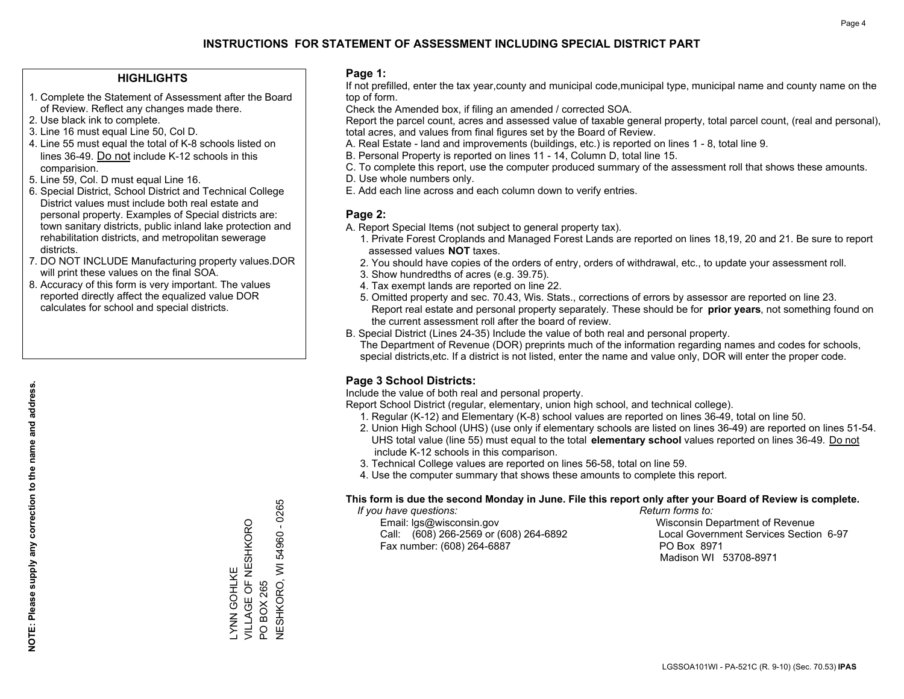# INSTRUCTIONS FOR STATEMENT OF ASSESSMENT INCLUDING SPECIAL DISTRICT PART

## HIGHLIGHTS

1. Complete the Statement of Assessment after the Board of Review. Reflect any changes made there.
2. Use black ink to complete.
3. Line 16 must equal Line 50, Col D.
4. Line 55 must equal the total of K-8 schools listed on lines 36-49. Do not include K-12 schools in this comparision.
5. Line 59, Col. D must equal Line 16.
6. Special District, School District and Technical College District values must include both real estate and personal property. Examples of Special districts are: town sanitary districts, public inland lake protection and rehabilitation districts, and metropolitan sewerage districts.
7. DO NOT INCLUDE Manufacturing property values.DOR will print these values on the final SOA.
8. Accuracy of this form is very important. The values reported directly affect the equalized value DOR calculates for school and special districts.

**NOTE: Please supply any correction to the name and address.**

LYNN GOHLKE
VILLAGE OF NESHKORO
PO BOX 265
NESHKORO, WI 54960 - 0265

## Page 1:

If not prefilled, enter the tax year,county and municipal code,municipal type, municipal name and county name on the top of form.

Check the Amended box, if filing an amended / corrected SOA.

Report the parcel count, acres and assessed value of taxable general property, total parcel count, (real and personal), total acres, and values from final figures set by the Board of Review.

A. Real Estate - land and improvements (buildings, etc.) is reported on lines 1 - 8, total line 9.
B. Personal Property is reported on lines 11 - 14, Column D, total line 15.
C. To complete this report, use the computer produced summary of the assessment roll that shows these amounts.
D. Use whole numbers only.
E. Add each line across and each column down to verify entries.

## Page 2:

A. Report Special Items (not subject to general property tax).
   1. Private Forest Croplands and Managed Forest Lands are reported on lines 18,19, 20 and 21. Be sure to report assessed values **NOT** taxes.
   2. You should have copies of the orders of entry, orders of withdrawal, etc., to update your assessment roll.
   3. Show hundredths of acres (e.g. 39.75).
   4. Tax exempt lands are reported on line 22.
   5. Omitted property and sec. 70.43, Wis. Stats., corrections of errors by assessor are reported on line 23. Report real estate and personal property separately. These should be for **prior years**, not something found on the current assessment roll after the board of review.
B. Special District (Lines 24-35) Include the value of both real and personal property.
   The Department of Revenue (DOR) preprints much of the information regarding names and codes for schools, special districts,etc. If a district is not listed, enter the name and value only, DOR will enter the proper code.

## Page 3 School Districts:

Include the value of both real and personal property.

Report School District (regular, elementary, union high school, and technical college).

1. Regular (K-12) and Elementary (K-8) school values are reported on lines 36-49, total on line 50.
2. Union High School (UHS) (use only if elementary schools are listed on lines 36-49) are reported on lines 51-54. UHS total value (line 55) must equal to the total **elementary school** values reported on lines 36-49. Do not include K-12 schools in this comparison.
3. Technical College values are reported on lines 56-58, total on line 59.
4. Use the computer summary that shows these amounts to complete this report.

**This form is due the second Monday in June. File this report only after your Board of Review is complete.**

*If you have questions:*
Email: lgs@wisconsin.gov
Call: (608) 266-2569 or (608) 264-6892
Fax number: (608) 264-6887

*Return forms to:*
Wisconsin Department of Revenue
Local Government Services Section 6-97
PO Box 8971
Madison WI 53708-8971

LGSSOA101WI - PA-521C (R. 9-10) (Sec. 70.53) **IPAS**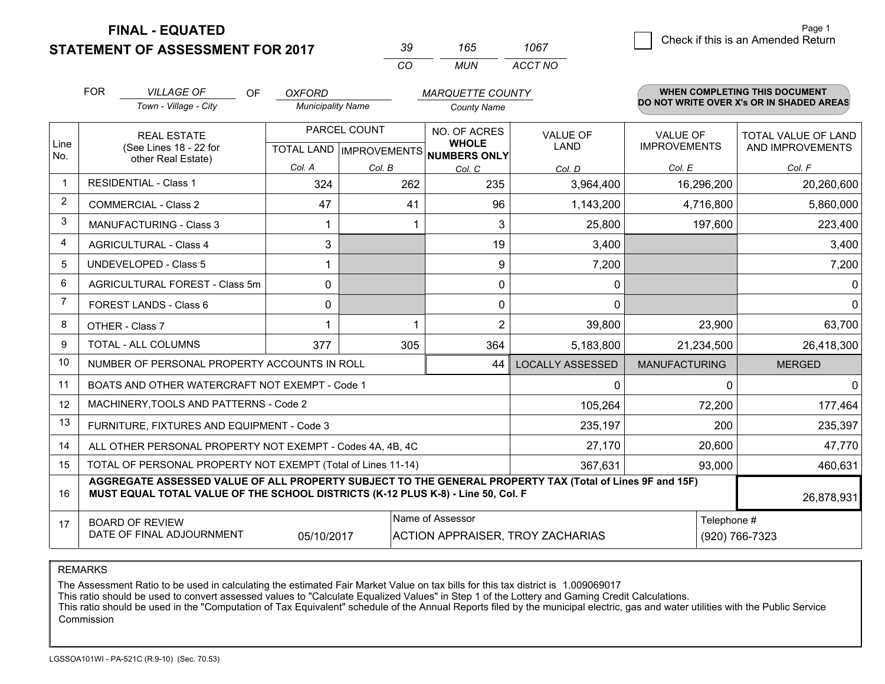**FINAL - EQUATED**
**STATEMENT OF ASSESSMENT FOR 2017**

| 39 | 165 | 1067 |
|---|---|---|
| CO | MUN | ACCT NO |

Page 1

☐ Check if this is an Amended Return

FOR *VILLAGE OF* (Town - Village - City) OF *OXFORD* (Municipality Name) *MARQUETTE COUNTY* (County Name)

**WHEN COMPLETING THIS DOCUMENT DO NOT WRITE OVER X's OR IN SHADED AREAS**

| Line No. | REAL ESTATE (See Lines 18 - 22 for other Real Estate) | PARCEL COUNT TOTAL LAND Col. A | PARCEL COUNT IMPROVEMENTS Col. B | NO. OF ACRES WHOLE NUMBERS ONLY Col. C | VALUE OF LAND Col. D | VALUE OF IMPROVEMENTS Col. E | TOTAL VALUE OF LAND AND IMPROVEMENTS Col. F |
|---|---|---|---|---|---|---|---|
| 1 | RESIDENTIAL - Class 1 | 324 | 262 | 235 | 3,964,400 | 16,296,200 | 20,260,600 |
| 2 | COMMERCIAL - Class 2 | 47 | 41 | 96 | 1,143,200 | 4,716,800 | 5,860,000 |
| 3 | MANUFACTURING - Class 3 | 1 | 1 | 3 | 25,800 | 197,600 | 223,400 |
| 4 | AGRICULTURAL - Class 4 | 3 | | 19 | 3,400 | | 3,400 |
| 5 | UNDEVELOPED - Class 5 | 1 | | 9 | 7,200 | | 7,200 |
| 6 | AGRICULTURAL FOREST - Class 5m | 0 | | 0 | 0 | | 0 |
| 7 | FOREST LANDS - Class 6 | 0 | | 0 | 0 | | 0 |
| 8 | OTHER - Class 7 | 1 | 1 | 2 | 39,800 | 23,900 | 63,700 |
| 9 | TOTAL - ALL COLUMNS | 377 | 305 | 364 | 5,183,800 | 21,234,500 | 26,418,300 |
| 10 | NUMBER OF PERSONAL PROPERTY ACCOUNTS IN ROLL | | | 44 | LOCALLY ASSESSED | MANUFACTURING | MERGED |
| 11 | BOATS AND OTHER WATERCRAFT NOT EXEMPT - Code 1 | | | | 0 | 0 | 0 |
| 12 | MACHINERY,TOOLS AND PATTERNS - Code 2 | | | | 105,264 | 72,200 | 177,464 |
| 13 | FURNITURE, FIXTURES AND EQUIPMENT - Code 3 | | | | 235,197 | 200 | 235,397 |
| 14 | ALL OTHER PERSONAL PROPERTY NOT EXEMPT - Codes 4A, 4B, 4C | | | | 27,170 | 20,600 | 47,770 |
| 15 | TOTAL OF PERSONAL PROPERTY NOT EXEMPT (Total of Lines 11-14) | | | | 367,631 | 93,000 | 460,631 |
| 16 | **AGGREGATE ASSESSED VALUE OF ALL PROPERTY SUBJECT TO THE GENERAL PROPERTY TAX (Total of Lines 9F and 15F) MUST EQUAL TOTAL VALUE OF THE SCHOOL DISTRICTS (K-12 PLUS K-8) - Line 50, Col. F** | | | | | | 26,878,931 |
| 17 | BOARD OF REVIEW DATE OF FINAL ADJOURNMENT | 05/10/2017 | | Name of Assessor: ACTION APPRAISER, TROY ZACHARIAS | | | Telephone #: (920) 766-7323 |

REMARKS

The Assessment Ratio to be used in calculating the estimated Fair Market Value on tax bills for this tax district is 1.009069017
This ratio should be used to convert assessed values to "Calculate Equalized Values" in Step 1 of the Lottery and Gaming Credit Calculations.
This ratio should be used in the "Computation of Tax Equivalent" schedule of the Annual Reports filed by the municipal electric, gas and water utilities with the Public Service Commission

LGSSOA101WI - PA-521C (R.9-10) (Sec. 70.53)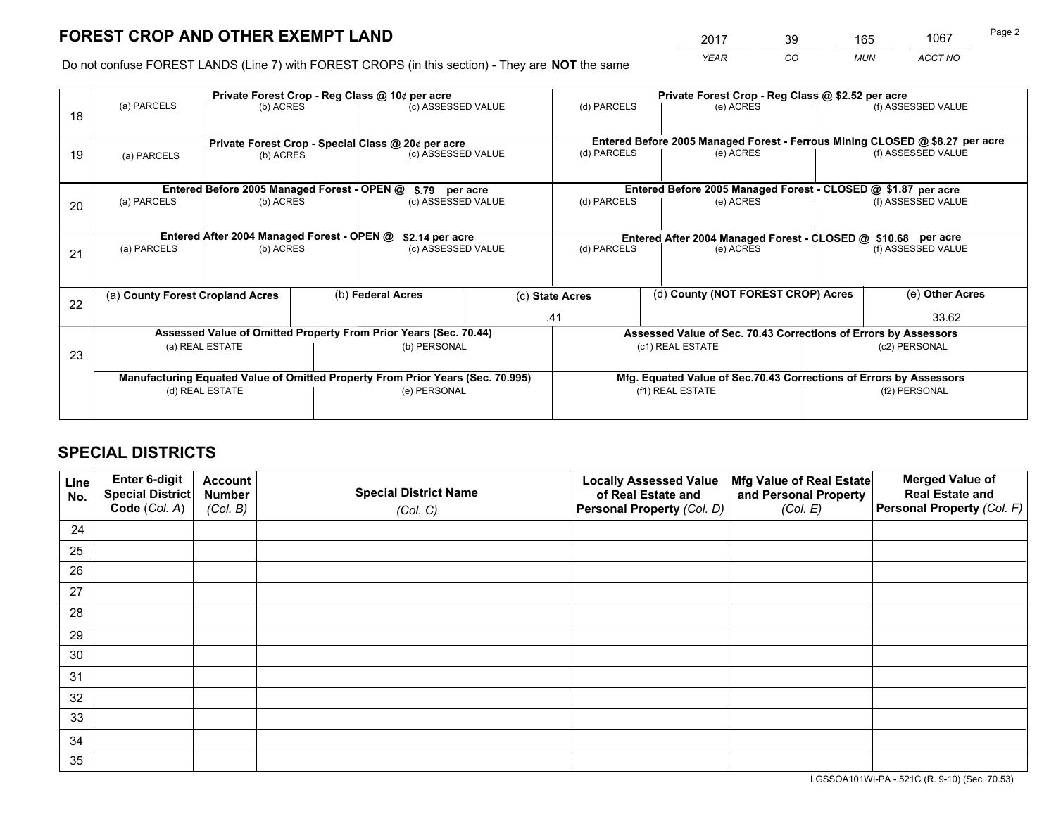# FOREST CROP AND OTHER EXEMPT LAND

| 2017 | 39 | 165 | 1067 |
|---|---|---|---|
| *YEAR* | *CO* | *MUN* | *ACCT NO* |

Do not confuse FOREST LANDS (Line 7) with FOREST CROPS (in this section) - They are **NOT** the same

| Line | Private Forest Crop - Reg Class @ 10¢ per acre | | | Private Forest Crop - Reg Class @ $2.52 per acre | | |
|---|---|---|---|---|---|---|
| 18 | (a) PARCELS | (b) ACRES | (c) ASSESSED VALUE | (d) PARCELS | (e) ACRES | (f) ASSESSED VALUE |
| | | | | | | |

| Line | Private Forest Crop - Special Class @ 20¢ per acre | | | Entered Before 2005 Managed Forest - Ferrous Mining CLOSED @ $8.27 per acre | | |
|---|---|---|---|---|---|---|
| 19 | (a) PARCELS | (b) ACRES | (c) ASSESSED VALUE | (d) PARCELS | (e) ACRES | (f) ASSESSED VALUE |
| | | | | | | |

| Line | Entered Before 2005 Managed Forest - OPEN @ $.79 per acre | | | Entered Before 2005 Managed Forest - CLOSED @ $1.87 per acre | | |
|---|---|---|---|---|---|---|
| 20 | (a) PARCELS | (b) ACRES | (c) ASSESSED VALUE | (d) PARCELS | (e) ACRES | (f) ASSESSED VALUE |
| | | | | | | |

| Line | Entered After 2004 Managed Forest - OPEN @ $2.14 per acre | | | Entered After 2004 Managed Forest - CLOSED @ $10.68 per acre | | |
|---|---|---|---|---|---|---|
| 21 | (a) PARCELS | (b) ACRES | (c) ASSESSED VALUE | (d) PARCELS | (e) ACRES | (f) ASSESSED VALUE |
| | | | | | | |

| Line | (a) **County Forest Cropland Acres** | (b) **Federal Acres** | (c) **State Acres** | (d) **County (NOT FOREST CROP) Acres** | (e) **Other Acres** |
|---|---|---|---|---|---|
| 22 | | | .41 | | 33.62 |

| Line | Assessed Value of Omitted Property From Prior Years (Sec. 70.44) | | Assessed Value of Sec. 70.43 Corrections of Errors by Assessors | |
|---|---|---|---|---|
| 23 | (a) REAL ESTATE | (b) PERSONAL | (c1) REAL ESTATE | (c2) PERSONAL |
| | | | | |
| | **Manufacturing Equated Value of Omitted Property From Prior Years (Sec. 70.995)** | | **Mfg. Equated Value of Sec.70.43 Corrections of Errors by Assessors** | |
| | (d) REAL ESTATE | (e) PERSONAL | (f1) REAL ESTATE | (f2) PERSONAL |
| | | | | |

# SPECIAL DISTRICTS

| Line No. | Enter 6-digit Special District Code (*Col. A*) | Account Number (*Col. B*) | Special District Name (*Col. C*) | Locally Assessed Value of Real Estate and Personal Property (*Col. D*) | Mfg Value of Real Estate and Personal Property (*Col. E*) | Merged Value of Real Estate and Personal Property (*Col. F*) |
|---|---|---|---|---|---|---|
| 24 | | | | | | |
| 25 | | | | | | |
| 26 | | | | | | |
| 27 | | | | | | |
| 28 | | | | | | |
| 29 | | | | | | |
| 30 | | | | | | |
| 31 | | | | | | |
| 32 | | | | | | |
| 33 | | | | | | |
| 34 | | | | | | |
| 35 | | | | | | |

LGSSOA101WI-PA - 521C (R. 9-10) (Sec. 70.53)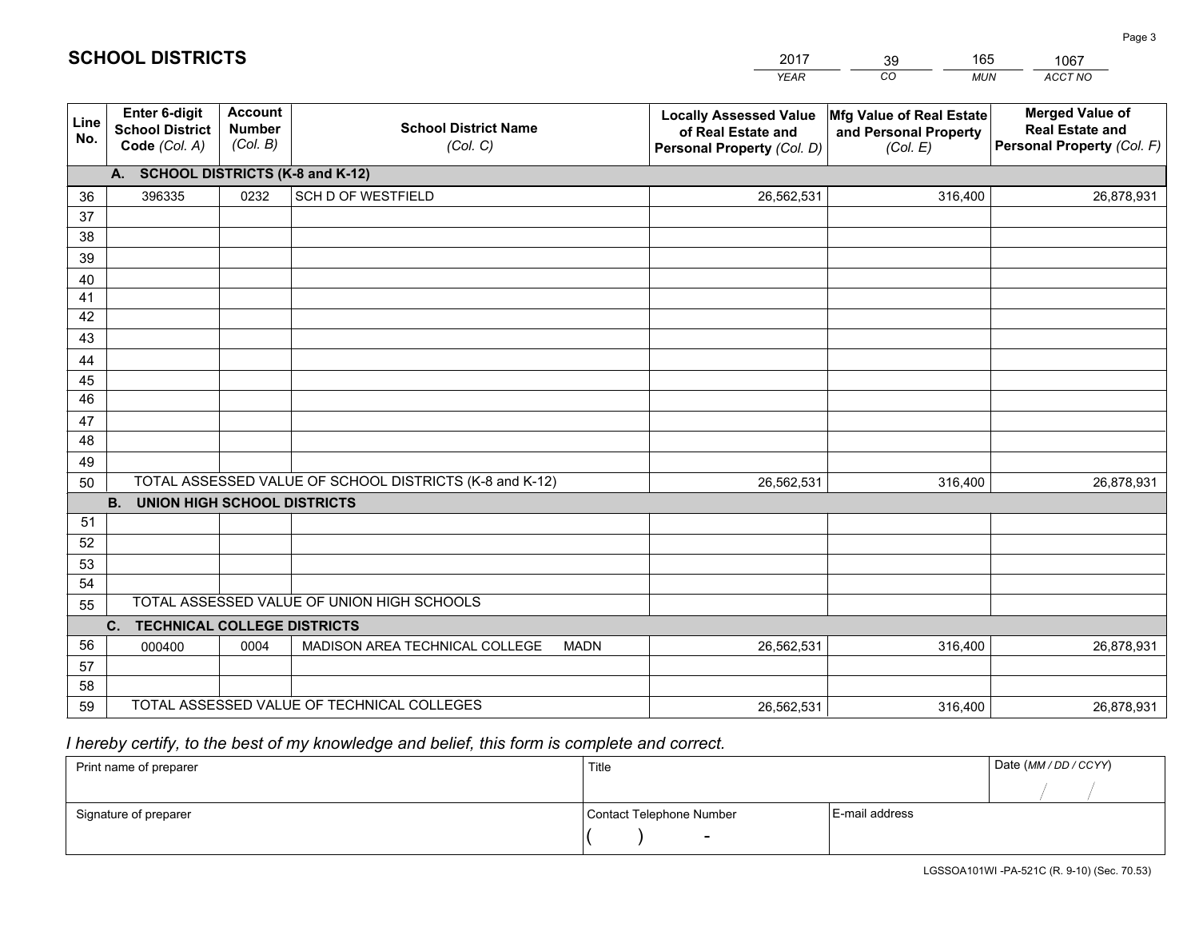# SCHOOL DISTRICTS

| 2017 | 39 | 165 | 1067 |
|---|---|---|---|
| *YEAR* | *CO* | *MUN* | *ACCT NO* |

| Line No. | Enter 6-digit School District Code *(Col. A)* | Account Number *(Col. B)* | School District Name *(Col. C)* | Locally Assessed Value of Real Estate and Personal Property *(Col. D)* | Mfg Value of Real Estate and Personal Property *(Col. E)* | Merged Value of Real Estate and Personal Property *(Col. F)* |
|---|---|---|---|---|---|---|
| **A. SCHOOL DISTRICTS (K-8 and K-12)** | | | | | | |
| 36 | 396335 | 0232 | SCH D OF WESTFIELD | 26,562,531 | 316,400 | 26,878,931 |
| 37 | | | | | | |
| 38 | | | | | | |
| 39 | | | | | | |
| 40 | | | | | | |
| 41 | | | | | | |
| 42 | | | | | | |
| 43 | | | | | | |
| 44 | | | | | | |
| 45 | | | | | | |
| 46 | | | | | | |
| 47 | | | | | | |
| 48 | | | | | | |
| 49 | | | | | | |
| 50 | TOTAL ASSESSED VALUE OF SCHOOL DISTRICTS (K-8 and K-12) | | | 26,562,531 | 316,400 | 26,878,931 |
| **B. UNION HIGH SCHOOL DISTRICTS** | | | | | | |
| 51 | | | | | | |
| 52 | | | | | | |
| 53 | | | | | | |
| 54 | | | | | | |
| 55 | TOTAL ASSESSED VALUE OF UNION HIGH SCHOOLS | | | | | |
| **C. TECHNICAL COLLEGE DISTRICTS** | | | | | | |
| 56 | 000400 | 0004 | MADISON AREA TECHNICAL COLLEGE MADN | 26,562,531 | 316,400 | 26,878,931 |
| 57 | | | | | | |
| 58 | | | | | | |
| 59 | TOTAL ASSESSED VALUE OF TECHNICAL COLLEGES | | | 26,562,531 | 316,400 | 26,878,931 |

*I hereby certify, to the best of my knowledge and belief, this form is complete and correct.*

| Print name of preparer | Title | | Date *(MM / DD / CCYY)* |
|---|---|---|---|
| | | | / / |
| Signature of preparer | Contact Telephone Number | E-mail address | |
| | ( ) - | | |

LGSSOA101WI -PA-521C (R. 9-10) (Sec. 70.53)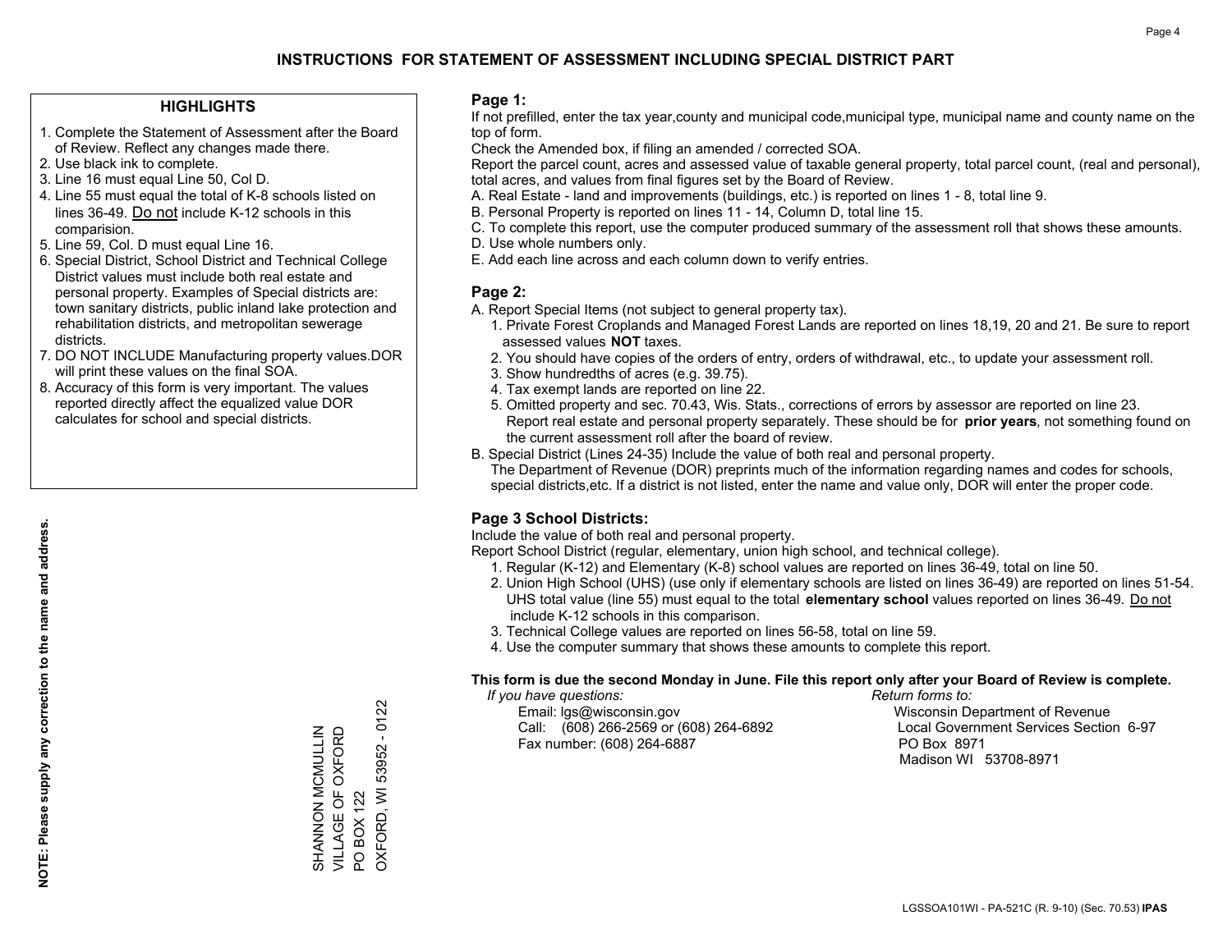# INSTRUCTIONS FOR STATEMENT OF ASSESSMENT INCLUDING SPECIAL DISTRICT PART

## HIGHLIGHTS

1. Complete the Statement of Assessment after the Board of Review. Reflect any changes made there.
2. Use black ink to complete.
3. Line 16 must equal Line 50, Col D.
4. Line 55 must equal the total of K-8 schools listed on lines 36-49. Do not include K-12 schools in this comparision.
5. Line 59, Col. D must equal Line 16.
6. Special District, School District and Technical College District values must include both real estate and personal property. Examples of Special districts are: town sanitary districts, public inland lake protection and rehabilitation districts, and metropolitan sewerage districts.
7. DO NOT INCLUDE Manufacturing property values.DOR will print these values on the final SOA.
8. Accuracy of this form is very important. The values reported directly affect the equalized value DOR calculates for school and special districts.

**NOTE: Please supply any correction to the name and address.**

SHANNON MCMULLIN
VILLAGE OF OXFORD
PO BOX 122
OXFORD, WI 53952 - 0122

## Page 1:

If not prefilled, enter the tax year,county and municipal code,municipal type, municipal name and county name on the top of form.

Check the Amended box, if filing an amended / corrected SOA.

Report the parcel count, acres and assessed value of taxable general property, total parcel count, (real and personal), total acres, and values from final figures set by the Board of Review.

A. Real Estate - land and improvements (buildings, etc.) is reported on lines 1 - 8, total line 9.
B. Personal Property is reported on lines 11 - 14, Column D, total line 15.
C. To complete this report, use the computer produced summary of the assessment roll that shows these amounts.
D. Use whole numbers only.
E. Add each line across and each column down to verify entries.

## Page 2:

A. Report Special Items (not subject to general property tax).
   1. Private Forest Croplands and Managed Forest Lands are reported on lines 18,19, 20 and 21. Be sure to report assessed values **NOT** taxes.
   2. You should have copies of the orders of entry, orders of withdrawal, etc., to update your assessment roll.
   3. Show hundredths of acres (e.g. 39.75).
   4. Tax exempt lands are reported on line 22.
   5. Omitted property and sec. 70.43, Wis. Stats., corrections of errors by assessor are reported on line 23. Report real estate and personal property separately. These should be for **prior years**, not something found on the current assessment roll after the board of review.
B. Special District (Lines 24-35) Include the value of both real and personal property.
   The Department of Revenue (DOR) preprints much of the information regarding names and codes for schools, special districts,etc. If a district is not listed, enter the name and value only, DOR will enter the proper code.

## Page 3 School Districts:

Include the value of both real and personal property.

Report School District (regular, elementary, union high school, and technical college).

1. Regular (K-12) and Elementary (K-8) school values are reported on lines 36-49, total on line 50.
2. Union High School (UHS) (use only if elementary schools are listed on lines 36-49) are reported on lines 51-54. UHS total value (line 55) must equal to the total **elementary school** values reported on lines 36-49. Do not include K-12 schools in this comparison.
3. Technical College values are reported on lines 56-58, total on line 59.
4. Use the computer summary that shows these amounts to complete this report.

**This form is due the second Monday in June. File this report only after your Board of Review is complete.**

*If you have questions:*
Email: lgs@wisconsin.gov
Call: (608) 266-2569 or (608) 264-6892
Fax number: (608) 264-6887

*Return forms to:*
Wisconsin Department of Revenue
Local Government Services Section 6-97
PO Box 8971
Madison WI 53708-8971

LGSSOA101WI - PA-521C (R. 9-10) (Sec. 70.53) **IPAS**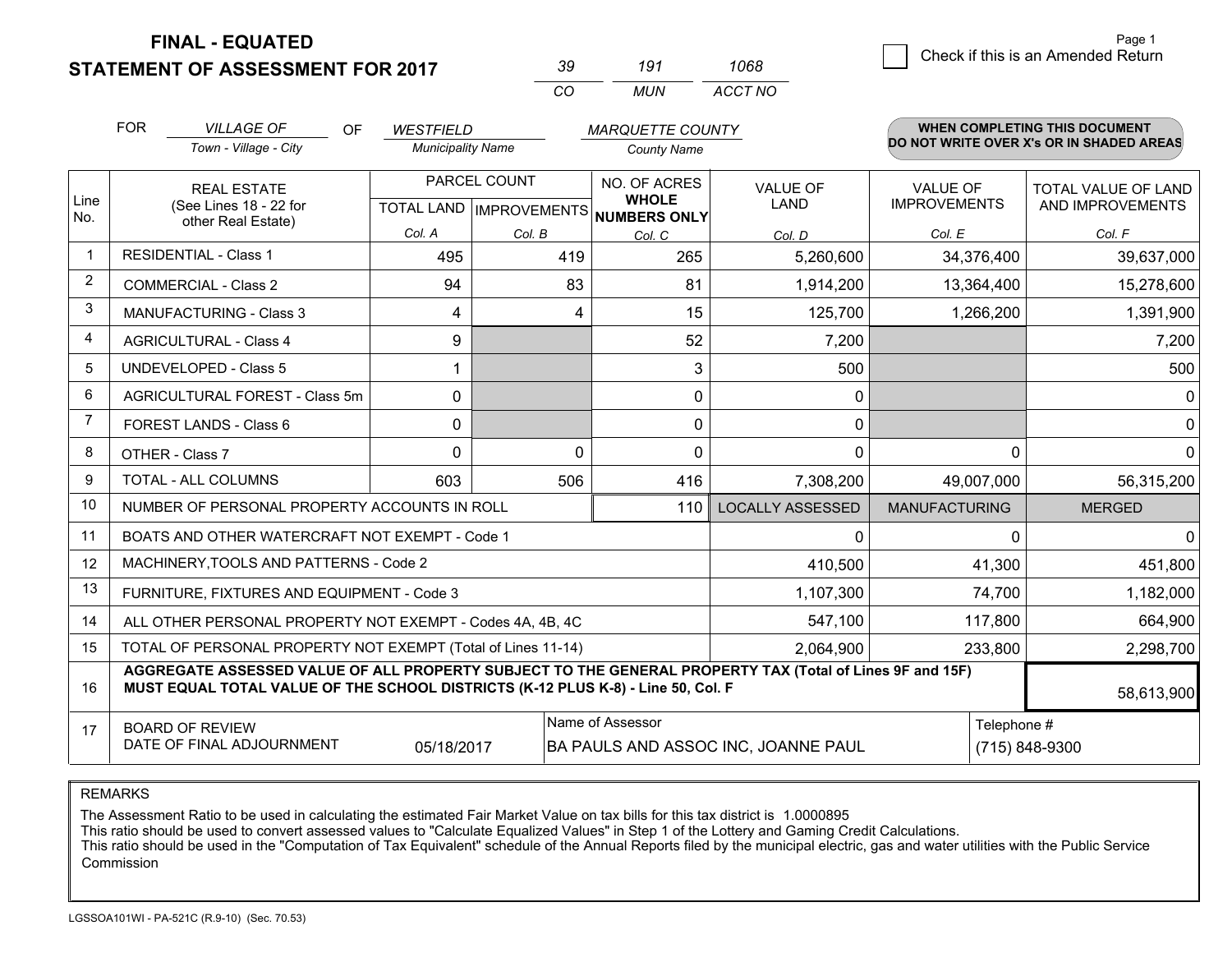# FINAL - EQUATED
# STATEMENT OF ASSESSMENT FOR 2017

| 39 | 191 | 1068 |
|---|---|---|
| CO | MUN | ACCT NO |

Page 1

☐ Check if this is an Amended Return

FOR *VILLAGE OF* (Town - Village - City) OF *WESTFIELD* (Municipality Name) *MARQUETTE COUNTY* (County Name)

**WHEN COMPLETING THIS DOCUMENT DO NOT WRITE OVER X's OR IN SHADED AREAS**

| Line No. | REAL ESTATE (See Lines 18 - 22 for other Real Estate) | PARCEL COUNT TOTAL LAND Col. A | PARCEL COUNT IMPROVEMENTS Col. B | NO. OF ACRES WHOLE NUMBERS ONLY Col. C | VALUE OF LAND Col. D | VALUE OF IMPROVEMENTS Col. E | TOTAL VALUE OF LAND AND IMPROVEMENTS Col. F |
|---|---|---|---|---|---|---|---|
| 1 | RESIDENTIAL - Class 1 | 495 | 419 | 265 | 5,260,600 | 34,376,400 | 39,637,000 |
| 2 | COMMERCIAL - Class 2 | 94 | 83 | 81 | 1,914,200 | 13,364,400 | 15,278,600 |
| 3 | MANUFACTURING - Class 3 | 4 | 4 | 15 | 125,700 | 1,266,200 | 1,391,900 |
| 4 | AGRICULTURAL - Class 4 | 9 | | 52 | 7,200 | | 7,200 |
| 5 | UNDEVELOPED - Class 5 | 1 | | 3 | 500 | | 500 |
| 6 | AGRICULTURAL FOREST - Class 5m | 0 | | 0 | 0 | | 0 |
| 7 | FOREST LANDS - Class 6 | 0 | | 0 | 0 | | 0 |
| 8 | OTHER - Class 7 | 0 | 0 | 0 | 0 | 0 | 0 |
| 9 | TOTAL - ALL COLUMNS | 603 | 506 | 416 | 7,308,200 | 49,007,000 | 56,315,200 |
| 10 | NUMBER OF PERSONAL PROPERTY ACCOUNTS IN ROLL | | | 110 | LOCALLY ASSESSED | MANUFACTURING | MERGED |
| 11 | BOATS AND OTHER WATERCRAFT NOT EXEMPT - Code 1 | | | | 0 | 0 | 0 |
| 12 | MACHINERY,TOOLS AND PATTERNS - Code 2 | | | | 410,500 | 41,300 | 451,800 |
| 13 | FURNITURE, FIXTURES AND EQUIPMENT - Code 3 | | | | 1,107,300 | 74,700 | 1,182,000 |
| 14 | ALL OTHER PERSONAL PROPERTY NOT EXEMPT - Codes 4A, 4B, 4C | | | | 547,100 | 117,800 | 664,900 |
| 15 | TOTAL OF PERSONAL PROPERTY NOT EXEMPT (Total of Lines 11-14) | | | | 2,064,900 | 233,800 | 2,298,700 |
| 16 | **AGGREGATE ASSESSED VALUE OF ALL PROPERTY SUBJECT TO THE GENERAL PROPERTY TAX (Total of Lines 9F and 15F) MUST EQUAL TOTAL VALUE OF THE SCHOOL DISTRICTS (K-12 PLUS K-8) - Line 50, Col. F** | | | | | | 58,613,900 |
| 17 | BOARD OF REVIEW DATE OF FINAL ADJOURNMENT | 05/18/2017 | Name of Assessor | BA PAULS AND ASSOC INC, JOANNE PAUL | | Telephone # | (715) 848-9300 |

REMARKS

The Assessment Ratio to be used in calculating the estimated Fair Market Value on tax bills for this tax district is 1.0000895
This ratio should be used to convert assessed values to "Calculate Equalized Values" in Step 1 of the Lottery and Gaming Credit Calculations.
This ratio should be used in the "Computation of Tax Equivalent" schedule of the Annual Reports filed by the municipal electric, gas and water utilities with the Public Service Commission

LGSSOA101WI - PA-521C (R.9-10) (Sec. 70.53)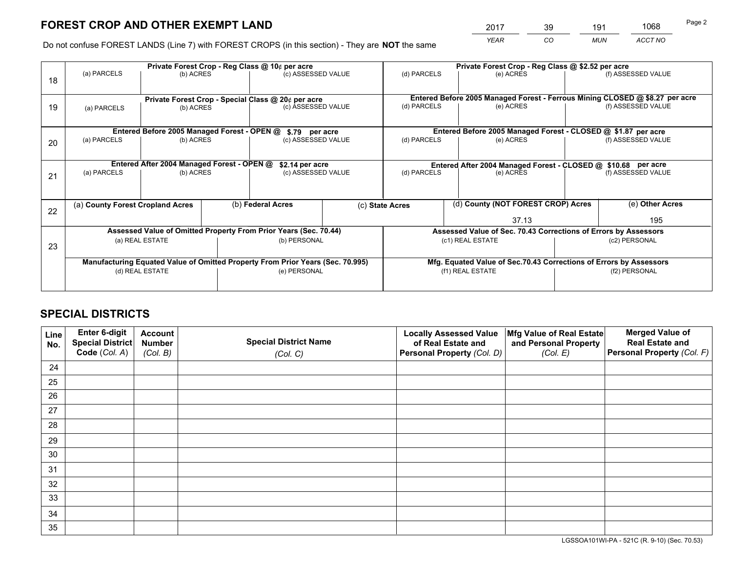# FOREST CROP AND OTHER EXEMPT LAND

| 2017 | 39 | 191 | 1068 |
|---|---|---|---|
| *YEAR* | *CO* | *MUN* | *ACCT NO* |

Do not confuse FOREST LANDS (Line 7) with FOREST CROPS (in this section) - They are **NOT** the same

| Line | Private Forest Crop - Reg Class @ 10¢ per acre | | | Private Forest Crop - Reg Class @ \$2.52 per acre | | |
|---|---|---|---|---|---|---|
| 18 | (a) PARCELS | (b) ACRES | (c) ASSESSED VALUE | (d) PARCELS | (e) ACRES | (f) ASSESSED VALUE |
| | | | | | | |
| | **Private Forest Crop - Special Class @ 20¢ per acre** | | | **Entered Before 2005 Managed Forest - Ferrous Mining CLOSED @ \$8.27 per acre** | | |
| 19 | (a) PARCELS | (b) ACRES | (c) ASSESSED VALUE | (d) PARCELS | (e) ACRES | (f) ASSESSED VALUE |
| | | | | | | |
| | **Entered Before 2005 Managed Forest - OPEN @ \$.79 per acre** | | | **Entered Before 2005 Managed Forest - CLOSED @ \$1.87 per acre** | | |
| 20 | (a) PARCELS | (b) ACRES | (c) ASSESSED VALUE | (d) PARCELS | (e) ACRES | (f) ASSESSED VALUE |
| | | | | | | |
| | **Entered After 2004 Managed Forest - OPEN @ \$2.14 per acre** | | | **Entered After 2004 Managed Forest - CLOSED @ \$10.68 per acre** | | |
| 21 | (a) PARCELS | (b) ACRES | (c) ASSESSED VALUE | (d) PARCELS | (e) ACRES | (f) ASSESSED VALUE |
| | | | | | | |

| Line | (a) County Forest Cropland Acres | (b) Federal Acres | (c) State Acres | (d) County (NOT FOREST CROP) Acres | (e) Other Acres |
|---|---|---|---|---|---|
| 22 | | | | 37.13 | 195 |

| Line | Assessed Value of Omitted Property From Prior Years (Sec. 70.44) | | Assessed Value of Sec. 70.43 Corrections of Errors by Assessors | |
|---|---|---|---|---|
| 23 | (a) REAL ESTATE | (b) PERSONAL | (c1) REAL ESTATE | (c2) PERSONAL |
| | | | | |
| | **Manufacturing Equated Value of Omitted Property From Prior Years (Sec. 70.995)** | | **Mfg. Equated Value of Sec.70.43 Corrections of Errors by Assessors** | |
| | (d) REAL ESTATE | (e) PERSONAL | (f1) REAL ESTATE | (f2) PERSONAL |
| | | | | |

# SPECIAL DISTRICTS

| Line No. | Enter 6-digit Special District Code (*Col. A*) | Account Number (*Col. B*) | Special District Name (*Col. C*) | Locally Assessed Value of Real Estate and Personal Property (*Col. D*) | Mfg Value of Real Estate and Personal Property (*Col. E*) | Merged Value of Real Estate and Personal Property (*Col. F*) |
|---|---|---|---|---|---|---|
| 24 | | | | | | |
| 25 | | | | | | |
| 26 | | | | | | |
| 27 | | | | | | |
| 28 | | | | | | |
| 29 | | | | | | |
| 30 | | | | | | |
| 31 | | | | | | |
| 32 | | | | | | |
| 33 | | | | | | |
| 34 | | | | | | |
| 35 | | | | | | |

LGSSOA101WI-PA - 521C (R. 9-10) (Sec. 70.53)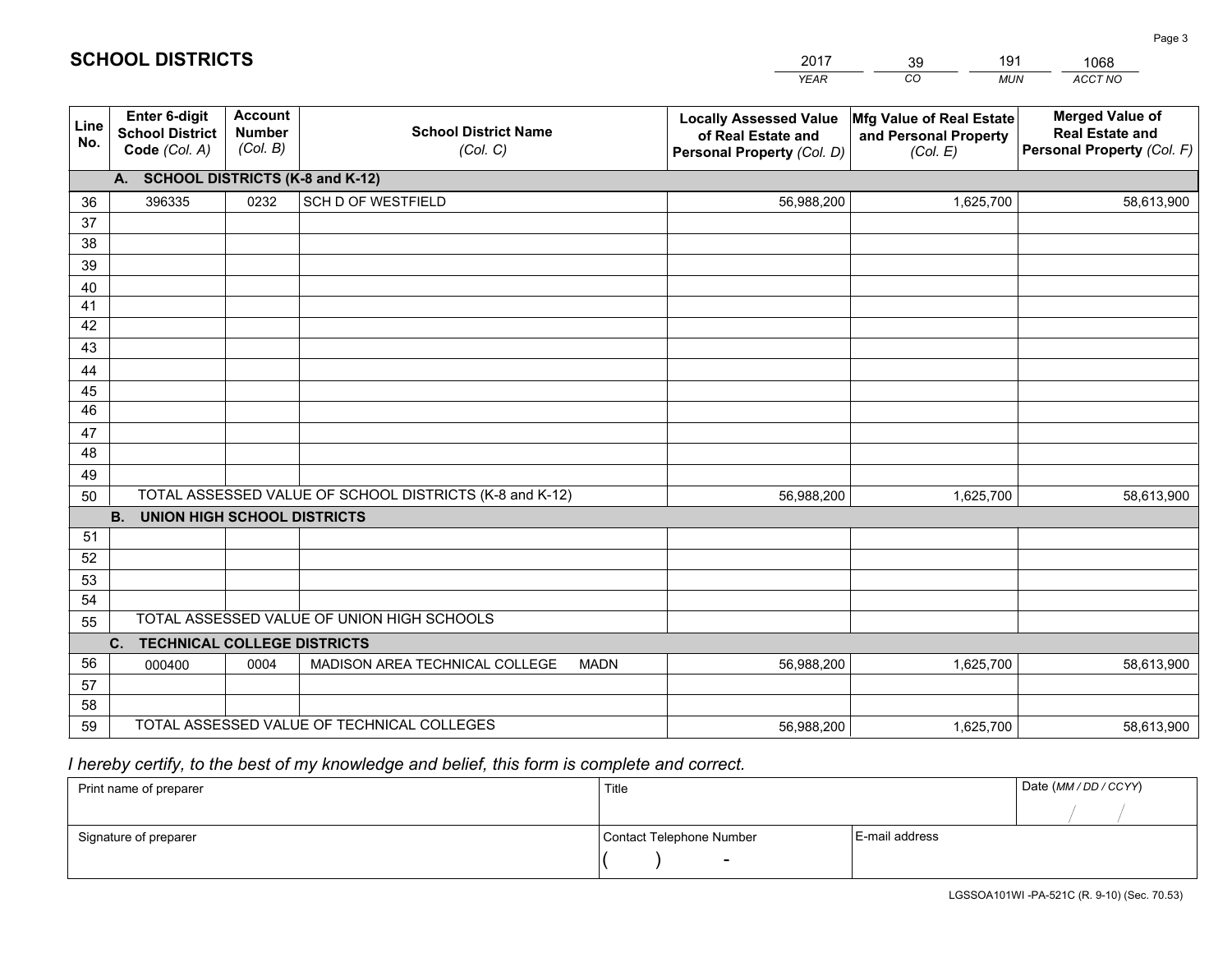# SCHOOL DISTRICTS

| 2017 | 39 | 191 | 1068 |
|---|---|---|---|
| *YEAR* | *CO* | *MUN* | *ACCT NO* |

| Line No. | Enter 6-digit School District Code *(Col. A)* | Account Number *(Col. B)* | School District Name *(Col. C)* | Locally Assessed Value of Real Estate and Personal Property *(Col. D)* | Mfg Value of Real Estate and Personal Property *(Col. E)* | Merged Value of Real Estate and Personal Property *(Col. F)* |
|---|---|---|---|---|---|---|
| **A. SCHOOL DISTRICTS (K-8 and K-12)** | | | | | | |
| 36 | 396335 | 0232 | SCH D OF WESTFIELD | 56,988,200 | 1,625,700 | 58,613,900 |
| 37 | | | | | | |
| 38 | | | | | | |
| 39 | | | | | | |
| 40 | | | | | | |
| 41 | | | | | | |
| 42 | | | | | | |
| 43 | | | | | | |
| 44 | | | | | | |
| 45 | | | | | | |
| 46 | | | | | | |
| 47 | | | | | | |
| 48 | | | | | | |
| 49 | | | | | | |
| 50 | TOTAL ASSESSED VALUE OF SCHOOL DISTRICTS (K-8 and K-12) | | | 56,988,200 | 1,625,700 | 58,613,900 |
| **B. UNION HIGH SCHOOL DISTRICTS** | | | | | | |
| 51 | | | | | | |
| 52 | | | | | | |
| 53 | | | | | | |
| 54 | | | | | | |
| 55 | TOTAL ASSESSED VALUE OF UNION HIGH SCHOOLS | | | | | |
| **C. TECHNICAL COLLEGE DISTRICTS** | | | | | | |
| 56 | 000400 | 0004 | MADISON AREA TECHNICAL COLLEGE MADN | 56,988,200 | 1,625,700 | 58,613,900 |
| 57 | | | | | | |
| 58 | | | | | | |
| 59 | TOTAL ASSESSED VALUE OF TECHNICAL COLLEGES | | | 56,988,200 | 1,625,700 | 58,613,900 |

*I hereby certify, to the best of my knowledge and belief, this form is complete and correct.*

| Print name of preparer | Title | | Date *(MM / DD / CCYY)* |
|---|---|---|---|
| | | | / / |
| Signature of preparer | Contact Telephone Number | E-mail address | |
| | ( ) - | | |

LGSSOA101WI -PA-521C (R. 9-10) (Sec. 70.53)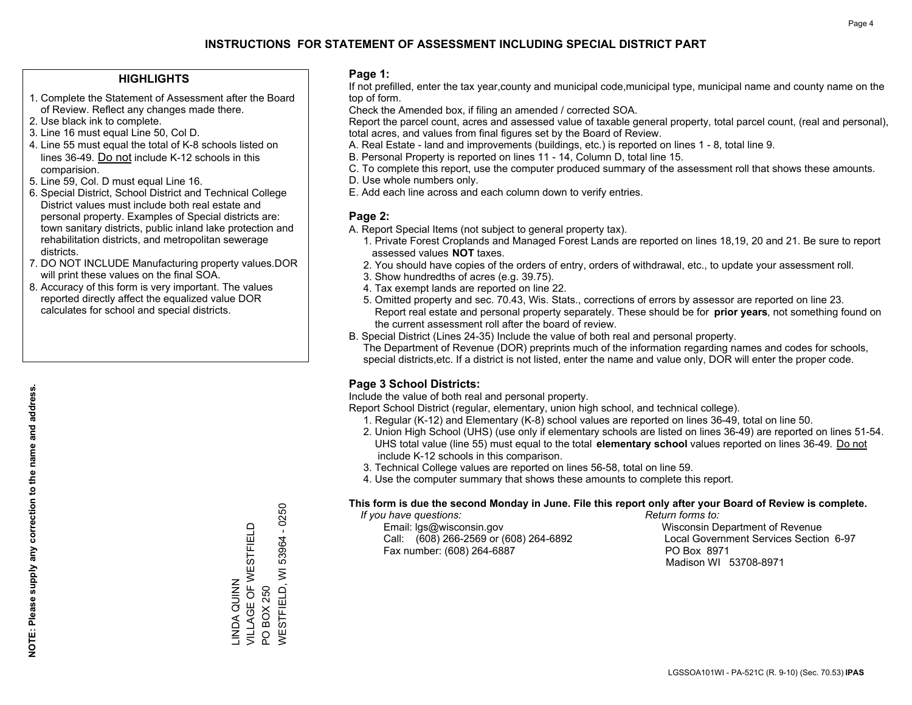# INSTRUCTIONS FOR STATEMENT OF ASSESSMENT INCLUDING SPECIAL DISTRICT PART

## HIGHLIGHTS

1. Complete the Statement of Assessment after the Board of Review. Reflect any changes made there.
2. Use black ink to complete.
3. Line 16 must equal Line 50, Col D.
4. Line 55 must equal the total of K-8 schools listed on lines 36-49. Do not include K-12 schools in this comparision.
5. Line 59, Col. D must equal Line 16.
6. Special District, School District and Technical College District values must include both real estate and personal property. Examples of Special districts are: town sanitary districts, public inland lake protection and rehabilitation districts, and metropolitan sewerage districts.
7. DO NOT INCLUDE Manufacturing property values.DOR will print these values on the final SOA.
8. Accuracy of this form is very important. The values reported directly affect the equalized value DOR calculates for school and special districts.

**NOTE: Please supply any correction to the name and address.**

LINDA QUINN
VILLAGE OF WESTFIELD
PO BOX 250
WESTFIELD, WI 53964 - 0250

## Page 1:

If not prefilled, enter the tax year,county and municipal code,municipal type, municipal name and county name on the top of form.

Check the Amended box, if filing an amended / corrected SOA.

Report the parcel count, acres and assessed value of taxable general property, total parcel count, (real and personal), total acres, and values from final figures set by the Board of Review.

A. Real Estate - land and improvements (buildings, etc.) is reported on lines 1 - 8, total line 9.
B. Personal Property is reported on lines 11 - 14, Column D, total line 15.
C. To complete this report, use the computer produced summary of the assessment roll that shows these amounts.
D. Use whole numbers only.
E. Add each line across and each column down to verify entries.

## Page 2:

A. Report Special Items (not subject to general property tax).
   1. Private Forest Croplands and Managed Forest Lands are reported on lines 18,19, 20 and 21. Be sure to report assessed values **NOT** taxes.
   2. You should have copies of the orders of entry, orders of withdrawal, etc., to update your assessment roll.
   3. Show hundredths of acres (e.g. 39.75).
   4. Tax exempt lands are reported on line 22.
   5. Omitted property and sec. 70.43, Wis. Stats., corrections of errors by assessor are reported on line 23. Report real estate and personal property separately. These should be for **prior years**, not something found on the current assessment roll after the board of review.
B. Special District (Lines 24-35) Include the value of both real and personal property. The Department of Revenue (DOR) preprints much of the information regarding names and codes for schools, special districts,etc. If a district is not listed, enter the name and value only, DOR will enter the proper code.

## Page 3 School Districts:

Include the value of both real and personal property.

Report School District (regular, elementary, union high school, and technical college).

1. Regular (K-12) and Elementary (K-8) school values are reported on lines 36-49, total on line 50.
2. Union High School (UHS) (use only if elementary schools are listed on lines 36-49) are reported on lines 51-54. UHS total value (line 55) must equal to the total **elementary school** values reported on lines 36-49. Do not include K-12 schools in this comparison.
3. Technical College values are reported on lines 56-58, total on line 59.
4. Use the computer summary that shows these amounts to complete this report.

**This form is due the second Monday in June. File this report only after your Board of Review is complete.**

*If you have questions:*
Email: lgs@wisconsin.gov
Call: (608) 266-2569 or (608) 264-6892
Fax number: (608) 264-6887

*Return forms to:*
Wisconsin Department of Revenue
Local Government Services Section 6-97
PO Box 8971
Madison WI 53708-8971

LGSSOA101WI - PA-521C (R. 9-10) (Sec. 70.53) **IPAS**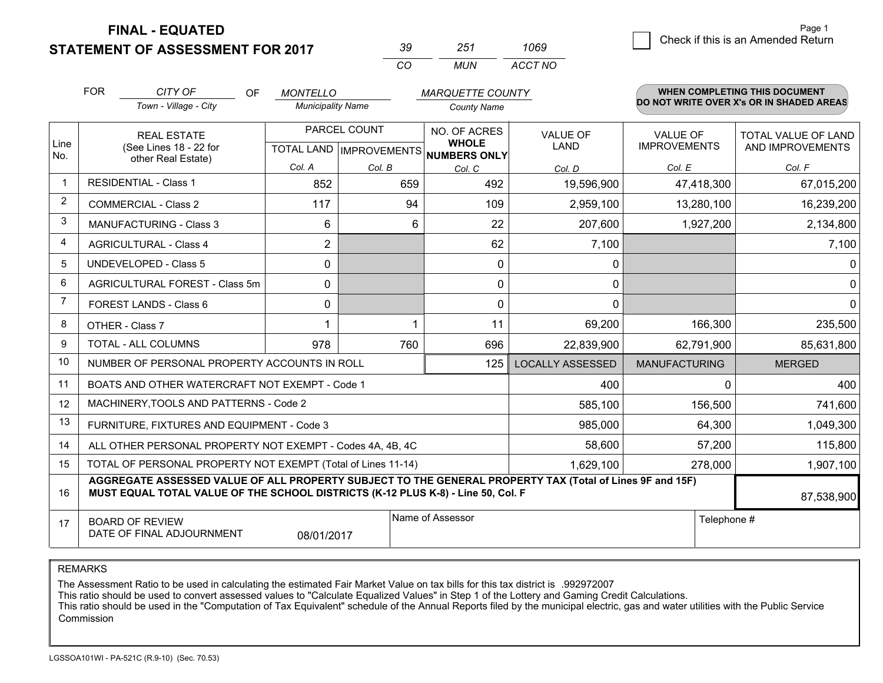**FINAL - EQUATED**
**STATEMENT OF ASSESSMENT FOR 2017**

| 39 | 251 | 1069 |
|---|---|---|
| CO | MUN | ACCT NO |

Page 1

☐ Check if this is an Amended Return

FOR CITY OF (Town - Village - City) OF MONTELLO (Municipality Name) MARQUETTE COUNTY (County Name)

**WHEN COMPLETING THIS DOCUMENT DO NOT WRITE OVER X's OR IN SHADED AREAS**

| Line No. | REAL ESTATE (See Lines 18 - 22 for other Real Estate) | PARCEL COUNT TOTAL LAND Col. A | PARCEL COUNT IMPROVEMENTS Col. B | NO. OF ACRES WHOLE NUMBERS ONLY Col. C | VALUE OF LAND Col. D | VALUE OF IMPROVEMENTS Col. E | TOTAL VALUE OF LAND AND IMPROVEMENTS Col. F |
|---|---|---|---|---|---|---|---|
| 1 | RESIDENTIAL - Class 1 | 852 | 659 | 492 | 19,596,900 | 47,418,300 | 67,015,200 |
| 2 | COMMERCIAL - Class 2 | 117 | 94 | 109 | 2,959,100 | 13,280,100 | 16,239,200 |
| 3 | MANUFACTURING - Class 3 | 6 | 6 | 22 | 207,600 | 1,927,200 | 2,134,800 |
| 4 | AGRICULTURAL - Class 4 | 2 | | 62 | 7,100 | | 7,100 |
| 5 | UNDEVELOPED - Class 5 | 0 | | 0 | 0 | | 0 |
| 6 | AGRICULTURAL FOREST - Class 5m | 0 | | 0 | 0 | | 0 |
| 7 | FOREST LANDS - Class 6 | 0 | | 0 | 0 | | 0 |
| 8 | OTHER - Class 7 | 1 | 1 | 11 | 69,200 | 166,300 | 235,500 |
| 9 | TOTAL - ALL COLUMNS | 978 | 760 | 696 | 22,839,900 | 62,791,900 | 85,631,800 |
| 10 | NUMBER OF PERSONAL PROPERTY ACCOUNTS IN ROLL | | | 125 | LOCALLY ASSESSED | MANUFACTURING | MERGED |
| 11 | BOATS AND OTHER WATERCRAFT NOT EXEMPT - Code 1 | | | | 400 | 0 | 400 |
| 12 | MACHINERY,TOOLS AND PATTERNS - Code 2 | | | | 585,100 | 156,500 | 741,600 |
| 13 | FURNITURE, FIXTURES AND EQUIPMENT - Code 3 | | | | 985,000 | 64,300 | 1,049,300 |
| 14 | ALL OTHER PERSONAL PROPERTY NOT EXEMPT - Codes 4A, 4B, 4C | | | | 58,600 | 57,200 | 115,800 |
| 15 | TOTAL OF PERSONAL PROPERTY NOT EXEMPT (Total of Lines 11-14) | | | | 1,629,100 | 278,000 | 1,907,100 |
| 16 | **AGGREGATE ASSESSED VALUE OF ALL PROPERTY SUBJECT TO THE GENERAL PROPERTY TAX (Total of Lines 9F and 15F) MUST EQUAL TOTAL VALUE OF THE SCHOOL DISTRICTS (K-12 PLUS K-8) - Line 50, Col. F** | | | | | | 87,538,900 |
| 17 | BOARD OF REVIEW DATE OF FINAL ADJOURNMENT | 08/01/2017 | Name of Assessor | | | Telephone # | |

REMARKS

The Assessment Ratio to be used in calculating the estimated Fair Market Value on tax bills for this tax district is .992972007
This ratio should be used to convert assessed values to "Calculate Equalized Values" in Step 1 of the Lottery and Gaming Credit Calculations.
This ratio should be used in the "Computation of Tax Equivalent" schedule of the Annual Reports filed by the municipal electric, gas and water utilities with the Public Service Commission

LGSSOA101WI - PA-521C (R.9-10) (Sec. 70.53)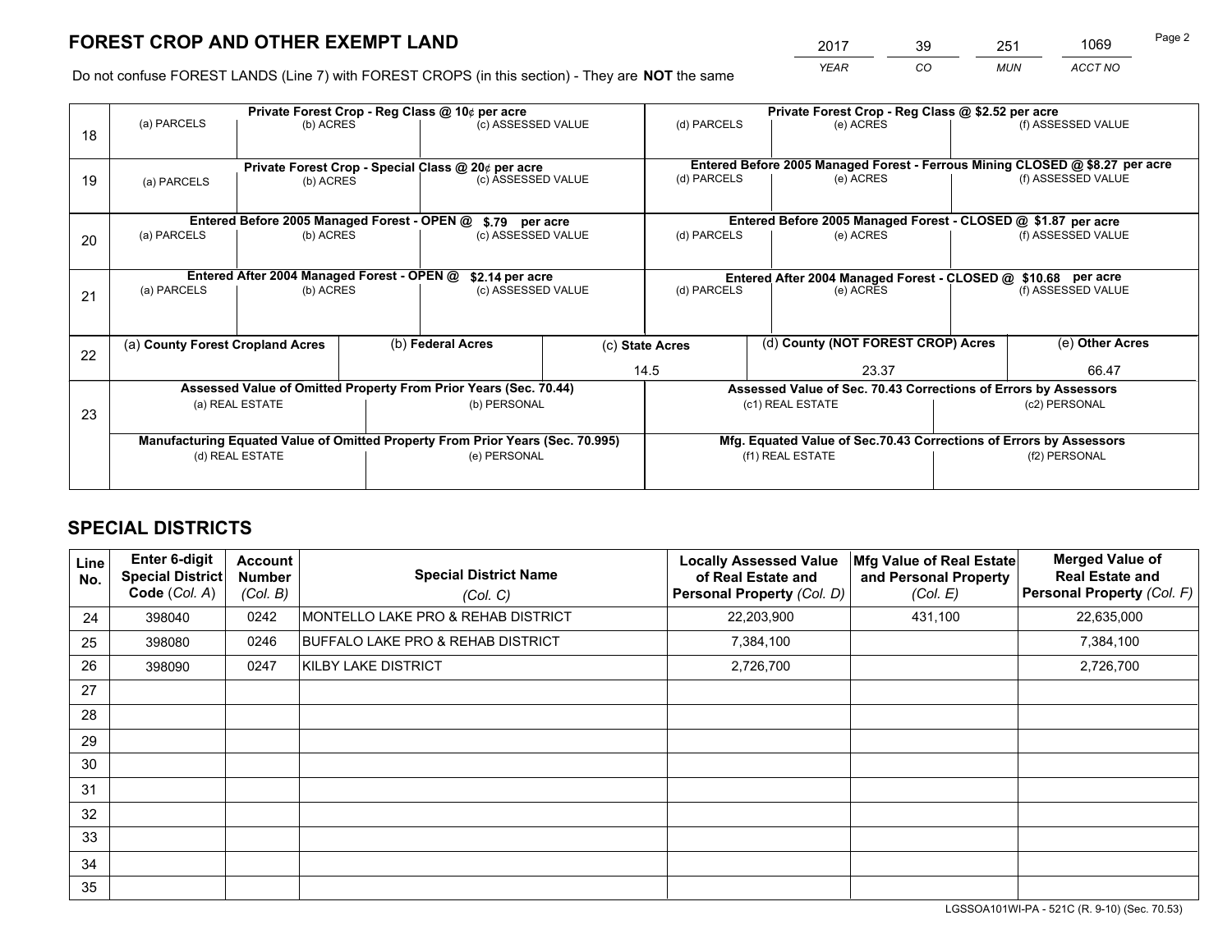# FOREST CROP AND OTHER EXEMPT LAND

| 2017 | 39 | 251 | 1069 |
|---|---|---|---|
| YEAR | CO | MUN | ACCT NO |

Do not confuse FOREST LANDS (Line 7) with FOREST CROPS (in this section) - They are **NOT** the same

| Line | (a) PARCELS | (b) ACRES | (c) ASSESSED VALUE | (d) PARCELS | (e) ACRES | (f) ASSESSED VALUE |
|---|---|---|---|---|---|---|
| 18 | Private Forest Crop - Reg Class @ 10¢ per acre | | | Private Forest Crop - Reg Class @ $2.52 per acre | | |
| | | | | | | |
| 19 | Private Forest Crop - Special Class @ 20¢ per acre | | | Entered Before 2005 Managed Forest - Ferrous Mining CLOSED @ $8.27 per acre | | |
| | | | | | | |
| 20 | Entered Before 2005 Managed Forest - OPEN @ $.79 per acre | | | Entered Before 2005 Managed Forest - CLOSED @ $1.87 per acre | | |
| | | | | | | |
| 21 | Entered After 2004 Managed Forest - OPEN @ $2.14 per acre | | | Entered After 2004 Managed Forest - CLOSED @ $10.68 per acre | | |
| | | | | | | |

| Line | (a) County Forest Cropland Acres | (b) Federal Acres | (c) State Acres | (d) County (NOT FOREST CROP) Acres | (e) Other Acres |
|---|---|---|---|---|---|
| 22 | | | 14.5 | 23.37 | 66.47 |

| Line | Assessed Value of Omitted Property From Prior Years (Sec. 70.44) | | Assessed Value of Sec. 70.43 Corrections of Errors by Assessors | |
|---|---|---|---|---|
| 23 | (a) REAL ESTATE | (b) PERSONAL | (c1) REAL ESTATE | (c2) PERSONAL |
| | | | | |
| | **Manufacturing Equated Value of Omitted Property From Prior Years (Sec. 70.995)** | | **Mfg. Equated Value of Sec.70.43 Corrections of Errors by Assessors** | |
| | (d) REAL ESTATE | (e) PERSONAL | (f1) REAL ESTATE | (f2) PERSONAL |
| | | | | |

# SPECIAL DISTRICTS

| Line No. | Enter 6-digit Special District Code (Col. A) | Account Number (Col. B) | Special District Name (Col. C) | Locally Assessed Value of Real Estate and Personal Property (Col. D) | Mfg Value of Real Estate and Personal Property (Col. E) | Merged Value of Real Estate and Personal Property (Col. F) |
|---|---|---|---|---|---|---|
| 24 | 398040 | 0242 | MONTELLO LAKE PRO & REHAB DISTRICT | 22,203,900 | 431,100 | 22,635,000 |
| 25 | 398080 | 0246 | BUFFALO LAKE PRO & REHAB DISTRICT | 7,384,100 | | 7,384,100 |
| 26 | 398090 | 0247 | KILBY LAKE DISTRICT | 2,726,700 | | 2,726,700 |
| 27 | | | | | | |
| 28 | | | | | | |
| 29 | | | | | | |
| 30 | | | | | | |
| 31 | | | | | | |
| 32 | | | | | | |
| 33 | | | | | | |
| 34 | | | | | | |
| 35 | | | | | | |

LGSSOA101WI-PA - 521C (R. 9-10) (Sec. 70.53)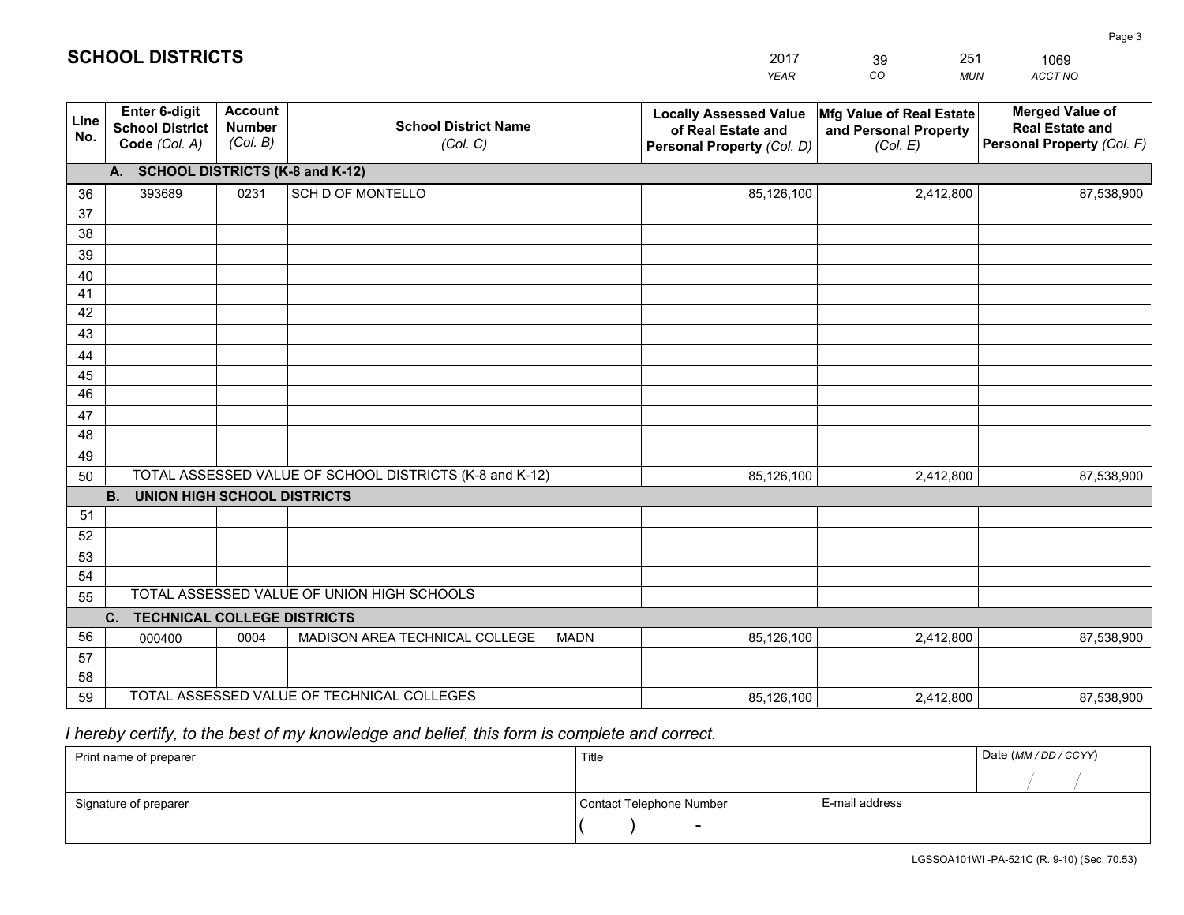# SCHOOL DISTRICTS

| 2017 | 39 | 251 | 1069 |
|---|---|---|---|
| *YEAR* | *CO* | *MUN* | *ACCT NO* |

| Line No. | Enter 6-digit School District Code *(Col. A)* | Account Number *(Col. B)* | School District Name *(Col. C)* | Locally Assessed Value of Real Estate and Personal Property *(Col. D)* | Mfg Value of Real Estate and Personal Property *(Col. E)* | Merged Value of Real Estate and Personal Property *(Col. F)* |
|---|---|---|---|---|---|---|
| **A. SCHOOL DISTRICTS (K-8 and K-12)** | | | | | | |
| 36 | 393689 | 0231 | SCH D OF MONTELLO | 85,126,100 | 2,412,800 | 87,538,900 |
| 37 | | | | | | |
| 38 | | | | | | |
| 39 | | | | | | |
| 40 | | | | | | |
| 41 | | | | | | |
| 42 | | | | | | |
| 43 | | | | | | |
| 44 | | | | | | |
| 45 | | | | | | |
| 46 | | | | | | |
| 47 | | | | | | |
| 48 | | | | | | |
| 49 | | | | | | |
| 50 | TOTAL ASSESSED VALUE OF SCHOOL DISTRICTS (K-8 and K-12) | | | 85,126,100 | 2,412,800 | 87,538,900 |
| **B. UNION HIGH SCHOOL DISTRICTS** | | | | | | |
| 51 | | | | | | |
| 52 | | | | | | |
| 53 | | | | | | |
| 54 | | | | | | |
| 55 | TOTAL ASSESSED VALUE OF UNION HIGH SCHOOLS | | | | | |
| **C. TECHNICAL COLLEGE DISTRICTS** | | | | | | |
| 56 | 000400 | 0004 | MADISON AREA TECHNICAL COLLEGE MADN | 85,126,100 | 2,412,800 | 87,538,900 |
| 57 | | | | | | |
| 58 | | | | | | |
| 59 | TOTAL ASSESSED VALUE OF TECHNICAL COLLEGES | | | 85,126,100 | 2,412,800 | 87,538,900 |

*I hereby certify, to the best of my knowledge and belief, this form is complete and correct.*

| Print name of preparer | Title | | Date *(MM / DD / CCYY)* |
|---|---|---|---|
| | | | / / |
| Signature of preparer | Contact Telephone Number | E-mail address | |
| | ( ) - | | |

LGSSOA101WI -PA-521C (R. 9-10) (Sec. 70.53)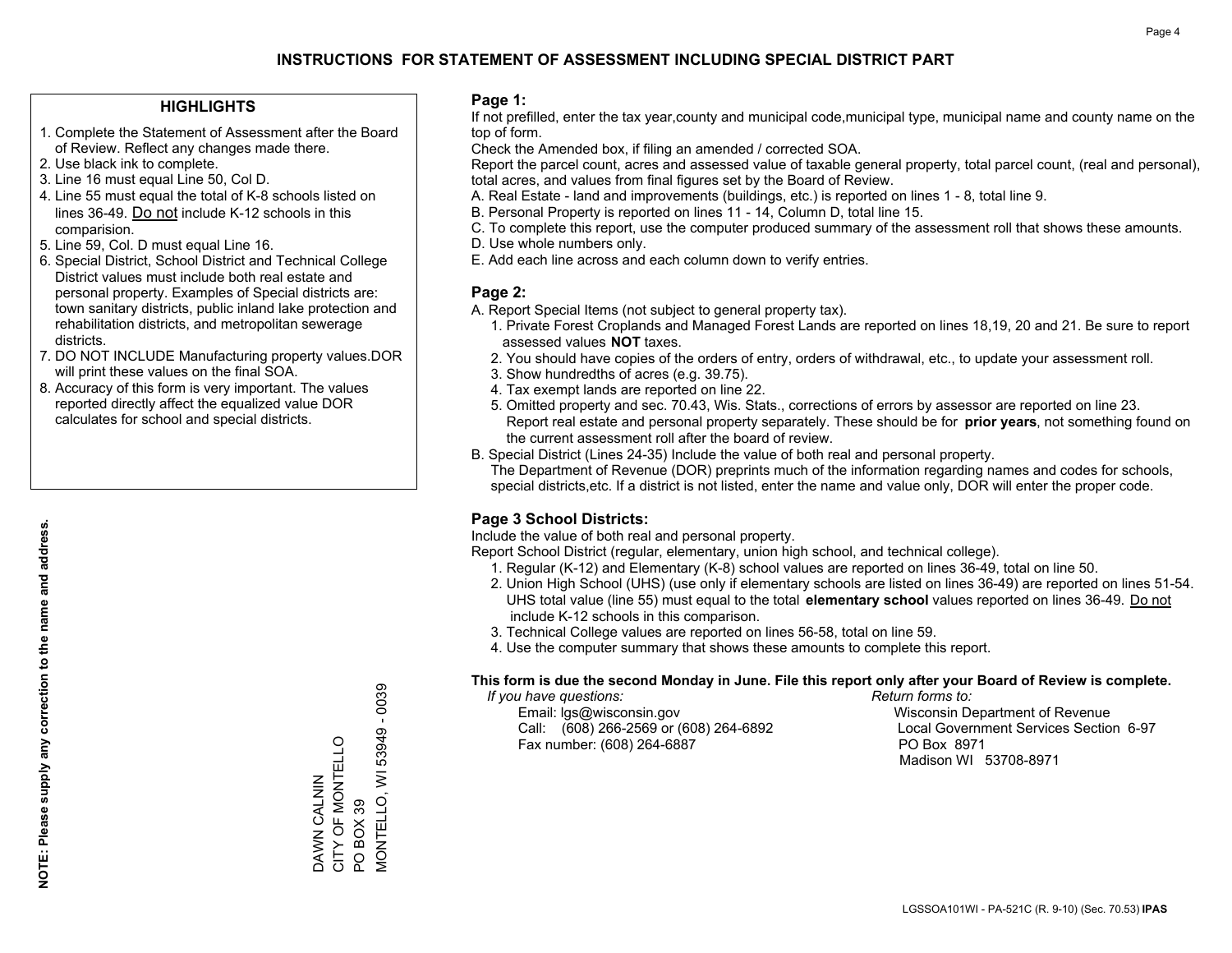# INSTRUCTIONS FOR STATEMENT OF ASSESSMENT INCLUDING SPECIAL DISTRICT PART

## HIGHLIGHTS

1. Complete the Statement of Assessment after the Board of Review. Reflect any changes made there.
2. Use black ink to complete.
3. Line 16 must equal Line 50, Col D.
4. Line 55 must equal the total of K-8 schools listed on lines 36-49. Do not include K-12 schools in this comparision.
5. Line 59, Col. D must equal Line 16.
6. Special District, School District and Technical College District values must include both real estate and personal property. Examples of Special districts are: town sanitary districts, public inland lake protection and rehabilitation districts, and metropolitan sewerage districts.
7. DO NOT INCLUDE Manufacturing property values.DOR will print these values on the final SOA.
8. Accuracy of this form is very important. The values reported directly affect the equalized value DOR calculates for school and special districts.

NOTE: Please supply any correction to the name and address.

DAWN CALNIN
CITY OF MONTELLO
PO BOX 39
MONTELLO, WI 53949 - 0039

## Page 1:

If not prefilled, enter the tax year,county and municipal code,municipal type, municipal name and county name on the top of form.

Check the Amended box, if filing an amended / corrected SOA.

Report the parcel count, acres and assessed value of taxable general property, total parcel count, (real and personal), total acres, and values from final figures set by the Board of Review.

A. Real Estate - land and improvements (buildings, etc.) is reported on lines 1 - 8, total line 9.
B. Personal Property is reported on lines 11 - 14, Column D, total line 15.
C. To complete this report, use the computer produced summary of the assessment roll that shows these amounts.
D. Use whole numbers only.
E. Add each line across and each column down to verify entries.

## Page 2:

A. Report Special Items (not subject to general property tax).
   1. Private Forest Croplands and Managed Forest Lands are reported on lines 18,19, 20 and 21. Be sure to report assessed values **NOT** taxes.
   2. You should have copies of the orders of entry, orders of withdrawal, etc., to update your assessment roll.
   3. Show hundredths of acres (e.g. 39.75).
   4. Tax exempt lands are reported on line 22.
   5. Omitted property and sec. 70.43, Wis. Stats., corrections of errors by assessor are reported on line 23. Report real estate and personal property separately. These should be for **prior years**, not something found on the current assessment roll after the board of review.
B. Special District (Lines 24-35) Include the value of both real and personal property.
   The Department of Revenue (DOR) preprints much of the information regarding names and codes for schools, special districts,etc. If a district is not listed, enter the name and value only, DOR will enter the proper code.

## Page 3 School Districts:

Include the value of both real and personal property.

Report School District (regular, elementary, union high school, and technical college).

1. Regular (K-12) and Elementary (K-8) school values are reported on lines 36-49, total on line 50.
2. Union High School (UHS) (use only if elementary schools are listed on lines 36-49) are reported on lines 51-54. UHS total value (line 55) must equal to the total **elementary school** values reported on lines 36-49. Do not include K-12 schools in this comparison.
3. Technical College values are reported on lines 56-58, total on line 59.
4. Use the computer summary that shows these amounts to complete this report.

**This form is due the second Monday in June. File this report only after your Board of Review is complete.**

*If you have questions:*
Email: lgs@wisconsin.gov
Call: (608) 266-2569 or (608) 264-6892
Fax number: (608) 264-6887

*Return forms to:*
Wisconsin Department of Revenue
Local Government Services Section 6-97
PO Box 8971
Madison WI 53708-8971

LGSSOA101WI - PA-521C (R. 9-10) (Sec. 70.53) **IPAS**